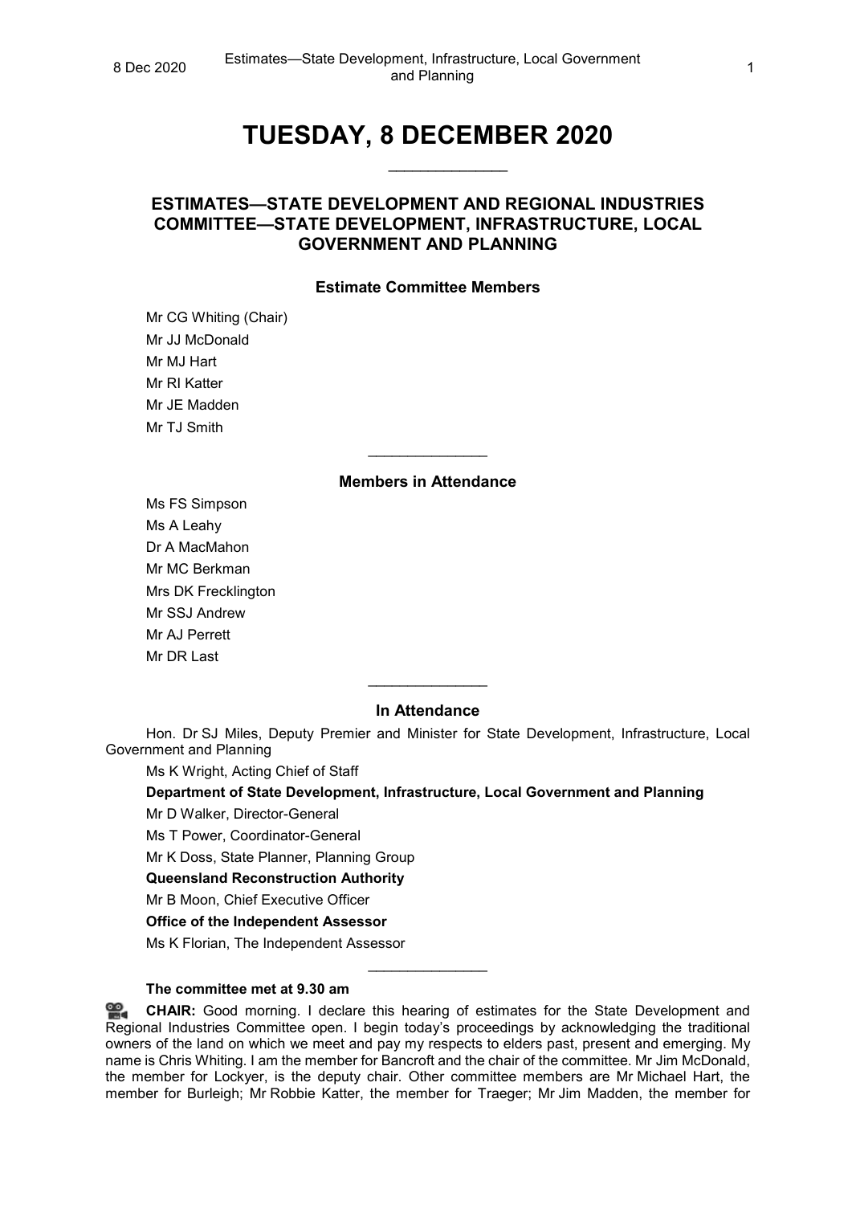# TUESDAY, 8 DECEMBER 2020

______________

## ESTIMATES—STATE DEVELOPMENT AND REGIONAL INDUSTRIES COMMITTEE—STATE DEVELOPMENT, INFRASTRUCTURE, LOCAL GOVERNMENT AND PLANNING

### Estimate Committee Members

Mr CG Whiting (Chair)
Mr JJ McDonald
Mr MJ Hart
Mr RI Katter
Mr JE Madden
Mr TJ Smith

______________

### Members in Attendance

Ms FS Simpson
Ms A Leahy
Dr A MacMahon
Mr MC Berkman
Mrs DK Frecklington
Mr SSJ Andrew
Mr AJ Perrett
Mr DR Last

______________

### In Attendance

Hon. Dr SJ Miles, Deputy Premier and Minister for State Development, Infrastructure, Local Government and Planning

Ms K Wright, Acting Chief of Staff

**Department of State Development, Infrastructure, Local Government and Planning**

Mr D Walker, Director-General

Ms T Power, Coordinator-General

Mr K Doss, State Planner, Planning Group

**Queensland Reconstruction Authority**

Mr B Moon, Chief Executive Officer

**Office of the Independent Assessor**

Ms K Florian, The Independent Assessor

______________

**The committee met at 9.30 am**

**CHAIR:** Good morning. I declare this hearing of estimates for the State Development and Regional Industries Committee open. I begin today's proceedings by acknowledging the traditional owners of the land on which we meet and pay my respects to elders past, present and emerging. My name is Chris Whiting. I am the member for Bancroft and the chair of the committee. Mr Jim McDonald, the member for Lockyer, is the deputy chair. Other committee members are Mr Michael Hart, the member for Burleigh; Mr Robbie Katter, the member for Traeger; Mr Jim Madden, the member for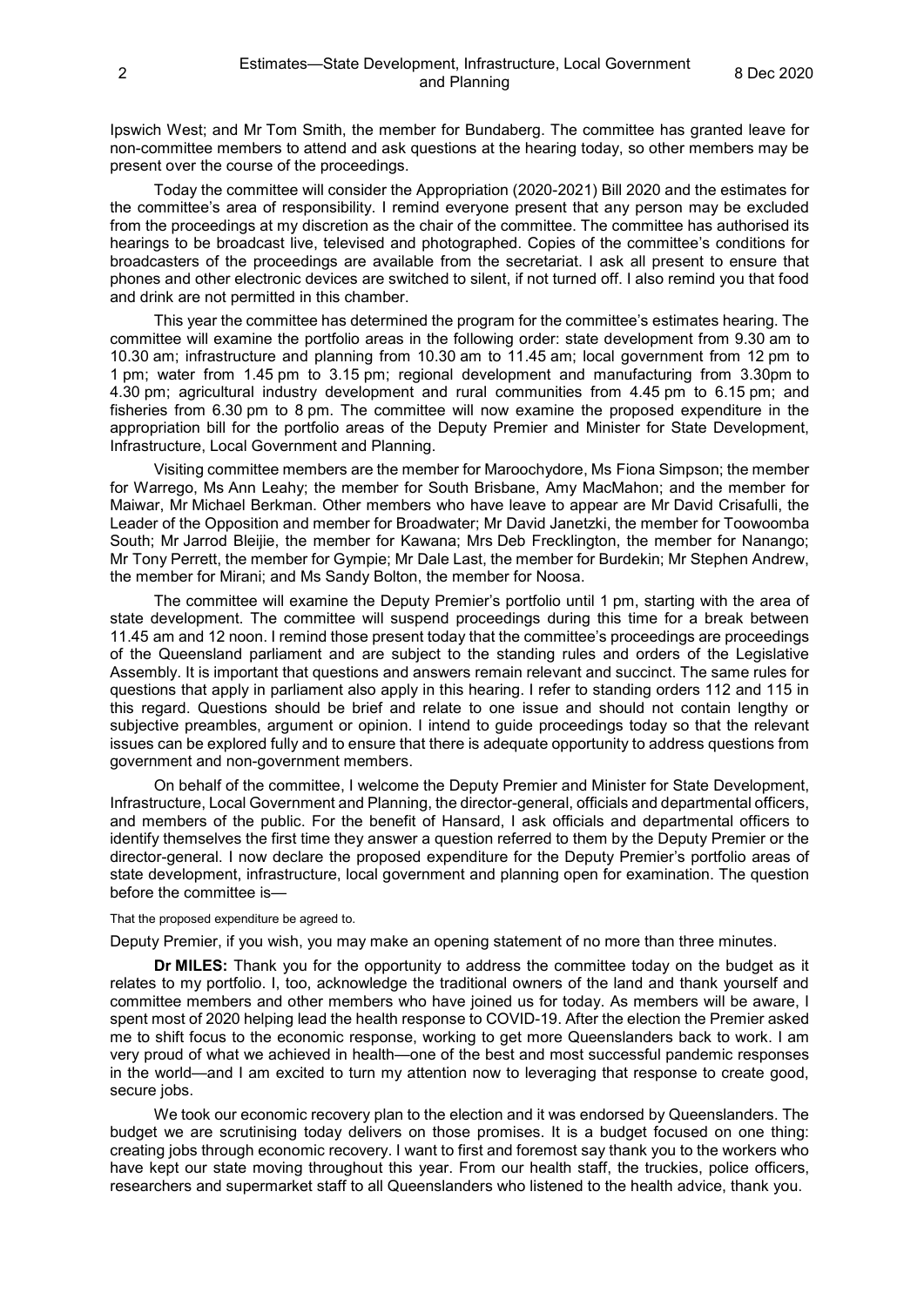Ipswich West; and Mr Tom Smith, the member for Bundaberg. The committee has granted leave for non-committee members to attend and ask questions at the hearing today, so other members may be present over the course of the proceedings.

Today the committee will consider the Appropriation (2020-2021) Bill 2020 and the estimates for the committee's area of responsibility. I remind everyone present that any person may be excluded from the proceedings at my discretion as the chair of the committee. The committee has authorised its hearings to be broadcast live, televised and photographed. Copies of the committee's conditions for broadcasters of the proceedings are available from the secretariat. I ask all present to ensure that phones and other electronic devices are switched to silent, if not turned off. I also remind you that food and drink are not permitted in this chamber.

This year the committee has determined the program for the committee's estimates hearing. The committee will examine the portfolio areas in the following order: state development from 9.30 am to 10.30 am; infrastructure and planning from 10.30 am to 11.45 am; local government from 12 pm to 1 pm; water from 1.45 pm to 3.15 pm; regional development and manufacturing from 3.30pm to 4.30 pm; agricultural industry development and rural communities from 4.45 pm to 6.15 pm; and fisheries from 6.30 pm to 8 pm. The committee will now examine the proposed expenditure in the appropriation bill for the portfolio areas of the Deputy Premier and Minister for State Development, Infrastructure, Local Government and Planning.

Visiting committee members are the member for Maroochydore, Ms Fiona Simpson; the member for Warrego, Ms Ann Leahy; the member for South Brisbane, Amy MacMahon; and the member for Maiwar, Mr Michael Berkman. Other members who have leave to appear are Mr David Crisafulli, the Leader of the Opposition and member for Broadwater; Mr David Janetzki, the member for Toowoomba South; Mr Jarrod Bleijie, the member for Kawana; Mrs Deb Frecklington, the member for Nanango; Mr Tony Perrett, the member for Gympie; Mr Dale Last, the member for Burdekin; Mr Stephen Andrew, the member for Mirani; and Ms Sandy Bolton, the member for Noosa.

The committee will examine the Deputy Premier's portfolio until 1 pm, starting with the area of state development. The committee will suspend proceedings during this time for a break between 11.45 am and 12 noon. I remind those present today that the committee's proceedings are proceedings of the Queensland parliament and are subject to the standing rules and orders of the Legislative Assembly. It is important that questions and answers remain relevant and succinct. The same rules for questions that apply in parliament also apply in this hearing. I refer to standing orders 112 and 115 in this regard. Questions should be brief and relate to one issue and should not contain lengthy or subjective preambles, argument or opinion. I intend to guide proceedings today so that the relevant issues can be explored fully and to ensure that there is adequate opportunity to address questions from government and non-government members.

On behalf of the committee, I welcome the Deputy Premier and Minister for State Development, Infrastructure, Local Government and Planning, the director-general, officials and departmental officers, and members of the public. For the benefit of Hansard, I ask officials and departmental officers to identify themselves the first time they answer a question referred to them by the Deputy Premier or the director-general. I now declare the proposed expenditure for the Deputy Premier's portfolio areas of state development, infrastructure, local government and planning open for examination. The question before the committee is—

That the proposed expenditure be agreed to.

Deputy Premier, if you wish, you may make an opening statement of no more than three minutes.

**Dr MILES:** Thank you for the opportunity to address the committee today on the budget as it relates to my portfolio. I, too, acknowledge the traditional owners of the land and thank yourself and committee members and other members who have joined us for today. As members will be aware, I spent most of 2020 helping lead the health response to COVID-19. After the election the Premier asked me to shift focus to the economic response, working to get more Queenslanders back to work. I am very proud of what we achieved in health—one of the best and most successful pandemic responses in the world—and I am excited to turn my attention now to leveraging that response to create good, secure jobs.

We took our economic recovery plan to the election and it was endorsed by Queenslanders. The budget we are scrutinising today delivers on those promises. It is a budget focused on one thing: creating jobs through economic recovery. I want to first and foremost say thank you to the workers who have kept our state moving throughout this year. From our health staff, the truckies, police officers, researchers and supermarket staff to all Queenslanders who listened to the health advice, thank you.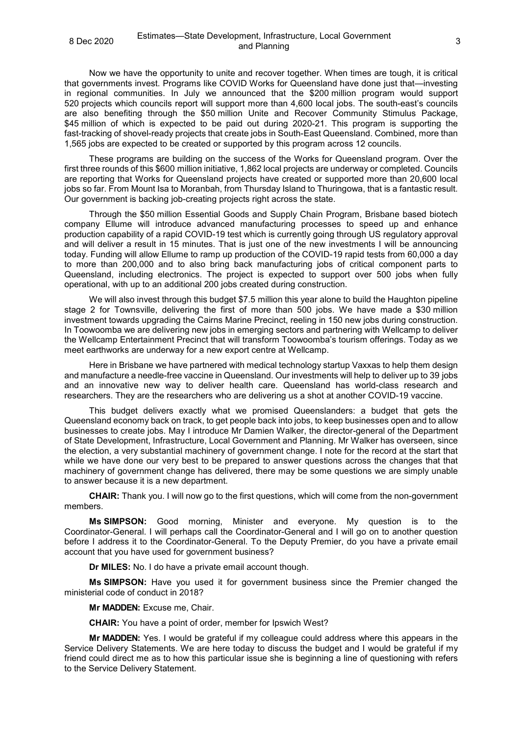Now we have the opportunity to unite and recover together. When times are tough, it is critical that governments invest. Programs like COVID Works for Queensland have done just that—investing in regional communities. In July we announced that the $200 million program would support 520 projects which councils report will support more than 4,600 local jobs. The south-east's councils are also benefiting through the $50 million Unite and Recover Community Stimulus Package, $45 million of which is expected to be paid out during 2020-21. This program is supporting the fast-tracking of shovel-ready projects that create jobs in South-East Queensland. Combined, more than 1,565 jobs are expected to be created or supported by this program across 12 councils.

These programs are building on the success of the Works for Queensland program. Over the first three rounds of this $600 million initiative, 1,862 local projects are underway or completed. Councils are reporting that Works for Queensland projects have created or supported more than 20,600 local jobs so far. From Mount Isa to Moranbah, from Thursday Island to Thuringowa, that is a fantastic result. Our government is backing job-creating projects right across the state.

Through the $50 million Essential Goods and Supply Chain Program, Brisbane based biotech company Ellume will introduce advanced manufacturing processes to speed up and enhance production capability of a rapid COVID-19 test which is currently going through US regulatory approval and will deliver a result in 15 minutes. That is just one of the new investments I will be announcing today. Funding will allow Ellume to ramp up production of the COVID-19 rapid tests from 60,000 a day to more than 200,000 and to also bring back manufacturing jobs of critical component parts to Queensland, including electronics. The project is expected to support over 500 jobs when fully operational, with up to an additional 200 jobs created during construction.

We will also invest through this budget $7.5 million this year alone to build the Haughton pipeline stage 2 for Townsville, delivering the first of more than 500 jobs. We have made a $30 million investment towards upgrading the Cairns Marine Precinct, reeling in 150 new jobs during construction. In Toowoomba we are delivering new jobs in emerging sectors and partnering with Wellcamp to deliver the Wellcamp Entertainment Precinct that will transform Toowoomba's tourism offerings. Today as we meet earthworks are underway for a new export centre at Wellcamp.

Here in Brisbane we have partnered with medical technology startup Vaxxas to help them design and manufacture a needle-free vaccine in Queensland. Our investments will help to deliver up to 39 jobs and an innovative new way to deliver health care. Queensland has world-class research and researchers. They are the researchers who are delivering us a shot at another COVID-19 vaccine.

This budget delivers exactly what we promised Queenslanders: a budget that gets the Queensland economy back on track, to get people back into jobs, to keep businesses open and to allow businesses to create jobs. May I introduce Mr Damien Walker, the director-general of the Department of State Development, Infrastructure, Local Government and Planning. Mr Walker has overseen, since the election, a very substantial machinery of government change. I note for the record at the start that while we have done our very best to be prepared to answer questions across the changes that that machinery of government change has delivered, there may be some questions we are simply unable to answer because it is a new department.

**CHAIR:** Thank you. I will now go to the first questions, which will come from the non-government members.

**Ms SIMPSON:** Good morning, Minister and everyone. My question is to the Coordinator-General. I will perhaps call the Coordinator-General and I will go on to another question before I address it to the Coordinator-General. To the Deputy Premier, do you have a private email account that you have used for government business?

**Dr MILES:** No. I do have a private email account though.

**Ms SIMPSON:** Have you used it for government business since the Premier changed the ministerial code of conduct in 2018?

**Mr MADDEN:** Excuse me, Chair.

**CHAIR:** You have a point of order, member for Ipswich West?

**Mr MADDEN:** Yes. I would be grateful if my colleague could address where this appears in the Service Delivery Statements. We are here today to discuss the budget and I would be grateful if my friend could direct me as to how this particular issue she is beginning a line of questioning with refers to the Service Delivery Statement.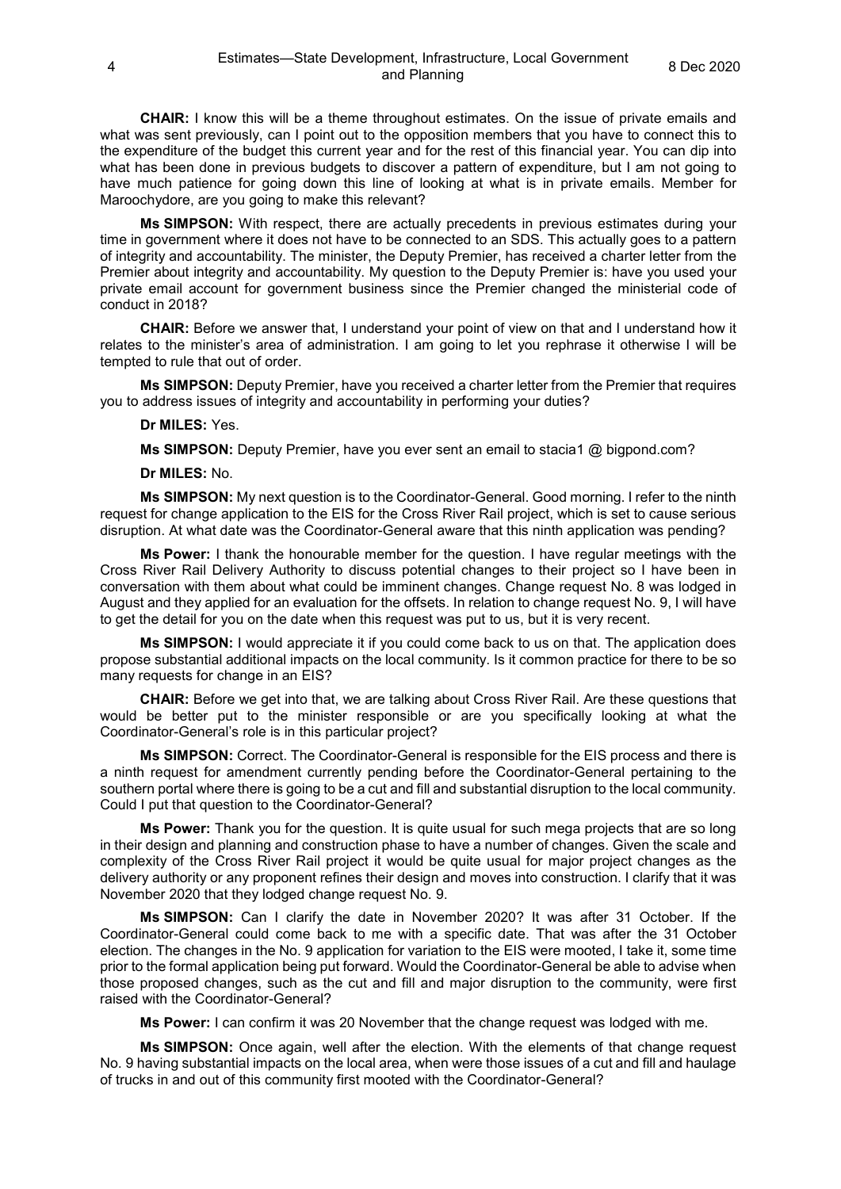**CHAIR:** I know this will be a theme throughout estimates. On the issue of private emails and what was sent previously, can I point out to the opposition members that you have to connect this to the expenditure of the budget this current year and for the rest of this financial year. You can dip into what has been done in previous budgets to discover a pattern of expenditure, but I am not going to have much patience for going down this line of looking at what is in private emails. Member for Maroochydore, are you going to make this relevant?

**Ms SIMPSON:** With respect, there are actually precedents in previous estimates during your time in government where it does not have to be connected to an SDS. This actually goes to a pattern of integrity and accountability. The minister, the Deputy Premier, has received a charter letter from the Premier about integrity and accountability. My question to the Deputy Premier is: have you used your private email account for government business since the Premier changed the ministerial code of conduct in 2018?

**CHAIR:** Before we answer that, I understand your point of view on that and I understand how it relates to the minister's area of administration. I am going to let you rephrase it otherwise I will be tempted to rule that out of order.

**Ms SIMPSON:** Deputy Premier, have you received a charter letter from the Premier that requires you to address issues of integrity and accountability in performing your duties?

**Dr MILES:** Yes.

**Ms SIMPSON:** Deputy Premier, have you ever sent an email to stacia1 @ bigpond.com?

**Dr MILES:** No.

**Ms SIMPSON:** My next question is to the Coordinator-General. Good morning. I refer to the ninth request for change application to the EIS for the Cross River Rail project, which is set to cause serious disruption. At what date was the Coordinator-General aware that this ninth application was pending?

**Ms Power:** I thank the honourable member for the question. I have regular meetings with the Cross River Rail Delivery Authority to discuss potential changes to their project so I have been in conversation with them about what could be imminent changes. Change request No. 8 was lodged in August and they applied for an evaluation for the offsets. In relation to change request No. 9, I will have to get the detail for you on the date when this request was put to us, but it is very recent.

**Ms SIMPSON:** I would appreciate it if you could come back to us on that. The application does propose substantial additional impacts on the local community. Is it common practice for there to be so many requests for change in an EIS?

**CHAIR:** Before we get into that, we are talking about Cross River Rail. Are these questions that would be better put to the minister responsible or are you specifically looking at what the Coordinator-General's role is in this particular project?

**Ms SIMPSON:** Correct. The Coordinator-General is responsible for the EIS process and there is a ninth request for amendment currently pending before the Coordinator-General pertaining to the southern portal where there is going to be a cut and fill and substantial disruption to the local community. Could I put that question to the Coordinator-General?

**Ms Power:** Thank you for the question. It is quite usual for such mega projects that are so long in their design and planning and construction phase to have a number of changes. Given the scale and complexity of the Cross River Rail project it would be quite usual for major project changes as the delivery authority or any proponent refines their design and moves into construction. I clarify that it was November 2020 that they lodged change request No. 9.

**Ms SIMPSON:** Can I clarify the date in November 2020? It was after 31 October. If the Coordinator-General could come back to me with a specific date. That was after the 31 October election. The changes in the No. 9 application for variation to the EIS were mooted, I take it, some time prior to the formal application being put forward. Would the Coordinator-General be able to advise when those proposed changes, such as the cut and fill and major disruption to the community, were first raised with the Coordinator-General?

**Ms Power:** I can confirm it was 20 November that the change request was lodged with me.

**Ms SIMPSON:** Once again, well after the election. With the elements of that change request No. 9 having substantial impacts on the local area, when were those issues of a cut and fill and haulage of trucks in and out of this community first mooted with the Coordinator-General?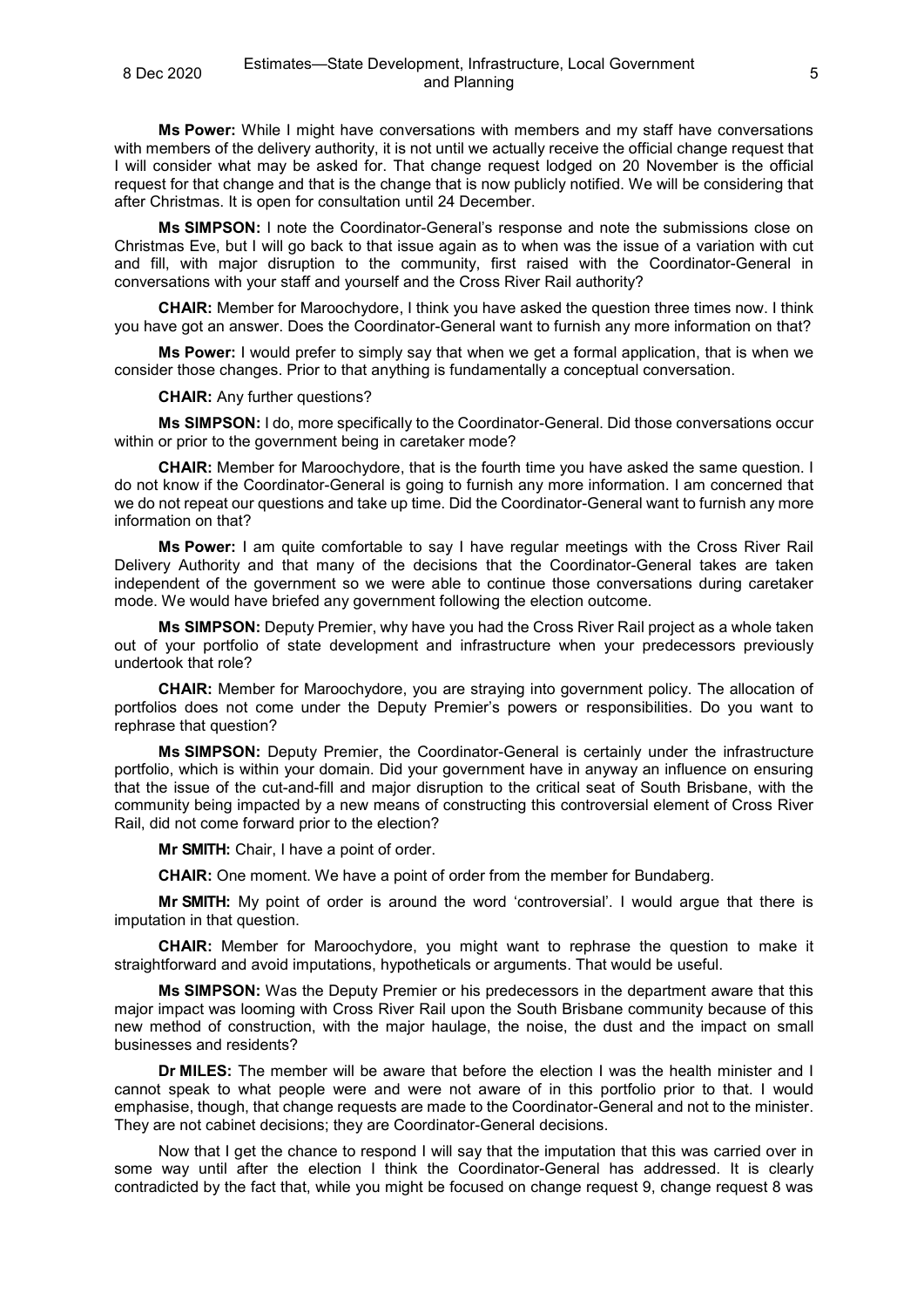**Ms Power:** While I might have conversations with members and my staff have conversations with members of the delivery authority, it is not until we actually receive the official change request that I will consider what may be asked for. That change request lodged on 20 November is the official request for that change and that is the change that is now publicly notified. We will be considering that after Christmas. It is open for consultation until 24 December.

**Ms SIMPSON:** I note the Coordinator-General's response and note the submissions close on Christmas Eve, but I will go back to that issue again as to when was the issue of a variation with cut and fill, with major disruption to the community, first raised with the Coordinator-General in conversations with your staff and yourself and the Cross River Rail authority?

**CHAIR:** Member for Maroochydore, I think you have asked the question three times now. I think you have got an answer. Does the Coordinator-General want to furnish any more information on that?

**Ms Power:** I would prefer to simply say that when we get a formal application, that is when we consider those changes. Prior to that anything is fundamentally a conceptual conversation.

**CHAIR:** Any further questions?

**Ms SIMPSON:** I do, more specifically to the Coordinator-General. Did those conversations occur within or prior to the government being in caretaker mode?

**CHAIR:** Member for Maroochydore, that is the fourth time you have asked the same question. I do not know if the Coordinator-General is going to furnish any more information. I am concerned that we do not repeat our questions and take up time. Did the Coordinator-General want to furnish any more information on that?

**Ms Power:** I am quite comfortable to say I have regular meetings with the Cross River Rail Delivery Authority and that many of the decisions that the Coordinator-General takes are taken independent of the government so we were able to continue those conversations during caretaker mode. We would have briefed any government following the election outcome.

**Ms SIMPSON:** Deputy Premier, why have you had the Cross River Rail project as a whole taken out of your portfolio of state development and infrastructure when your predecessors previously undertook that role?

**CHAIR:** Member for Maroochydore, you are straying into government policy. The allocation of portfolios does not come under the Deputy Premier's powers or responsibilities. Do you want to rephrase that question?

**Ms SIMPSON:** Deputy Premier, the Coordinator-General is certainly under the infrastructure portfolio, which is within your domain. Did your government have in anyway an influence on ensuring that the issue of the cut-and-fill and major disruption to the critical seat of South Brisbane, with the community being impacted by a new means of constructing this controversial element of Cross River Rail, did not come forward prior to the election?

**Mr SMITH:** Chair, I have a point of order.

**CHAIR:** One moment. We have a point of order from the member for Bundaberg.

**Mr SMITH:** My point of order is around the word 'controversial'. I would argue that there is imputation in that question.

**CHAIR:** Member for Maroochydore, you might want to rephrase the question to make it straightforward and avoid imputations, hypotheticals or arguments. That would be useful.

**Ms SIMPSON:** Was the Deputy Premier or his predecessors in the department aware that this major impact was looming with Cross River Rail upon the South Brisbane community because of this new method of construction, with the major haulage, the noise, the dust and the impact on small businesses and residents?

**Dr MILES:** The member will be aware that before the election I was the health minister and I cannot speak to what people were and were not aware of in this portfolio prior to that. I would emphasise, though, that change requests are made to the Coordinator-General and not to the minister. They are not cabinet decisions; they are Coordinator-General decisions.

Now that I get the chance to respond I will say that the imputation that this was carried over in some way until after the election I think the Coordinator-General has addressed. It is clearly contradicted by the fact that, while you might be focused on change request 9, change request 8 was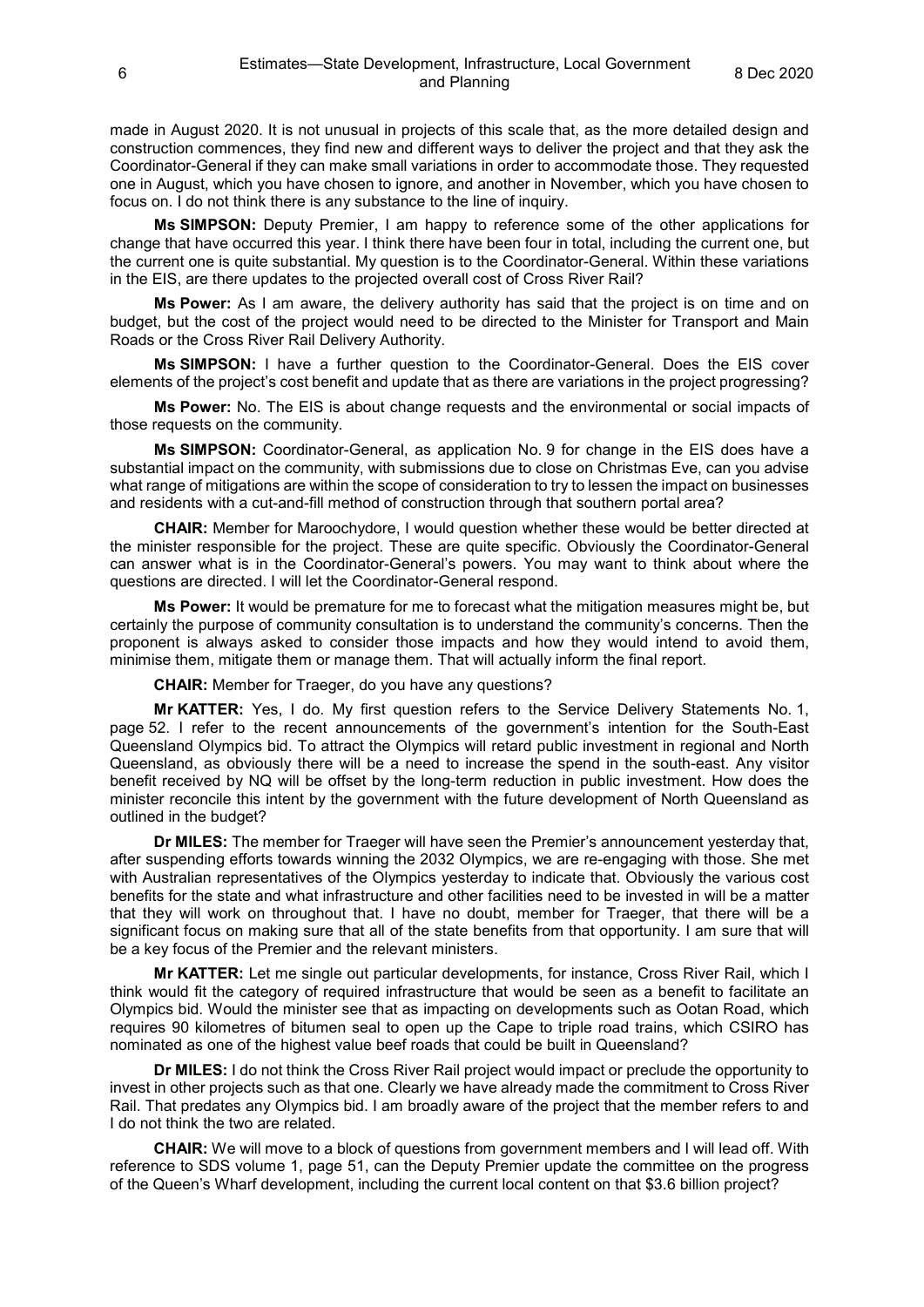made in August 2020. It is not unusual in projects of this scale that, as the more detailed design and construction commences, they find new and different ways to deliver the project and that they ask the Coordinator-General if they can make small variations in order to accommodate those. They requested one in August, which you have chosen to ignore, and another in November, which you have chosen to focus on. I do not think there is any substance to the line of inquiry.

**Ms SIMPSON:** Deputy Premier, I am happy to reference some of the other applications for change that have occurred this year. I think there have been four in total, including the current one, but the current one is quite substantial. My question is to the Coordinator-General. Within these variations in the EIS, are there updates to the projected overall cost of Cross River Rail?

**Ms Power:** As I am aware, the delivery authority has said that the project is on time and on budget, but the cost of the project would need to be directed to the Minister for Transport and Main Roads or the Cross River Rail Delivery Authority.

**Ms SIMPSON:** I have a further question to the Coordinator-General. Does the EIS cover elements of the project's cost benefit and update that as there are variations in the project progressing?

**Ms Power:** No. The EIS is about change requests and the environmental or social impacts of those requests on the community.

**Ms SIMPSON:** Coordinator-General, as application No. 9 for change in the EIS does have a substantial impact on the community, with submissions due to close on Christmas Eve, can you advise what range of mitigations are within the scope of consideration to try to lessen the impact on businesses and residents with a cut-and-fill method of construction through that southern portal area?

**CHAIR:** Member for Maroochydore, I would question whether these would be better directed at the minister responsible for the project. These are quite specific. Obviously the Coordinator-General can answer what is in the Coordinator-General's powers. You may want to think about where the questions are directed. I will let the Coordinator-General respond.

**Ms Power:** It would be premature for me to forecast what the mitigation measures might be, but certainly the purpose of community consultation is to understand the community's concerns. Then the proponent is always asked to consider those impacts and how they would intend to avoid them, minimise them, mitigate them or manage them. That will actually inform the final report.

**CHAIR:** Member for Traeger, do you have any questions?

**Mr KATTER:** Yes, I do. My first question refers to the Service Delivery Statements No. 1, page 52. I refer to the recent announcements of the government's intention for the South-East Queensland Olympics bid. To attract the Olympics will retard public investment in regional and North Queensland, as obviously there will be a need to increase the spend in the south-east. Any visitor benefit received by NQ will be offset by the long-term reduction in public investment. How does the minister reconcile this intent by the government with the future development of North Queensland as outlined in the budget?

**Dr MILES:** The member for Traeger will have seen the Premier's announcement yesterday that, after suspending efforts towards winning the 2032 Olympics, we are re-engaging with those. She met with Australian representatives of the Olympics yesterday to indicate that. Obviously the various cost benefits for the state and what infrastructure and other facilities need to be invested in will be a matter that they will work on throughout that. I have no doubt, member for Traeger, that there will be a significant focus on making sure that all of the state benefits from that opportunity. I am sure that will be a key focus of the Premier and the relevant ministers.

**Mr KATTER:** Let me single out particular developments, for instance, Cross River Rail, which I think would fit the category of required infrastructure that would be seen as a benefit to facilitate an Olympics bid. Would the minister see that as impacting on developments such as Ootan Road, which requires 90 kilometres of bitumen seal to open up the Cape to triple road trains, which CSIRO has nominated as one of the highest value beef roads that could be built in Queensland?

**Dr MILES:** I do not think the Cross River Rail project would impact or preclude the opportunity to invest in other projects such as that one. Clearly we have already made the commitment to Cross River Rail. That predates any Olympics bid. I am broadly aware of the project that the member refers to and I do not think the two are related.

**CHAIR:** We will move to a block of questions from government members and I will lead off. With reference to SDS volume 1, page 51, can the Deputy Premier update the committee on the progress of the Queen's Wharf development, including the current local content on that $3.6 billion project?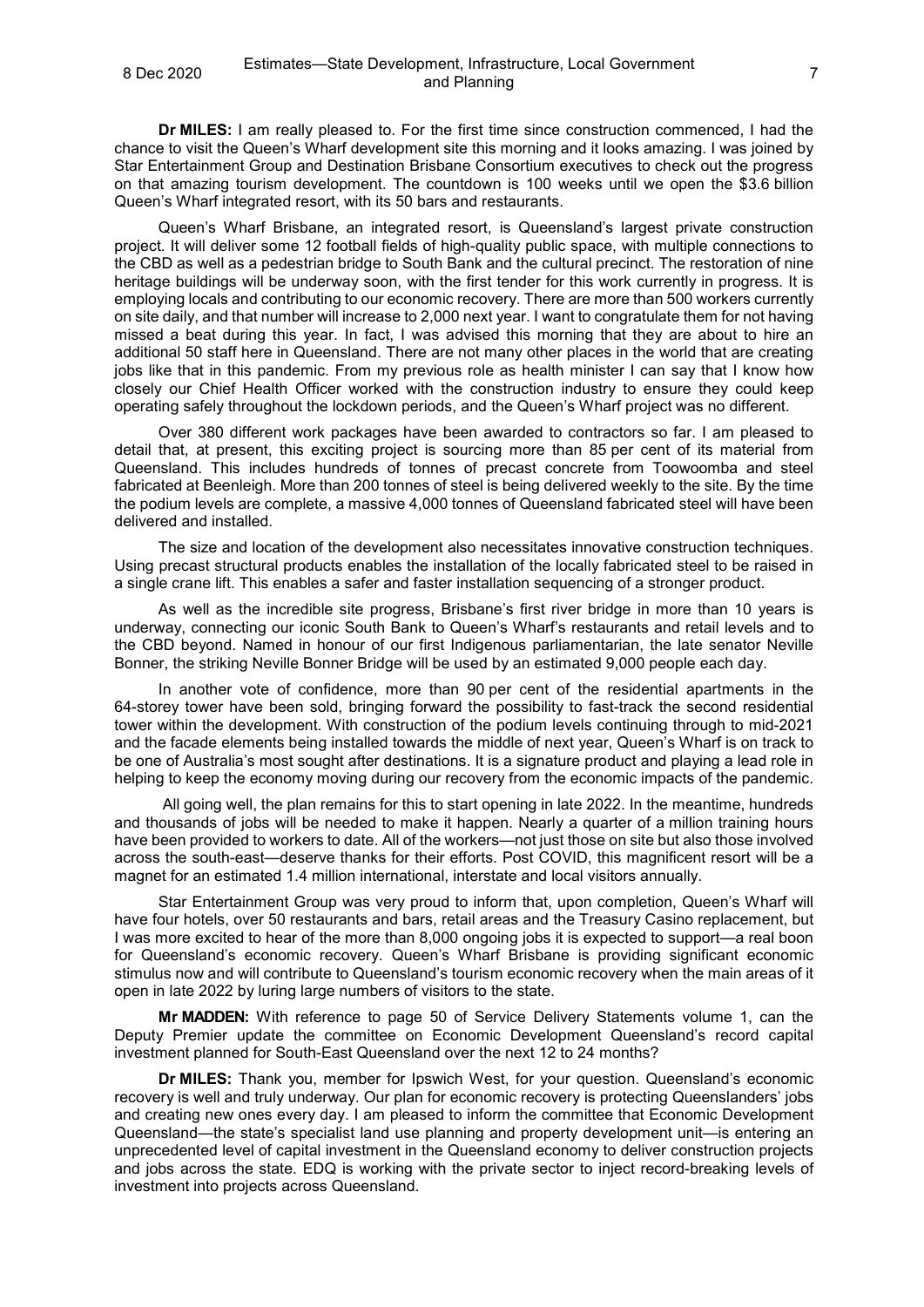**Dr MILES:** I am really pleased to. For the first time since construction commenced, I had the chance to visit the Queen's Wharf development site this morning and it looks amazing. I was joined by Star Entertainment Group and Destination Brisbane Consortium executives to check out the progress on that amazing tourism development. The countdown is 100 weeks until we open the $3.6 billion Queen's Wharf integrated resort, with its 50 bars and restaurants.

Queen's Wharf Brisbane, an integrated resort, is Queensland's largest private construction project. It will deliver some 12 football fields of high-quality public space, with multiple connections to the CBD as well as a pedestrian bridge to South Bank and the cultural precinct. The restoration of nine heritage buildings will be underway soon, with the first tender for this work currently in progress. It is employing locals and contributing to our economic recovery. There are more than 500 workers currently on site daily, and that number will increase to 2,000 next year. I want to congratulate them for not having missed a beat during this year. In fact, I was advised this morning that they are about to hire an additional 50 staff here in Queensland. There are not many other places in the world that are creating jobs like that in this pandemic. From my previous role as health minister I can say that I know how closely our Chief Health Officer worked with the construction industry to ensure they could keep operating safely throughout the lockdown periods, and the Queen's Wharf project was no different.

Over 380 different work packages have been awarded to contractors so far. I am pleased to detail that, at present, this exciting project is sourcing more than 85 per cent of its material from Queensland. This includes hundreds of tonnes of precast concrete from Toowoomba and steel fabricated at Beenleigh. More than 200 tonnes of steel is being delivered weekly to the site. By the time the podium levels are complete, a massive 4,000 tonnes of Queensland fabricated steel will have been delivered and installed.

The size and location of the development also necessitates innovative construction techniques. Using precast structural products enables the installation of the locally fabricated steel to be raised in a single crane lift. This enables a safer and faster installation sequencing of a stronger product.

As well as the incredible site progress, Brisbane's first river bridge in more than 10 years is underway, connecting our iconic South Bank to Queen's Wharf's restaurants and retail levels and to the CBD beyond. Named in honour of our first Indigenous parliamentarian, the late senator Neville Bonner, the striking Neville Bonner Bridge will be used by an estimated 9,000 people each day.

In another vote of confidence, more than 90 per cent of the residential apartments in the 64-storey tower have been sold, bringing forward the possibility to fast-track the second residential tower within the development. With construction of the podium levels continuing through to mid-2021 and the facade elements being installed towards the middle of next year, Queen's Wharf is on track to be one of Australia's most sought after destinations. It is a signature product and playing a lead role in helping to keep the economy moving during our recovery from the economic impacts of the pandemic.

All going well, the plan remains for this to start opening in late 2022. In the meantime, hundreds and thousands of jobs will be needed to make it happen. Nearly a quarter of a million training hours have been provided to workers to date. All of the workers—not just those on site but also those involved across the south-east—deserve thanks for their efforts. Post COVID, this magnificent resort will be a magnet for an estimated 1.4 million international, interstate and local visitors annually.

Star Entertainment Group was very proud to inform that, upon completion, Queen's Wharf will have four hotels, over 50 restaurants and bars, retail areas and the Treasury Casino replacement, but I was more excited to hear of the more than 8,000 ongoing jobs it is expected to support—a real boon for Queensland's economic recovery. Queen's Wharf Brisbane is providing significant economic stimulus now and will contribute to Queensland's tourism economic recovery when the main areas of it open in late 2022 by luring large numbers of visitors to the state.

**Mr MADDEN:** With reference to page 50 of Service Delivery Statements volume 1, can the Deputy Premier update the committee on Economic Development Queensland's record capital investment planned for South-East Queensland over the next 12 to 24 months?

**Dr MILES:** Thank you, member for Ipswich West, for your question. Queensland's economic recovery is well and truly underway. Our plan for economic recovery is protecting Queenslanders' jobs and creating new ones every day. I am pleased to inform the committee that Economic Development Queensland—the state's specialist land use planning and property development unit—is entering an unprecedented level of capital investment in the Queensland economy to deliver construction projects and jobs across the state. EDQ is working with the private sector to inject record-breaking levels of investment into projects across Queensland.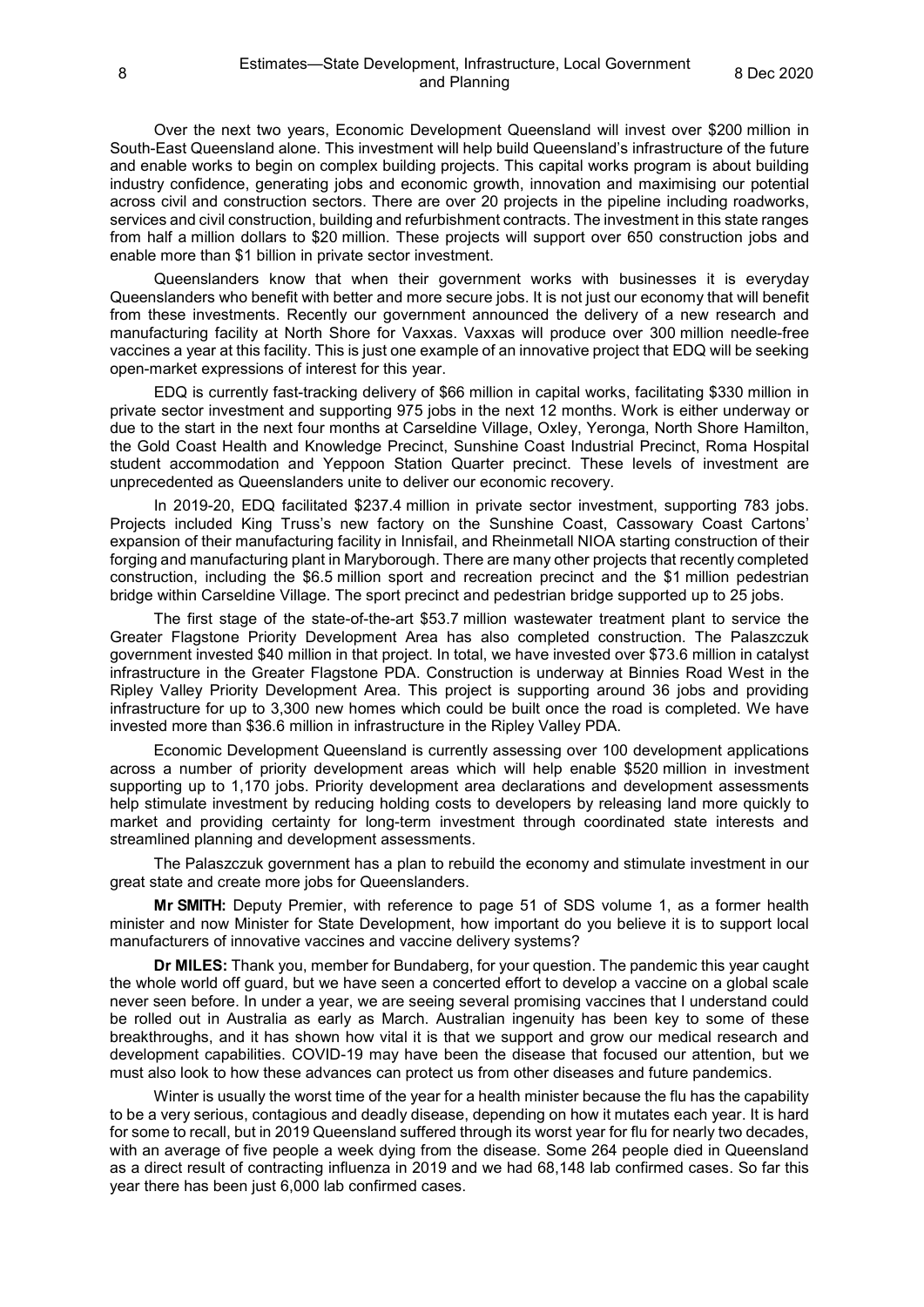Over the next two years, Economic Development Queensland will invest over $200 million in South-East Queensland alone. This investment will help build Queensland's infrastructure of the future and enable works to begin on complex building projects. This capital works program is about building industry confidence, generating jobs and economic growth, innovation and maximising our potential across civil and construction sectors. There are over 20 projects in the pipeline including roadworks, services and civil construction, building and refurbishment contracts. The investment in this state ranges from half a million dollars to $20 million. These projects will support over 650 construction jobs and enable more than $1 billion in private sector investment.

Queenslanders know that when their government works with businesses it is everyday Queenslanders who benefit with better and more secure jobs. It is not just our economy that will benefit from these investments. Recently our government announced the delivery of a new research and manufacturing facility at North Shore for Vaxxas. Vaxxas will produce over 300 million needle-free vaccines a year at this facility. This is just one example of an innovative project that EDQ will be seeking open-market expressions of interest for this year.

EDQ is currently fast-tracking delivery of $66 million in capital works, facilitating $330 million in private sector investment and supporting 975 jobs in the next 12 months. Work is either underway or due to the start in the next four months at Carseldine Village, Oxley, Yeronga, North Shore Hamilton, the Gold Coast Health and Knowledge Precinct, Sunshine Coast Industrial Precinct, Roma Hospital student accommodation and Yeppoon Station Quarter precinct. These levels of investment are unprecedented as Queenslanders unite to deliver our economic recovery.

In 2019-20, EDQ facilitated $237.4 million in private sector investment, supporting 783 jobs. Projects included King Truss's new factory on the Sunshine Coast, Cassowary Coast Cartons' expansion of their manufacturing facility in Innisfail, and Rheinmetall NIOA starting construction of their forging and manufacturing plant in Maryborough. There are many other projects that recently completed construction, including the $6.5 million sport and recreation precinct and the $1 million pedestrian bridge within Carseldine Village. The sport precinct and pedestrian bridge supported up to 25 jobs.

The first stage of the state-of-the-art $53.7 million wastewater treatment plant to service the Greater Flagstone Priority Development Area has also completed construction. The Palaszczuk government invested $40 million in that project. In total, we have invested over $73.6 million in catalyst infrastructure in the Greater Flagstone PDA. Construction is underway at Binnies Road West in the Ripley Valley Priority Development Area. This project is supporting around 36 jobs and providing infrastructure for up to 3,300 new homes which could be built once the road is completed. We have invested more than $36.6 million in infrastructure in the Ripley Valley PDA.

Economic Development Queensland is currently assessing over 100 development applications across a number of priority development areas which will help enable $520 million in investment supporting up to 1,170 jobs. Priority development area declarations and development assessments help stimulate investment by reducing holding costs to developers by releasing land more quickly to market and providing certainty for long-term investment through coordinated state interests and streamlined planning and development assessments.

The Palaszczuk government has a plan to rebuild the economy and stimulate investment in our great state and create more jobs for Queenslanders.

**Mr SMITH:** Deputy Premier, with reference to page 51 of SDS volume 1, as a former health minister and now Minister for State Development, how important do you believe it is to support local manufacturers of innovative vaccines and vaccine delivery systems?

**Dr MILES:** Thank you, member for Bundaberg, for your question. The pandemic this year caught the whole world off guard, but we have seen a concerted effort to develop a vaccine on a global scale never seen before. In under a year, we are seeing several promising vaccines that I understand could be rolled out in Australia as early as March. Australian ingenuity has been key to some of these breakthroughs, and it has shown how vital it is that we support and grow our medical research and development capabilities. COVID-19 may have been the disease that focused our attention, but we must also look to how these advances can protect us from other diseases and future pandemics.

Winter is usually the worst time of the year for a health minister because the flu has the capability to be a very serious, contagious and deadly disease, depending on how it mutates each year. It is hard for some to recall, but in 2019 Queensland suffered through its worst year for flu for nearly two decades, with an average of five people a week dying from the disease. Some 264 people died in Queensland as a direct result of contracting influenza in 2019 and we had 68,148 lab confirmed cases. So far this year there has been just 6,000 lab confirmed cases.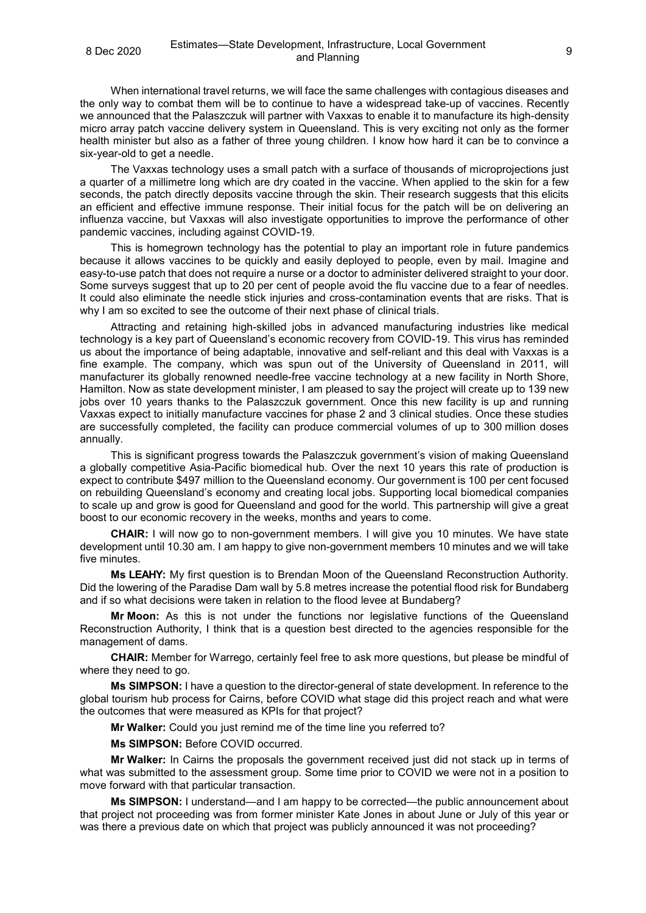When international travel returns, we will face the same challenges with contagious diseases and the only way to combat them will be to continue to have a widespread take-up of vaccines. Recently we announced that the Palaszczuk will partner with Vaxxas to enable it to manufacture its high-density micro array patch vaccine delivery system in Queensland. This is very exciting not only as the former health minister but also as a father of three young children. I know how hard it can be to convince a six-year-old to get a needle.

The Vaxxas technology uses a small patch with a surface of thousands of microprojections just a quarter of a millimetre long which are dry coated in the vaccine. When applied to the skin for a few seconds, the patch directly deposits vaccine through the skin. Their research suggests that this elicits an efficient and effective immune response. Their initial focus for the patch will be on delivering an influenza vaccine, but Vaxxas will also investigate opportunities to improve the performance of other pandemic vaccines, including against COVID-19.

This is homegrown technology has the potential to play an important role in future pandemics because it allows vaccines to be quickly and easily deployed to people, even by mail. Imagine and easy-to-use patch that does not require a nurse or a doctor to administer delivered straight to your door. Some surveys suggest that up to 20 per cent of people avoid the flu vaccine due to a fear of needles. It could also eliminate the needle stick injuries and cross-contamination events that are risks. That is why I am so excited to see the outcome of their next phase of clinical trials.

Attracting and retaining high-skilled jobs in advanced manufacturing industries like medical technology is a key part of Queensland's economic recovery from COVID-19. This virus has reminded us about the importance of being adaptable, innovative and self-reliant and this deal with Vaxxas is a fine example. The company, which was spun out of the University of Queensland in 2011, will manufacturer its globally renowned needle-free vaccine technology at a new facility in North Shore, Hamilton. Now as state development minister, I am pleased to say the project will create up to 139 new jobs over 10 years thanks to the Palaszczuk government. Once this new facility is up and running Vaxxas expect to initially manufacture vaccines for phase 2 and 3 clinical studies. Once these studies are successfully completed, the facility can produce commercial volumes of up to 300 million doses annually.

This is significant progress towards the Palaszczuk government's vision of making Queensland a globally competitive Asia-Pacific biomedical hub. Over the next 10 years this rate of production is expect to contribute $497 million to the Queensland economy. Our government is 100 per cent focused on rebuilding Queensland's economy and creating local jobs. Supporting local biomedical companies to scale up and grow is good for Queensland and good for the world. This partnership will give a great boost to our economic recovery in the weeks, months and years to come.

**CHAIR:** I will now go to non-government members. I will give you 10 minutes. We have state development until 10.30 am. I am happy to give non-government members 10 minutes and we will take five minutes.

**Ms LEAHY:** My first question is to Brendan Moon of the Queensland Reconstruction Authority. Did the lowering of the Paradise Dam wall by 5.8 metres increase the potential flood risk for Bundaberg and if so what decisions were taken in relation to the flood levee at Bundaberg?

**Mr Moon:** As this is not under the functions nor legislative functions of the Queensland Reconstruction Authority, I think that is a question best directed to the agencies responsible for the management of dams.

**CHAIR:** Member for Warrego, certainly feel free to ask more questions, but please be mindful of where they need to go.

**Ms SIMPSON:** I have a question to the director-general of state development. In reference to the global tourism hub process for Cairns, before COVID what stage did this project reach and what were the outcomes that were measured as KPIs for that project?

**Mr Walker:** Could you just remind me of the time line you referred to?

**Ms SIMPSON:** Before COVID occurred.

**Mr Walker:** In Cairns the proposals the government received just did not stack up in terms of what was submitted to the assessment group. Some time prior to COVID we were not in a position to move forward with that particular transaction.

**Ms SIMPSON:** I understand—and I am happy to be corrected—the public announcement about that project not proceeding was from former minister Kate Jones in about June or July of this year or was there a previous date on which that project was publicly announced it was not proceeding?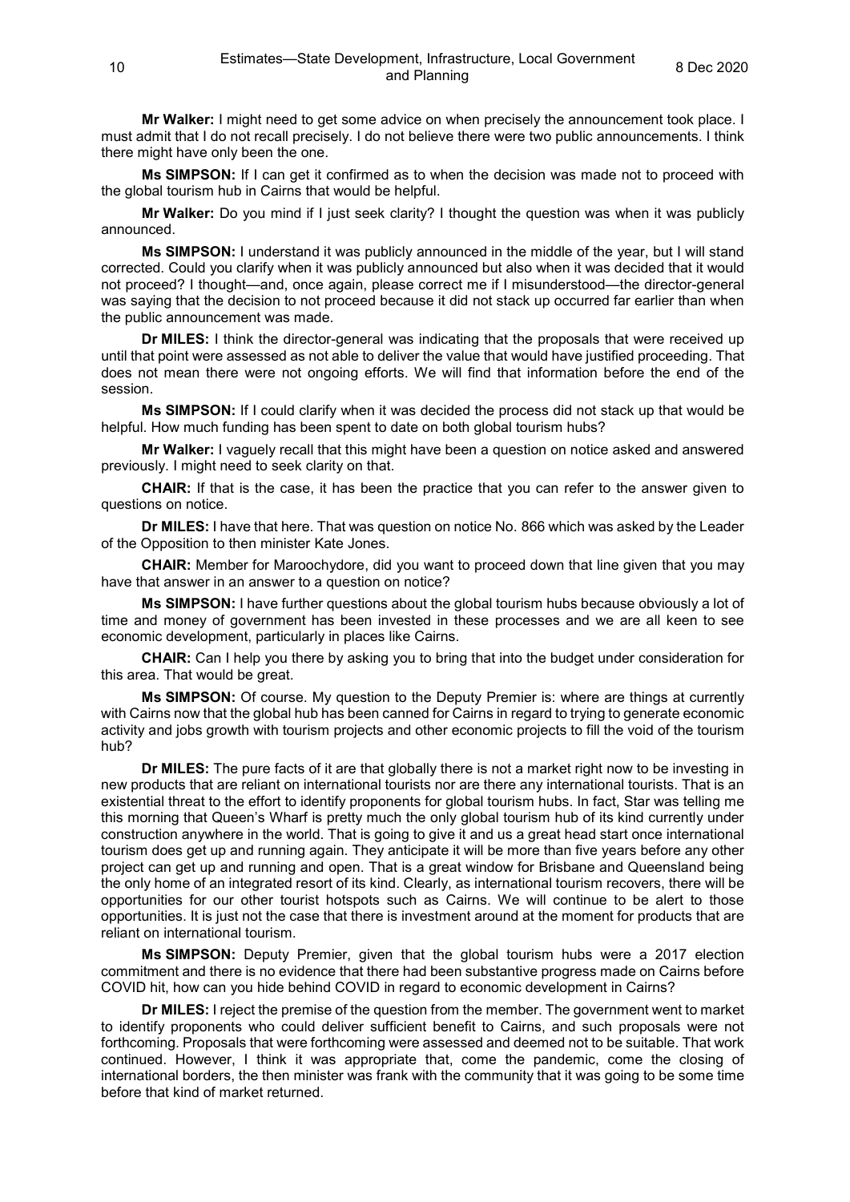**Mr Walker:** I might need to get some advice on when precisely the announcement took place. I must admit that I do not recall precisely. I do not believe there were two public announcements. I think there might have only been the one.

**Ms SIMPSON:** If I can get it confirmed as to when the decision was made not to proceed with the global tourism hub in Cairns that would be helpful.

**Mr Walker:** Do you mind if I just seek clarity? I thought the question was when it was publicly announced.

**Ms SIMPSON:** I understand it was publicly announced in the middle of the year, but I will stand corrected. Could you clarify when it was publicly announced but also when it was decided that it would not proceed? I thought—and, once again, please correct me if I misunderstood—the director-general was saying that the decision to not proceed because it did not stack up occurred far earlier than when the public announcement was made.

**Dr MILES:** I think the director-general was indicating that the proposals that were received up until that point were assessed as not able to deliver the value that would have justified proceeding. That does not mean there were not ongoing efforts. We will find that information before the end of the session.

**Ms SIMPSON:** If I could clarify when it was decided the process did not stack up that would be helpful. How much funding has been spent to date on both global tourism hubs?

**Mr Walker:** I vaguely recall that this might have been a question on notice asked and answered previously. I might need to seek clarity on that.

**CHAIR:** If that is the case, it has been the practice that you can refer to the answer given to questions on notice.

**Dr MILES:** I have that here. That was question on notice No. 866 which was asked by the Leader of the Opposition to then minister Kate Jones.

**CHAIR:** Member for Maroochydore, did you want to proceed down that line given that you may have that answer in an answer to a question on notice?

**Ms SIMPSON:** I have further questions about the global tourism hubs because obviously a lot of time and money of government has been invested in these processes and we are all keen to see economic development, particularly in places like Cairns.

**CHAIR:** Can I help you there by asking you to bring that into the budget under consideration for this area. That would be great.

**Ms SIMPSON:** Of course. My question to the Deputy Premier is: where are things at currently with Cairns now that the global hub has been canned for Cairns in regard to trying to generate economic activity and jobs growth with tourism projects and other economic projects to fill the void of the tourism hub?

**Dr MILES:** The pure facts of it are that globally there is not a market right now to be investing in new products that are reliant on international tourists nor are there any international tourists. That is an existential threat to the effort to identify proponents for global tourism hubs. In fact, Star was telling me this morning that Queen's Wharf is pretty much the only global tourism hub of its kind currently under construction anywhere in the world. That is going to give it and us a great head start once international tourism does get up and running again. They anticipate it will be more than five years before any other project can get up and running and open. That is a great window for Brisbane and Queensland being the only home of an integrated resort of its kind. Clearly, as international tourism recovers, there will be opportunities for our other tourist hotspots such as Cairns. We will continue to be alert to those opportunities. It is just not the case that there is investment around at the moment for products that are reliant on international tourism.

**Ms SIMPSON:** Deputy Premier, given that the global tourism hubs were a 2017 election commitment and there is no evidence that there had been substantive progress made on Cairns before COVID hit, how can you hide behind COVID in regard to economic development in Cairns?

**Dr MILES:** I reject the premise of the question from the member. The government went to market to identify proponents who could deliver sufficient benefit to Cairns, and such proposals were not forthcoming. Proposals that were forthcoming were assessed and deemed not to be suitable. That work continued. However, I think it was appropriate that, come the pandemic, come the closing of international borders, the then minister was frank with the community that it was going to be some time before that kind of market returned.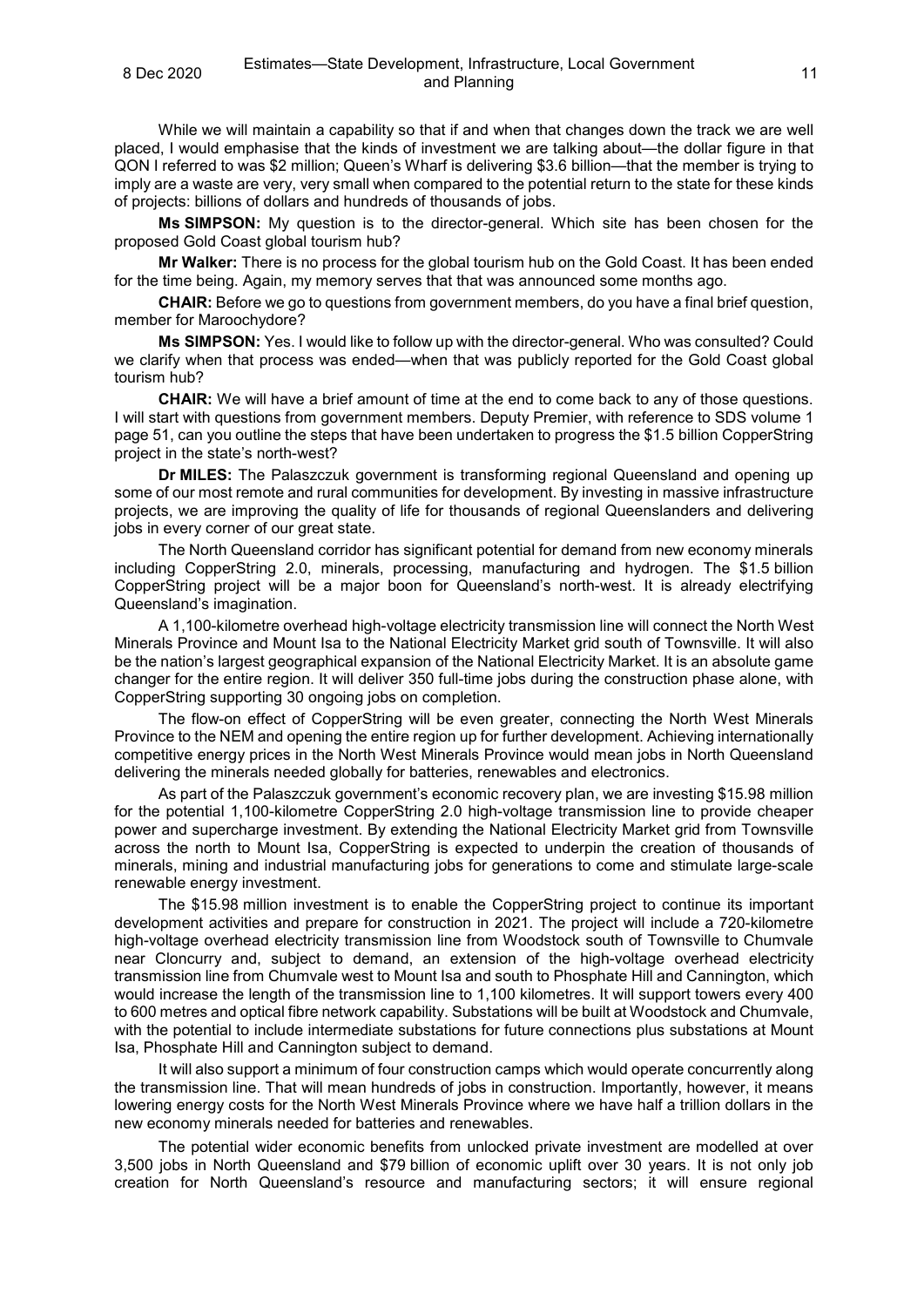While we will maintain a capability so that if and when that changes down the track we are well placed, I would emphasise that the kinds of investment we are talking about—the dollar figure in that QON I referred to was $2 million; Queen's Wharf is delivering $3.6 billion—that the member is trying to imply are a waste are very, very small when compared to the potential return to the state for these kinds of projects: billions of dollars and hundreds of thousands of jobs.

**Ms SIMPSON:** My question is to the director-general. Which site has been chosen for the proposed Gold Coast global tourism hub?

**Mr Walker:** There is no process for the global tourism hub on the Gold Coast. It has been ended for the time being. Again, my memory serves that that was announced some months ago.

**CHAIR:** Before we go to questions from government members, do you have a final brief question, member for Maroochydore?

**Ms SIMPSON:** Yes. I would like to follow up with the director-general. Who was consulted? Could we clarify when that process was ended—when that was publicly reported for the Gold Coast global tourism hub?

**CHAIR:** We will have a brief amount of time at the end to come back to any of those questions. I will start with questions from government members. Deputy Premier, with reference to SDS volume 1 page 51, can you outline the steps that have been undertaken to progress the $1.5 billion CopperString project in the state's north-west?

**Dr MILES:** The Palaszczuk government is transforming regional Queensland and opening up some of our most remote and rural communities for development. By investing in massive infrastructure projects, we are improving the quality of life for thousands of regional Queenslanders and delivering jobs in every corner of our great state.

The North Queensland corridor has significant potential for demand from new economy minerals including CopperString 2.0, minerals, processing, manufacturing and hydrogen. The $1.5 billion CopperString project will be a major boon for Queensland's north-west. It is already electrifying Queensland's imagination.

A 1,100-kilometre overhead high-voltage electricity transmission line will connect the North West Minerals Province and Mount Isa to the National Electricity Market grid south of Townsville. It will also be the nation's largest geographical expansion of the National Electricity Market. It is an absolute game changer for the entire region. It will deliver 350 full-time jobs during the construction phase alone, with CopperString supporting 30 ongoing jobs on completion.

The flow-on effect of CopperString will be even greater, connecting the North West Minerals Province to the NEM and opening the entire region up for further development. Achieving internationally competitive energy prices in the North West Minerals Province would mean jobs in North Queensland delivering the minerals needed globally for batteries, renewables and electronics.

As part of the Palaszczuk government's economic recovery plan, we are investing $15.98 million for the potential 1,100-kilometre CopperString 2.0 high-voltage transmission line to provide cheaper power and supercharge investment. By extending the National Electricity Market grid from Townsville across the north to Mount Isa, CopperString is expected to underpin the creation of thousands of minerals, mining and industrial manufacturing jobs for generations to come and stimulate large-scale renewable energy investment.

The $15.98 million investment is to enable the CopperString project to continue its important development activities and prepare for construction in 2021. The project will include a 720-kilometre high-voltage overhead electricity transmission line from Woodstock south of Townsville to Chumvale near Cloncurry and, subject to demand, an extension of the high-voltage overhead electricity transmission line from Chumvale west to Mount Isa and south to Phosphate Hill and Cannington, which would increase the length of the transmission line to 1,100 kilometres. It will support towers every 400 to 600 metres and optical fibre network capability. Substations will be built at Woodstock and Chumvale, with the potential to include intermediate substations for future connections plus substations at Mount Isa, Phosphate Hill and Cannington subject to demand.

It will also support a minimum of four construction camps which would operate concurrently along the transmission line. That will mean hundreds of jobs in construction. Importantly, however, it means lowering energy costs for the North West Minerals Province where we have half a trillion dollars in the new economy minerals needed for batteries and renewables.

The potential wider economic benefits from unlocked private investment are modelled at over 3,500 jobs in North Queensland and $79 billion of economic uplift over 30 years. It is not only job creation for North Queensland's resource and manufacturing sectors; it will ensure regional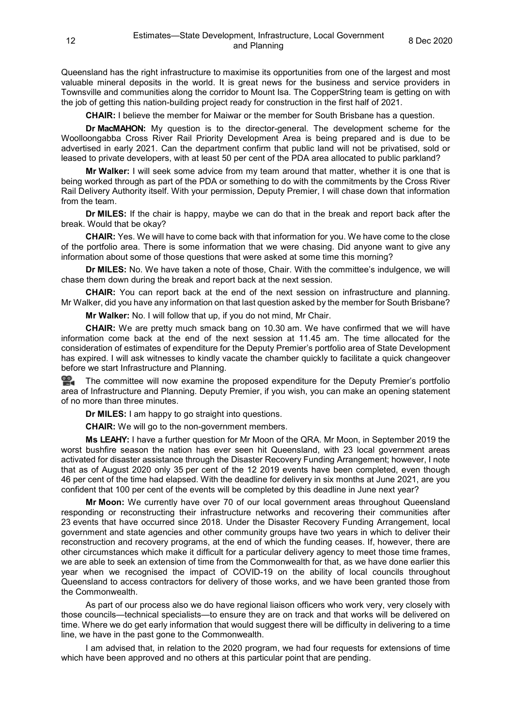Queensland has the right infrastructure to maximise its opportunities from one of the largest and most valuable mineral deposits in the world. It is great news for the business and service providers in Townsville and communities along the corridor to Mount Isa. The CopperString team is getting on with the job of getting this nation-building project ready for construction in the first half of 2021.

**CHAIR:** I believe the member for Maiwar or the member for South Brisbane has a question.

**Dr MacMAHON:** My question is to the director-general. The development scheme for the Woolloongabba Cross River Rail Priority Development Area is being prepared and is due to be advertised in early 2021. Can the department confirm that public land will not be privatised, sold or leased to private developers, with at least 50 per cent of the PDA area allocated to public parkland?

**Mr Walker:** I will seek some advice from my team around that matter, whether it is one that is being worked through as part of the PDA or something to do with the commitments by the Cross River Rail Delivery Authority itself. With your permission, Deputy Premier, I will chase down that information from the team.

**Dr MILES:** If the chair is happy, maybe we can do that in the break and report back after the break. Would that be okay?

**CHAIR:** Yes. We will have to come back with that information for you. We have come to the close of the portfolio area. There is some information that we were chasing. Did anyone want to give any information about some of those questions that were asked at some time this morning?

**Dr MILES:** No. We have taken a note of those, Chair. With the committee's indulgence, we will chase them down during the break and report back at the next session.

**CHAIR:** You can report back at the end of the next session on infrastructure and planning. Mr Walker, did you have any information on that last question asked by the member for South Brisbane?

**Mr Walker:** No. I will follow that up, if you do not mind, Mr Chair.

**CHAIR:** We are pretty much smack bang on 10.30 am. We have confirmed that we will have information come back at the end of the next session at 11.45 am. The time allocated for the consideration of estimates of expenditure for the Deputy Premier's portfolio area of State Development has expired. I will ask witnesses to kindly vacate the chamber quickly to facilitate a quick changeover before we start Infrastructure and Planning.

The committee will now examine the proposed expenditure for the Deputy Premier's portfolio area of Infrastructure and Planning. Deputy Premier, if you wish, you can make an opening statement of no more than three minutes.

**Dr MILES:** I am happy to go straight into questions.

**CHAIR:** We will go to the non-government members.

**Ms LEAHY:** I have a further question for Mr Moon of the QRA. Mr Moon, in September 2019 the worst bushfire season the nation has ever seen hit Queensland, with 23 local government areas activated for disaster assistance through the Disaster Recovery Funding Arrangement; however, I note that as of August 2020 only 35 per cent of the 12 2019 events have been completed, even though 46 per cent of the time had elapsed. With the deadline for delivery in six months at June 2021, are you confident that 100 per cent of the events will be completed by this deadline in June next year?

**Mr Moon:** We currently have over 70 of our local government areas throughout Queensland responding or reconstructing their infrastructure networks and recovering their communities after 23 events that have occurred since 2018. Under the Disaster Recovery Funding Arrangement, local government and state agencies and other community groups have two years in which to deliver their reconstruction and recovery programs, at the end of which the funding ceases. If, however, there are other circumstances which make it difficult for a particular delivery agency to meet those time frames, we are able to seek an extension of time from the Commonwealth for that, as we have done earlier this year when we recognised the impact of COVID-19 on the ability of local councils throughout Queensland to access contractors for delivery of those works, and we have been granted those from the Commonwealth.

As part of our process also we do have regional liaison officers who work very, very closely with those councils—technical specialists—to ensure they are on track and that works will be delivered on time. Where we do get early information that would suggest there will be difficulty in delivering to a time line, we have in the past gone to the Commonwealth.

I am advised that, in relation to the 2020 program, we had four requests for extensions of time which have been approved and no others at this particular point that are pending.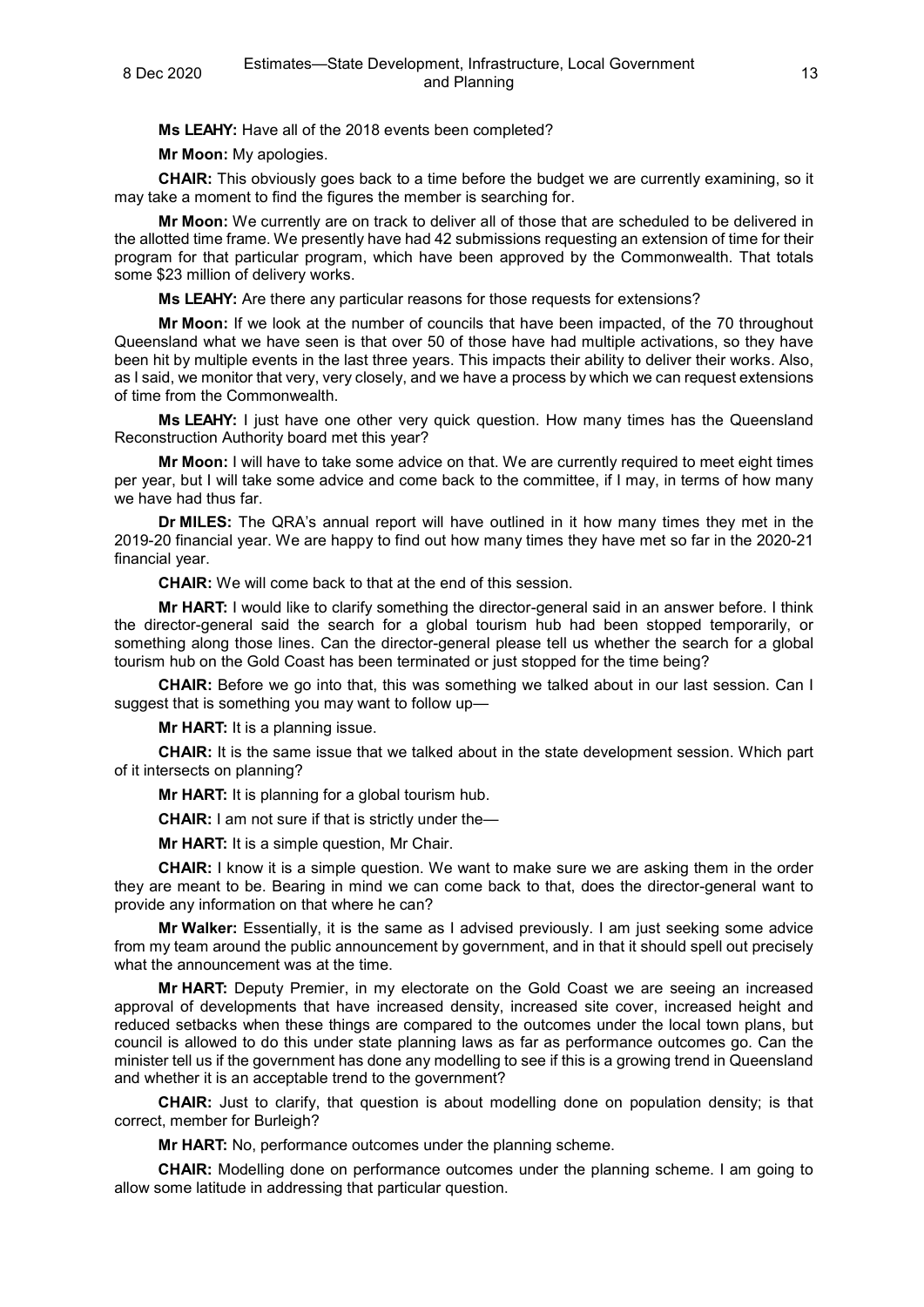**Ms LEAHY:** Have all of the 2018 events been completed?

**Mr Moon:** My apologies.

**CHAIR:** This obviously goes back to a time before the budget we are currently examining, so it may take a moment to find the figures the member is searching for.

**Mr Moon:** We currently are on track to deliver all of those that are scheduled to be delivered in the allotted time frame. We presently have had 42 submissions requesting an extension of time for their program for that particular program, which have been approved by the Commonwealth. That totals some $23 million of delivery works.

**Ms LEAHY:** Are there any particular reasons for those requests for extensions?

**Mr Moon:** If we look at the number of councils that have been impacted, of the 70 throughout Queensland what we have seen is that over 50 of those have had multiple activations, so they have been hit by multiple events in the last three years. This impacts their ability to deliver their works. Also, as I said, we monitor that very, very closely, and we have a process by which we can request extensions of time from the Commonwealth.

**Ms LEAHY:** I just have one other very quick question. How many times has the Queensland Reconstruction Authority board met this year?

**Mr Moon:** I will have to take some advice on that. We are currently required to meet eight times per year, but I will take some advice and come back to the committee, if I may, in terms of how many we have had thus far.

**Dr MILES:** The QRA's annual report will have outlined in it how many times they met in the 2019-20 financial year. We are happy to find out how many times they have met so far in the 2020-21 financial year.

**CHAIR:** We will come back to that at the end of this session.

**Mr HART:** I would like to clarify something the director-general said in an answer before. I think the director-general said the search for a global tourism hub had been stopped temporarily, or something along those lines. Can the director-general please tell us whether the search for a global tourism hub on the Gold Coast has been terminated or just stopped for the time being?

**CHAIR:** Before we go into that, this was something we talked about in our last session. Can I suggest that is something you may want to follow up—

**Mr HART:** It is a planning issue.

**CHAIR:** It is the same issue that we talked about in the state development session. Which part of it intersects on planning?

**Mr HART:** It is planning for a global tourism hub.

**CHAIR:** I am not sure if that is strictly under the—

**Mr HART:** It is a simple question, Mr Chair.

**CHAIR:** I know it is a simple question. We want to make sure we are asking them in the order they are meant to be. Bearing in mind we can come back to that, does the director-general want to provide any information on that where he can?

**Mr Walker:** Essentially, it is the same as I advised previously. I am just seeking some advice from my team around the public announcement by government, and in that it should spell out precisely what the announcement was at the time.

**Mr HART:** Deputy Premier, in my electorate on the Gold Coast we are seeing an increased approval of developments that have increased density, increased site cover, increased height and reduced setbacks when these things are compared to the outcomes under the local town plans, but council is allowed to do this under state planning laws as far as performance outcomes go. Can the minister tell us if the government has done any modelling to see if this is a growing trend in Queensland and whether it is an acceptable trend to the government?

**CHAIR:** Just to clarify, that question is about modelling done on population density; is that correct, member for Burleigh?

**Mr HART:** No, performance outcomes under the planning scheme.

**CHAIR:** Modelling done on performance outcomes under the planning scheme. I am going to allow some latitude in addressing that particular question.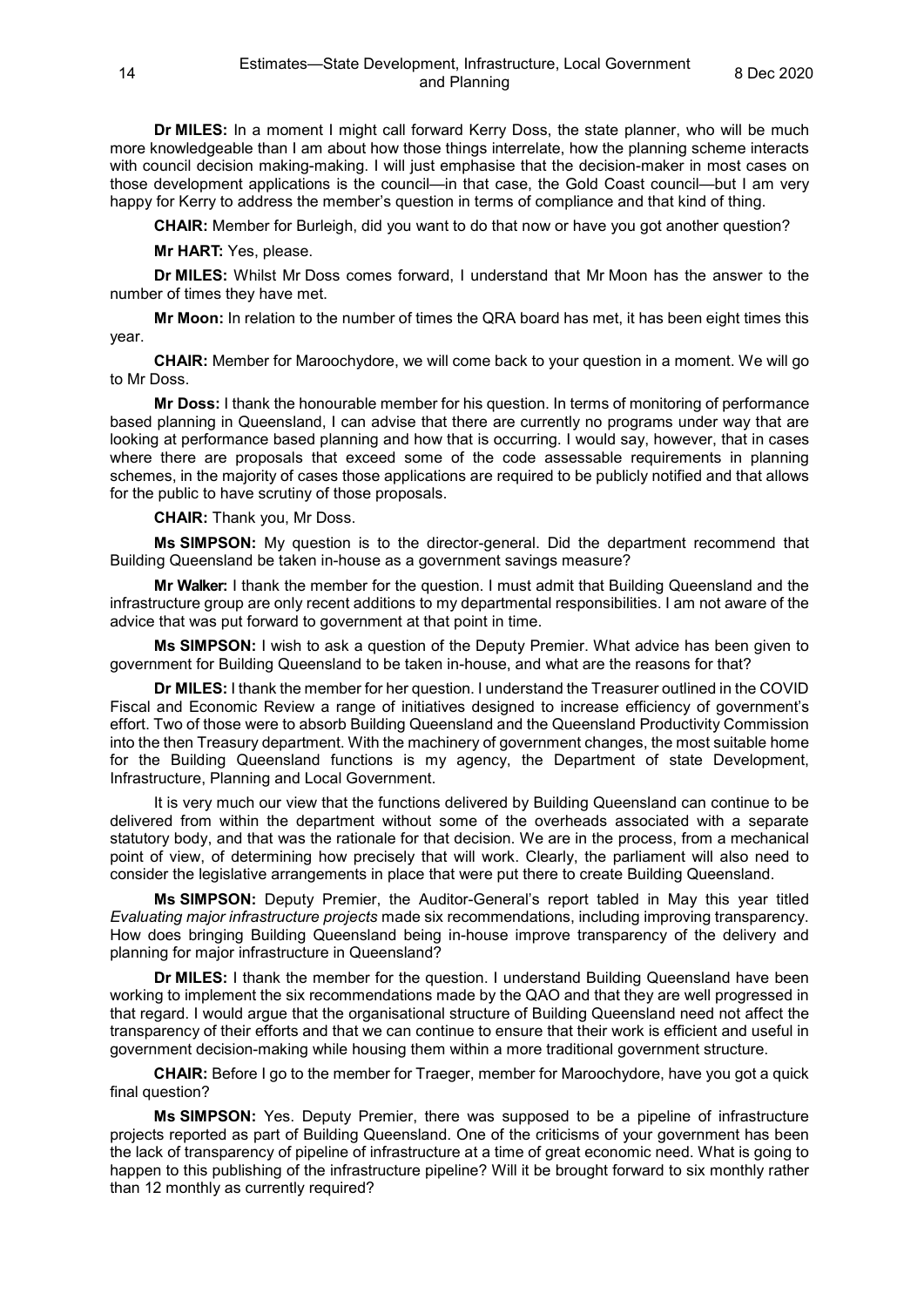**Dr MILES:** In a moment I might call forward Kerry Doss, the state planner, who will be much more knowledgeable than I am about how those things interrelate, how the planning scheme interacts with council decision making-making. I will just emphasise that the decision-maker in most cases on those development applications is the council—in that case, the Gold Coast council—but I am very happy for Kerry to address the member's question in terms of compliance and that kind of thing.

**CHAIR:** Member for Burleigh, did you want to do that now or have you got another question?

**Mr HART:** Yes, please.

**Dr MILES:** Whilst Mr Doss comes forward, I understand that Mr Moon has the answer to the number of times they have met.

**Mr Moon:** In relation to the number of times the QRA board has met, it has been eight times this year.

**CHAIR:** Member for Maroochydore, we will come back to your question in a moment. We will go to Mr Doss.

**Mr Doss:** I thank the honourable member for his question. In terms of monitoring of performance based planning in Queensland, I can advise that there are currently no programs under way that are looking at performance based planning and how that is occurring. I would say, however, that in cases where there are proposals that exceed some of the code assessable requirements in planning schemes, in the majority of cases those applications are required to be publicly notified and that allows for the public to have scrutiny of those proposals.

**CHAIR:** Thank you, Mr Doss.

**Ms SIMPSON:** My question is to the director-general. Did the department recommend that Building Queensland be taken in-house as a government savings measure?

**Mr Walker:** I thank the member for the question. I must admit that Building Queensland and the infrastructure group are only recent additions to my departmental responsibilities. I am not aware of the advice that was put forward to government at that point in time.

**Ms SIMPSON:** I wish to ask a question of the Deputy Premier. What advice has been given to government for Building Queensland to be taken in-house, and what are the reasons for that?

**Dr MILES:** I thank the member for her question. I understand the Treasurer outlined in the COVID Fiscal and Economic Review a range of initiatives designed to increase efficiency of government's effort. Two of those were to absorb Building Queensland and the Queensland Productivity Commission into the then Treasury department. With the machinery of government changes, the most suitable home for the Building Queensland functions is my agency, the Department of state Development, Infrastructure, Planning and Local Government.

It is very much our view that the functions delivered by Building Queensland can continue to be delivered from within the department without some of the overheads associated with a separate statutory body, and that was the rationale for that decision. We are in the process, from a mechanical point of view, of determining how precisely that will work. Clearly, the parliament will also need to consider the legislative arrangements in place that were put there to create Building Queensland.

**Ms SIMPSON:** Deputy Premier, the Auditor-General's report tabled in May this year titled *Evaluating major infrastructure projects* made six recommendations, including improving transparency. How does bringing Building Queensland being in-house improve transparency of the delivery and planning for major infrastructure in Queensland?

**Dr MILES:** I thank the member for the question. I understand Building Queensland have been working to implement the six recommendations made by the QAO and that they are well progressed in that regard. I would argue that the organisational structure of Building Queensland need not affect the transparency of their efforts and that we can continue to ensure that their work is efficient and useful in government decision-making while housing them within a more traditional government structure.

**CHAIR:** Before I go to the member for Traeger, member for Maroochydore, have you got a quick final question?

**Ms SIMPSON:** Yes. Deputy Premier, there was supposed to be a pipeline of infrastructure projects reported as part of Building Queensland. One of the criticisms of your government has been the lack of transparency of pipeline of infrastructure at a time of great economic need. What is going to happen to this publishing of the infrastructure pipeline? Will it be brought forward to six monthly rather than 12 monthly as currently required?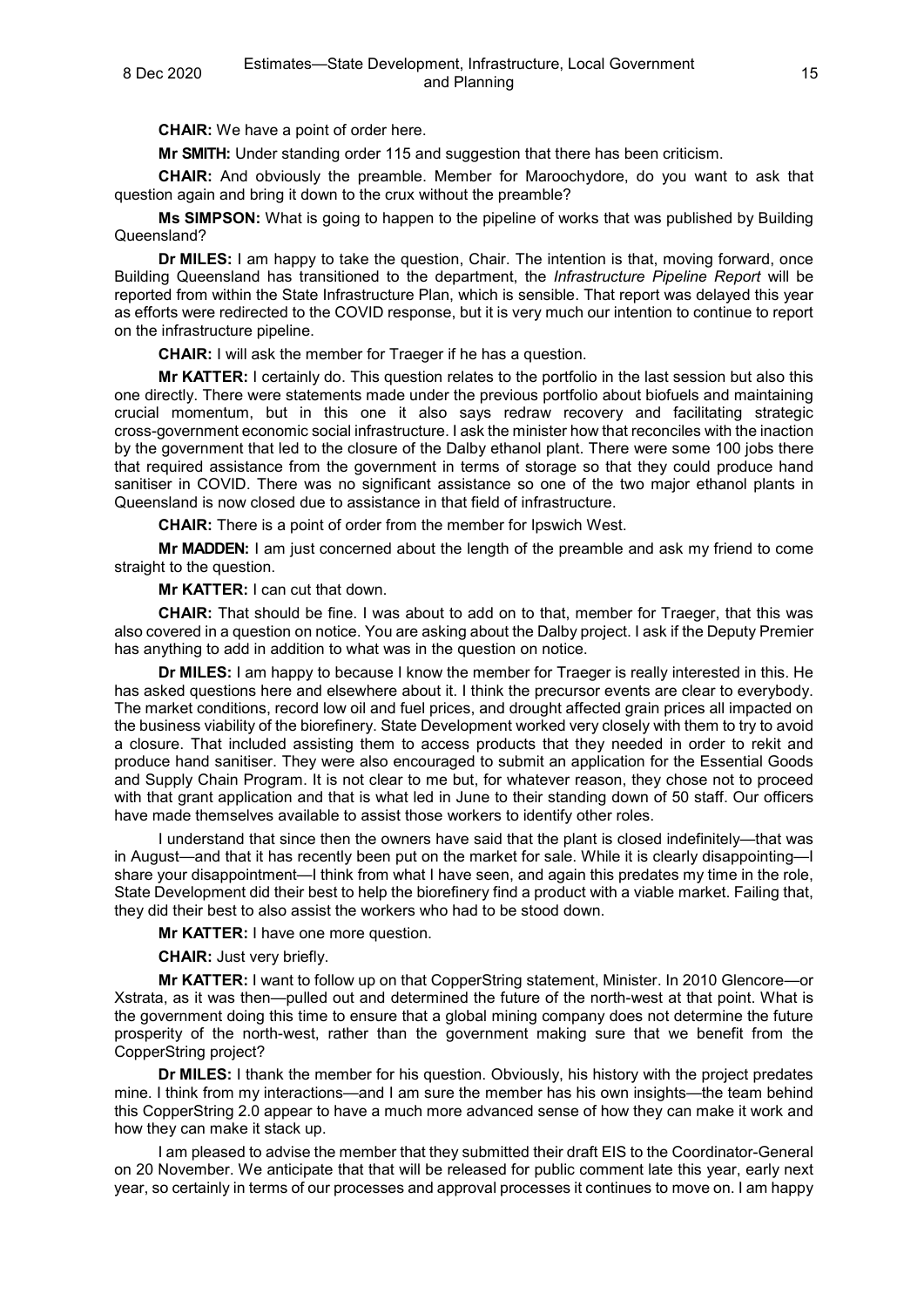**CHAIR:** We have a point of order here.

**Mr SMITH:** Under standing order 115 and suggestion that there has been criticism.

**CHAIR:** And obviously the preamble. Member for Maroochydore, do you want to ask that question again and bring it down to the crux without the preamble?

**Ms SIMPSON:** What is going to happen to the pipeline of works that was published by Building Queensland?

**Dr MILES:** I am happy to take the question, Chair. The intention is that, moving forward, once Building Queensland has transitioned to the department, the *Infrastructure Pipeline Report* will be reported from within the State Infrastructure Plan, which is sensible. That report was delayed this year as efforts were redirected to the COVID response, but it is very much our intention to continue to report on the infrastructure pipeline.

**CHAIR:** I will ask the member for Traeger if he has a question.

**Mr KATTER:** I certainly do. This question relates to the portfolio in the last session but also this one directly. There were statements made under the previous portfolio about biofuels and maintaining crucial momentum, but in this one it also says redraw recovery and facilitating strategic cross-government economic social infrastructure. I ask the minister how that reconciles with the inaction by the government that led to the closure of the Dalby ethanol plant. There were some 100 jobs there that required assistance from the government in terms of storage so that they could produce hand sanitiser in COVID. There was no significant assistance so one of the two major ethanol plants in Queensland is now closed due to assistance in that field of infrastructure.

**CHAIR:** There is a point of order from the member for Ipswich West.

**Mr MADDEN:** I am just concerned about the length of the preamble and ask my friend to come straight to the question.

**Mr KATTER:** I can cut that down.

**CHAIR:** That should be fine. I was about to add on to that, member for Traeger, that this was also covered in a question on notice. You are asking about the Dalby project. I ask if the Deputy Premier has anything to add in addition to what was in the question on notice.

**Dr MILES:** I am happy to because I know the member for Traeger is really interested in this. He has asked questions here and elsewhere about it. I think the precursor events are clear to everybody. The market conditions, record low oil and fuel prices, and drought affected grain prices all impacted on the business viability of the biorefinery. State Development worked very closely with them to try to avoid a closure. That included assisting them to access products that they needed in order to rekit and produce hand sanitiser. They were also encouraged to submit an application for the Essential Goods and Supply Chain Program. It is not clear to me but, for whatever reason, they chose not to proceed with that grant application and that is what led in June to their standing down of 50 staff. Our officers have made themselves available to assist those workers to identify other roles.

I understand that since then the owners have said that the plant is closed indefinitely—that was in August—and that it has recently been put on the market for sale. While it is clearly disappointing—I share your disappointment—I think from what I have seen, and again this predates my time in the role, State Development did their best to help the biorefinery find a product with a viable market. Failing that, they did their best to also assist the workers who had to be stood down.

**Mr KATTER:** I have one more question.

**CHAIR:** Just very briefly.

**Mr KATTER:** I want to follow up on that CopperString statement, Minister. In 2010 Glencore—or Xstrata, as it was then—pulled out and determined the future of the north-west at that point. What is the government doing this time to ensure that a global mining company does not determine the future prosperity of the north-west, rather than the government making sure that we benefit from the CopperString project?

**Dr MILES:** I thank the member for his question. Obviously, his history with the project predates mine. I think from my interactions—and I am sure the member has his own insights—the team behind this CopperString 2.0 appear to have a much more advanced sense of how they can make it work and how they can make it stack up.

I am pleased to advise the member that they submitted their draft EIS to the Coordinator-General on 20 November. We anticipate that that will be released for public comment late this year, early next year, so certainly in terms of our processes and approval processes it continues to move on. I am happy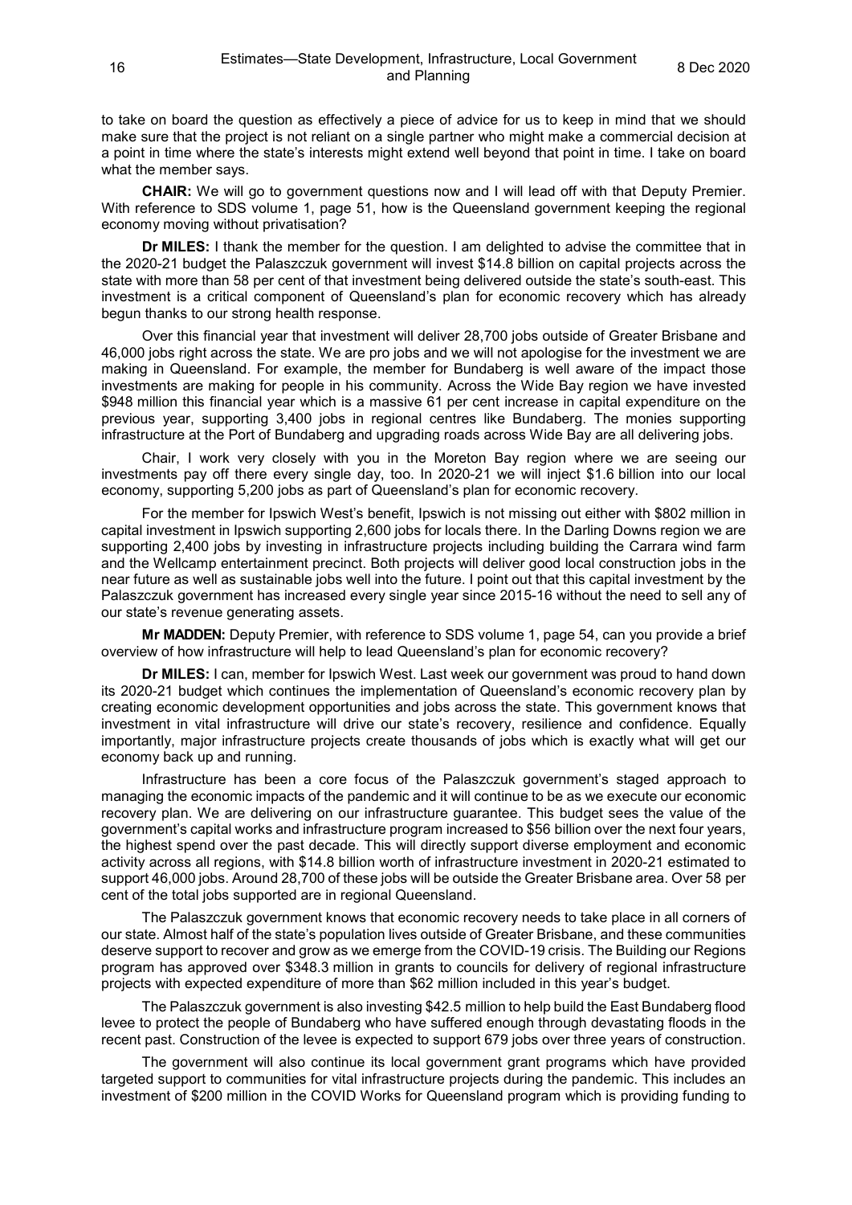to take on board the question as effectively a piece of advice for us to keep in mind that we should make sure that the project is not reliant on a single partner who might make a commercial decision at a point in time where the state's interests might extend well beyond that point in time. I take on board what the member says.

**CHAIR:** We will go to government questions now and I will lead off with that Deputy Premier. With reference to SDS volume 1, page 51, how is the Queensland government keeping the regional economy moving without privatisation?

**Dr MILES:** I thank the member for the question. I am delighted to advise the committee that in the 2020-21 budget the Palaszczuk government will invest $14.8 billion on capital projects across the state with more than 58 per cent of that investment being delivered outside the state's south-east. This investment is a critical component of Queensland's plan for economic recovery which has already begun thanks to our strong health response.

Over this financial year that investment will deliver 28,700 jobs outside of Greater Brisbane and 46,000 jobs right across the state. We are pro jobs and we will not apologise for the investment we are making in Queensland. For example, the member for Bundaberg is well aware of the impact those investments are making for people in his community. Across the Wide Bay region we have invested $948 million this financial year which is a massive 61 per cent increase in capital expenditure on the previous year, supporting 3,400 jobs in regional centres like Bundaberg. The monies supporting infrastructure at the Port of Bundaberg and upgrading roads across Wide Bay are all delivering jobs.

Chair, I work very closely with you in the Moreton Bay region where we are seeing our investments pay off there every single day, too. In 2020-21 we will inject $1.6 billion into our local economy, supporting 5,200 jobs as part of Queensland's plan for economic recovery.

For the member for Ipswich West's benefit, Ipswich is not missing out either with $802 million in capital investment in Ipswich supporting 2,600 jobs for locals there. In the Darling Downs region we are supporting 2,400 jobs by investing in infrastructure projects including building the Carrara wind farm and the Wellcamp entertainment precinct. Both projects will deliver good local construction jobs in the near future as well as sustainable jobs well into the future. I point out that this capital investment by the Palaszczuk government has increased every single year since 2015-16 without the need to sell any of our state's revenue generating assets.

**Mr MADDEN:** Deputy Premier, with reference to SDS volume 1, page 54, can you provide a brief overview of how infrastructure will help to lead Queensland's plan for economic recovery?

**Dr MILES:** I can, member for Ipswich West. Last week our government was proud to hand down its 2020-21 budget which continues the implementation of Queensland's economic recovery plan by creating economic development opportunities and jobs across the state. This government knows that investment in vital infrastructure will drive our state's recovery, resilience and confidence. Equally importantly, major infrastructure projects create thousands of jobs which is exactly what will get our economy back up and running.

Infrastructure has been a core focus of the Palaszczuk government's staged approach to managing the economic impacts of the pandemic and it will continue to be as we execute our economic recovery plan. We are delivering on our infrastructure guarantee. This budget sees the value of the government's capital works and infrastructure program increased to $56 billion over the next four years, the highest spend over the past decade. This will directly support diverse employment and economic activity across all regions, with $14.8 billion worth of infrastructure investment in 2020-21 estimated to support 46,000 jobs. Around 28,700 of these jobs will be outside the Greater Brisbane area. Over 58 per cent of the total jobs supported are in regional Queensland.

The Palaszczuk government knows that economic recovery needs to take place in all corners of our state. Almost half of the state's population lives outside of Greater Brisbane, and these communities deserve support to recover and grow as we emerge from the COVID-19 crisis. The Building our Regions program has approved over $348.3 million in grants to councils for delivery of regional infrastructure projects with expected expenditure of more than $62 million included in this year's budget.

The Palaszczuk government is also investing $42.5 million to help build the East Bundaberg flood levee to protect the people of Bundaberg who have suffered enough through devastating floods in the recent past. Construction of the levee is expected to support 679 jobs over three years of construction.

The government will also continue its local government grant programs which have provided targeted support to communities for vital infrastructure projects during the pandemic. This includes an investment of $200 million in the COVID Works for Queensland program which is providing funding to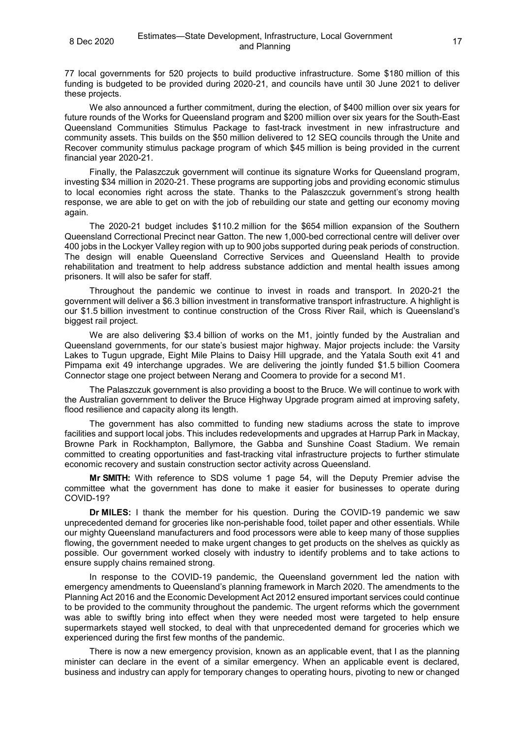77 local governments for 520 projects to build productive infrastructure. Some $180 million of this funding is budgeted to be provided during 2020-21, and councils have until 30 June 2021 to deliver these projects.

We also announced a further commitment, during the election, of $400 million over six years for future rounds of the Works for Queensland program and $200 million over six years for the South-East Queensland Communities Stimulus Package to fast-track investment in new infrastructure and community assets. This builds on the $50 million delivered to 12 SEQ councils through the Unite and Recover community stimulus package program of which $45 million is being provided in the current financial year 2020-21.

Finally, the Palaszczuk government will continue its signature Works for Queensland program, investing $34 million in 2020-21. These programs are supporting jobs and providing economic stimulus to local economies right across the state. Thanks to the Palaszczuk government's strong health response, we are able to get on with the job of rebuilding our state and getting our economy moving again.

The 2020-21 budget includes $110.2 million for the $654 million expansion of the Southern Queensland Correctional Precinct near Gatton. The new 1,000-bed correctional centre will deliver over 400 jobs in the Lockyer Valley region with up to 900 jobs supported during peak periods of construction. The design will enable Queensland Corrective Services and Queensland Health to provide rehabilitation and treatment to help address substance addiction and mental health issues among prisoners. It will also be safer for staff.

Throughout the pandemic we continue to invest in roads and transport. In 2020-21 the government will deliver a $6.3 billion investment in transformative transport infrastructure. A highlight is our $1.5 billion investment to continue construction of the Cross River Rail, which is Queensland's biggest rail project.

We are also delivering $3.4 billion of works on the M1, jointly funded by the Australian and Queensland governments, for our state's busiest major highway. Major projects include: the Varsity Lakes to Tugun upgrade, Eight Mile Plains to Daisy Hill upgrade, and the Yatala South exit 41 and Pimpama exit 49 interchange upgrades. We are delivering the jointly funded $1.5 billion Coomera Connector stage one project between Nerang and Coomera to provide for a second M1.

The Palaszczuk government is also providing a boost to the Bruce. We will continue to work with the Australian government to deliver the Bruce Highway Upgrade program aimed at improving safety, flood resilience and capacity along its length.

The government has also committed to funding new stadiums across the state to improve facilities and support local jobs. This includes redevelopments and upgrades at Harrup Park in Mackay, Browne Park in Rockhampton, Ballymore, the Gabba and Sunshine Coast Stadium. We remain committed to creating opportunities and fast-tracking vital infrastructure projects to further stimulate economic recovery and sustain construction sector activity across Queensland.

**Mr SMITH:** With reference to SDS volume 1 page 54, will the Deputy Premier advise the committee what the government has done to make it easier for businesses to operate during COVID-19?

**Dr MILES:** I thank the member for his question. During the COVID-19 pandemic we saw unprecedented demand for groceries like non-perishable food, toilet paper and other essentials. While our mighty Queensland manufacturers and food processors were able to keep many of those supplies flowing, the government needed to make urgent changes to get products on the shelves as quickly as possible. Our government worked closely with industry to identify problems and to take actions to ensure supply chains remained strong.

In response to the COVID-19 pandemic, the Queensland government led the nation with emergency amendments to Queensland's planning framework in March 2020. The amendments to the Planning Act 2016 and the Economic Development Act 2012 ensured important services could continue to be provided to the community throughout the pandemic. The urgent reforms which the government was able to swiftly bring into effect when they were needed most were targeted to help ensure supermarkets stayed well stocked, to deal with that unprecedented demand for groceries which we experienced during the first few months of the pandemic.

There is now a new emergency provision, known as an applicable event, that I as the planning minister can declare in the event of a similar emergency. When an applicable event is declared, business and industry can apply for temporary changes to operating hours, pivoting to new or changed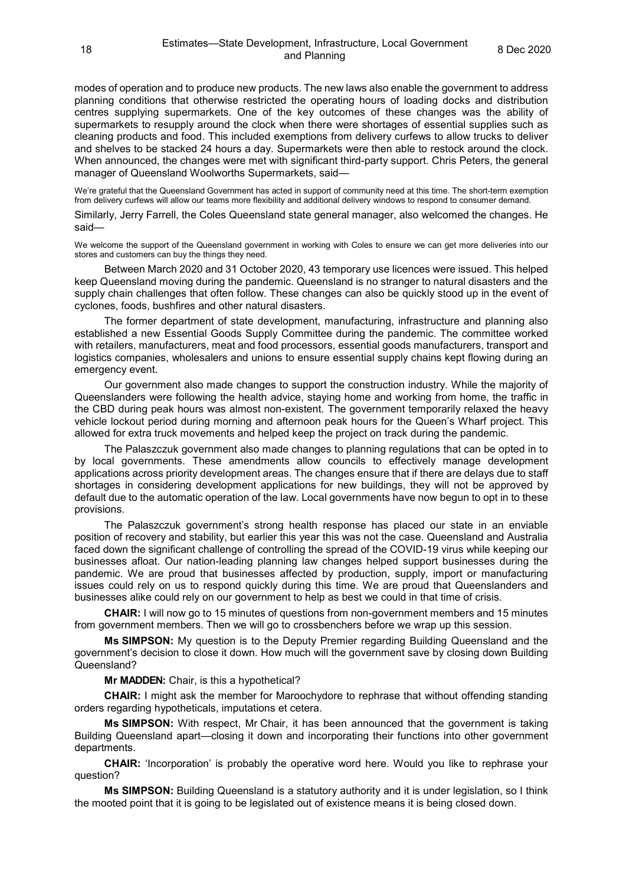modes of operation and to produce new products. The new laws also enable the government to address planning conditions that otherwise restricted the operating hours of loading docks and distribution centres supplying supermarkets. One of the key outcomes of these changes was the ability of supermarkets to resupply around the clock when there were shortages of essential supplies such as cleaning products and food. This included exemptions from delivery curfews to allow trucks to deliver and shelves to be stacked 24 hours a day. Supermarkets were then able to restock around the clock. When announced, the changes were met with significant third-party support. Chris Peters, the general manager of Queensland Woolworths Supermarkets, said—

> We're grateful that the Queensland Government has acted in support of community need at this time. The short-term exemption from delivery curfews will allow our teams more flexibility and additional delivery windows to respond to consumer demand.

Similarly, Jerry Farrell, the Coles Queensland state general manager, also welcomed the changes. He said—

> We welcome the support of the Queensland government in working with Coles to ensure we can get more deliveries into our stores and customers can buy the things they need.

Between March 2020 and 31 October 2020, 43 temporary use licences were issued. This helped keep Queensland moving during the pandemic. Queensland is no stranger to natural disasters and the supply chain challenges that often follow. These changes can also be quickly stood up in the event of cyclones, foods, bushfires and other natural disasters.

The former department of state development, manufacturing, infrastructure and planning also established a new Essential Goods Supply Committee during the pandemic. The committee worked with retailers, manufacturers, meat and food processors, essential goods manufacturers, transport and logistics companies, wholesalers and unions to ensure essential supply chains kept flowing during an emergency event.

Our government also made changes to support the construction industry. While the majority of Queenslanders were following the health advice, staying home and working from home, the traffic in the CBD during peak hours was almost non-existent. The government temporarily relaxed the heavy vehicle lockout period during morning and afternoon peak hours for the Queen's Wharf project. This allowed for extra truck movements and helped keep the project on track during the pandemic.

The Palaszczuk government also made changes to planning regulations that can be opted in to by local governments. These amendments allow councils to effectively manage development applications across priority development areas. The changes ensure that if there are delays due to staff shortages in considering development applications for new buildings, they will not be approved by default due to the automatic operation of the law. Local governments have now begun to opt in to these provisions.

The Palaszczuk government's strong health response has placed our state in an enviable position of recovery and stability, but earlier this year this was not the case. Queensland and Australia faced down the significant challenge of controlling the spread of the COVID-19 virus while keeping our businesses afloat. Our nation-leading planning law changes helped support businesses during the pandemic. We are proud that businesses affected by production, supply, import or manufacturing issues could rely on us to respond quickly during this time. We are proud that Queenslanders and businesses alike could rely on our government to help as best we could in that time of crisis.

**CHAIR:** I will now go to 15 minutes of questions from non-government members and 15 minutes from government members. Then we will go to crossbenchers before we wrap up this session.

**Ms SIMPSON:** My question is to the Deputy Premier regarding Building Queensland and the government's decision to close it down. How much will the government save by closing down Building Queensland?

**Mr MADDEN:** Chair, is this a hypothetical?

**CHAIR:** I might ask the member for Maroochydore to rephrase that without offending standing orders regarding hypotheticals, imputations et cetera.

**Ms SIMPSON:** With respect, Mr Chair, it has been announced that the government is taking Building Queensland apart—closing it down and incorporating their functions into other government departments.

**CHAIR:** 'Incorporation' is probably the operative word here. Would you like to rephrase your question?

**Ms SIMPSON:** Building Queensland is a statutory authority and it is under legislation, so I think the mooted point that it is going to be legislated out of existence means it is being closed down.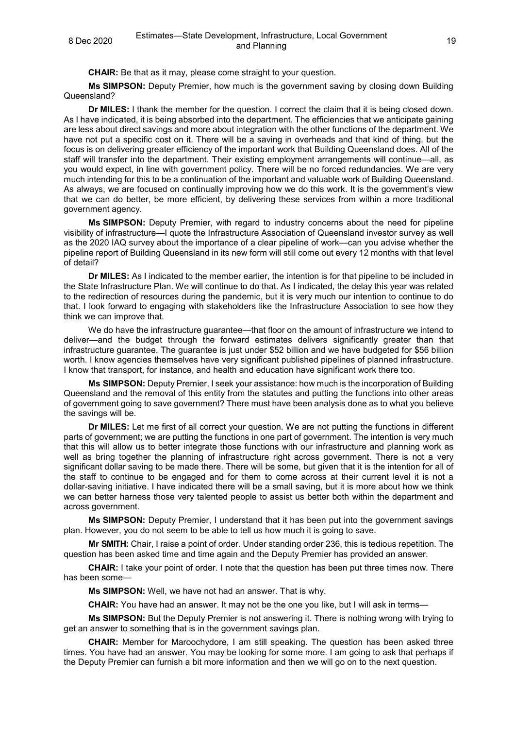**CHAIR:** Be that as it may, please come straight to your question.

**Ms SIMPSON:** Deputy Premier, how much is the government saving by closing down Building Queensland?

**Dr MILES:** I thank the member for the question. I correct the claim that it is being closed down. As I have indicated, it is being absorbed into the department. The efficiencies that we anticipate gaining are less about direct savings and more about integration with the other functions of the department. We have not put a specific cost on it. There will be a saving in overheads and that kind of thing, but the focus is on delivering greater efficiency of the important work that Building Queensland does. All of the staff will transfer into the department. Their existing employment arrangements will continue—all, as you would expect, in line with government policy. There will be no forced redundancies. We are very much intending for this to be a continuation of the important and valuable work of Building Queensland. As always, we are focused on continually improving how we do this work. It is the government's view that we can do better, be more efficient, by delivering these services from within a more traditional government agency.

**Ms SIMPSON:** Deputy Premier, with regard to industry concerns about the need for pipeline visibility of infrastructure—I quote the Infrastructure Association of Queensland investor survey as well as the 2020 IAQ survey about the importance of a clear pipeline of work—can you advise whether the pipeline report of Building Queensland in its new form will still come out every 12 months with that level of detail?

**Dr MILES:** As I indicated to the member earlier, the intention is for that pipeline to be included in the State Infrastructure Plan. We will continue to do that. As I indicated, the delay this year was related to the redirection of resources during the pandemic, but it is very much our intention to continue to do that. I look forward to engaging with stakeholders like the Infrastructure Association to see how they think we can improve that.

We do have the infrastructure guarantee—that floor on the amount of infrastructure we intend to deliver—and the budget through the forward estimates delivers significantly greater than that infrastructure guarantee. The guarantee is just under $52 billion and we have budgeted for $56 billion worth. I know agencies themselves have very significant published pipelines of planned infrastructure. I know that transport, for instance, and health and education have significant work there too.

**Ms SIMPSON:** Deputy Premier, I seek your assistance: how much is the incorporation of Building Queensland and the removal of this entity from the statutes and putting the functions into other areas of government going to save government? There must have been analysis done as to what you believe the savings will be.

**Dr MILES:** Let me first of all correct your question. We are not putting the functions in different parts of government; we are putting the functions in one part of government. The intention is very much that this will allow us to better integrate those functions with our infrastructure and planning work as well as bring together the planning of infrastructure right across government. There is not a very significant dollar saving to be made there. There will be some, but given that it is the intention for all of the staff to continue to be engaged and for them to come across at their current level it is not a dollar-saving initiative. I have indicated there will be a small saving, but it is more about how we think we can better harness those very talented people to assist us better both within the department and across government.

**Ms SIMPSON:** Deputy Premier, I understand that it has been put into the government savings plan. However, you do not seem to be able to tell us how much it is going to save.

**Mr SMITH:** Chair, I raise a point of order. Under standing order 236, this is tedious repetition. The question has been asked time and time again and the Deputy Premier has provided an answer.

**CHAIR:** I take your point of order. I note that the question has been put three times now. There has been some—

**Ms SIMPSON:** Well, we have not had an answer. That is why.

**CHAIR:** You have had an answer. It may not be the one you like, but I will ask in terms—

**Ms SIMPSON:** But the Deputy Premier is not answering it. There is nothing wrong with trying to get an answer to something that is in the government savings plan.

**CHAIR:** Member for Maroochydore, I am still speaking. The question has been asked three times. You have had an answer. You may be looking for some more. I am going to ask that perhaps if the Deputy Premier can furnish a bit more information and then we will go on to the next question.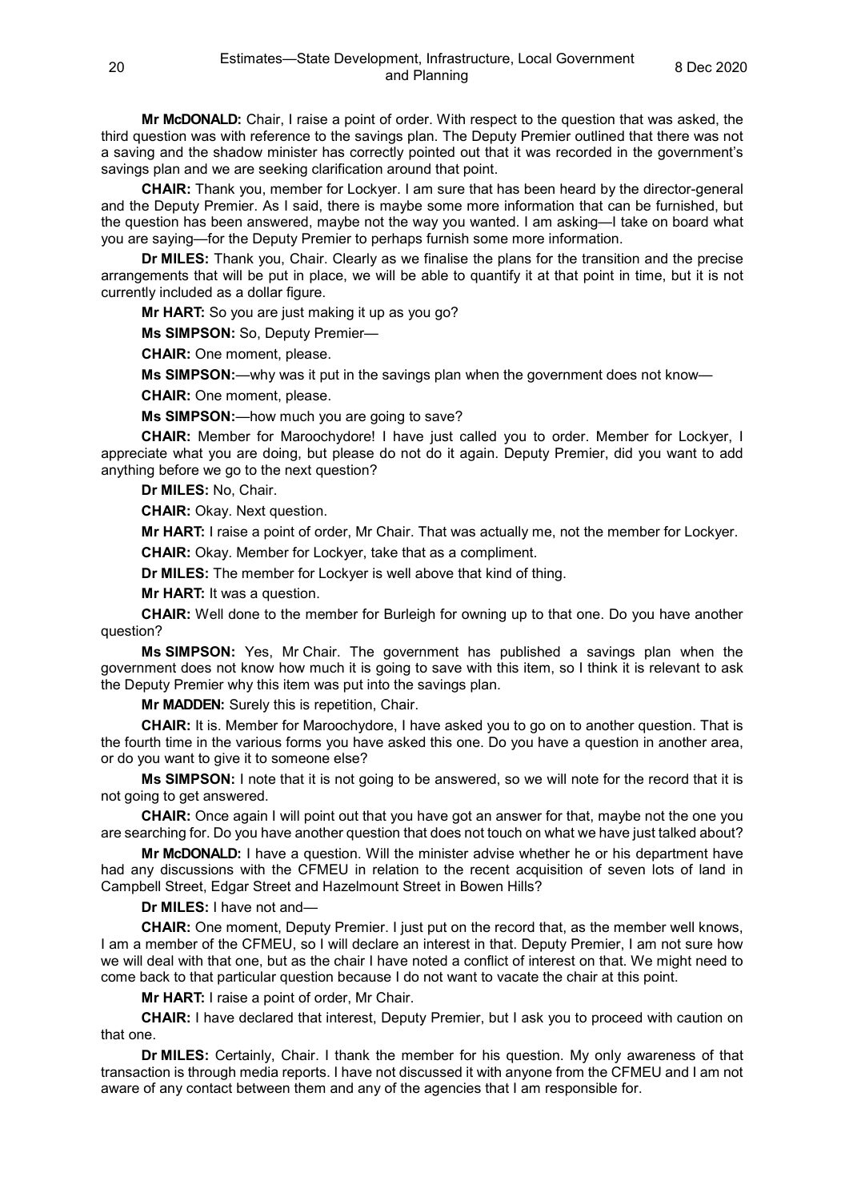**Mr McDONALD:** Chair, I raise a point of order. With respect to the question that was asked, the third question was with reference to the savings plan. The Deputy Premier outlined that there was not a saving and the shadow minister has correctly pointed out that it was recorded in the government's savings plan and we are seeking clarification around that point.

**CHAIR:** Thank you, member for Lockyer. I am sure that has been heard by the director-general and the Deputy Premier. As I said, there is maybe some more information that can be furnished, but the question has been answered, maybe not the way you wanted. I am asking—I take on board what you are saying—for the Deputy Premier to perhaps furnish some more information.

**Dr MILES:** Thank you, Chair. Clearly as we finalise the plans for the transition and the precise arrangements that will be put in place, we will be able to quantify it at that point in time, but it is not currently included as a dollar figure.

**Mr HART:** So you are just making it up as you go?

**Ms SIMPSON:** So, Deputy Premier—

**CHAIR:** One moment, please.

**Ms SIMPSON:**—why was it put in the savings plan when the government does not know—

**CHAIR:** One moment, please.

**Ms SIMPSON:**—how much you are going to save?

**CHAIR:** Member for Maroochydore! I have just called you to order. Member for Lockyer, I appreciate what you are doing, but please do not do it again. Deputy Premier, did you want to add anything before we go to the next question?

**Dr MILES:** No, Chair.

**CHAIR:** Okay. Next question.

**Mr HART:** I raise a point of order, Mr Chair. That was actually me, not the member for Lockyer.

**CHAIR:** Okay. Member for Lockyer, take that as a compliment.

**Dr MILES:** The member for Lockyer is well above that kind of thing.

**Mr HART:** It was a question.

**CHAIR:** Well done to the member for Burleigh for owning up to that one. Do you have another question?

**Ms SIMPSON:** Yes, Mr Chair. The government has published a savings plan when the government does not know how much it is going to save with this item, so I think it is relevant to ask the Deputy Premier why this item was put into the savings plan.

**Mr MADDEN:** Surely this is repetition, Chair.

**CHAIR:** It is. Member for Maroochydore, I have asked you to go on to another question. That is the fourth time in the various forms you have asked this one. Do you have a question in another area, or do you want to give it to someone else?

**Ms SIMPSON:** I note that it is not going to be answered, so we will note for the record that it is not going to get answered.

**CHAIR:** Once again I will point out that you have got an answer for that, maybe not the one you are searching for. Do you have another question that does not touch on what we have just talked about?

**Mr McDONALD:** I have a question. Will the minister advise whether he or his department have had any discussions with the CFMEU in relation to the recent acquisition of seven lots of land in Campbell Street, Edgar Street and Hazelmount Street in Bowen Hills?

**Dr MILES:** I have not and—

**CHAIR:** One moment, Deputy Premier. I just put on the record that, as the member well knows, I am a member of the CFMEU, so I will declare an interest in that. Deputy Premier, I am not sure how we will deal with that one, but as the chair I have noted a conflict of interest on that. We might need to come back to that particular question because I do not want to vacate the chair at this point.

**Mr HART:** I raise a point of order, Mr Chair.

**CHAIR:** I have declared that interest, Deputy Premier, but I ask you to proceed with caution on that one.

**Dr MILES:** Certainly, Chair. I thank the member for his question. My only awareness of that transaction is through media reports. I have not discussed it with anyone from the CFMEU and I am not aware of any contact between them and any of the agencies that I am responsible for.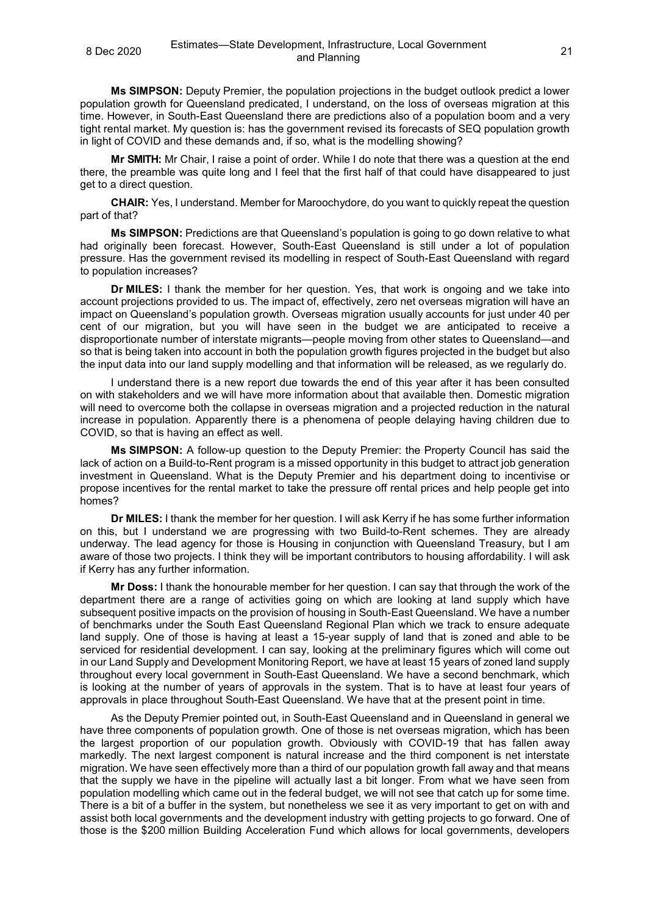**Ms SIMPSON:** Deputy Premier, the population projections in the budget outlook predict a lower population growth for Queensland predicated, I understand, on the loss of overseas migration at this time. However, in South-East Queensland there are predictions also of a population boom and a very tight rental market. My question is: has the government revised its forecasts of SEQ population growth in light of COVID and these demands and, if so, what is the modelling showing?

**Mr SMITH:** Mr Chair, I raise a point of order. While I do note that there was a question at the end there, the preamble was quite long and I feel that the first half of that could have disappeared to just get to a direct question.

**CHAIR:** Yes, I understand. Member for Maroochydore, do you want to quickly repeat the question part of that?

**Ms SIMPSON:** Predictions are that Queensland's population is going to go down relative to what had originally been forecast. However, South-East Queensland is still under a lot of population pressure. Has the government revised its modelling in respect of South-East Queensland with regard to population increases?

**Dr MILES:** I thank the member for her question. Yes, that work is ongoing and we take into account projections provided to us. The impact of, effectively, zero net overseas migration will have an impact on Queensland's population growth. Overseas migration usually accounts for just under 40 per cent of our migration, but you will have seen in the budget we are anticipated to receive a disproportionate number of interstate migrants—people moving from other states to Queensland—and so that is being taken into account in both the population growth figures projected in the budget but also the input data into our land supply modelling and that information will be released, as we regularly do.

I understand there is a new report due towards the end of this year after it has been consulted on with stakeholders and we will have more information about that available then. Domestic migration will need to overcome both the collapse in overseas migration and a projected reduction in the natural increase in population. Apparently there is a phenomena of people delaying having children due to COVID, so that is having an effect as well.

**Ms SIMPSON:** A follow-up question to the Deputy Premier: the Property Council has said the lack of action on a Build-to-Rent program is a missed opportunity in this budget to attract job generation investment in Queensland. What is the Deputy Premier and his department doing to incentivise or propose incentives for the rental market to take the pressure off rental prices and help people get into homes?

**Dr MILES:** I thank the member for her question. I will ask Kerry if he has some further information on this, but I understand we are progressing with two Build-to-Rent schemes. They are already underway. The lead agency for those is Housing in conjunction with Queensland Treasury, but I am aware of those two projects. I think they will be important contributors to housing affordability. I will ask if Kerry has any further information.

**Mr Doss:** I thank the honourable member for her question. I can say that through the work of the department there are a range of activities going on which are looking at land supply which have subsequent positive impacts on the provision of housing in South-East Queensland. We have a number of benchmarks under the South East Queensland Regional Plan which we track to ensure adequate land supply. One of those is having at least a 15-year supply of land that is zoned and able to be serviced for residential development. I can say, looking at the preliminary figures which will come out in our Land Supply and Development Monitoring Report, we have at least 15 years of zoned land supply throughout every local government in South-East Queensland. We have a second benchmark, which is looking at the number of years of approvals in the system. That is to have at least four years of approvals in place throughout South-East Queensland. We have that at the present point in time.

As the Deputy Premier pointed out, in South-East Queensland and in Queensland in general we have three components of population growth. One of those is net overseas migration, which has been the largest proportion of our population growth. Obviously with COVID-19 that has fallen away markedly. The next largest component is natural increase and the third component is net interstate migration. We have seen effectively more than a third of our population growth fall away and that means that the supply we have in the pipeline will actually last a bit longer. From what we have seen from population modelling which came out in the federal budget, we will not see that catch up for some time. There is a bit of a buffer in the system, but nonetheless we see it as very important to get on with and assist both local governments and the development industry with getting projects to go forward. One of those is the $200 million Building Acceleration Fund which allows for local governments, developers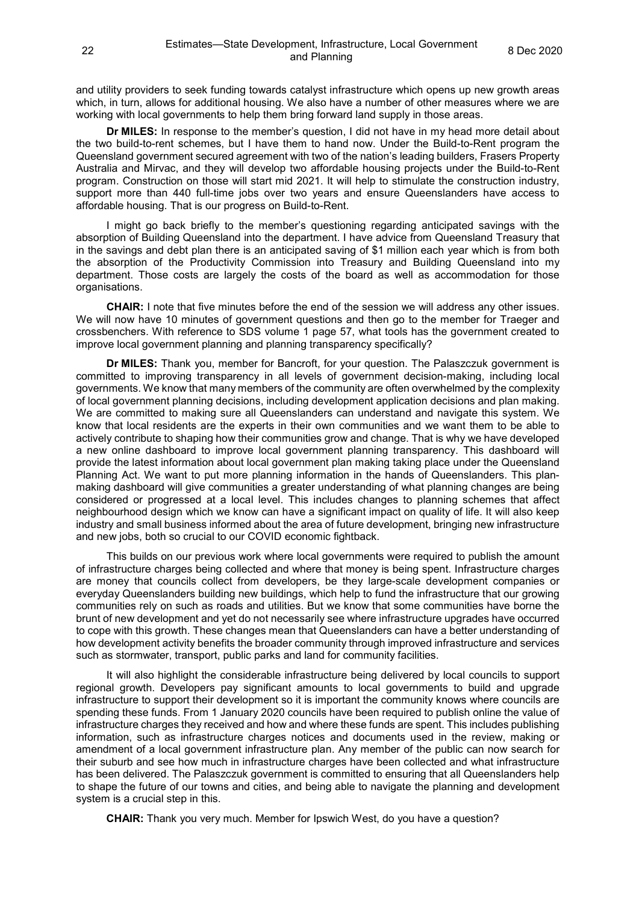and utility providers to seek funding towards catalyst infrastructure which opens up new growth areas which, in turn, allows for additional housing. We also have a number of other measures where we are working with local governments to help them bring forward land supply in those areas.

**Dr MILES:** In response to the member's question, I did not have in my head more detail about the two build-to-rent schemes, but I have them to hand now. Under the Build-to-Rent program the Queensland government secured agreement with two of the nation's leading builders, Frasers Property Australia and Mirvac, and they will develop two affordable housing projects under the Build-to-Rent program. Construction on those will start mid 2021. It will help to stimulate the construction industry, support more than 440 full-time jobs over two years and ensure Queenslanders have access to affordable housing. That is our progress on Build-to-Rent.

I might go back briefly to the member's questioning regarding anticipated savings with the absorption of Building Queensland into the department. I have advice from Queensland Treasury that in the savings and debt plan there is an anticipated saving of $1 million each year which is from both the absorption of the Productivity Commission into Treasury and Building Queensland into my department. Those costs are largely the costs of the board as well as accommodation for those organisations.

**CHAIR:** I note that five minutes before the end of the session we will address any other issues. We will now have 10 minutes of government questions and then go to the member for Traeger and crossbenchers. With reference to SDS volume 1 page 57, what tools has the government created to improve local government planning and planning transparency specifically?

**Dr MILES:** Thank you, member for Bancroft, for your question. The Palaszczuk government is committed to improving transparency in all levels of government decision-making, including local governments. We know that many members of the community are often overwhelmed by the complexity of local government planning decisions, including development application decisions and plan making. We are committed to making sure all Queenslanders can understand and navigate this system. We know that local residents are the experts in their own communities and we want them to be able to actively contribute to shaping how their communities grow and change. That is why we have developed a new online dashboard to improve local government planning transparency. This dashboard will provide the latest information about local government plan making taking place under the Queensland Planning Act. We want to put more planning information in the hands of Queenslanders. This plan-making dashboard will give communities a greater understanding of what planning changes are being considered or progressed at a local level. This includes changes to planning schemes that affect neighbourhood design which we know can have a significant impact on quality of life. It will also keep industry and small business informed about the area of future development, bringing new infrastructure and new jobs, both so crucial to our COVID economic fightback.

This builds on our previous work where local governments were required to publish the amount of infrastructure charges being collected and where that money is being spent. Infrastructure charges are money that councils collect from developers, be they large-scale development companies or everyday Queenslanders building new buildings, which help to fund the infrastructure that our growing communities rely on such as roads and utilities. But we know that some communities have borne the brunt of new development and yet do not necessarily see where infrastructure upgrades have occurred to cope with this growth. These changes mean that Queenslanders can have a better understanding of how development activity benefits the broader community through improved infrastructure and services such as stormwater, transport, public parks and land for community facilities.

It will also highlight the considerable infrastructure being delivered by local councils to support regional growth. Developers pay significant amounts to local governments to build and upgrade infrastructure to support their development so it is important the community knows where councils are spending these funds. From 1 January 2020 councils have been required to publish online the value of infrastructure charges they received and how and where these funds are spent. This includes publishing information, such as infrastructure charges notices and documents used in the review, making or amendment of a local government infrastructure plan. Any member of the public can now search for their suburb and see how much in infrastructure charges have been collected and what infrastructure has been delivered. The Palaszczuk government is committed to ensuring that all Queenslanders help to shape the future of our towns and cities, and being able to navigate the planning and development system is a crucial step in this.

**CHAIR:** Thank you very much. Member for Ipswich West, do you have a question?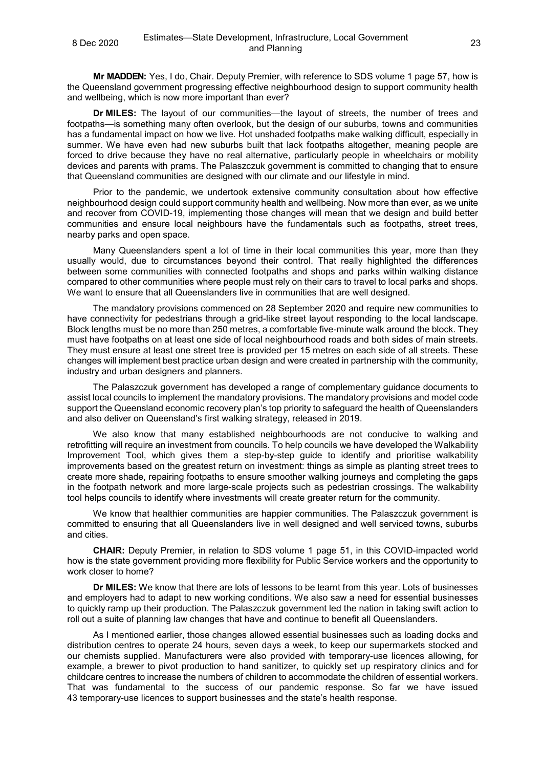**Mr MADDEN:** Yes, I do, Chair. Deputy Premier, with reference to SDS volume 1 page 57, how is the Queensland government progressing effective neighbourhood design to support community health and wellbeing, which is now more important than ever?

**Dr MILES:** The layout of our communities—the layout of streets, the number of trees and footpaths—is something many often overlook, but the design of our suburbs, towns and communities has a fundamental impact on how we live. Hot unshaded footpaths make walking difficult, especially in summer. We have even had new suburbs built that lack footpaths altogether, meaning people are forced to drive because they have no real alternative, particularly people in wheelchairs or mobility devices and parents with prams. The Palaszczuk government is committed to changing that to ensure that Queensland communities are designed with our climate and our lifestyle in mind.

Prior to the pandemic, we undertook extensive community consultation about how effective neighbourhood design could support community health and wellbeing. Now more than ever, as we unite and recover from COVID-19, implementing those changes will mean that we design and build better communities and ensure local neighbours have the fundamentals such as footpaths, street trees, nearby parks and open space.

Many Queenslanders spent a lot of time in their local communities this year, more than they usually would, due to circumstances beyond their control. That really highlighted the differences between some communities with connected footpaths and shops and parks within walking distance compared to other communities where people must rely on their cars to travel to local parks and shops. We want to ensure that all Queenslanders live in communities that are well designed.

The mandatory provisions commenced on 28 September 2020 and require new communities to have connectivity for pedestrians through a grid-like street layout responding to the local landscape. Block lengths must be no more than 250 metres, a comfortable five-minute walk around the block. They must have footpaths on at least one side of local neighbourhood roads and both sides of main streets. They must ensure at least one street tree is provided per 15 metres on each side of all streets. These changes will implement best practice urban design and were created in partnership with the community, industry and urban designers and planners.

The Palaszczuk government has developed a range of complementary guidance documents to assist local councils to implement the mandatory provisions. The mandatory provisions and model code support the Queensland economic recovery plan's top priority to safeguard the health of Queenslanders and also deliver on Queensland's first walking strategy, released in 2019.

We also know that many established neighbourhoods are not conducive to walking and retrofitting will require an investment from councils. To help councils we have developed the Walkability Improvement Tool, which gives them a step-by-step guide to identify and prioritise walkability improvements based on the greatest return on investment: things as simple as planting street trees to create more shade, repairing footpaths to ensure smoother walking journeys and completing the gaps in the footpath network and more large-scale projects such as pedestrian crossings. The walkability tool helps councils to identify where investments will create greater return for the community.

We know that healthier communities are happier communities. The Palaszczuk government is committed to ensuring that all Queenslanders live in well designed and well serviced towns, suburbs and cities.

**CHAIR:** Deputy Premier, in relation to SDS volume 1 page 51, in this COVID-impacted world how is the state government providing more flexibility for Public Service workers and the opportunity to work closer to home?

**Dr MILES:** We know that there are lots of lessons to be learnt from this year. Lots of businesses and employers had to adapt to new working conditions. We also saw a need for essential businesses to quickly ramp up their production. The Palaszczuk government led the nation in taking swift action to roll out a suite of planning law changes that have and continue to benefit all Queenslanders.

As I mentioned earlier, those changes allowed essential businesses such as loading docks and distribution centres to operate 24 hours, seven days a week, to keep our supermarkets stocked and our chemists supplied. Manufacturers were also provided with temporary-use licences allowing, for example, a brewer to pivot production to hand sanitizer, to quickly set up respiratory clinics and for childcare centres to increase the numbers of children to accommodate the children of essential workers. That was fundamental to the success of our pandemic response. So far we have issued 43 temporary-use licences to support businesses and the state's health response.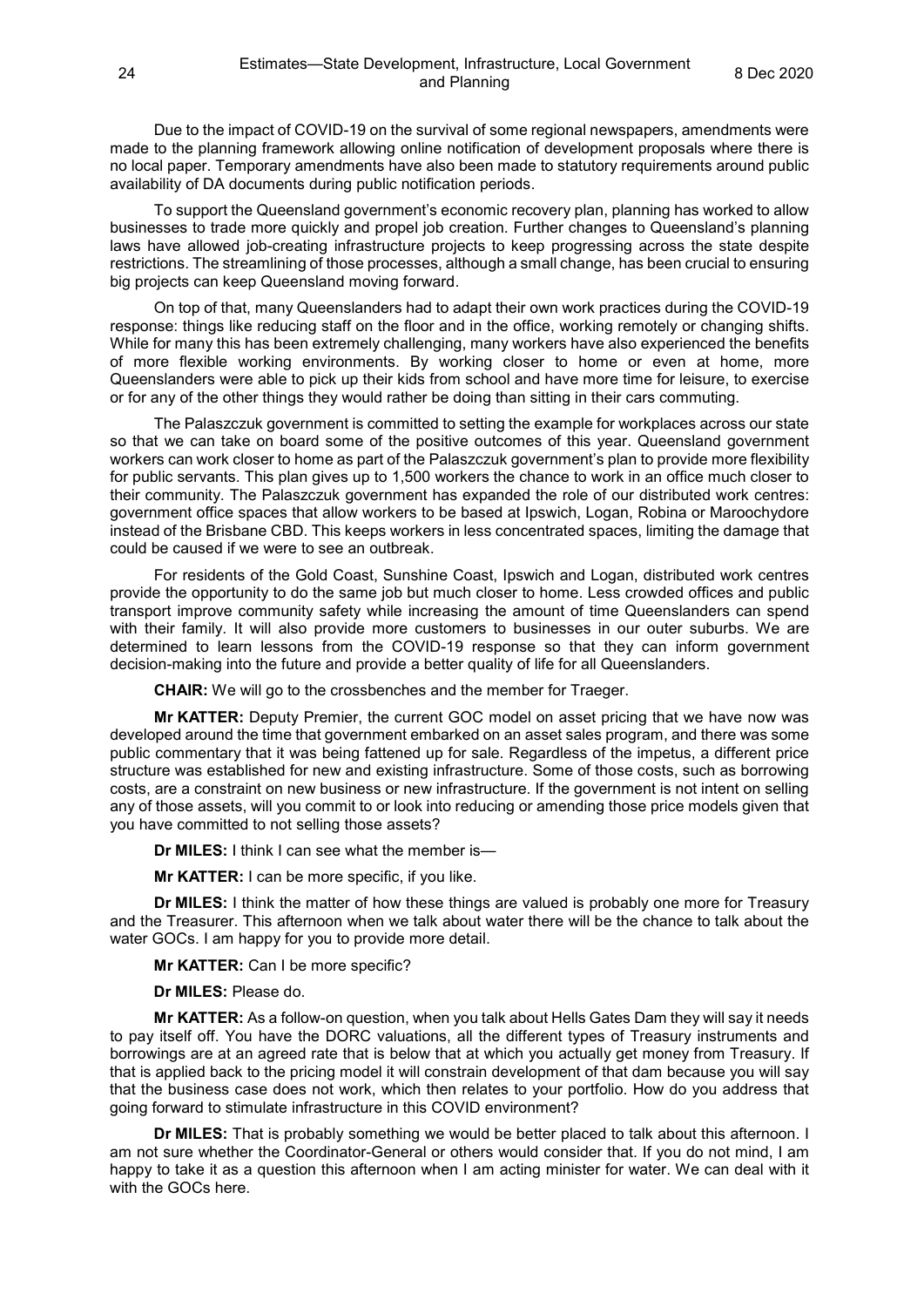Due to the impact of COVID-19 on the survival of some regional newspapers, amendments were made to the planning framework allowing online notification of development proposals where there is no local paper. Temporary amendments have also been made to statutory requirements around public availability of DA documents during public notification periods.

To support the Queensland government's economic recovery plan, planning has worked to allow businesses to trade more quickly and propel job creation. Further changes to Queensland's planning laws have allowed job-creating infrastructure projects to keep progressing across the state despite restrictions. The streamlining of those processes, although a small change, has been crucial to ensuring big projects can keep Queensland moving forward.

On top of that, many Queenslanders had to adapt their own work practices during the COVID-19 response: things like reducing staff on the floor and in the office, working remotely or changing shifts. While for many this has been extremely challenging, many workers have also experienced the benefits of more flexible working environments. By working closer to home or even at home, more Queenslanders were able to pick up their kids from school and have more time for leisure, to exercise or for any of the other things they would rather be doing than sitting in their cars commuting.

The Palaszczuk government is committed to setting the example for workplaces across our state so that we can take on board some of the positive outcomes of this year. Queensland government workers can work closer to home as part of the Palaszczuk government's plan to provide more flexibility for public servants. This plan gives up to 1,500 workers the chance to work in an office much closer to their community. The Palaszczuk government has expanded the role of our distributed work centres: government office spaces that allow workers to be based at Ipswich, Logan, Robina or Maroochydore instead of the Brisbane CBD. This keeps workers in less concentrated spaces, limiting the damage that could be caused if we were to see an outbreak.

For residents of the Gold Coast, Sunshine Coast, Ipswich and Logan, distributed work centres provide the opportunity to do the same job but much closer to home. Less crowded offices and public transport improve community safety while increasing the amount of time Queenslanders can spend with their family. It will also provide more customers to businesses in our outer suburbs. We are determined to learn lessons from the COVID-19 response so that they can inform government decision-making into the future and provide a better quality of life for all Queenslanders.

**CHAIR:** We will go to the crossbenches and the member for Traeger.

**Mr KATTER:** Deputy Premier, the current GOC model on asset pricing that we have now was developed around the time that government embarked on an asset sales program, and there was some public commentary that it was being fattened up for sale. Regardless of the impetus, a different price structure was established for new and existing infrastructure. Some of those costs, such as borrowing costs, are a constraint on new business or new infrastructure. If the government is not intent on selling any of those assets, will you commit to or look into reducing or amending those price models given that you have committed to not selling those assets?

**Dr MILES:** I think I can see what the member is—

**Mr KATTER:** I can be more specific, if you like.

**Dr MILES:** I think the matter of how these things are valued is probably one more for Treasury and the Treasurer. This afternoon when we talk about water there will be the chance to talk about the water GOCs. I am happy for you to provide more detail.

**Mr KATTER:** Can I be more specific?

**Dr MILES:** Please do.

**Mr KATTER:** As a follow-on question, when you talk about Hells Gates Dam they will say it needs to pay itself off. You have the DORC valuations, all the different types of Treasury instruments and borrowings are at an agreed rate that is below that at which you actually get money from Treasury. If that is applied back to the pricing model it will constrain development of that dam because you will say that the business case does not work, which then relates to your portfolio. How do you address that going forward to stimulate infrastructure in this COVID environment?

**Dr MILES:** That is probably something we would be better placed to talk about this afternoon. I am not sure whether the Coordinator-General or others would consider that. If you do not mind, I am happy to take it as a question this afternoon when I am acting minister for water. We can deal with it with the GOCs here.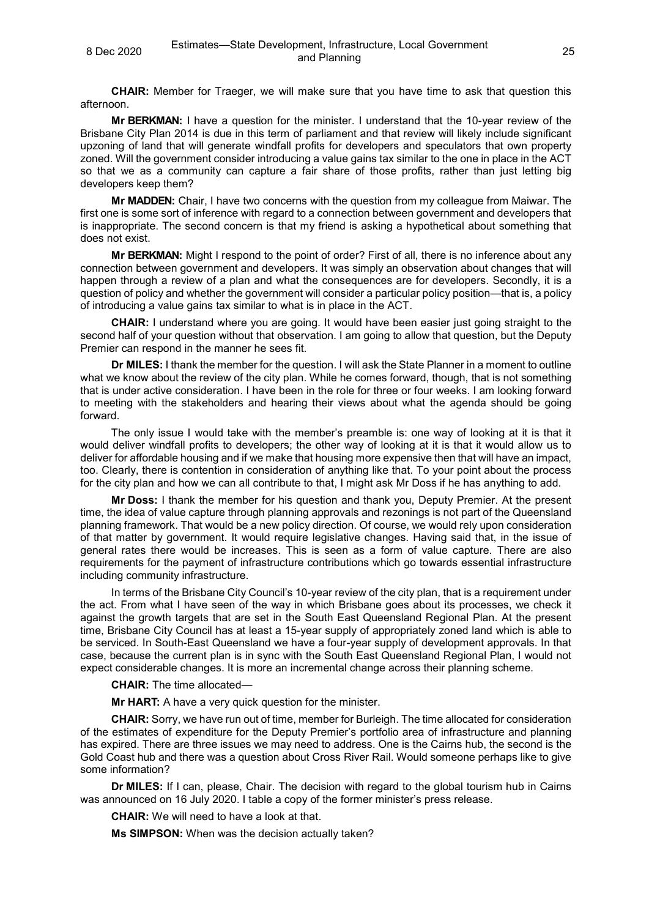**CHAIR:** Member for Traeger, we will make sure that you have time to ask that question this afternoon.

**Mr BERKMAN:** I have a question for the minister. I understand that the 10-year review of the Brisbane City Plan 2014 is due in this term of parliament and that review will likely include significant upzoning of land that will generate windfall profits for developers and speculators that own property zoned. Will the government consider introducing a value gains tax similar to the one in place in the ACT so that we as a community can capture a fair share of those profits, rather than just letting big developers keep them?

**Mr MADDEN:** Chair, I have two concerns with the question from my colleague from Maiwar. The first one is some sort of inference with regard to a connection between government and developers that is inappropriate. The second concern is that my friend is asking a hypothetical about something that does not exist.

**Mr BERKMAN:** Might I respond to the point of order? First of all, there is no inference about any connection between government and developers. It was simply an observation about changes that will happen through a review of a plan and what the consequences are for developers. Secondly, it is a question of policy and whether the government will consider a particular policy position—that is, a policy of introducing a value gains tax similar to what is in place in the ACT.

**CHAIR:** I understand where you are going. It would have been easier just going straight to the second half of your question without that observation. I am going to allow that question, but the Deputy Premier can respond in the manner he sees fit.

**Dr MILES:** I thank the member for the question. I will ask the State Planner in a moment to outline what we know about the review of the city plan. While he comes forward, though, that is not something that is under active consideration. I have been in the role for three or four weeks. I am looking forward to meeting with the stakeholders and hearing their views about what the agenda should be going forward.

The only issue I would take with the member's preamble is: one way of looking at it is that it would deliver windfall profits to developers; the other way of looking at it is that it would allow us to deliver for affordable housing and if we make that housing more expensive then that will have an impact, too. Clearly, there is contention in consideration of anything like that. To your point about the process for the city plan and how we can all contribute to that, I might ask Mr Doss if he has anything to add.

**Mr Doss:** I thank the member for his question and thank you, Deputy Premier. At the present time, the idea of value capture through planning approvals and rezonings is not part of the Queensland planning framework. That would be a new policy direction. Of course, we would rely upon consideration of that matter by government. It would require legislative changes. Having said that, in the issue of general rates there would be increases. This is seen as a form of value capture. There are also requirements for the payment of infrastructure contributions which go towards essential infrastructure including community infrastructure.

In terms of the Brisbane City Council's 10-year review of the city plan, that is a requirement under the act. From what I have seen of the way in which Brisbane goes about its processes, we check it against the growth targets that are set in the South East Queensland Regional Plan. At the present time, Brisbane City Council has at least a 15-year supply of appropriately zoned land which is able to be serviced. In South-East Queensland we have a four-year supply of development approvals. In that case, because the current plan is in sync with the South East Queensland Regional Plan, I would not expect considerable changes. It is more an incremental change across their planning scheme.

**CHAIR:** The time allocated—

**Mr HART:** A have a very quick question for the minister.

**CHAIR:** Sorry, we have run out of time, member for Burleigh. The time allocated for consideration of the estimates of expenditure for the Deputy Premier's portfolio area of infrastructure and planning has expired. There are three issues we may need to address. One is the Cairns hub, the second is the Gold Coast hub and there was a question about Cross River Rail. Would someone perhaps like to give some information?

**Dr MILES:** If I can, please, Chair. The decision with regard to the global tourism hub in Cairns was announced on 16 July 2020. I table a copy of the former minister's press release.

**CHAIR:** We will need to have a look at that.

**Ms SIMPSON:** When was the decision actually taken?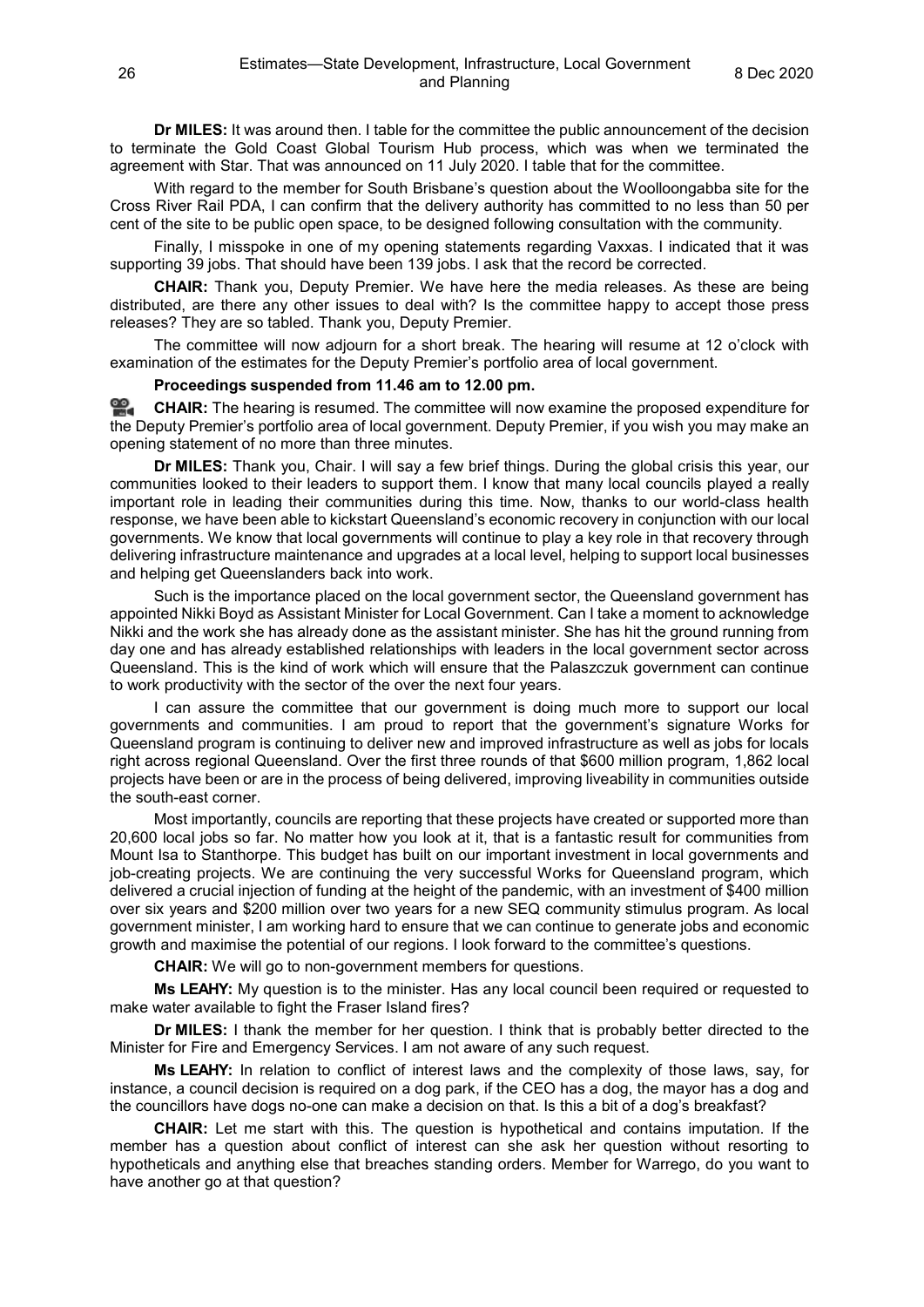**Dr MILES:** It was around then. I table for the committee the public announcement of the decision to terminate the Gold Coast Global Tourism Hub process, which was when we terminated the agreement with Star. That was announced on 11 July 2020. I table that for the committee.

With regard to the member for South Brisbane's question about the Woolloongabba site for the Cross River Rail PDA, I can confirm that the delivery authority has committed to no less than 50 per cent of the site to be public open space, to be designed following consultation with the community.

Finally, I misspoke in one of my opening statements regarding Vaxxas. I indicated that it was supporting 39 jobs. That should have been 139 jobs. I ask that the record be corrected.

**CHAIR:** Thank you, Deputy Premier. We have here the media releases. As these are being distributed, are there any other issues to deal with? Is the committee happy to accept those press releases? They are so tabled. Thank you, Deputy Premier.

The committee will now adjourn for a short break. The hearing will resume at 12 o'clock with examination of the estimates for the Deputy Premier's portfolio area of local government.

**Proceedings suspended from 11.46 am to 12.00 pm.**

**CHAIR:** The hearing is resumed. The committee will now examine the proposed expenditure for the Deputy Premier's portfolio area of local government. Deputy Premier, if you wish you may make an opening statement of no more than three minutes.

**Dr MILES:** Thank you, Chair. I will say a few brief things. During the global crisis this year, our communities looked to their leaders to support them. I know that many local councils played a really important role in leading their communities during this time. Now, thanks to our world-class health response, we have been able to kickstart Queensland's economic recovery in conjunction with our local governments. We know that local governments will continue to play a key role in that recovery through delivering infrastructure maintenance and upgrades at a local level, helping to support local businesses and helping get Queenslanders back into work.

Such is the importance placed on the local government sector, the Queensland government has appointed Nikki Boyd as Assistant Minister for Local Government. Can I take a moment to acknowledge Nikki and the work she has already done as the assistant minister. She has hit the ground running from day one and has already established relationships with leaders in the local government sector across Queensland. This is the kind of work which will ensure that the Palaszczuk government can continue to work productivity with the sector of the over the next four years.

I can assure the committee that our government is doing much more to support our local governments and communities. I am proud to report that the government's signature Works for Queensland program is continuing to deliver new and improved infrastructure as well as jobs for locals right across regional Queensland. Over the first three rounds of that $600 million program, 1,862 local projects have been or are in the process of being delivered, improving liveability in communities outside the south-east corner.

Most importantly, councils are reporting that these projects have created or supported more than 20,600 local jobs so far. No matter how you look at it, that is a fantastic result for communities from Mount Isa to Stanthorpe. This budget has built on our important investment in local governments and job-creating projects. We are continuing the very successful Works for Queensland program, which delivered a crucial injection of funding at the height of the pandemic, with an investment of $400 million over six years and $200 million over two years for a new SEQ community stimulus program. As local government minister, I am working hard to ensure that we can continue to generate jobs and economic growth and maximise the potential of our regions. I look forward to the committee's questions.

**CHAIR:** We will go to non-government members for questions.

**Ms LEAHY:** My question is to the minister. Has any local council been required or requested to make water available to fight the Fraser Island fires?

**Dr MILES:** I thank the member for her question. I think that is probably better directed to the Minister for Fire and Emergency Services. I am not aware of any such request.

**Ms LEAHY:** In relation to conflict of interest laws and the complexity of those laws, say, for instance, a council decision is required on a dog park, if the CEO has a dog, the mayor has a dog and the councillors have dogs no-one can make a decision on that. Is this a bit of a dog's breakfast?

**CHAIR:** Let me start with this. The question is hypothetical and contains imputation. If the member has a question about conflict of interest can she ask her question without resorting to hypotheticals and anything else that breaches standing orders. Member for Warrego, do you want to have another go at that question?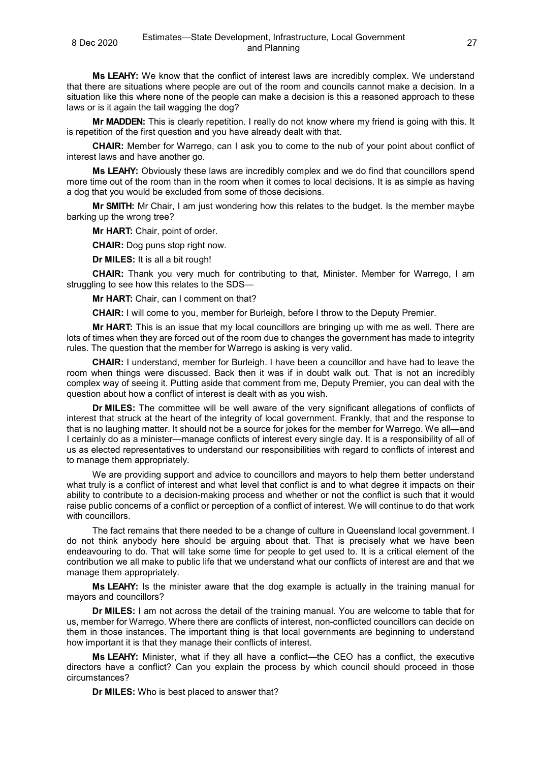**Ms LEAHY:** We know that the conflict of interest laws are incredibly complex. We understand that there are situations where people are out of the room and councils cannot make a decision. In a situation like this where none of the people can make a decision is this a reasoned approach to these laws or is it again the tail wagging the dog?

**Mr MADDEN:** This is clearly repetition. I really do not know where my friend is going with this. It is repetition of the first question and you have already dealt with that.

**CHAIR:** Member for Warrego, can I ask you to come to the nub of your point about conflict of interest laws and have another go.

**Ms LEAHY:** Obviously these laws are incredibly complex and we do find that councillors spend more time out of the room than in the room when it comes to local decisions. It is as simple as having a dog that you would be excluded from some of those decisions.

**Mr SMITH:** Mr Chair, I am just wondering how this relates to the budget. Is the member maybe barking up the wrong tree?

**Mr HART:** Chair, point of order.

**CHAIR:** Dog puns stop right now.

**Dr MILES:** It is all a bit rough!

**CHAIR:** Thank you very much for contributing to that, Minister. Member for Warrego, I am struggling to see how this relates to the SDS—

**Mr HART:** Chair, can I comment on that?

**CHAIR:** I will come to you, member for Burleigh, before I throw to the Deputy Premier.

**Mr HART:** This is an issue that my local councillors are bringing up with me as well. There are lots of times when they are forced out of the room due to changes the government has made to integrity rules. The question that the member for Warrego is asking is very valid.

**CHAIR:** I understand, member for Burleigh. I have been a councillor and have had to leave the room when things were discussed. Back then it was if in doubt walk out. That is not an incredibly complex way of seeing it. Putting aside that comment from me, Deputy Premier, you can deal with the question about how a conflict of interest is dealt with as you wish.

**Dr MILES:** The committee will be well aware of the very significant allegations of conflicts of interest that struck at the heart of the integrity of local government. Frankly, that and the response to that is no laughing matter. It should not be a source for jokes for the member for Warrego. We all—and I certainly do as a minister—manage conflicts of interest every single day. It is a responsibility of all of us as elected representatives to understand our responsibilities with regard to conflicts of interest and to manage them appropriately.

We are providing support and advice to councillors and mayors to help them better understand what truly is a conflict of interest and what level that conflict is and to what degree it impacts on their ability to contribute to a decision-making process and whether or not the conflict is such that it would raise public concerns of a conflict or perception of a conflict of interest. We will continue to do that work with councillors.

The fact remains that there needed to be a change of culture in Queensland local government. I do not think anybody here should be arguing about that. That is precisely what we have been endeavouring to do. That will take some time for people to get used to. It is a critical element of the contribution we all make to public life that we understand what our conflicts of interest are and that we manage them appropriately.

**Ms LEAHY:** Is the minister aware that the dog example is actually in the training manual for mayors and councillors?

**Dr MILES:** I am not across the detail of the training manual. You are welcome to table that for us, member for Warrego. Where there are conflicts of interest, non-conflicted councillors can decide on them in those instances. The important thing is that local governments are beginning to understand how important it is that they manage their conflicts of interest.

**Ms LEAHY:** Minister, what if they all have a conflict—the CEO has a conflict, the executive directors have a conflict? Can you explain the process by which council should proceed in those circumstances?

**Dr MILES:** Who is best placed to answer that?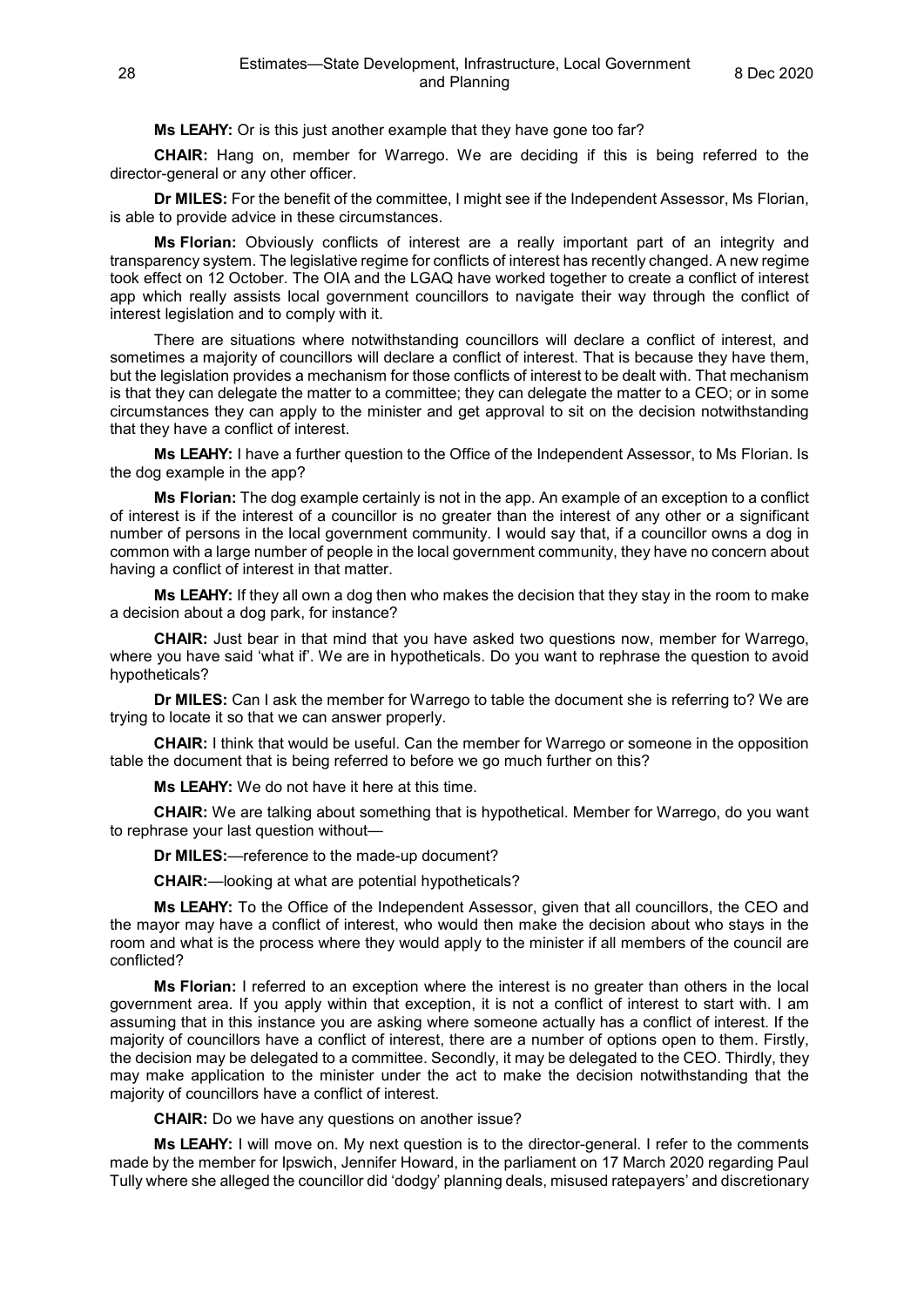**Ms LEAHY:** Or is this just another example that they have gone too far?

**CHAIR:** Hang on, member for Warrego. We are deciding if this is being referred to the director-general or any other officer.

**Dr MILES:** For the benefit of the committee, I might see if the Independent Assessor, Ms Florian, is able to provide advice in these circumstances.

**Ms Florian:** Obviously conflicts of interest are a really important part of an integrity and transparency system. The legislative regime for conflicts of interest has recently changed. A new regime took effect on 12 October. The OIA and the LGAQ have worked together to create a conflict of interest app which really assists local government councillors to navigate their way through the conflict of interest legislation and to comply with it.

There are situations where notwithstanding councillors will declare a conflict of interest, and sometimes a majority of councillors will declare a conflict of interest. That is because they have them, but the legislation provides a mechanism for those conflicts of interest to be dealt with. That mechanism is that they can delegate the matter to a committee; they can delegate the matter to a CEO; or in some circumstances they can apply to the minister and get approval to sit on the decision notwithstanding that they have a conflict of interest.

**Ms LEAHY:** I have a further question to the Office of the Independent Assessor, to Ms Florian. Is the dog example in the app?

**Ms Florian:** The dog example certainly is not in the app. An example of an exception to a conflict of interest is if the interest of a councillor is no greater than the interest of any other or a significant number of persons in the local government community. I would say that, if a councillor owns a dog in common with a large number of people in the local government community, they have no concern about having a conflict of interest in that matter.

**Ms LEAHY:** If they all own a dog then who makes the decision that they stay in the room to make a decision about a dog park, for instance?

**CHAIR:** Just bear in that mind that you have asked two questions now, member for Warrego, where you have said 'what if'. We are in hypotheticals. Do you want to rephrase the question to avoid hypotheticals?

**Dr MILES:** Can I ask the member for Warrego to table the document she is referring to? We are trying to locate it so that we can answer properly.

**CHAIR:** I think that would be useful. Can the member for Warrego or someone in the opposition table the document that is being referred to before we go much further on this?

**Ms LEAHY:** We do not have it here at this time.

**CHAIR:** We are talking about something that is hypothetical. Member for Warrego, do you want to rephrase your last question without—

**Dr MILES:**—reference to the made-up document?

**CHAIR:**—looking at what are potential hypotheticals?

**Ms LEAHY:** To the Office of the Independent Assessor, given that all councillors, the CEO and the mayor may have a conflict of interest, who would then make the decision about who stays in the room and what is the process where they would apply to the minister if all members of the council are conflicted?

**Ms Florian:** I referred to an exception where the interest is no greater than others in the local government area. If you apply within that exception, it is not a conflict of interest to start with. I am assuming that in this instance you are asking where someone actually has a conflict of interest. If the majority of councillors have a conflict of interest, there are a number of options open to them. Firstly, the decision may be delegated to a committee. Secondly, it may be delegated to the CEO. Thirdly, they may make application to the minister under the act to make the decision notwithstanding that the majority of councillors have a conflict of interest.

**CHAIR:** Do we have any questions on another issue?

**Ms LEAHY:** I will move on. My next question is to the director-general. I refer to the comments made by the member for Ipswich, Jennifer Howard, in the parliament on 17 March 2020 regarding Paul Tully where she alleged the councillor did 'dodgy' planning deals, misused ratepayers' and discretionary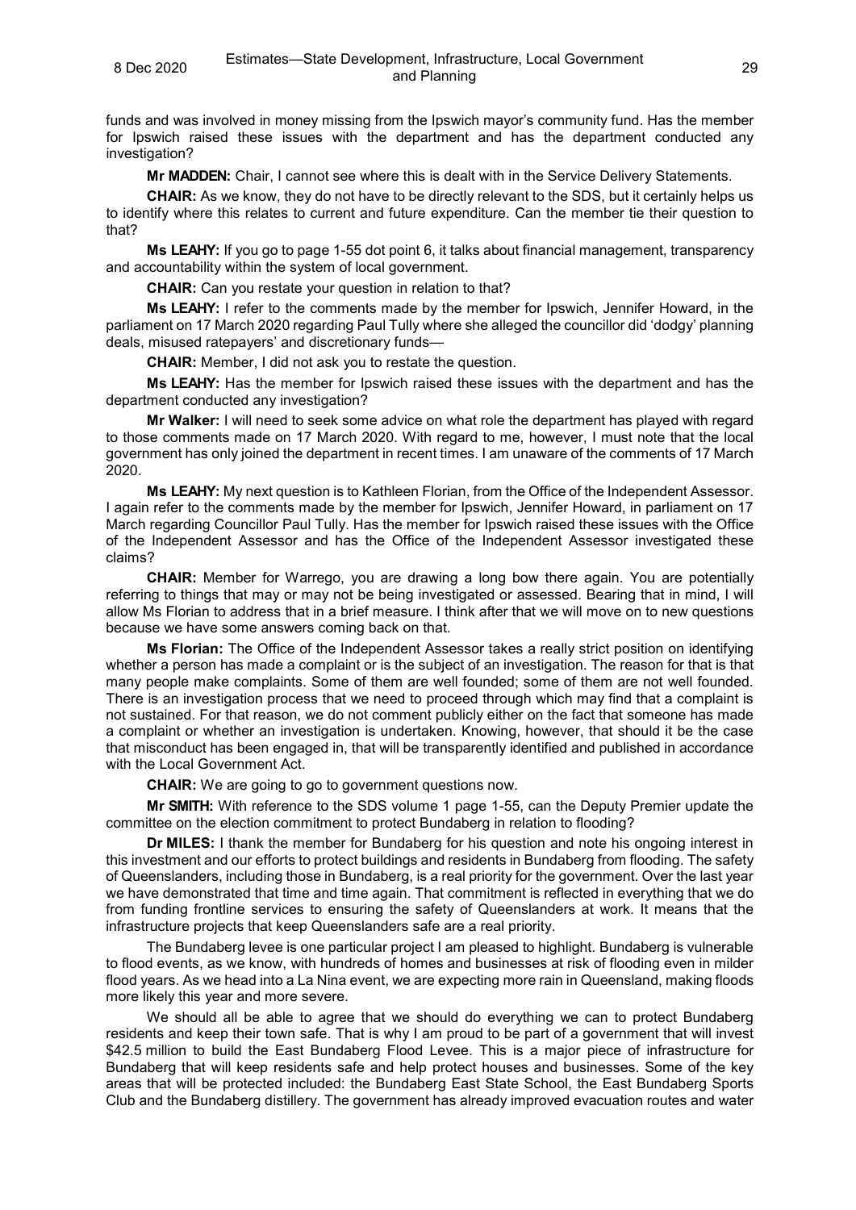funds and was involved in money missing from the Ipswich mayor's community fund. Has the member for Ipswich raised these issues with the department and has the department conducted any investigation?

**Mr MADDEN:** Chair, I cannot see where this is dealt with in the Service Delivery Statements.

**CHAIR:** As we know, they do not have to be directly relevant to the SDS, but it certainly helps us to identify where this relates to current and future expenditure. Can the member tie their question to that?

**Ms LEAHY:** If you go to page 1-55 dot point 6, it talks about financial management, transparency and accountability within the system of local government.

**CHAIR:** Can you restate your question in relation to that?

**Ms LEAHY:** I refer to the comments made by the member for Ipswich, Jennifer Howard, in the parliament on 17 March 2020 regarding Paul Tully where she alleged the councillor did 'dodgy' planning deals, misused ratepayers' and discretionary funds—

**CHAIR:** Member, I did not ask you to restate the question.

**Ms LEAHY:** Has the member for Ipswich raised these issues with the department and has the department conducted any investigation?

**Mr Walker:** I will need to seek some advice on what role the department has played with regard to those comments made on 17 March 2020. With regard to me, however, I must note that the local government has only joined the department in recent times. I am unaware of the comments of 17 March 2020.

**Ms LEAHY:** My next question is to Kathleen Florian, from the Office of the Independent Assessor. I again refer to the comments made by the member for Ipswich, Jennifer Howard, in parliament on 17 March regarding Councillor Paul Tully. Has the member for Ipswich raised these issues with the Office of the Independent Assessor and has the Office of the Independent Assessor investigated these claims?

**CHAIR:** Member for Warrego, you are drawing a long bow there again. You are potentially referring to things that may or may not be being investigated or assessed. Bearing that in mind, I will allow Ms Florian to address that in a brief measure. I think after that we will move on to new questions because we have some answers coming back on that.

**Ms Florian:** The Office of the Independent Assessor takes a really strict position on identifying whether a person has made a complaint or is the subject of an investigation. The reason for that is that many people make complaints. Some of them are well founded; some of them are not well founded. There is an investigation process that we need to proceed through which may find that a complaint is not sustained. For that reason, we do not comment publicly either on the fact that someone has made a complaint or whether an investigation is undertaken. Knowing, however, that should it be the case that misconduct has been engaged in, that will be transparently identified and published in accordance with the Local Government Act.

**CHAIR:** We are going to go to government questions now.

**Mr SMITH:** With reference to the SDS volume 1 page 1-55, can the Deputy Premier update the committee on the election commitment to protect Bundaberg in relation to flooding?

**Dr MILES:** I thank the member for Bundaberg for his question and note his ongoing interest in this investment and our efforts to protect buildings and residents in Bundaberg from flooding. The safety of Queenslanders, including those in Bundaberg, is a real priority for the government. Over the last year we have demonstrated that time and time again. That commitment is reflected in everything that we do from funding frontline services to ensuring the safety of Queenslanders at work. It means that the infrastructure projects that keep Queenslanders safe are a real priority.

The Bundaberg levee is one particular project I am pleased to highlight. Bundaberg is vulnerable to flood events, as we know, with hundreds of homes and businesses at risk of flooding even in milder flood years. As we head into a La Nina event, we are expecting more rain in Queensland, making floods more likely this year and more severe.

We should all be able to agree that we should do everything we can to protect Bundaberg residents and keep their town safe. That is why I am proud to be part of a government that will invest $42.5 million to build the East Bundaberg Flood Levee. This is a major piece of infrastructure for Bundaberg that will keep residents safe and help protect houses and businesses. Some of the key areas that will be protected included: the Bundaberg East State School, the East Bundaberg Sports Club and the Bundaberg distillery. The government has already improved evacuation routes and water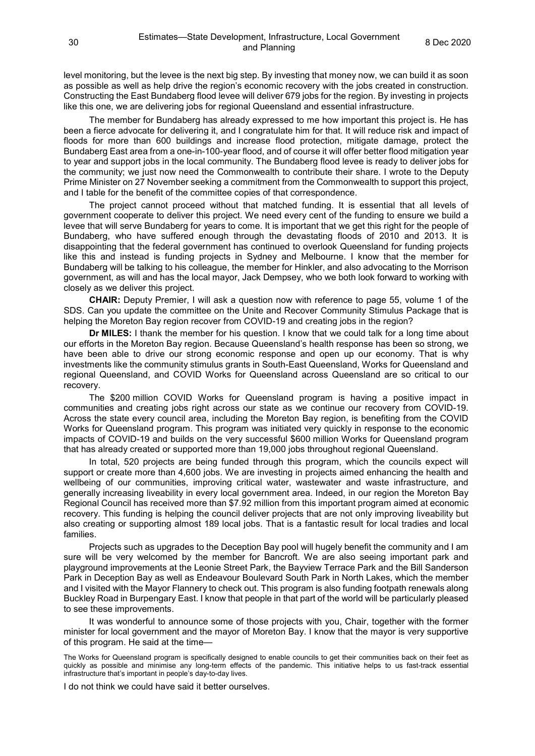level monitoring, but the levee is the next big step. By investing that money now, we can build it as soon as possible as well as help drive the region's economic recovery with the jobs created in construction. Constructing the East Bundaberg flood levee will deliver 679 jobs for the region. By investing in projects like this one, we are delivering jobs for regional Queensland and essential infrastructure.

The member for Bundaberg has already expressed to me how important this project is. He has been a fierce advocate for delivering it, and I congratulate him for that. It will reduce risk and impact of floods for more than 600 buildings and increase flood protection, mitigate damage, protect the Bundaberg East area from a one-in-100-year flood, and of course it will offer better flood mitigation year to year and support jobs in the local community. The Bundaberg flood levee is ready to deliver jobs for the community; we just now need the Commonwealth to contribute their share. I wrote to the Deputy Prime Minister on 27 November seeking a commitment from the Commonwealth to support this project, and I table for the benefit of the committee copies of that correspondence.

The project cannot proceed without that matched funding. It is essential that all levels of government cooperate to deliver this project. We need every cent of the funding to ensure we build a levee that will serve Bundaberg for years to come. It is important that we get this right for the people of Bundaberg, who have suffered enough through the devastating floods of 2010 and 2013. It is disappointing that the federal government has continued to overlook Queensland for funding projects like this and instead is funding projects in Sydney and Melbourne. I know that the member for Bundaberg will be talking to his colleague, the member for Hinkler, and also advocating to the Morrison government, as will and has the local mayor, Jack Dempsey, who we both look forward to working with closely as we deliver this project.

**CHAIR:** Deputy Premier, I will ask a question now with reference to page 55, volume 1 of the SDS. Can you update the committee on the Unite and Recover Community Stimulus Package that is helping the Moreton Bay region recover from COVID-19 and creating jobs in the region?

**Dr MILES:** I thank the member for his question. I know that we could talk for a long time about our efforts in the Moreton Bay region. Because Queensland's health response has been so strong, we have been able to drive our strong economic response and open up our economy. That is why investments like the community stimulus grants in South-East Queensland, Works for Queensland and regional Queensland, and COVID Works for Queensland across Queensland are so critical to our recovery.

The $200 million COVID Works for Queensland program is having a positive impact in communities and creating jobs right across our state as we continue our recovery from COVID-19. Across the state every council area, including the Moreton Bay region, is benefiting from the COVID Works for Queensland program. This program was initiated very quickly in response to the economic impacts of COVID-19 and builds on the very successful $600 million Works for Queensland program that has already created or supported more than 19,000 jobs throughout regional Queensland.

In total, 520 projects are being funded through this program, which the councils expect will support or create more than 4,600 jobs. We are investing in projects aimed enhancing the health and wellbeing of our communities, improving critical water, wastewater and waste infrastructure, and generally increasing liveability in every local government area. Indeed, in our region the Moreton Bay Regional Council has received more than $7.92 million from this important program aimed at economic recovery. This funding is helping the council deliver projects that are not only improving liveability but also creating or supporting almost 189 local jobs. That is a fantastic result for local tradies and local families.

Projects such as upgrades to the Deception Bay pool will hugely benefit the community and I am sure will be very welcomed by the member for Bancroft. We are also seeing important park and playground improvements at the Leonie Street Park, the Bayview Terrace Park and the Bill Sanderson Park in Deception Bay as well as Endeavour Boulevard South Park in North Lakes, which the member and I visited with the Mayor Flannery to check out. This program is also funding footpath renewals along Buckley Road in Burpengary East. I know that people in that part of the world will be particularly pleased to see these improvements.

It was wonderful to announce some of those projects with you, Chair, together with the former minister for local government and the mayor of Moreton Bay. I know that the mayor is very supportive of this program. He said at the time—

> The Works for Queensland program is specifically designed to enable councils to get their communities back on their feet as quickly as possible and minimise any long-term effects of the pandemic. This initiative helps to us fast-track essential infrastructure that's important in people's day-to-day lives.

I do not think we could have said it better ourselves.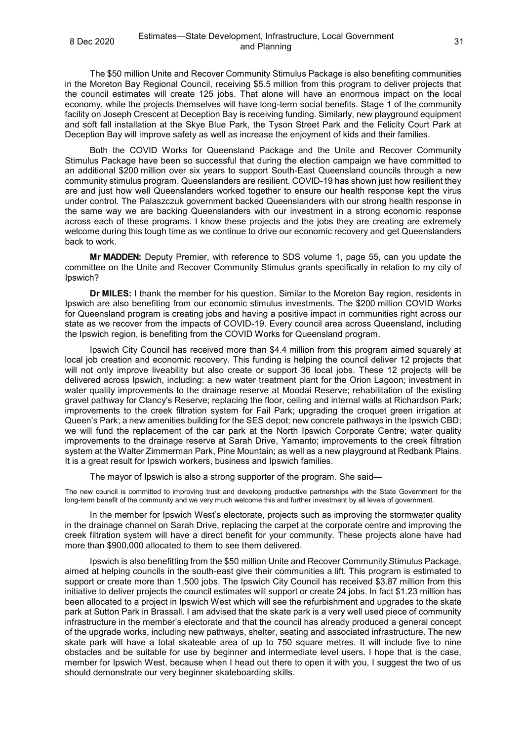The $50 million Unite and Recover Community Stimulus Package is also benefiting communities in the Moreton Bay Regional Council, receiving $5.5 million from this program to deliver projects that the council estimates will create 125 jobs. That alone will have an enormous impact on the local economy, while the projects themselves will have long-term social benefits. Stage 1 of the community facility on Joseph Crescent at Deception Bay is receiving funding. Similarly, new playground equipment and soft fall installation at the Skye Blue Park, the Tyson Street Park and the Felicity Court Park at Deception Bay will improve safety as well as increase the enjoyment of kids and their families.

Both the COVID Works for Queensland Package and the Unite and Recover Community Stimulus Package have been so successful that during the election campaign we have committed to an additional $200 million over six years to support South-East Queensland councils through a new community stimulus program. Queenslanders are resilient. COVID-19 has shown just how resilient they are and just how well Queenslanders worked together to ensure our health response kept the virus under control. The Palaszczuk government backed Queenslanders with our strong health response in the same way we are backing Queenslanders with our investment in a strong economic response across each of these programs. I know these projects and the jobs they are creating are extremely welcome during this tough time as we continue to drive our economic recovery and get Queenslanders back to work.

**Mr MADDEN:** Deputy Premier, with reference to SDS volume 1, page 55, can you update the committee on the Unite and Recover Community Stimulus grants specifically in relation to my city of Ipswich?

**Dr MILES:** I thank the member for his question. Similar to the Moreton Bay region, residents in Ipswich are also benefiting from our economic stimulus investments. The $200 million COVID Works for Queensland program is creating jobs and having a positive impact in communities right across our state as we recover from the impacts of COVID-19. Every council area across Queensland, including the Ipswich region, is benefiting from the COVID Works for Queensland program.

Ipswich City Council has received more than $4.4 million from this program aimed squarely at local job creation and economic recovery. This funding is helping the council deliver 12 projects that will not only improve liveability but also create or support 36 local jobs. These 12 projects will be delivered across Ipswich, including: a new water treatment plant for the Orion Lagoon; investment in water quality improvements to the drainage reserve at Moodai Reserve; rehabilitation of the existing gravel pathway for Clancy's Reserve; replacing the floor, ceiling and internal walls at Richardson Park; improvements to the creek filtration system for Fail Park; upgrading the croquet green irrigation at Queen's Park; a new amenities building for the SES depot; new concrete pathways in the Ipswich CBD; we will fund the replacement of the car park at the North Ipswich Corporate Centre; water quality improvements to the drainage reserve at Sarah Drive, Yamanto; improvements to the creek filtration system at the Walter Zimmerman Park, Pine Mountain; as well as a new playground at Redbank Plains. It is a great result for Ipswich workers, business and Ipswich families.

The mayor of Ipswich is also a strong supporter of the program. She said—

> The new council is committed to improving trust and developing productive partnerships with the State Government for the long-term benefit of the community and we very much welcome this and further investment by all levels of government.

In the member for Ipswich West's electorate, projects such as improving the stormwater quality in the drainage channel on Sarah Drive, replacing the carpet at the corporate centre and improving the creek filtration system will have a direct benefit for your community. These projects alone have had more than $900,000 allocated to them to see them delivered.

Ipswich is also benefitting from the $50 million Unite and Recover Community Stimulus Package, aimed at helping councils in the south-east give their communities a lift. This program is estimated to support or create more than 1,500 jobs. The Ipswich City Council has received $3.87 million from this initiative to deliver projects the council estimates will support or create 24 jobs. In fact $1.23 million has been allocated to a project in Ipswich West which will see the refurbishment and upgrades to the skate park at Sutton Park in Brassall. I am advised that the skate park is a very well used piece of community infrastructure in the member's electorate and that the council has already produced a general concept of the upgrade works, including new pathways, shelter, seating and associated infrastructure. The new skate park will have a total skateable area of up to 750 square metres. It will include five to nine obstacles and be suitable for use by beginner and intermediate level users. I hope that is the case, member for Ipswich West, because when I head out there to open it with you, I suggest the two of us should demonstrate our very beginner skateboarding skills.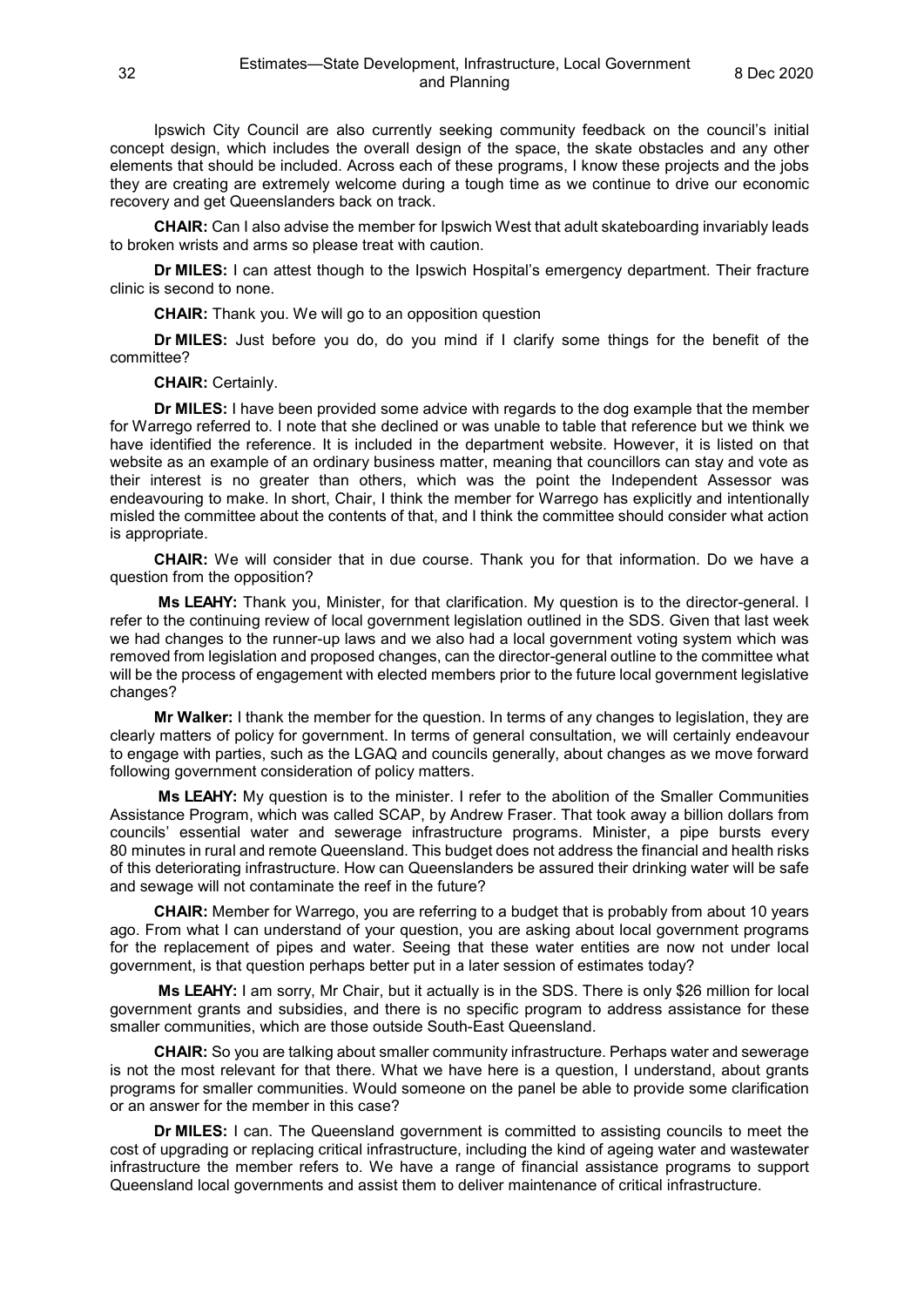Ipswich City Council are also currently seeking community feedback on the council's initial concept design, which includes the overall design of the space, the skate obstacles and any other elements that should be included. Across each of these programs, I know these projects and the jobs they are creating are extremely welcome during a tough time as we continue to drive our economic recovery and get Queenslanders back on track.

**CHAIR:** Can I also advise the member for Ipswich West that adult skateboarding invariably leads to broken wrists and arms so please treat with caution.

**Dr MILES:** I can attest though to the Ipswich Hospital's emergency department. Their fracture clinic is second to none.

**CHAIR:** Thank you. We will go to an opposition question

**Dr MILES:** Just before you do, do you mind if I clarify some things for the benefit of the committee?

**CHAIR:** Certainly.

**Dr MILES:** I have been provided some advice with regards to the dog example that the member for Warrego referred to. I note that she declined or was unable to table that reference but we think we have identified the reference. It is included in the department website. However, it is listed on that website as an example of an ordinary business matter, meaning that councillors can stay and vote as their interest is no greater than others, which was the point the Independent Assessor was endeavouring to make. In short, Chair, I think the member for Warrego has explicitly and intentionally misled the committee about the contents of that, and I think the committee should consider what action is appropriate.

**CHAIR:** We will consider that in due course. Thank you for that information. Do we have a question from the opposition?

**Ms LEAHY:** Thank you, Minister, for that clarification. My question is to the director-general. I refer to the continuing review of local government legislation outlined in the SDS. Given that last week we had changes to the runner-up laws and we also had a local government voting system which was removed from legislation and proposed changes, can the director-general outline to the committee what will be the process of engagement with elected members prior to the future local government legislative changes?

**Mr Walker:** I thank the member for the question. In terms of any changes to legislation, they are clearly matters of policy for government. In terms of general consultation, we will certainly endeavour to engage with parties, such as the LGAQ and councils generally, about changes as we move forward following government consideration of policy matters.

**Ms LEAHY:** My question is to the minister. I refer to the abolition of the Smaller Communities Assistance Program, which was called SCAP, by Andrew Fraser. That took away a billion dollars from councils' essential water and sewerage infrastructure programs. Minister, a pipe bursts every 80 minutes in rural and remote Queensland. This budget does not address the financial and health risks of this deteriorating infrastructure. How can Queenslanders be assured their drinking water will be safe and sewage will not contaminate the reef in the future?

**CHAIR:** Member for Warrego, you are referring to a budget that is probably from about 10 years ago. From what I can understand of your question, you are asking about local government programs for the replacement of pipes and water. Seeing that these water entities are now not under local government, is that question perhaps better put in a later session of estimates today?

**Ms LEAHY:** I am sorry, Mr Chair, but it actually is in the SDS. There is only $26 million for local government grants and subsidies, and there is no specific program to address assistance for these smaller communities, which are those outside South-East Queensland.

**CHAIR:** So you are talking about smaller community infrastructure. Perhaps water and sewerage is not the most relevant for that there. What we have here is a question, I understand, about grants programs for smaller communities. Would someone on the panel be able to provide some clarification or an answer for the member in this case?

**Dr MILES:** I can. The Queensland government is committed to assisting councils to meet the cost of upgrading or replacing critical infrastructure, including the kind of ageing water and wastewater infrastructure the member refers to. We have a range of financial assistance programs to support Queensland local governments and assist them to deliver maintenance of critical infrastructure.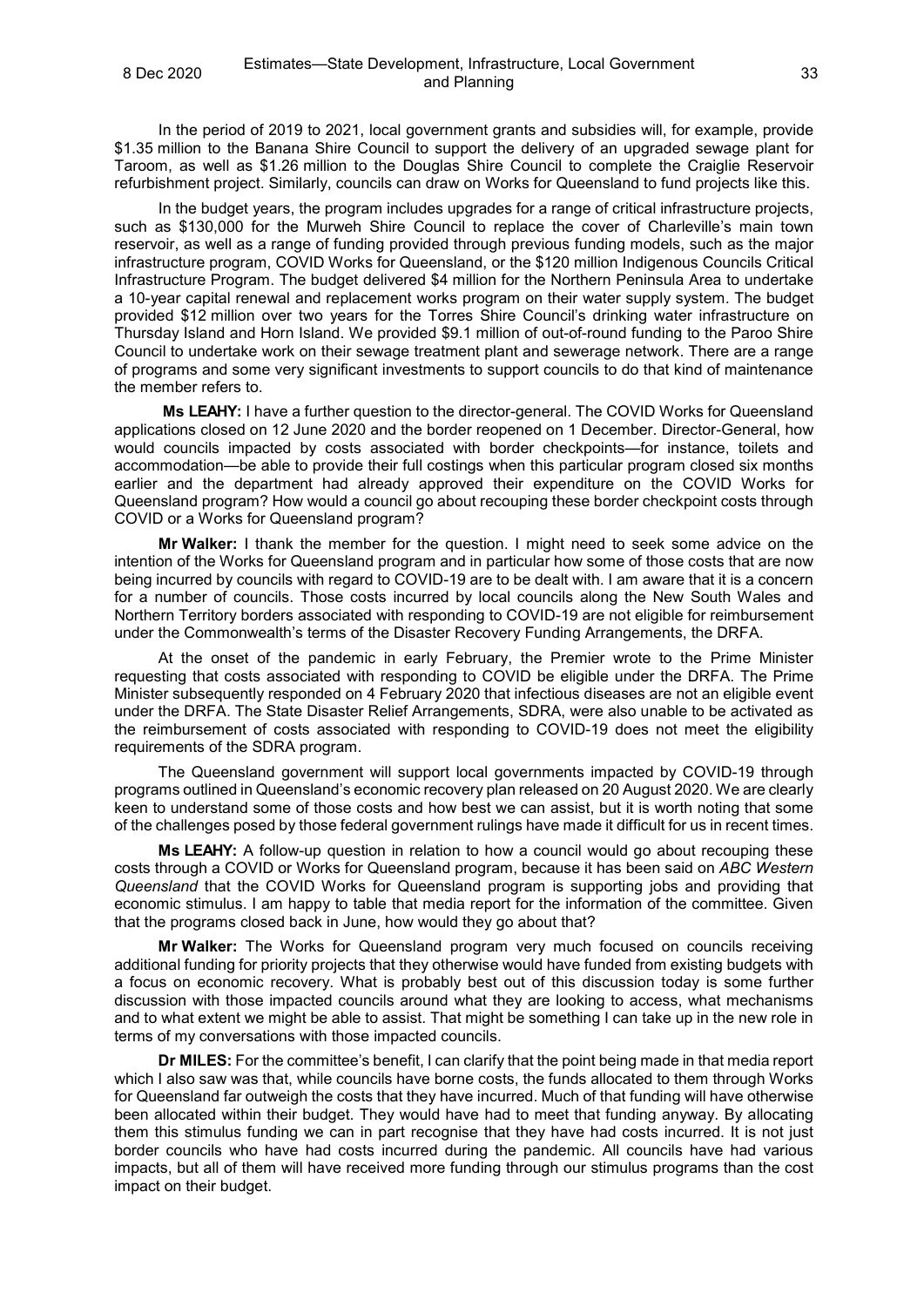In the period of 2019 to 2021, local government grants and subsidies will, for example, provide $1.35 million to the Banana Shire Council to support the delivery of an upgraded sewage plant for Taroom, as well as $1.26 million to the Douglas Shire Council to complete the Craiglie Reservoir refurbishment project. Similarly, councils can draw on Works for Queensland to fund projects like this.

In the budget years, the program includes upgrades for a range of critical infrastructure projects, such as $130,000 for the Murweh Shire Council to replace the cover of Charleville's main town reservoir, as well as a range of funding provided through previous funding models, such as the major infrastructure program, COVID Works for Queensland, or the $120 million Indigenous Councils Critical Infrastructure Program. The budget delivered $4 million for the Northern Peninsula Area to undertake a 10-year capital renewal and replacement works program on their water supply system. The budget provided $12 million over two years for the Torres Shire Council's drinking water infrastructure on Thursday Island and Horn Island. We provided $9.1 million of out-of-round funding to the Paroo Shire Council to undertake work on their sewage treatment plant and sewerage network. There are a range of programs and some very significant investments to support councils to do that kind of maintenance the member refers to.

**Ms LEAHY:** I have a further question to the director-general. The COVID Works for Queensland applications closed on 12 June 2020 and the border reopened on 1 December. Director-General, how would councils impacted by costs associated with border checkpoints—for instance, toilets and accommodation—be able to provide their full costings when this particular program closed six months earlier and the department had already approved their expenditure on the COVID Works for Queensland program? How would a council go about recouping these border checkpoint costs through COVID or a Works for Queensland program?

**Mr Walker:** I thank the member for the question. I might need to seek some advice on the intention of the Works for Queensland program and in particular how some of those costs that are now being incurred by councils with regard to COVID-19 are to be dealt with. I am aware that it is a concern for a number of councils. Those costs incurred by local councils along the New South Wales and Northern Territory borders associated with responding to COVID-19 are not eligible for reimbursement under the Commonwealth's terms of the Disaster Recovery Funding Arrangements, the DRFA.

At the onset of the pandemic in early February, the Premier wrote to the Prime Minister requesting that costs associated with responding to COVID be eligible under the DRFA. The Prime Minister subsequently responded on 4 February 2020 that infectious diseases are not an eligible event under the DRFA. The State Disaster Relief Arrangements, SDRA, were also unable to be activated as the reimbursement of costs associated with responding to COVID-19 does not meet the eligibility requirements of the SDRA program.

The Queensland government will support local governments impacted by COVID-19 through programs outlined in Queensland's economic recovery plan released on 20 August 2020. We are clearly keen to understand some of those costs and how best we can assist, but it is worth noting that some of the challenges posed by those federal government rulings have made it difficult for us in recent times.

**Ms LEAHY:** A follow-up question in relation to how a council would go about recouping these costs through a COVID or Works for Queensland program, because it has been said on *ABC Western Queensland* that the COVID Works for Queensland program is supporting jobs and providing that economic stimulus. I am happy to table that media report for the information of the committee. Given that the programs closed back in June, how would they go about that?

**Mr Walker:** The Works for Queensland program very much focused on councils receiving additional funding for priority projects that they otherwise would have funded from existing budgets with a focus on economic recovery. What is probably best out of this discussion today is some further discussion with those impacted councils around what they are looking to access, what mechanisms and to what extent we might be able to assist. That might be something I can take up in the new role in terms of my conversations with those impacted councils.

**Dr MILES:** For the committee's benefit, I can clarify that the point being made in that media report which I also saw was that, while councils have borne costs, the funds allocated to them through Works for Queensland far outweigh the costs that they have incurred. Much of that funding will have otherwise been allocated within their budget. They would have had to meet that funding anyway. By allocating them this stimulus funding we can in part recognise that they have had costs incurred. It is not just border councils who have had costs incurred during the pandemic. All councils have had various impacts, but all of them will have received more funding through our stimulus programs than the cost impact on their budget.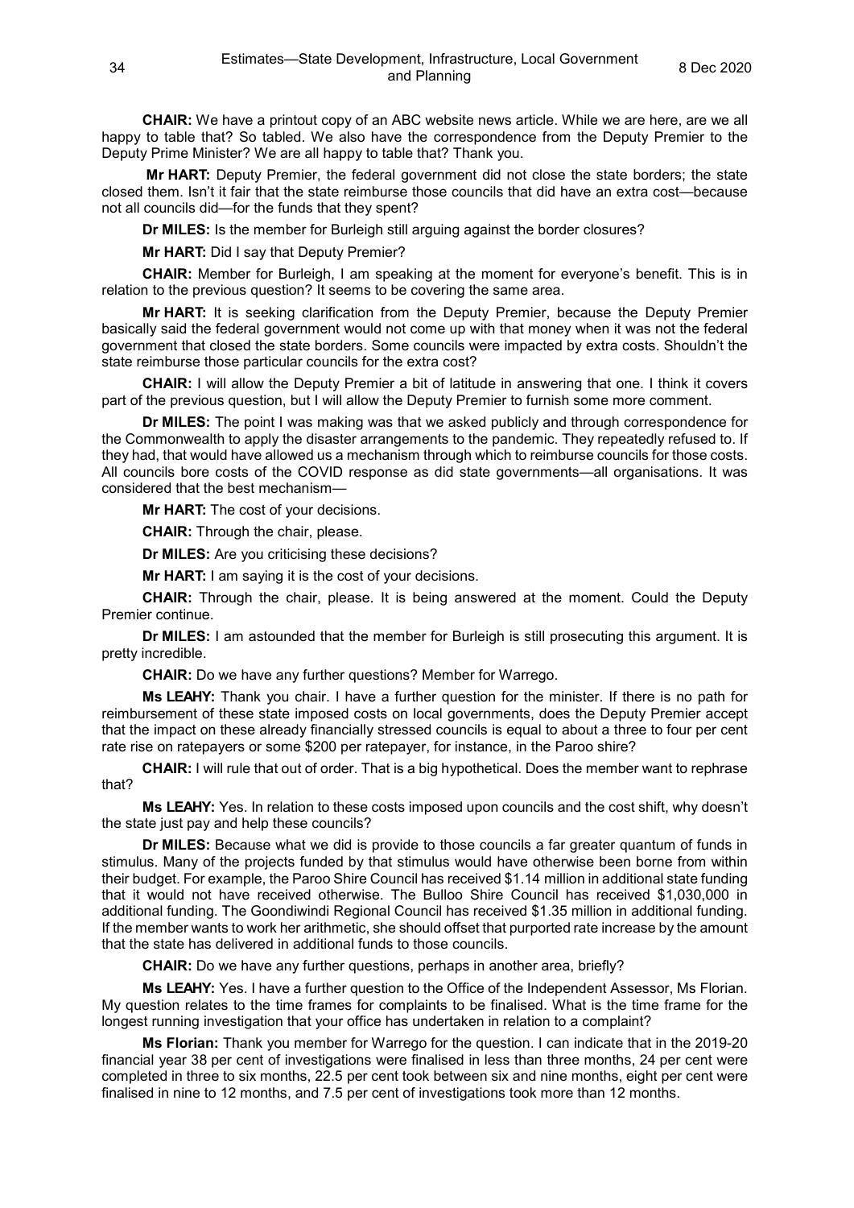**CHAIR:** We have a printout copy of an ABC website news article. While we are here, are we all happy to table that? So tabled. We also have the correspondence from the Deputy Premier to the Deputy Prime Minister? We are all happy to table that? Thank you.

**Mr HART:** Deputy Premier, the federal government did not close the state borders; the state closed them. Isn't it fair that the state reimburse those councils that did have an extra cost—because not all councils did—for the funds that they spent?

**Dr MILES:** Is the member for Burleigh still arguing against the border closures?

**Mr HART:** Did I say that Deputy Premier?

**CHAIR:** Member for Burleigh, I am speaking at the moment for everyone's benefit. This is in relation to the previous question? It seems to be covering the same area.

**Mr HART:** It is seeking clarification from the Deputy Premier, because the Deputy Premier basically said the federal government would not come up with that money when it was not the federal government that closed the state borders. Some councils were impacted by extra costs. Shouldn't the state reimburse those particular councils for the extra cost?

**CHAIR:** I will allow the Deputy Premier a bit of latitude in answering that one. I think it covers part of the previous question, but I will allow the Deputy Premier to furnish some more comment.

**Dr MILES:** The point I was making was that we asked publicly and through correspondence for the Commonwealth to apply the disaster arrangements to the pandemic. They repeatedly refused to. If they had, that would have allowed us a mechanism through which to reimburse councils for those costs. All councils bore costs of the COVID response as did state governments—all organisations. It was considered that the best mechanism—

**Mr HART:** The cost of your decisions.

**CHAIR:** Through the chair, please.

**Dr MILES:** Are you criticising these decisions?

**Mr HART:** I am saying it is the cost of your decisions.

**CHAIR:** Through the chair, please. It is being answered at the moment. Could the Deputy Premier continue.

**Dr MILES:** I am astounded that the member for Burleigh is still prosecuting this argument. It is pretty incredible.

**CHAIR:** Do we have any further questions? Member for Warrego.

**Ms LEAHY:** Thank you chair. I have a further question for the minister. If there is no path for reimbursement of these state imposed costs on local governments, does the Deputy Premier accept that the impact on these already financially stressed councils is equal to about a three to four per cent rate rise on ratepayers or some $200 per ratepayer, for instance, in the Paroo shire?

**CHAIR:** I will rule that out of order. That is a big hypothetical. Does the member want to rephrase that?

**Ms LEAHY:** Yes. In relation to these costs imposed upon councils and the cost shift, why doesn't the state just pay and help these councils?

**Dr MILES:** Because what we did is provide to those councils a far greater quantum of funds in stimulus. Many of the projects funded by that stimulus would have otherwise been borne from within their budget. For example, the Paroo Shire Council has received $1.14 million in additional state funding that it would not have received otherwise. The Bulloo Shire Council has received $1,030,000 in additional funding. The Goondiwindi Regional Council has received $1.35 million in additional funding. If the member wants to work her arithmetic, she should offset that purported rate increase by the amount that the state has delivered in additional funds to those councils.

**CHAIR:** Do we have any further questions, perhaps in another area, briefly?

**Ms LEAHY:** Yes. I have a further question to the Office of the Independent Assessor, Ms Florian. My question relates to the time frames for complaints to be finalised. What is the time frame for the longest running investigation that your office has undertaken in relation to a complaint?

**Ms Florian:** Thank you member for Warrego for the question. I can indicate that in the 2019-20 financial year 38 per cent of investigations were finalised in less than three months, 24 per cent were completed in three to six months, 22.5 per cent took between six and nine months, eight per cent were finalised in nine to 12 months, and 7.5 per cent of investigations took more than 12 months.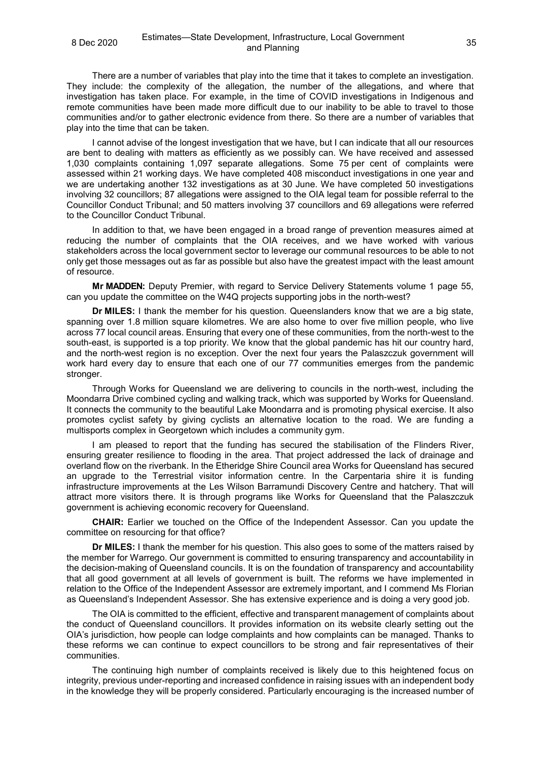There are a number of variables that play into the time that it takes to complete an investigation. They include: the complexity of the allegation, the number of the allegations, and where that investigation has taken place. For example, in the time of COVID investigations in Indigenous and remote communities have been made more difficult due to our inability to be able to travel to those communities and/or to gather electronic evidence from there. So there are a number of variables that play into the time that can be taken.

I cannot advise of the longest investigation that we have, but I can indicate that all our resources are bent to dealing with matters as efficiently as we possibly can. We have received and assessed 1,030 complaints containing 1,097 separate allegations. Some 75 per cent of complaints were assessed within 21 working days. We have completed 408 misconduct investigations in one year and we are undertaking another 132 investigations as at 30 June. We have completed 50 investigations involving 32 councillors; 87 allegations were assigned to the OIA legal team for possible referral to the Councillor Conduct Tribunal; and 50 matters involving 37 councillors and 69 allegations were referred to the Councillor Conduct Tribunal.

In addition to that, we have been engaged in a broad range of prevention measures aimed at reducing the number of complaints that the OIA receives, and we have worked with various stakeholders across the local government sector to leverage our communal resources to be able to not only get those messages out as far as possible but also have the greatest impact with the least amount of resource.

**Mr MADDEN:** Deputy Premier, with regard to Service Delivery Statements volume 1 page 55, can you update the committee on the W4Q projects supporting jobs in the north-west?

**Dr MILES:** I thank the member for his question. Queenslanders know that we are a big state, spanning over 1.8 million square kilometres. We are also home to over five million people, who live across 77 local council areas. Ensuring that every one of these communities, from the north-west to the south-east, is supported is a top priority. We know that the global pandemic has hit our country hard, and the north-west region is no exception. Over the next four years the Palaszczuk government will work hard every day to ensure that each one of our 77 communities emerges from the pandemic stronger.

Through Works for Queensland we are delivering to councils in the north-west, including the Moondarra Drive combined cycling and walking track, which was supported by Works for Queensland. It connects the community to the beautiful Lake Moondarra and is promoting physical exercise. It also promotes cyclist safety by giving cyclists an alternative location to the road. We are funding a multisports complex in Georgetown which includes a community gym.

I am pleased to report that the funding has secured the stabilisation of the Flinders River, ensuring greater resilience to flooding in the area. That project addressed the lack of drainage and overland flow on the riverbank. In the Etheridge Shire Council area Works for Queensland has secured an upgrade to the Terrestrial visitor information centre. In the Carpentaria shire it is funding infrastructure improvements at the Les Wilson Barramundi Discovery Centre and hatchery. That will attract more visitors there. It is through programs like Works for Queensland that the Palaszczuk government is achieving economic recovery for Queensland.

**CHAIR:** Earlier we touched on the Office of the Independent Assessor. Can you update the committee on resourcing for that office?

**Dr MILES:** I thank the member for his question. This also goes to some of the matters raised by the member for Warrego. Our government is committed to ensuring transparency and accountability in the decision-making of Queensland councils. It is on the foundation of transparency and accountability that all good government at all levels of government is built. The reforms we have implemented in relation to the Office of the Independent Assessor are extremely important, and I commend Ms Florian as Queensland's Independent Assessor. She has extensive experience and is doing a very good job.

The OIA is committed to the efficient, effective and transparent management of complaints about the conduct of Queensland councillors. It provides information on its website clearly setting out the OIA's jurisdiction, how people can lodge complaints and how complaints can be managed. Thanks to these reforms we can continue to expect councillors to be strong and fair representatives of their communities.

The continuing high number of complaints received is likely due to this heightened focus on integrity, previous under-reporting and increased confidence in raising issues with an independent body in the knowledge they will be properly considered. Particularly encouraging is the increased number of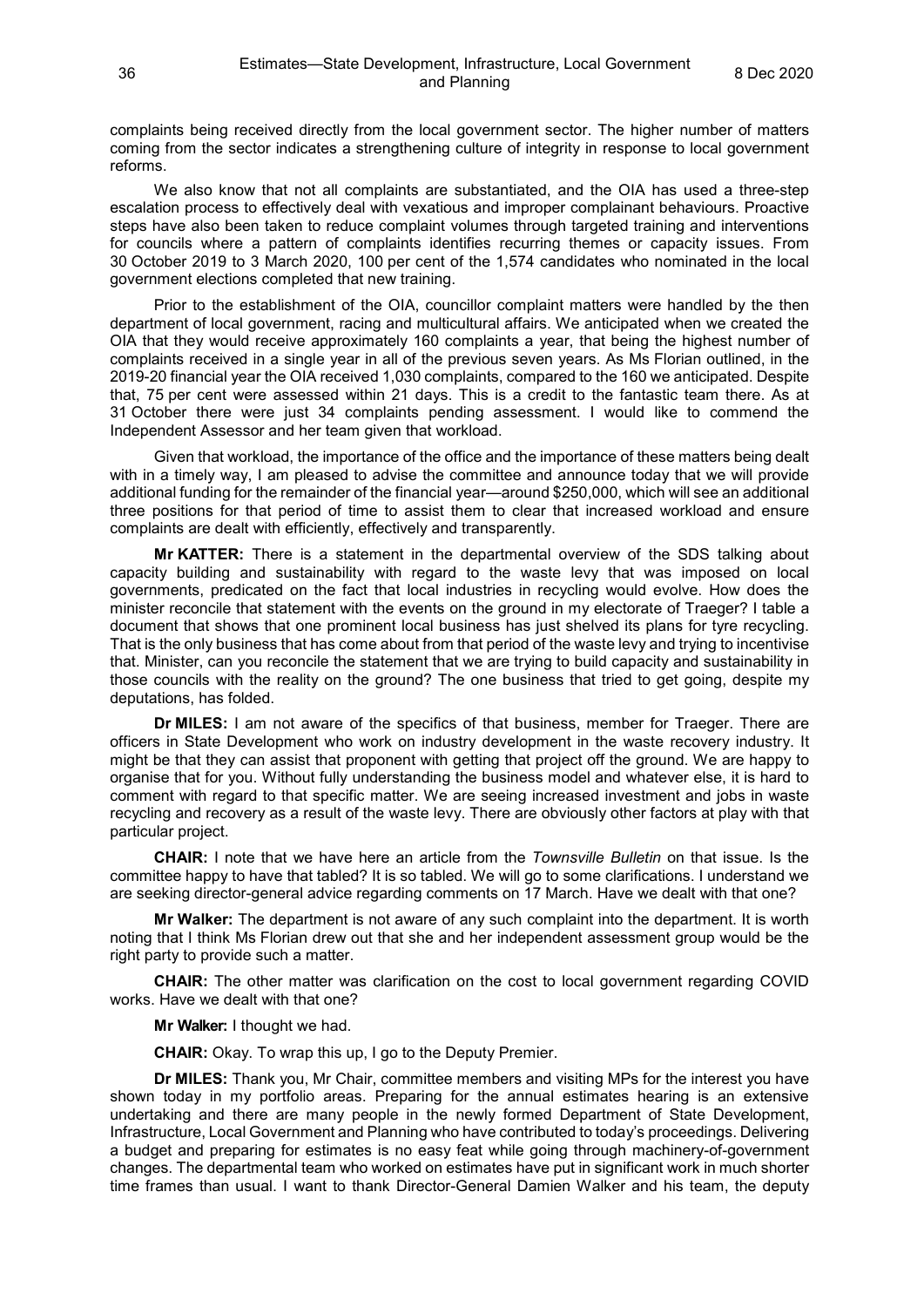complaints being received directly from the local government sector. The higher number of matters coming from the sector indicates a strengthening culture of integrity in response to local government reforms.

We also know that not all complaints are substantiated, and the OIA has used a three-step escalation process to effectively deal with vexatious and improper complainant behaviours. Proactive steps have also been taken to reduce complaint volumes through targeted training and interventions for councils where a pattern of complaints identifies recurring themes or capacity issues. From 30 October 2019 to 3 March 2020, 100 per cent of the 1,574 candidates who nominated in the local government elections completed that new training.

Prior to the establishment of the OIA, councillor complaint matters were handled by the then department of local government, racing and multicultural affairs. We anticipated when we created the OIA that they would receive approximately 160 complaints a year, that being the highest number of complaints received in a single year in all of the previous seven years. As Ms Florian outlined, in the 2019-20 financial year the OIA received 1,030 complaints, compared to the 160 we anticipated. Despite that, 75 per cent were assessed within 21 days. This is a credit to the fantastic team there. As at 31 October there were just 34 complaints pending assessment. I would like to commend the Independent Assessor and her team given that workload.

Given that workload, the importance of the office and the importance of these matters being dealt with in a timely way, I am pleased to advise the committee and announce today that we will provide additional funding for the remainder of the financial year—around $250,000, which will see an additional three positions for that period of time to assist them to clear that increased workload and ensure complaints are dealt with efficiently, effectively and transparently.

**Mr KATTER:** There is a statement in the departmental overview of the SDS talking about capacity building and sustainability with regard to the waste levy that was imposed on local governments, predicated on the fact that local industries in recycling would evolve. How does the minister reconcile that statement with the events on the ground in my electorate of Traeger? I table a document that shows that one prominent local business has just shelved its plans for tyre recycling. That is the only business that has come about from that period of the waste levy and trying to incentivise that. Minister, can you reconcile the statement that we are trying to build capacity and sustainability in those councils with the reality on the ground? The one business that tried to get going, despite my deputations, has folded.

**Dr MILES:** I am not aware of the specifics of that business, member for Traeger. There are officers in State Development who work on industry development in the waste recovery industry. It might be that they can assist that proponent with getting that project off the ground. We are happy to organise that for you. Without fully understanding the business model and whatever else, it is hard to comment with regard to that specific matter. We are seeing increased investment and jobs in waste recycling and recovery as a result of the waste levy. There are obviously other factors at play with that particular project.

**CHAIR:** I note that we have here an article from the *Townsville Bulletin* on that issue. Is the committee happy to have that tabled? It is so tabled. We will go to some clarifications. I understand we are seeking director-general advice regarding comments on 17 March. Have we dealt with that one?

**Mr Walker:** The department is not aware of any such complaint into the department. It is worth noting that I think Ms Florian drew out that she and her independent assessment group would be the right party to provide such a matter.

**CHAIR:** The other matter was clarification on the cost to local government regarding COVID works. Have we dealt with that one?

**Mr Walker:** I thought we had.

**CHAIR:** Okay. To wrap this up, I go to the Deputy Premier.

**Dr MILES:** Thank you, Mr Chair, committee members and visiting MPs for the interest you have shown today in my portfolio areas. Preparing for the annual estimates hearing is an extensive undertaking and there are many people in the newly formed Department of State Development, Infrastructure, Local Government and Planning who have contributed to today's proceedings. Delivering a budget and preparing for estimates is no easy feat while going through machinery-of-government changes. The departmental team who worked on estimates have put in significant work in much shorter time frames than usual. I want to thank Director-General Damien Walker and his team, the deputy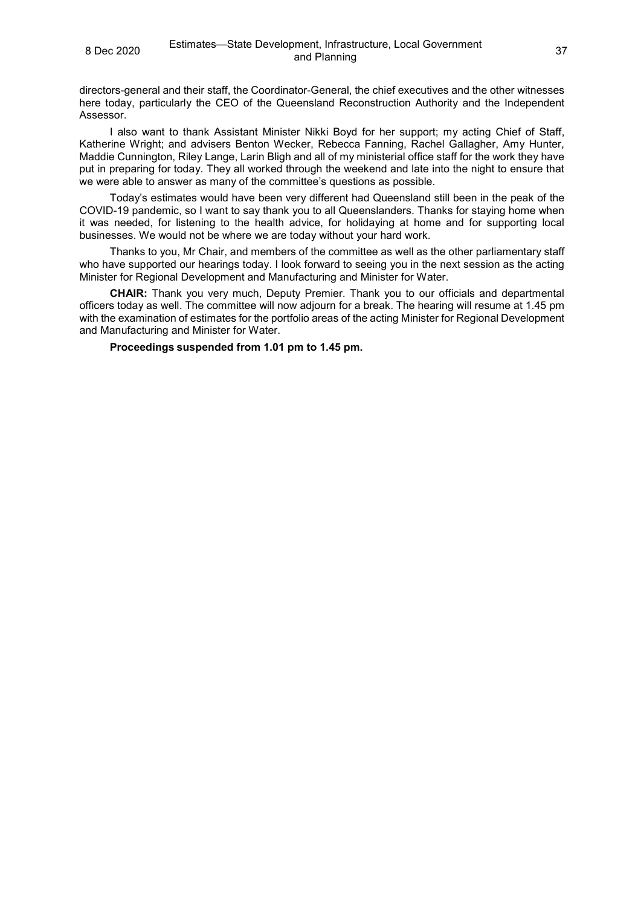directors-general and their staff, the Coordinator-General, the chief executives and the other witnesses here today, particularly the CEO of the Queensland Reconstruction Authority and the Independent Assessor.

I also want to thank Assistant Minister Nikki Boyd for her support; my acting Chief of Staff, Katherine Wright; and advisers Benton Wecker, Rebecca Fanning, Rachel Gallagher, Amy Hunter, Maddie Cunnington, Riley Lange, Larin Bligh and all of my ministerial office staff for the work they have put in preparing for today. They all worked through the weekend and late into the night to ensure that we were able to answer as many of the committee's questions as possible.

Today's estimates would have been very different had Queensland still been in the peak of the COVID-19 pandemic, so I want to say thank you to all Queenslanders. Thanks for staying home when it was needed, for listening to the health advice, for holidaying at home and for supporting local businesses. We would not be where we are today without your hard work.

Thanks to you, Mr Chair, and members of the committee as well as the other parliamentary staff who have supported our hearings today. I look forward to seeing you in the next session as the acting Minister for Regional Development and Manufacturing and Minister for Water.

**CHAIR:** Thank you very much, Deputy Premier. Thank you to our officials and departmental officers today as well. The committee will now adjourn for a break. The hearing will resume at 1.45 pm with the examination of estimates for the portfolio areas of the acting Minister for Regional Development and Manufacturing and Minister for Water.

**Proceedings suspended from 1.01 pm to 1.45 pm.**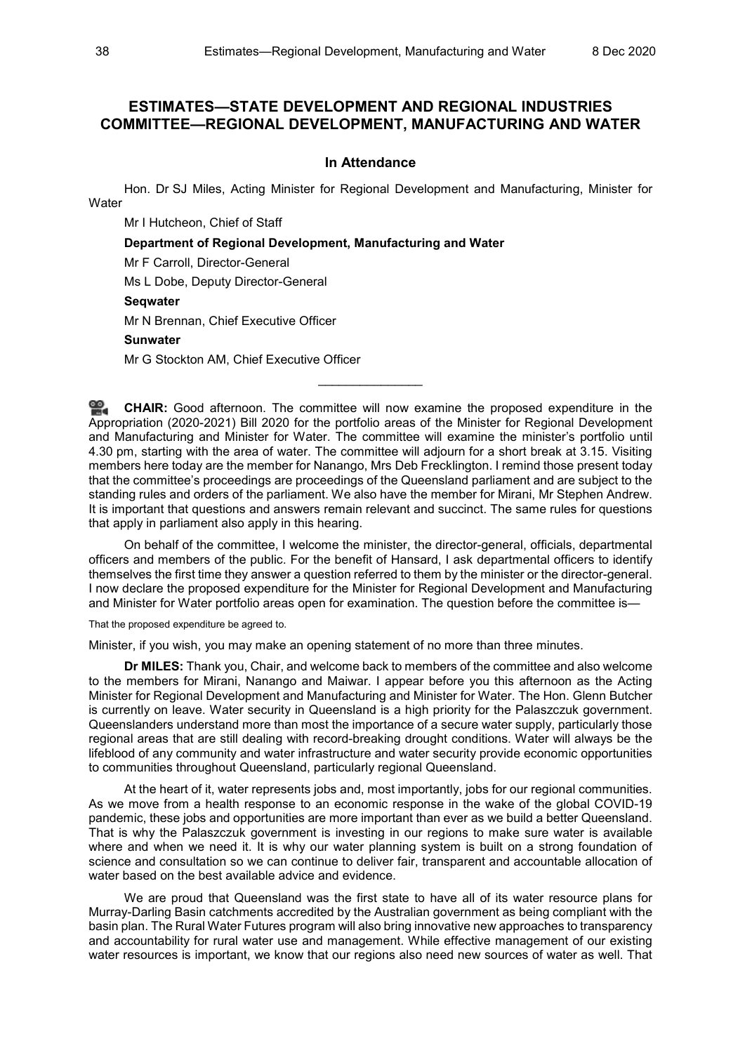## ESTIMATES—STATE DEVELOPMENT AND REGIONAL INDUSTRIES COMMITTEE—REGIONAL DEVELOPMENT, MANUFACTURING AND WATER

### In Attendance

Hon. Dr SJ Miles, Acting Minister for Regional Development and Manufacturing, Minister for Water

Mr I Hutcheon, Chief of Staff

**Department of Regional Development, Manufacturing and Water**

Mr F Carroll, Director-General

Ms L Dobe, Deputy Director-General

**Seqwater**

Mr N Brennan, Chief Executive Officer

**Sunwater**

Mr G Stockton AM, Chief Executive Officer

---

**CHAIR:** Good afternoon. The committee will now examine the proposed expenditure in the Appropriation (2020-2021) Bill 2020 for the portfolio areas of the Minister for Regional Development and Manufacturing and Minister for Water. The committee will examine the minister's portfolio until 4.30 pm, starting with the area of water. The committee will adjourn for a short break at 3.15. Visiting members here today are the member for Nanango, Mrs Deb Frecklington. I remind those present today that the committee's proceedings are proceedings of the Queensland parliament and are subject to the standing rules and orders of the parliament. We also have the member for Mirani, Mr Stephen Andrew. It is important that questions and answers remain relevant and succinct. The same rules for questions that apply in parliament also apply in this hearing.

On behalf of the committee, I welcome the minister, the director-general, officials, departmental officers and members of the public. For the benefit of Hansard, I ask departmental officers to identify themselves the first time they answer a question referred to them by the minister or the director-general. I now declare the proposed expenditure for the Minister for Regional Development and Manufacturing and Minister for Water portfolio areas open for examination. The question before the committee is—

That the proposed expenditure be agreed to.

Minister, if you wish, you may make an opening statement of no more than three minutes.

**Dr MILES:** Thank you, Chair, and welcome back to members of the committee and also welcome to the members for Mirani, Nanango and Maiwar. I appear before you this afternoon as the Acting Minister for Regional Development and Manufacturing and Minister for Water. The Hon. Glenn Butcher is currently on leave. Water security in Queensland is a high priority for the Palaszczuk government. Queenslanders understand more than most the importance of a secure water supply, particularly those regional areas that are still dealing with record-breaking drought conditions. Water will always be the lifeblood of any community and water infrastructure and water security provide economic opportunities to communities throughout Queensland, particularly regional Queensland.

At the heart of it, water represents jobs and, most importantly, jobs for our regional communities. As we move from a health response to an economic response in the wake of the global COVID-19 pandemic, these jobs and opportunities are more important than ever as we build a better Queensland. That is why the Palaszczuk government is investing in our regions to make sure water is available where and when we need it. It is why our water planning system is built on a strong foundation of science and consultation so we can continue to deliver fair, transparent and accountable allocation of water based on the best available advice and evidence.

We are proud that Queensland was the first state to have all of its water resource plans for Murray-Darling Basin catchments accredited by the Australian government as being compliant with the basin plan. The Rural Water Futures program will also bring innovative new approaches to transparency and accountability for rural water use and management. While effective management of our existing water resources is important, we know that our regions also need new sources of water as well. That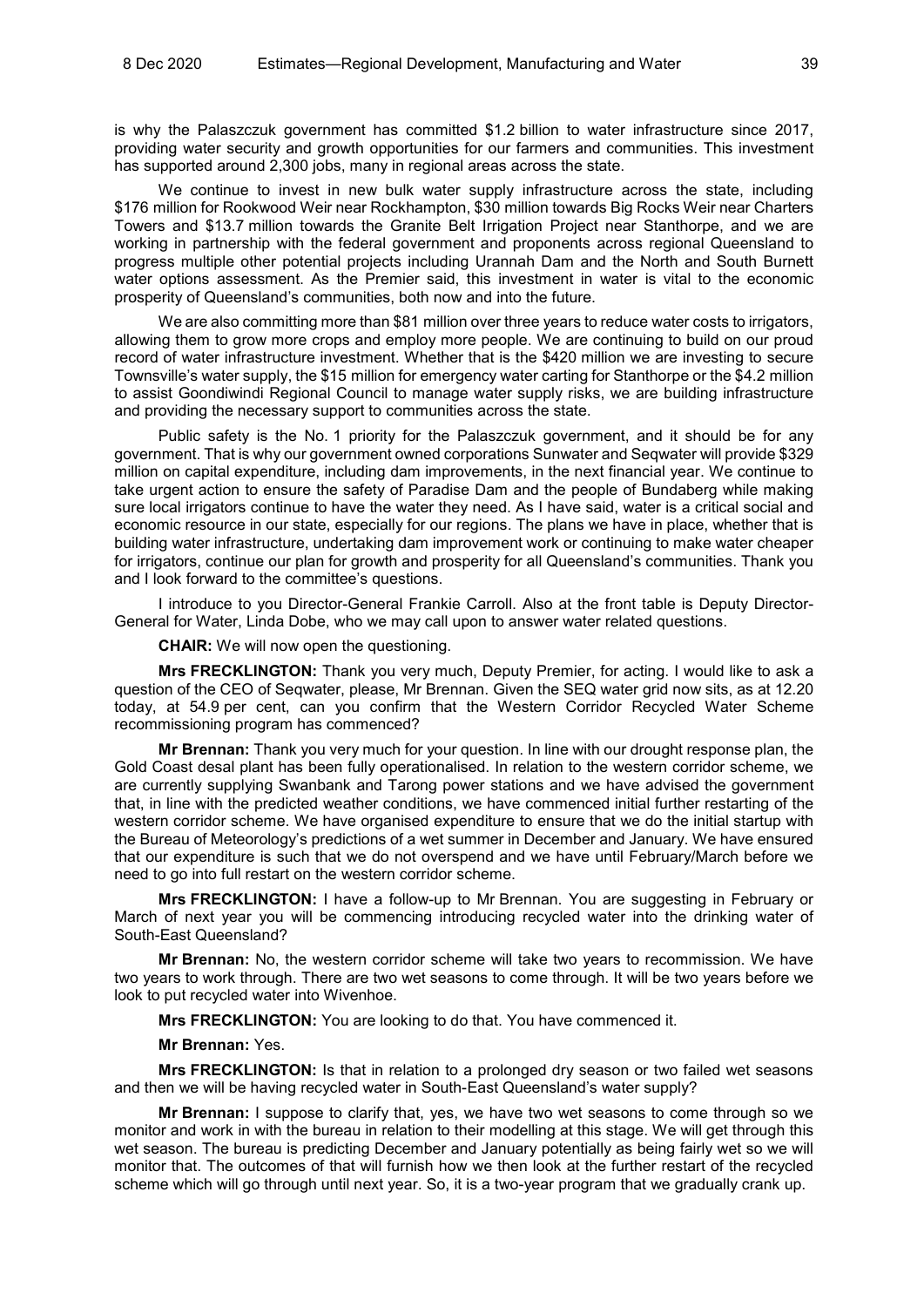is why the Palaszczuk government has committed $1.2 billion to water infrastructure since 2017, providing water security and growth opportunities for our farmers and communities. This investment has supported around 2,300 jobs, many in regional areas across the state.

We continue to invest in new bulk water supply infrastructure across the state, including $176 million for Rookwood Weir near Rockhampton, $30 million towards Big Rocks Weir near Charters Towers and $13.7 million towards the Granite Belt Irrigation Project near Stanthorpe, and we are working in partnership with the federal government and proponents across regional Queensland to progress multiple other potential projects including Urannah Dam and the North and South Burnett water options assessment. As the Premier said, this investment in water is vital to the economic prosperity of Queensland's communities, both now and into the future.

We are also committing more than $81 million over three years to reduce water costs to irrigators, allowing them to grow more crops and employ more people. We are continuing to build on our proud record of water infrastructure investment. Whether that is the $420 million we are investing to secure Townsville's water supply, the $15 million for emergency water carting for Stanthorpe or the $4.2 million to assist Goondiwindi Regional Council to manage water supply risks, we are building infrastructure and providing the necessary support to communities across the state.

Public safety is the No. 1 priority for the Palaszczuk government, and it should be for any government. That is why our government owned corporations Sunwater and Seqwater will provide $329 million on capital expenditure, including dam improvements, in the next financial year. We continue to take urgent action to ensure the safety of Paradise Dam and the people of Bundaberg while making sure local irrigators continue to have the water they need. As I have said, water is a critical social and economic resource in our state, especially for our regions. The plans we have in place, whether that is building water infrastructure, undertaking dam improvement work or continuing to make water cheaper for irrigators, continue our plan for growth and prosperity for all Queensland's communities. Thank you and I look forward to the committee's questions.

I introduce to you Director-General Frankie Carroll. Also at the front table is Deputy Director-General for Water, Linda Dobe, who we may call upon to answer water related questions.

**CHAIR:** We will now open the questioning.

**Mrs FRECKLINGTON:** Thank you very much, Deputy Premier, for acting. I would like to ask a question of the CEO of Seqwater, please, Mr Brennan. Given the SEQ water grid now sits, as at 12.20 today, at 54.9 per cent, can you confirm that the Western Corridor Recycled Water Scheme recommissioning program has commenced?

**Mr Brennan:** Thank you very much for your question. In line with our drought response plan, the Gold Coast desal plant has been fully operationalised. In relation to the western corridor scheme, we are currently supplying Swanbank and Tarong power stations and we have advised the government that, in line with the predicted weather conditions, we have commenced initial further restarting of the western corridor scheme. We have organised expenditure to ensure that we do the initial startup with the Bureau of Meteorology's predictions of a wet summer in December and January. We have ensured that our expenditure is such that we do not overspend and we have until February/March before we need to go into full restart on the western corridor scheme.

**Mrs FRECKLINGTON:** I have a follow-up to Mr Brennan. You are suggesting in February or March of next year you will be commencing introducing recycled water into the drinking water of South-East Queensland?

**Mr Brennan:** No, the western corridor scheme will take two years to recommission. We have two years to work through. There are two wet seasons to come through. It will be two years before we look to put recycled water into Wivenhoe.

**Mrs FRECKLINGTON:** You are looking to do that. You have commenced it.

**Mr Brennan:** Yes.

**Mrs FRECKLINGTON:** Is that in relation to a prolonged dry season or two failed wet seasons and then we will be having recycled water in South-East Queensland's water supply?

**Mr Brennan:** I suppose to clarify that, yes, we have two wet seasons to come through so we monitor and work in with the bureau in relation to their modelling at this stage. We will get through this wet season. The bureau is predicting December and January potentially as being fairly wet so we will monitor that. The outcomes of that will furnish how we then look at the further restart of the recycled scheme which will go through until next year. So, it is a two-year program that we gradually crank up.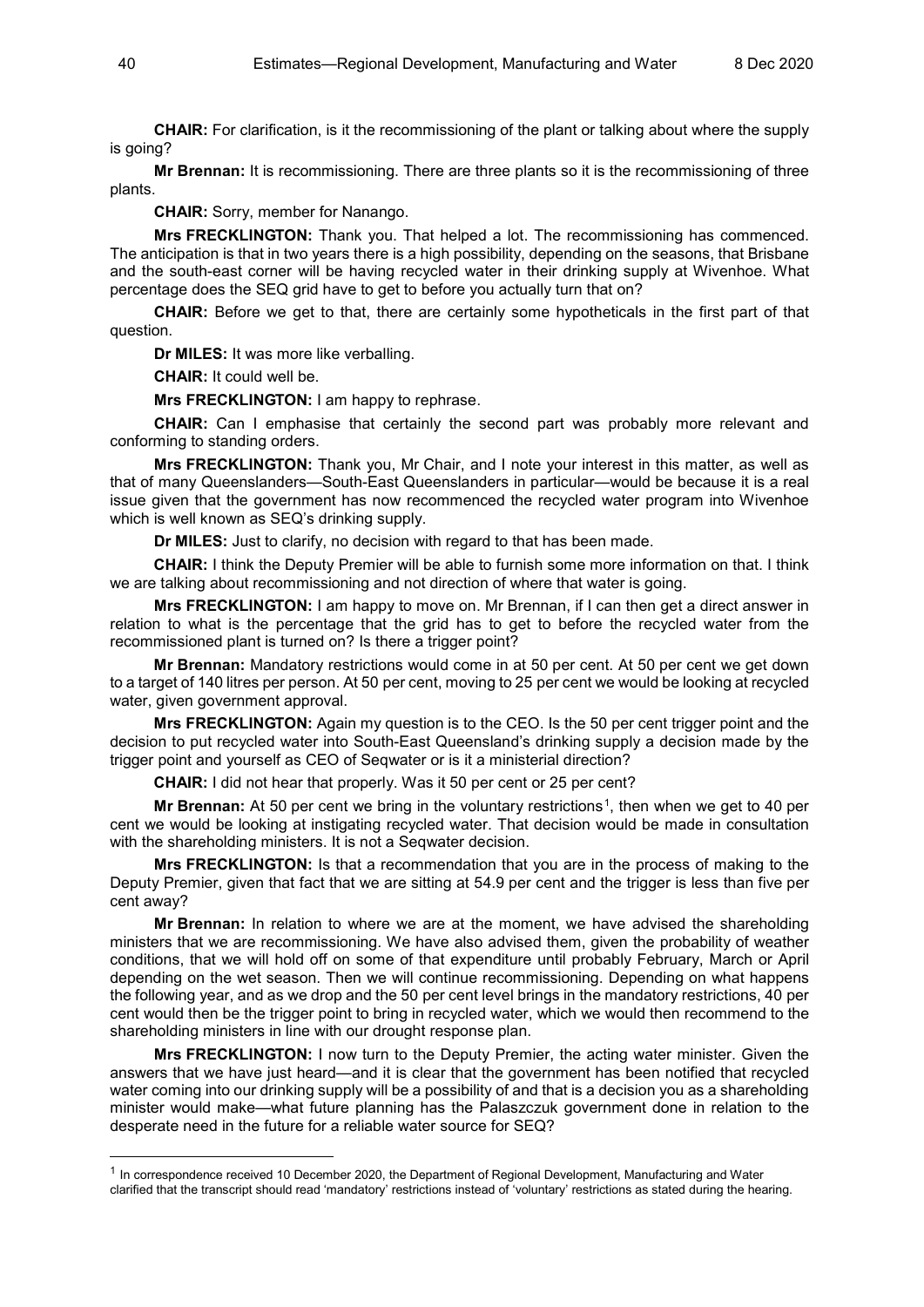**CHAIR:** For clarification, is it the recommissioning of the plant or talking about where the supply is going?

**Mr Brennan:** It is recommissioning. There are three plants so it is the recommissioning of three plants.

**CHAIR:** Sorry, member for Nanango.

**Mrs FRECKLINGTON:** Thank you. That helped a lot. The recommissioning has commenced. The anticipation is that in two years there is a high possibility, depending on the seasons, that Brisbane and the south-east corner will be having recycled water in their drinking supply at Wivenhoe. What percentage does the SEQ grid have to get to before you actually turn that on?

**CHAIR:** Before we get to that, there are certainly some hypotheticals in the first part of that question.

**Dr MILES:** It was more like verballing.

**CHAIR:** It could well be.

**Mrs FRECKLINGTON:** I am happy to rephrase.

**CHAIR:** Can I emphasise that certainly the second part was probably more relevant and conforming to standing orders.

**Mrs FRECKLINGTON:** Thank you, Mr Chair, and I note your interest in this matter, as well as that of many Queenslanders—South-East Queenslanders in particular—would be because it is a real issue given that the government has now recommenced the recycled water program into Wivenhoe which is well known as SEQ's drinking supply.

**Dr MILES:** Just to clarify, no decision with regard to that has been made.

**CHAIR:** I think the Deputy Premier will be able to furnish some more information on that. I think we are talking about recommissioning and not direction of where that water is going.

**Mrs FRECKLINGTON:** I am happy to move on. Mr Brennan, if I can then get a direct answer in relation to what is the percentage that the grid has to get to before the recycled water from the recommissioned plant is turned on? Is there a trigger point?

**Mr Brennan:** Mandatory restrictions would come in at 50 per cent. At 50 per cent we get down to a target of 140 litres per person. At 50 per cent, moving to 25 per cent we would be looking at recycled water, given government approval.

**Mrs FRECKLINGTON:** Again my question is to the CEO. Is the 50 per cent trigger point and the decision to put recycled water into South-East Queensland's drinking supply a decision made by the trigger point and yourself as CEO of Seqwater or is it a ministerial direction?

**CHAIR:** I did not hear that properly. Was it 50 per cent or 25 per cent?

**Mr Brennan:** At 50 per cent we bring in the voluntary restrictions[1], then when we get to 40 per cent we would be looking at instigating recycled water. That decision would be made in consultation with the shareholding ministers. It is not a Seqwater decision.

**Mrs FRECKLINGTON:** Is that a recommendation that you are in the process of making to the Deputy Premier, given that fact that we are sitting at 54.9 per cent and the trigger is less than five per cent away?

**Mr Brennan:** In relation to where we are at the moment, we have advised the shareholding ministers that we are recommissioning. We have also advised them, given the probability of weather conditions, that we will hold off on some of that expenditure until probably February, March or April depending on the wet season. Then we will continue recommissioning. Depending on what happens the following year, and as we drop and the 50 per cent level brings in the mandatory restrictions, 40 per cent would then be the trigger point to bring in recycled water, which we would then recommend to the shareholding ministers in line with our drought response plan.

**Mrs FRECKLINGTON:** I now turn to the Deputy Premier, the acting water minister. Given the answers that we have just heard—and it is clear that the government has been notified that recycled water coming into our drinking supply will be a possibility of and that is a decision you as a shareholding minister would make—what future planning has the Palaszczuk government done in relation to the desperate need in the future for a reliable water source for SEQ?

---

[1] In correspondence received 10 December 2020, the Department of Regional Development, Manufacturing and Water clarified that the transcript should read 'mandatory' restrictions instead of 'voluntary' restrictions as stated during the hearing.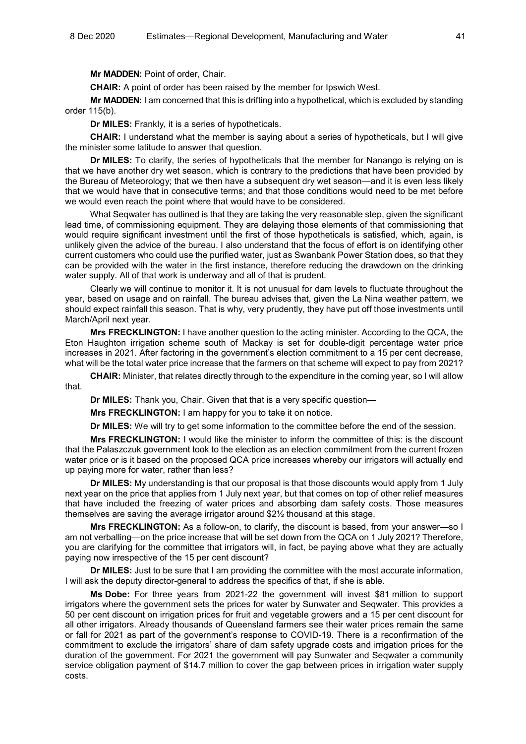**Mr MADDEN:** Point of order, Chair.

**CHAIR:** A point of order has been raised by the member for Ipswich West.

**Mr MADDEN:** I am concerned that this is drifting into a hypothetical, which is excluded by standing order 115(b).

**Dr MILES:** Frankly, it is a series of hypotheticals.

**CHAIR:** I understand what the member is saying about a series of hypotheticals, but I will give the minister some latitude to answer that question.

**Dr MILES:** To clarify, the series of hypotheticals that the member for Nanango is relying on is that we have another dry wet season, which is contrary to the predictions that have been provided by the Bureau of Meteorology; that we then have a subsequent dry wet season—and it is even less likely that we would have that in consecutive terms; and that those conditions would need to be met before we would even reach the point where that would have to be considered.

What Seqwater has outlined is that they are taking the very reasonable step, given the significant lead time, of commissioning equipment. They are delaying those elements of that commissioning that would require significant investment until the first of those hypotheticals is satisfied, which, again, is unlikely given the advice of the bureau. I also understand that the focus of effort is on identifying other current customers who could use the purified water, just as Swanbank Power Station does, so that they can be provided with the water in the first instance, therefore reducing the drawdown on the drinking water supply. All of that work is underway and all of that is prudent.

Clearly we will continue to monitor it. It is not unusual for dam levels to fluctuate throughout the year, based on usage and on rainfall. The bureau advises that, given the La Nina weather pattern, we should expect rainfall this season. That is why, very prudently, they have put off those investments until March/April next year.

**Mrs FRECKLINGTON:** I have another question to the acting minister. According to the QCA, the Eton Haughton irrigation scheme south of Mackay is set for double-digit percentage water price increases in 2021. After factoring in the government's election commitment to a 15 per cent decrease, what will be the total water price increase that the farmers on that scheme will expect to pay from 2021?

**CHAIR:** Minister, that relates directly through to the expenditure in the coming year, so I will allow that.

**Dr MILES:** Thank you, Chair. Given that that is a very specific question—

**Mrs FRECKLINGTON:** I am happy for you to take it on notice.

**Dr MILES:** We will try to get some information to the committee before the end of the session.

**Mrs FRECKLINGTON:** I would like the minister to inform the committee of this: is the discount that the Palaszczuk government took to the election as an election commitment from the current frozen water price or is it based on the proposed QCA price increases whereby our irrigators will actually end up paying more for water, rather than less?

**Dr MILES:** My understanding is that our proposal is that those discounts would apply from 1 July next year on the price that applies from 1 July next year, but that comes on top of other relief measures that have included the freezing of water prices and absorbing dam safety costs. Those measures themselves are saving the average irrigator around $2½ thousand at this stage.

**Mrs FRECKLINGTON:** As a follow-on, to clarify, the discount is based, from your answer—so I am not verballing—on the price increase that will be set down from the QCA on 1 July 2021? Therefore, you are clarifying for the committee that irrigators will, in fact, be paying above what they are actually paying now irrespective of the 15 per cent discount?

**Dr MILES:** Just to be sure that I am providing the committee with the most accurate information, I will ask the deputy director-general to address the specifics of that, if she is able.

**Ms Dobe:** For three years from 2021-22 the government will invest $81 million to support irrigators where the government sets the prices for water by Sunwater and Seqwater. This provides a 50 per cent discount on irrigation prices for fruit and vegetable growers and a 15 per cent discount for all other irrigators. Already thousands of Queensland farmers see their water prices remain the same or fall for 2021 as part of the government's response to COVID-19. There is a reconfirmation of the commitment to exclude the irrigators' share of dam safety upgrade costs and irrigation prices for the duration of the government. For 2021 the government will pay Sunwater and Seqwater a community service obligation payment of $14.7 million to cover the gap between prices in irrigation water supply costs.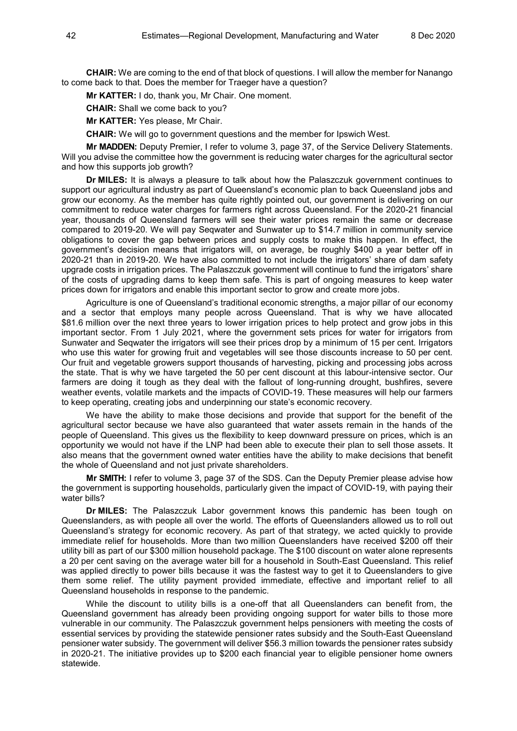**CHAIR:** We are coming to the end of that block of questions. I will allow the member for Nanango to come back to that. Does the member for Traeger have a question?

**Mr KATTER:** I do, thank you, Mr Chair. One moment.

**CHAIR:** Shall we come back to you?

**Mr KATTER:** Yes please, Mr Chair.

**CHAIR:** We will go to government questions and the member for Ipswich West.

**Mr MADDEN:** Deputy Premier, I refer to volume 3, page 37, of the Service Delivery Statements. Will you advise the committee how the government is reducing water charges for the agricultural sector and how this supports job growth?

**Dr MILES:** It is always a pleasure to talk about how the Palaszczuk government continues to support our agricultural industry as part of Queensland's economic plan to back Queensland jobs and grow our economy. As the member has quite rightly pointed out, our government is delivering on our commitment to reduce water charges for farmers right across Queensland. For the 2020-21 financial year, thousands of Queensland farmers will see their water prices remain the same or decrease compared to 2019-20. We will pay Seqwater and Sunwater up to $14.7 million in community service obligations to cover the gap between prices and supply costs to make this happen. In effect, the government's decision means that irrigators will, on average, be roughly $400 a year better off in 2020-21 than in 2019-20. We have also committed to not include the irrigators' share of dam safety upgrade costs in irrigation prices. The Palaszczuk government will continue to fund the irrigators' share of the costs of upgrading dams to keep them safe. This is part of ongoing measures to keep water prices down for irrigators and enable this important sector to grow and create more jobs.

Agriculture is one of Queensland's traditional economic strengths, a major pillar of our economy and a sector that employs many people across Queensland. That is why we have allocated $81.6 million over the next three years to lower irrigation prices to help protect and grow jobs in this important sector. From 1 July 2021, where the government sets prices for water for irrigators from Sunwater and Seqwater the irrigators will see their prices drop by a minimum of 15 per cent. Irrigators who use this water for growing fruit and vegetables will see those discounts increase to 50 per cent. Our fruit and vegetable growers support thousands of harvesting, picking and processing jobs across the state. That is why we have targeted the 50 per cent discount at this labour-intensive sector. Our farmers are doing it tough as they deal with the fallout of long-running drought, bushfires, severe weather events, volatile markets and the impacts of COVID-19. These measures will help our farmers to keep operating, creating jobs and underpinning our state's economic recovery.

We have the ability to make those decisions and provide that support for the benefit of the agricultural sector because we have also guaranteed that water assets remain in the hands of the people of Queensland. This gives us the flexibility to keep downward pressure on prices, which is an opportunity we would not have if the LNP had been able to execute their plan to sell those assets. It also means that the government owned water entities have the ability to make decisions that benefit the whole of Queensland and not just private shareholders.

**Mr SMITH:** I refer to volume 3, page 37 of the SDS. Can the Deputy Premier please advise how the government is supporting households, particularly given the impact of COVID-19, with paying their water bills?

**Dr MILES:** The Palaszczuk Labor government knows this pandemic has been tough on Queenslanders, as with people all over the world. The efforts of Queenslanders allowed us to roll out Queensland's strategy for economic recovery. As part of that strategy, we acted quickly to provide immediate relief for households. More than two million Queenslanders have received $200 off their utility bill as part of our $300 million household package. The $100 discount on water alone represents a 20 per cent saving on the average water bill for a household in South-East Queensland. This relief was applied directly to power bills because it was the fastest way to get it to Queenslanders to give them some relief. The utility payment provided immediate, effective and important relief to all Queensland households in response to the pandemic.

While the discount to utility bills is a one-off that all Queenslanders can benefit from, the Queensland government has already been providing ongoing support for water bills to those more vulnerable in our community. The Palaszczuk government helps pensioners with meeting the costs of essential services by providing the statewide pensioner rates subsidy and the South-East Queensland pensioner water subsidy. The government will deliver $56.3 million towards the pensioner rates subsidy in 2020-21. The initiative provides up to $200 each financial year to eligible pensioner home owners statewide.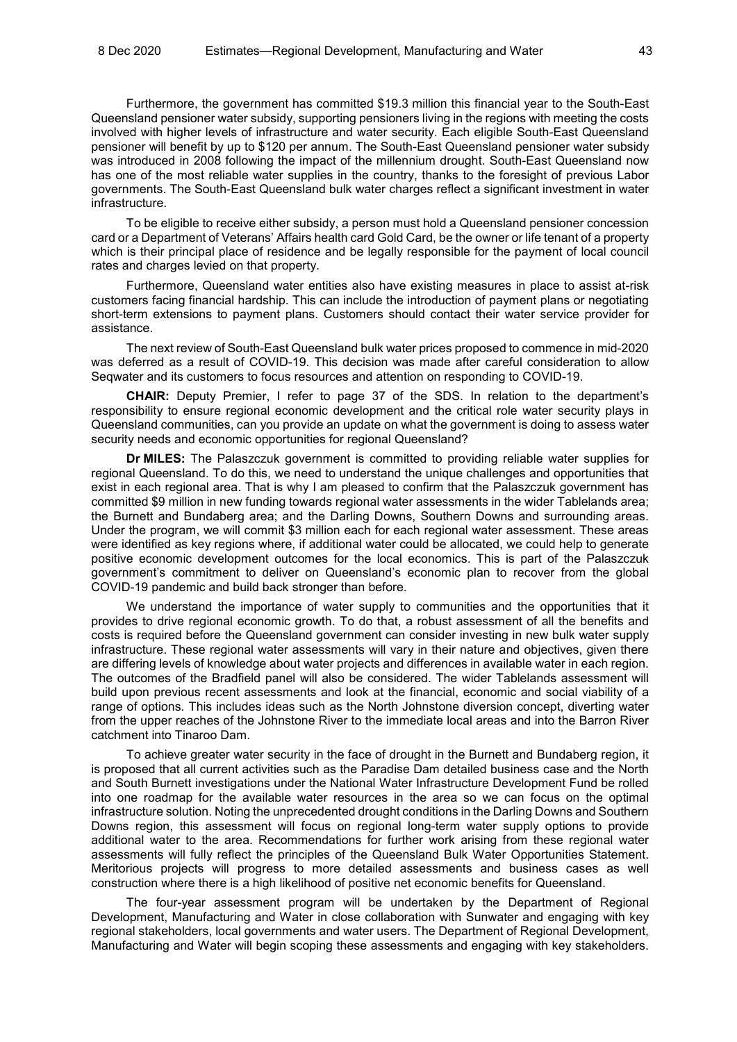Furthermore, the government has committed $19.3 million this financial year to the South-East Queensland pensioner water subsidy, supporting pensioners living in the regions with meeting the costs involved with higher levels of infrastructure and water security. Each eligible South-East Queensland pensioner will benefit by up to $120 per annum. The South-East Queensland pensioner water subsidy was introduced in 2008 following the impact of the millennium drought. South-East Queensland now has one of the most reliable water supplies in the country, thanks to the foresight of previous Labor governments. The South-East Queensland bulk water charges reflect a significant investment in water infrastructure.

To be eligible to receive either subsidy, a person must hold a Queensland pensioner concession card or a Department of Veterans' Affairs health card Gold Card, be the owner or life tenant of a property which is their principal place of residence and be legally responsible for the payment of local council rates and charges levied on that property.

Furthermore, Queensland water entities also have existing measures in place to assist at-risk customers facing financial hardship. This can include the introduction of payment plans or negotiating short-term extensions to payment plans. Customers should contact their water service provider for assistance.

The next review of South-East Queensland bulk water prices proposed to commence in mid-2020 was deferred as a result of COVID-19. This decision was made after careful consideration to allow Seqwater and its customers to focus resources and attention on responding to COVID-19.

**CHAIR:** Deputy Premier, I refer to page 37 of the SDS. In relation to the department's responsibility to ensure regional economic development and the critical role water security plays in Queensland communities, can you provide an update on what the government is doing to assess water security needs and economic opportunities for regional Queensland?

**Dr MILES:** The Palaszczuk government is committed to providing reliable water supplies for regional Queensland. To do this, we need to understand the unique challenges and opportunities that exist in each regional area. That is why I am pleased to confirm that the Palaszczuk government has committed $9 million in new funding towards regional water assessments in the wider Tablelands area; the Burnett and Bundaberg area; and the Darling Downs, Southern Downs and surrounding areas. Under the program, we will commit $3 million each for each regional water assessment. These areas were identified as key regions where, if additional water could be allocated, we could help to generate positive economic development outcomes for the local economics. This is part of the Palaszczuk government's commitment to deliver on Queensland's economic plan to recover from the global COVID-19 pandemic and build back stronger than before.

We understand the importance of water supply to communities and the opportunities that it provides to drive regional economic growth. To do that, a robust assessment of all the benefits and costs is required before the Queensland government can consider investing in new bulk water supply infrastructure. These regional water assessments will vary in their nature and objectives, given there are differing levels of knowledge about water projects and differences in available water in each region. The outcomes of the Bradfield panel will also be considered. The wider Tablelands assessment will build upon previous recent assessments and look at the financial, economic and social viability of a range of options. This includes ideas such as the North Johnstone diversion concept, diverting water from the upper reaches of the Johnstone River to the immediate local areas and into the Barron River catchment into Tinaroo Dam.

To achieve greater water security in the face of drought in the Burnett and Bundaberg region, it is proposed that all current activities such as the Paradise Dam detailed business case and the North and South Burnett investigations under the National Water Infrastructure Development Fund be rolled into one roadmap for the available water resources in the area so we can focus on the optimal infrastructure solution. Noting the unprecedented drought conditions in the Darling Downs and Southern Downs region, this assessment will focus on regional long-term water supply options to provide additional water to the area. Recommendations for further work arising from these regional water assessments will fully reflect the principles of the Queensland Bulk Water Opportunities Statement. Meritorious projects will progress to more detailed assessments and business cases as well construction where there is a high likelihood of positive net economic benefits for Queensland.

The four-year assessment program will be undertaken by the Department of Regional Development, Manufacturing and Water in close collaboration with Sunwater and engaging with key regional stakeholders, local governments and water users. The Department of Regional Development, Manufacturing and Water will begin scoping these assessments and engaging with key stakeholders.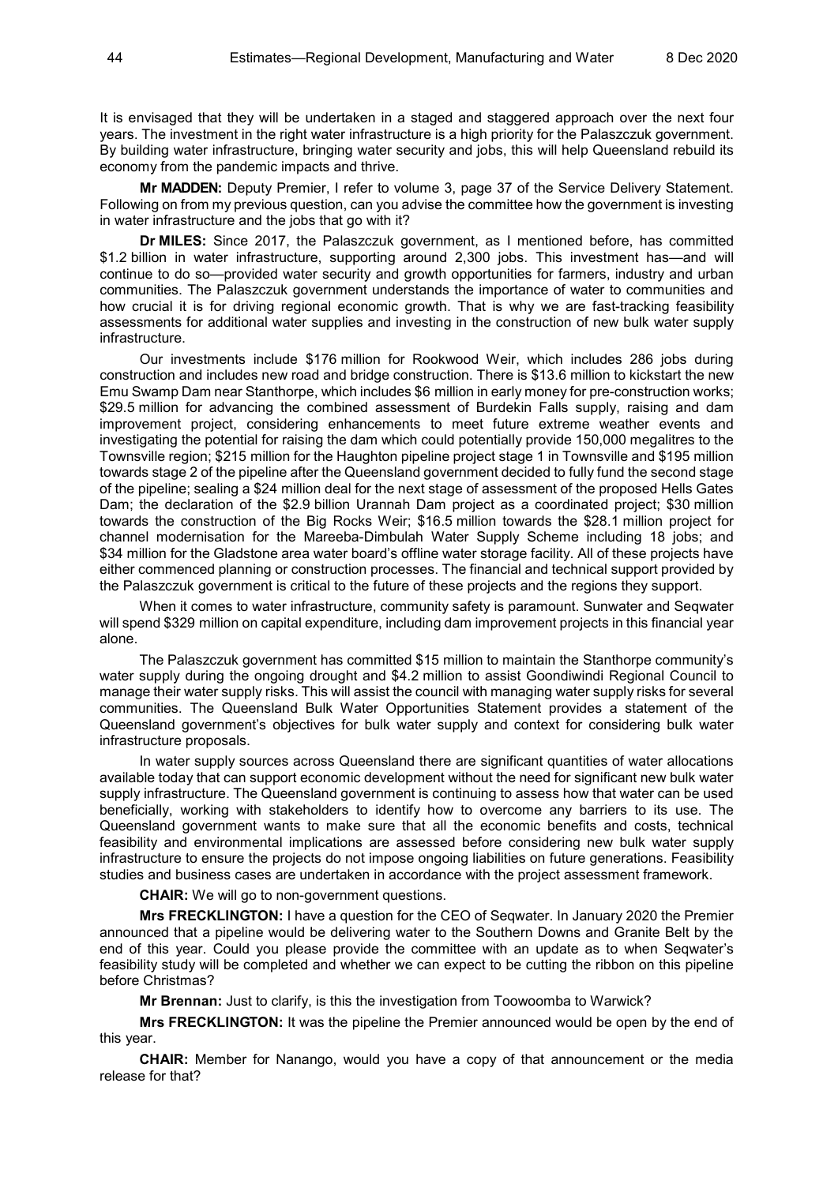It is envisaged that they will be undertaken in a staged and staggered approach over the next four years. The investment in the right water infrastructure is a high priority for the Palaszczuk government. By building water infrastructure, bringing water security and jobs, this will help Queensland rebuild its economy from the pandemic impacts and thrive.

**Mr MADDEN:** Deputy Premier, I refer to volume 3, page 37 of the Service Delivery Statement. Following on from my previous question, can you advise the committee how the government is investing in water infrastructure and the jobs that go with it?

**Dr MILES:** Since 2017, the Palaszczuk government, as I mentioned before, has committed $1.2 billion in water infrastructure, supporting around 2,300 jobs. This investment has—and will continue to do so—provided water security and growth opportunities for farmers, industry and urban communities. The Palaszczuk government understands the importance of water to communities and how crucial it is for driving regional economic growth. That is why we are fast-tracking feasibility assessments for additional water supplies and investing in the construction of new bulk water supply infrastructure.

Our investments include $176 million for Rookwood Weir, which includes 286 jobs during construction and includes new road and bridge construction. There is $13.6 million to kickstart the new Emu Swamp Dam near Stanthorpe, which includes $6 million in early money for pre-construction works; $29.5 million for advancing the combined assessment of Burdekin Falls supply, raising and dam improvement project, considering enhancements to meet future extreme weather events and investigating the potential for raising the dam which could potentially provide 150,000 megalitres to the Townsville region; $215 million for the Haughton pipeline project stage 1 in Townsville and $195 million towards stage 2 of the pipeline after the Queensland government decided to fully fund the second stage of the pipeline; sealing a $24 million deal for the next stage of assessment of the proposed Hells Gates Dam; the declaration of the $2.9 billion Urannah Dam project as a coordinated project; $30 million towards the construction of the Big Rocks Weir; $16.5 million towards the $28.1 million project for channel modernisation for the Mareeba-Dimbulah Water Supply Scheme including 18 jobs; and $34 million for the Gladstone area water board's offline water storage facility. All of these projects have either commenced planning or construction processes. The financial and technical support provided by the Palaszczuk government is critical to the future of these projects and the regions they support.

When it comes to water infrastructure, community safety is paramount. Sunwater and Seqwater will spend $329 million on capital expenditure, including dam improvement projects in this financial year alone.

The Palaszczuk government has committed $15 million to maintain the Stanthorpe community's water supply during the ongoing drought and $4.2 million to assist Goondiwindi Regional Council to manage their water supply risks. This will assist the council with managing water supply risks for several communities. The Queensland Bulk Water Opportunities Statement provides a statement of the Queensland government's objectives for bulk water supply and context for considering bulk water infrastructure proposals.

In water supply sources across Queensland there are significant quantities of water allocations available today that can support economic development without the need for significant new bulk water supply infrastructure. The Queensland government is continuing to assess how that water can be used beneficially, working with stakeholders to identify how to overcome any barriers to its use. The Queensland government wants to make sure that all the economic benefits and costs, technical feasibility and environmental implications are assessed before considering new bulk water supply infrastructure to ensure the projects do not impose ongoing liabilities on future generations. Feasibility studies and business cases are undertaken in accordance with the project assessment framework.

**CHAIR:** We will go to non-government questions.

**Mrs FRECKLINGTON:** I have a question for the CEO of Seqwater. In January 2020 the Premier announced that a pipeline would be delivering water to the Southern Downs and Granite Belt by the end of this year. Could you please provide the committee with an update as to when Seqwater's feasibility study will be completed and whether we can expect to be cutting the ribbon on this pipeline before Christmas?

**Mr Brennan:** Just to clarify, is this the investigation from Toowoomba to Warwick?

**Mrs FRECKLINGTON:** It was the pipeline the Premier announced would be open by the end of this year.

**CHAIR:** Member for Nanango, would you have a copy of that announcement or the media release for that?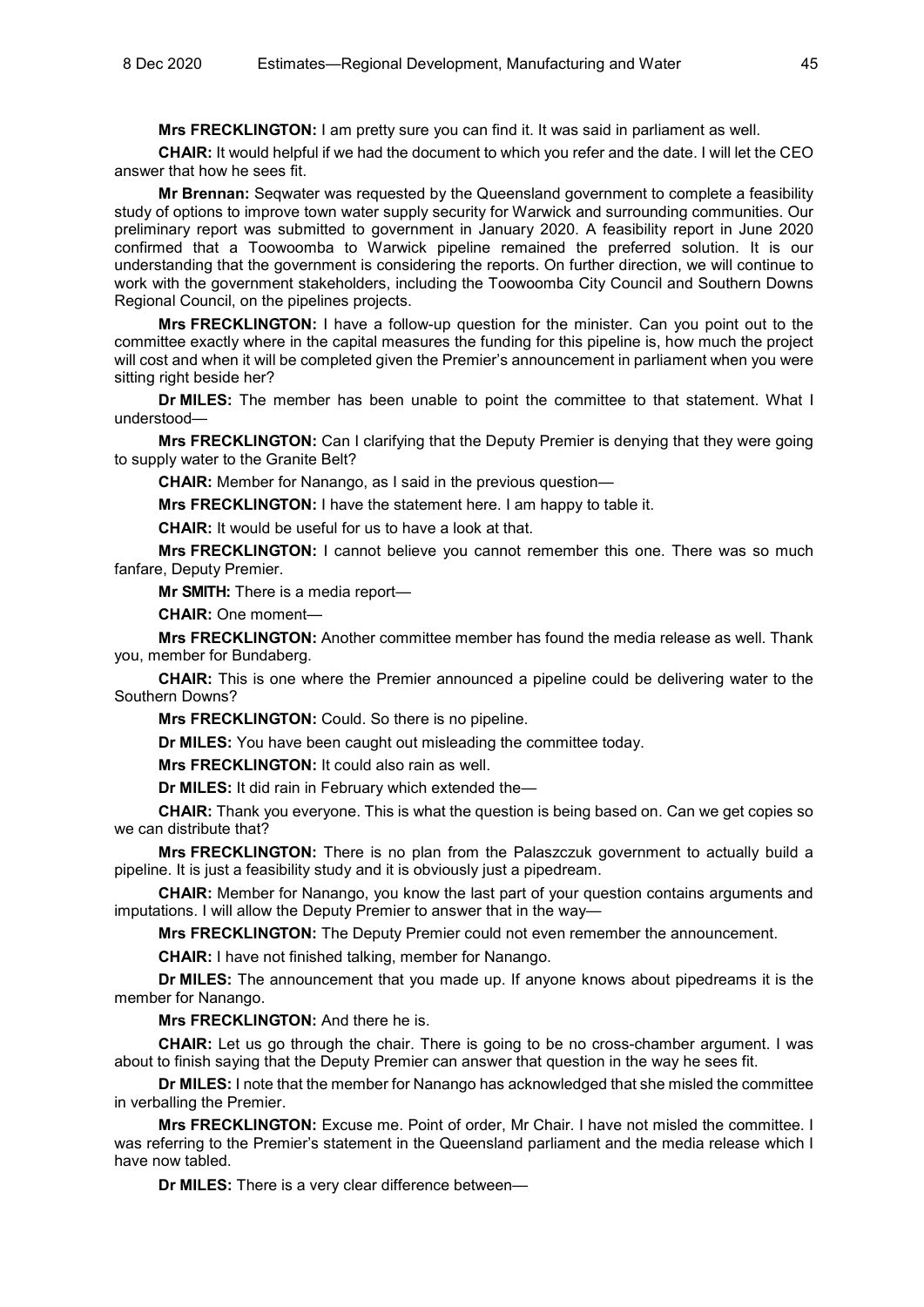**Mrs FRECKLINGTON:** I am pretty sure you can find it. It was said in parliament as well.

**CHAIR:** It would helpful if we had the document to which you refer and the date. I will let the CEO answer that how he sees fit.

**Mr Brennan:** Seqwater was requested by the Queensland government to complete a feasibility study of options to improve town water supply security for Warwick and surrounding communities. Our preliminary report was submitted to government in January 2020. A feasibility report in June 2020 confirmed that a Toowoomba to Warwick pipeline remained the preferred solution. It is our understanding that the government is considering the reports. On further direction, we will continue to work with the government stakeholders, including the Toowoomba City Council and Southern Downs Regional Council, on the pipelines projects.

**Mrs FRECKLINGTON:** I have a follow-up question for the minister. Can you point out to the committee exactly where in the capital measures the funding for this pipeline is, how much the project will cost and when it will be completed given the Premier's announcement in parliament when you were sitting right beside her?

**Dr MILES:** The member has been unable to point the committee to that statement. What I understood—

**Mrs FRECKLINGTON:** Can I clarifying that the Deputy Premier is denying that they were going to supply water to the Granite Belt?

**CHAIR:** Member for Nanango, as I said in the previous question—

**Mrs FRECKLINGTON:** I have the statement here. I am happy to table it.

**CHAIR:** It would be useful for us to have a look at that.

**Mrs FRECKLINGTON:** I cannot believe you cannot remember this one. There was so much fanfare, Deputy Premier.

**Mr SMITH:** There is a media report—

**CHAIR:** One moment—

**Mrs FRECKLINGTON:** Another committee member has found the media release as well. Thank you, member for Bundaberg.

**CHAIR:** This is one where the Premier announced a pipeline could be delivering water to the Southern Downs?

**Mrs FRECKLINGTON:** Could. So there is no pipeline.

**Dr MILES:** You have been caught out misleading the committee today.

**Mrs FRECKLINGTON:** It could also rain as well.

**Dr MILES:** It did rain in February which extended the—

**CHAIR:** Thank you everyone. This is what the question is being based on. Can we get copies so we can distribute that?

**Mrs FRECKLINGTON:** There is no plan from the Palaszczuk government to actually build a pipeline. It is just a feasibility study and it is obviously just a pipedream.

**CHAIR:** Member for Nanango, you know the last part of your question contains arguments and imputations. I will allow the Deputy Premier to answer that in the way—

**Mrs FRECKLINGTON:** The Deputy Premier could not even remember the announcement.

**CHAIR:** I have not finished talking, member for Nanango.

**Dr MILES:** The announcement that you made up. If anyone knows about pipedreams it is the member for Nanango.

**Mrs FRECKLINGTON:** And there he is.

**CHAIR:** Let us go through the chair. There is going to be no cross-chamber argument. I was about to finish saying that the Deputy Premier can answer that question in the way he sees fit.

**Dr MILES:** I note that the member for Nanango has acknowledged that she misled the committee in verballing the Premier.

**Mrs FRECKLINGTON:** Excuse me. Point of order, Mr Chair. I have not misled the committee. I was referring to the Premier's statement in the Queensland parliament and the media release which I have now tabled.

**Dr MILES:** There is a very clear difference between—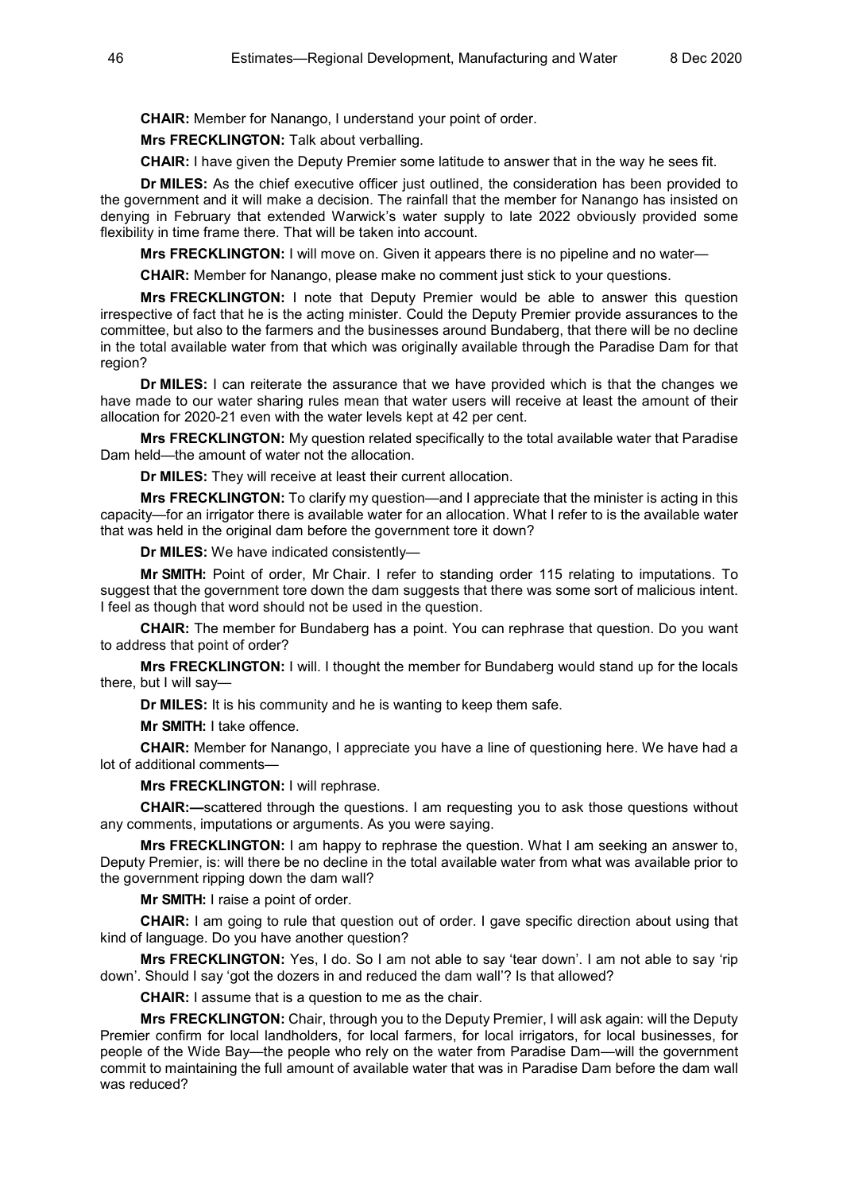**CHAIR:** Member for Nanango, I understand your point of order.

**Mrs FRECKLINGTON:** Talk about verballing.

**CHAIR:** I have given the Deputy Premier some latitude to answer that in the way he sees fit.

**Dr MILES:** As the chief executive officer just outlined, the consideration has been provided to the government and it will make a decision. The rainfall that the member for Nanango has insisted on denying in February that extended Warwick's water supply to late 2022 obviously provided some flexibility in time frame there. That will be taken into account.

**Mrs FRECKLINGTON:** I will move on. Given it appears there is no pipeline and no water—

**CHAIR:** Member for Nanango, please make no comment just stick to your questions.

**Mrs FRECKLINGTON:** I note that Deputy Premier would be able to answer this question irrespective of fact that he is the acting minister. Could the Deputy Premier provide assurances to the committee, but also to the farmers and the businesses around Bundaberg, that there will be no decline in the total available water from that which was originally available through the Paradise Dam for that region?

**Dr MILES:** I can reiterate the assurance that we have provided which is that the changes we have made to our water sharing rules mean that water users will receive at least the amount of their allocation for 2020-21 even with the water levels kept at 42 per cent.

**Mrs FRECKLINGTON:** My question related specifically to the total available water that Paradise Dam held—the amount of water not the allocation.

**Dr MILES:** They will receive at least their current allocation.

**Mrs FRECKLINGTON:** To clarify my question—and I appreciate that the minister is acting in this capacity—for an irrigator there is available water for an allocation. What I refer to is the available water that was held in the original dam before the government tore it down?

**Dr MILES:** We have indicated consistently—

**Mr SMITH:** Point of order, Mr Chair. I refer to standing order 115 relating to imputations. To suggest that the government tore down the dam suggests that there was some sort of malicious intent. I feel as though that word should not be used in the question.

**CHAIR:** The member for Bundaberg has a point. You can rephrase that question. Do you want to address that point of order?

**Mrs FRECKLINGTON:** I will. I thought the member for Bundaberg would stand up for the locals there, but I will say—

**Dr MILES:** It is his community and he is wanting to keep them safe.

**Mr SMITH:** I take offence.

**CHAIR:** Member for Nanango, I appreciate you have a line of questioning here. We have had a lot of additional comments—

**Mrs FRECKLINGTON:** I will rephrase.

**CHAIR:—**scattered through the questions. I am requesting you to ask those questions without any comments, imputations or arguments. As you were saying.

**Mrs FRECKLINGTON:** I am happy to rephrase the question. What I am seeking an answer to, Deputy Premier, is: will there be no decline in the total available water from what was available prior to the government ripping down the dam wall?

**Mr SMITH:** I raise a point of order.

**CHAIR:** I am going to rule that question out of order. I gave specific direction about using that kind of language. Do you have another question?

**Mrs FRECKLINGTON:** Yes, I do. So I am not able to say 'tear down'. I am not able to say 'rip down'. Should I say 'got the dozers in and reduced the dam wall'? Is that allowed?

**CHAIR:** I assume that is a question to me as the chair.

**Mrs FRECKLINGTON:** Chair, through you to the Deputy Premier, I will ask again: will the Deputy Premier confirm for local landholders, for local farmers, for local irrigators, for local businesses, for people of the Wide Bay—the people who rely on the water from Paradise Dam—will the government commit to maintaining the full amount of available water that was in Paradise Dam before the dam wall was reduced?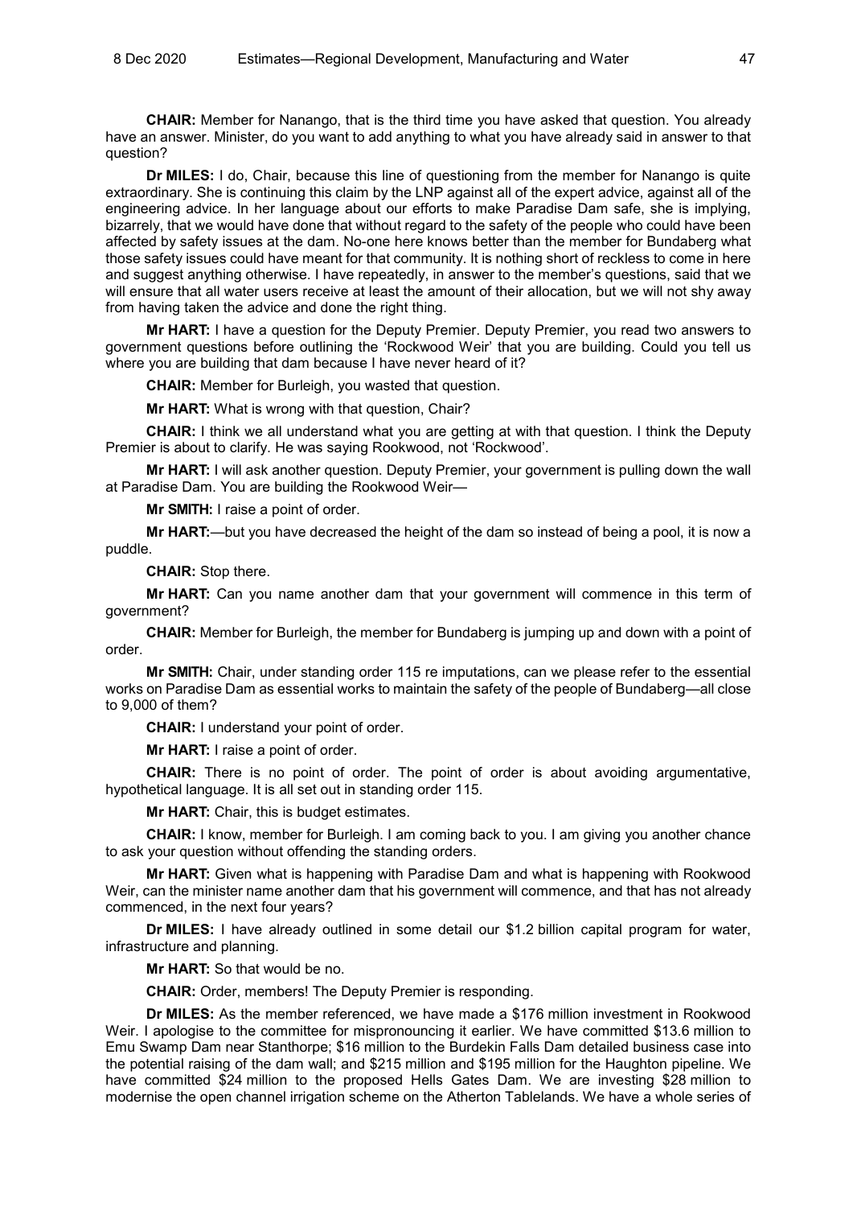**CHAIR:** Member for Nanango, that is the third time you have asked that question. You already have an answer. Minister, do you want to add anything to what you have already said in answer to that question?

**Dr MILES:** I do, Chair, because this line of questioning from the member for Nanango is quite extraordinary. She is continuing this claim by the LNP against all of the expert advice, against all of the engineering advice. In her language about our efforts to make Paradise Dam safe, she is implying, bizarrely, that we would have done that without regard to the safety of the people who could have been affected by safety issues at the dam. No-one here knows better than the member for Bundaberg what those safety issues could have meant for that community. It is nothing short of reckless to come in here and suggest anything otherwise. I have repeatedly, in answer to the member's questions, said that we will ensure that all water users receive at least the amount of their allocation, but we will not shy away from having taken the advice and done the right thing.

**Mr HART:** I have a question for the Deputy Premier. Deputy Premier, you read two answers to government questions before outlining the 'Rockwood Weir' that you are building. Could you tell us where you are building that dam because I have never heard of it?

**CHAIR:** Member for Burleigh, you wasted that question.

**Mr HART:** What is wrong with that question, Chair?

**CHAIR:** I think we all understand what you are getting at with that question. I think the Deputy Premier is about to clarify. He was saying Rookwood, not 'Rockwood'.

**Mr HART:** I will ask another question. Deputy Premier, your government is pulling down the wall at Paradise Dam. You are building the Rookwood Weir—

**Mr SMITH:** I raise a point of order.

**Mr HART:**—but you have decreased the height of the dam so instead of being a pool, it is now a puddle.

**CHAIR:** Stop there.

**Mr HART:** Can you name another dam that your government will commence in this term of government?

**CHAIR:** Member for Burleigh, the member for Bundaberg is jumping up and down with a point of order.

**Mr SMITH:** Chair, under standing order 115 re imputations, can we please refer to the essential works on Paradise Dam as essential works to maintain the safety of the people of Bundaberg—all close to 9,000 of them?

**CHAIR:** I understand your point of order.

**Mr HART:** I raise a point of order.

**CHAIR:** There is no point of order. The point of order is about avoiding argumentative, hypothetical language. It is all set out in standing order 115.

**Mr HART:** Chair, this is budget estimates.

**CHAIR:** I know, member for Burleigh. I am coming back to you. I am giving you another chance to ask your question without offending the standing orders.

**Mr HART:** Given what is happening with Paradise Dam and what is happening with Rookwood Weir, can the minister name another dam that his government will commence, and that has not already commenced, in the next four years?

**Dr MILES:** I have already outlined in some detail our $1.2 billion capital program for water, infrastructure and planning.

**Mr HART:** So that would be no.

**CHAIR:** Order, members! The Deputy Premier is responding.

**Dr MILES:** As the member referenced, we have made a $176 million investment in Rookwood Weir. I apologise to the committee for mispronouncing it earlier. We have committed $13.6 million to Emu Swamp Dam near Stanthorpe; $16 million to the Burdekin Falls Dam detailed business case into the potential raising of the dam wall; and $215 million and $195 million for the Haughton pipeline. We have committed $24 million to the proposed Hells Gates Dam. We are investing $28 million to modernise the open channel irrigation scheme on the Atherton Tablelands. We have a whole series of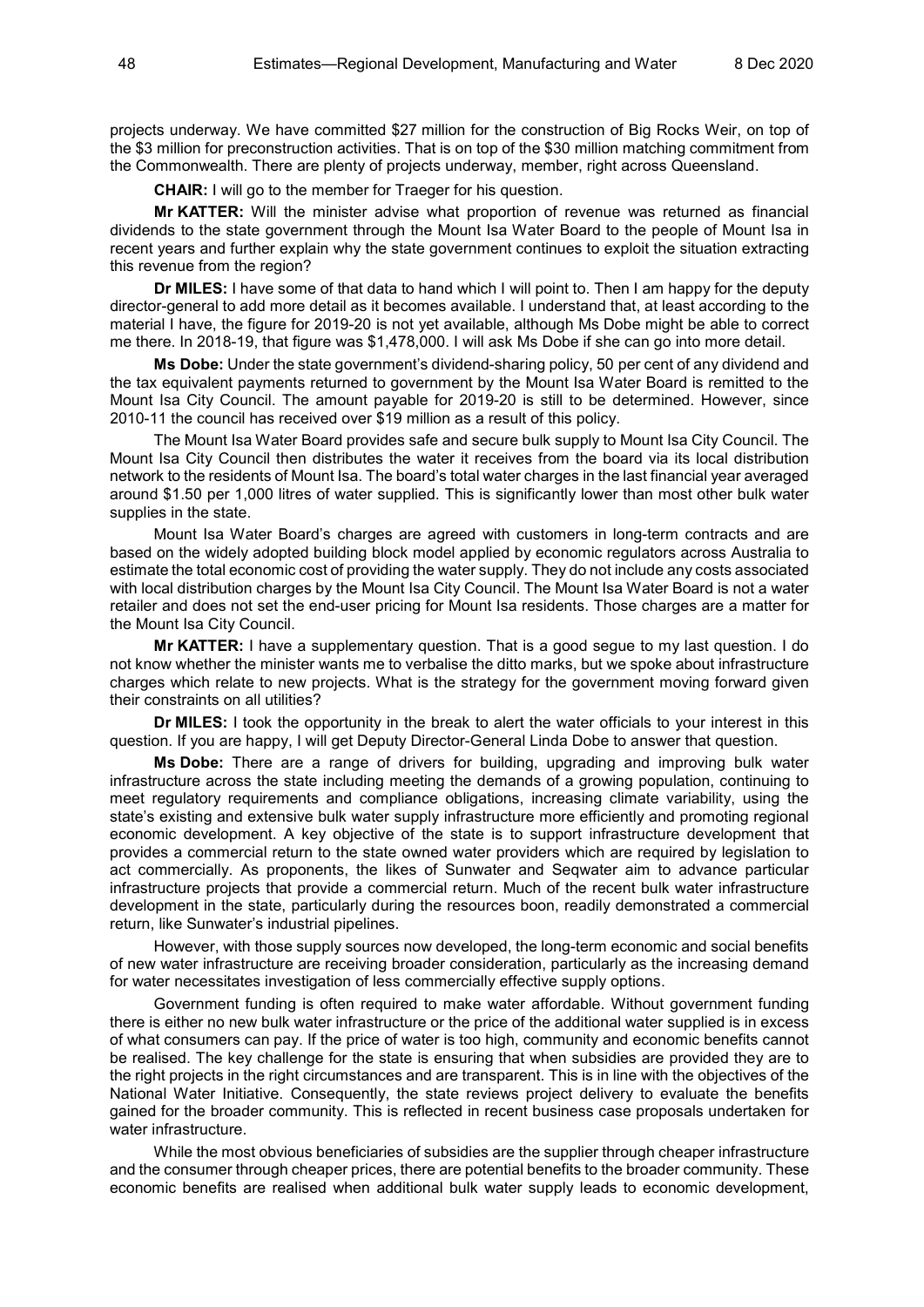projects underway. We have committed $27 million for the construction of Big Rocks Weir, on top of the $3 million for preconstruction activities. That is on top of the $30 million matching commitment from the Commonwealth. There are plenty of projects underway, member, right across Queensland.

**CHAIR:** I will go to the member for Traeger for his question.

**Mr KATTER:** Will the minister advise what proportion of revenue was returned as financial dividends to the state government through the Mount Isa Water Board to the people of Mount Isa in recent years and further explain why the state government continues to exploit the situation extracting this revenue from the region?

**Dr MILES:** I have some of that data to hand which I will point to. Then I am happy for the deputy director-general to add more detail as it becomes available. I understand that, at least according to the material I have, the figure for 2019-20 is not yet available, although Ms Dobe might be able to correct me there. In 2018-19, that figure was $1,478,000. I will ask Ms Dobe if she can go into more detail.

**Ms Dobe:** Under the state government's dividend-sharing policy, 50 per cent of any dividend and the tax equivalent payments returned to government by the Mount Isa Water Board is remitted to the Mount Isa City Council. The amount payable for 2019-20 is still to be determined. However, since 2010-11 the council has received over $19 million as a result of this policy.

The Mount Isa Water Board provides safe and secure bulk supply to Mount Isa City Council. The Mount Isa City Council then distributes the water it receives from the board via its local distribution network to the residents of Mount Isa. The board's total water charges in the last financial year averaged around $1.50 per 1,000 litres of water supplied. This is significantly lower than most other bulk water supplies in the state.

Mount Isa Water Board's charges are agreed with customers in long-term contracts and are based on the widely adopted building block model applied by economic regulators across Australia to estimate the total economic cost of providing the water supply. They do not include any costs associated with local distribution charges by the Mount Isa City Council. The Mount Isa Water Board is not a water retailer and does not set the end-user pricing for Mount Isa residents. Those charges are a matter for the Mount Isa City Council.

**Mr KATTER:** I have a supplementary question. That is a good segue to my last question. I do not know whether the minister wants me to verbalise the ditto marks, but we spoke about infrastructure charges which relate to new projects. What is the strategy for the government moving forward given their constraints on all utilities?

**Dr MILES:** I took the opportunity in the break to alert the water officials to your interest in this question. If you are happy, I will get Deputy Director-General Linda Dobe to answer that question.

**Ms Dobe:** There are a range of drivers for building, upgrading and improving bulk water infrastructure across the state including meeting the demands of a growing population, continuing to meet regulatory requirements and compliance obligations, increasing climate variability, using the state's existing and extensive bulk water supply infrastructure more efficiently and promoting regional economic development. A key objective of the state is to support infrastructure development that provides a commercial return to the state owned water providers which are required by legislation to act commercially. As proponents, the likes of Sunwater and Seqwater aim to advance particular infrastructure projects that provide a commercial return. Much of the recent bulk water infrastructure development in the state, particularly during the resources boon, readily demonstrated a commercial return, like Sunwater's industrial pipelines.

However, with those supply sources now developed, the long-term economic and social benefits of new water infrastructure are receiving broader consideration, particularly as the increasing demand for water necessitates investigation of less commercially effective supply options.

Government funding is often required to make water affordable. Without government funding there is either no new bulk water infrastructure or the price of the additional water supplied is in excess of what consumers can pay. If the price of water is too high, community and economic benefits cannot be realised. The key challenge for the state is ensuring that when subsidies are provided they are to the right projects in the right circumstances and are transparent. This is in line with the objectives of the National Water Initiative. Consequently, the state reviews project delivery to evaluate the benefits gained for the broader community. This is reflected in recent business case proposals undertaken for water infrastructure.

While the most obvious beneficiaries of subsidies are the supplier through cheaper infrastructure and the consumer through cheaper prices, there are potential benefits to the broader community. These economic benefits are realised when additional bulk water supply leads to economic development,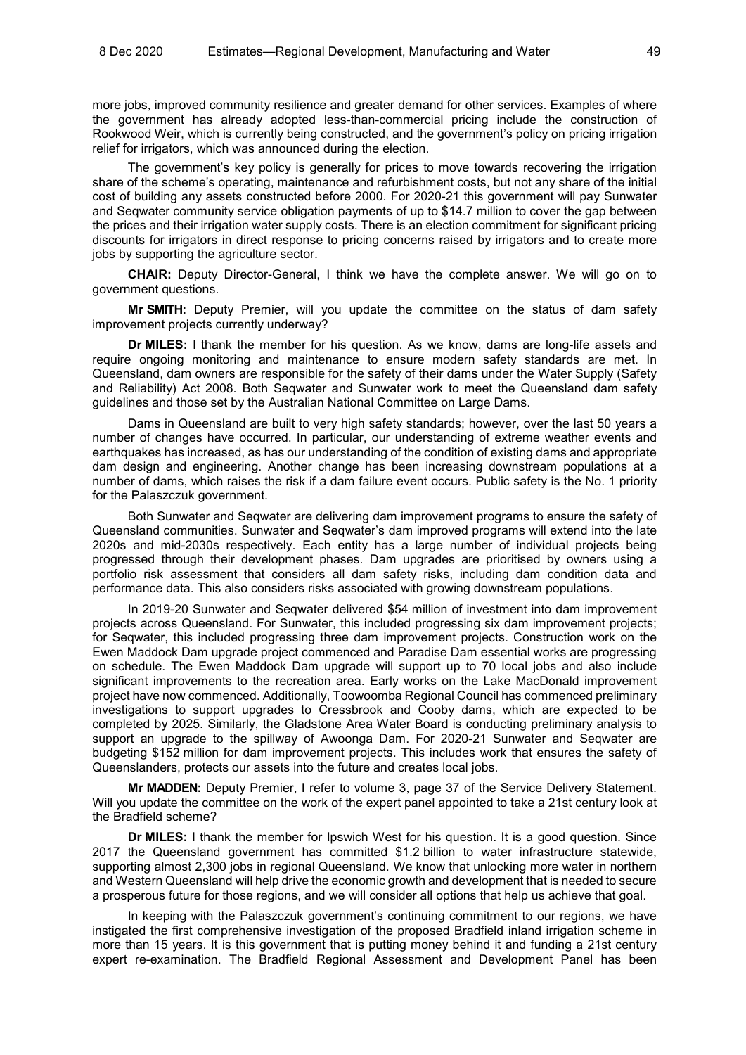more jobs, improved community resilience and greater demand for other services. Examples of where the government has already adopted less-than-commercial pricing include the construction of Rookwood Weir, which is currently being constructed, and the government's policy on pricing irrigation relief for irrigators, which was announced during the election.

The government's key policy is generally for prices to move towards recovering the irrigation share of the scheme's operating, maintenance and refurbishment costs, but not any share of the initial cost of building any assets constructed before 2000. For 2020-21 this government will pay Sunwater and Seqwater community service obligation payments of up to $14.7 million to cover the gap between the prices and their irrigation water supply costs. There is an election commitment for significant pricing discounts for irrigators in direct response to pricing concerns raised by irrigators and to create more jobs by supporting the agriculture sector.

**CHAIR:** Deputy Director-General, I think we have the complete answer. We will go on to government questions.

**Mr SMITH:** Deputy Premier, will you update the committee on the status of dam safety improvement projects currently underway?

**Dr MILES:** I thank the member for his question. As we know, dams are long-life assets and require ongoing monitoring and maintenance to ensure modern safety standards are met. In Queensland, dam owners are responsible for the safety of their dams under the Water Supply (Safety and Reliability) Act 2008. Both Seqwater and Sunwater work to meet the Queensland dam safety guidelines and those set by the Australian National Committee on Large Dams.

Dams in Queensland are built to very high safety standards; however, over the last 50 years a number of changes have occurred. In particular, our understanding of extreme weather events and earthquakes has increased, as has our understanding of the condition of existing dams and appropriate dam design and engineering. Another change has been increasing downstream populations at a number of dams, which raises the risk if a dam failure event occurs. Public safety is the No. 1 priority for the Palaszczuk government.

Both Sunwater and Seqwater are delivering dam improvement programs to ensure the safety of Queensland communities. Sunwater and Seqwater's dam improved programs will extend into the late 2020s and mid-2030s respectively. Each entity has a large number of individual projects being progressed through their development phases. Dam upgrades are prioritised by owners using a portfolio risk assessment that considers all dam safety risks, including dam condition data and performance data. This also considers risks associated with growing downstream populations.

In 2019-20 Sunwater and Seqwater delivered $54 million of investment into dam improvement projects across Queensland. For Sunwater, this included progressing six dam improvement projects; for Seqwater, this included progressing three dam improvement projects. Construction work on the Ewen Maddock Dam upgrade project commenced and Paradise Dam essential works are progressing on schedule. The Ewen Maddock Dam upgrade will support up to 70 local jobs and also include significant improvements to the recreation area. Early works on the Lake MacDonald improvement project have now commenced. Additionally, Toowoomba Regional Council has commenced preliminary investigations to support upgrades to Cressbrook and Cooby dams, which are expected to be completed by 2025. Similarly, the Gladstone Area Water Board is conducting preliminary analysis to support an upgrade to the spillway of Awoonga Dam. For 2020-21 Sunwater and Seqwater are budgeting $152 million for dam improvement projects. This includes work that ensures the safety of Queenslanders, protects our assets into the future and creates local jobs.

**Mr MADDEN:** Deputy Premier, I refer to volume 3, page 37 of the Service Delivery Statement. Will you update the committee on the work of the expert panel appointed to take a 21st century look at the Bradfield scheme?

**Dr MILES:** I thank the member for Ipswich West for his question. It is a good question. Since 2017 the Queensland government has committed $1.2 billion to water infrastructure statewide, supporting almost 2,300 jobs in regional Queensland. We know that unlocking more water in northern and Western Queensland will help drive the economic growth and development that is needed to secure a prosperous future for those regions, and we will consider all options that help us achieve that goal.

In keeping with the Palaszczuk government's continuing commitment to our regions, we have instigated the first comprehensive investigation of the proposed Bradfield inland irrigation scheme in more than 15 years. It is this government that is putting money behind it and funding a 21st century expert re-examination. The Bradfield Regional Assessment and Development Panel has been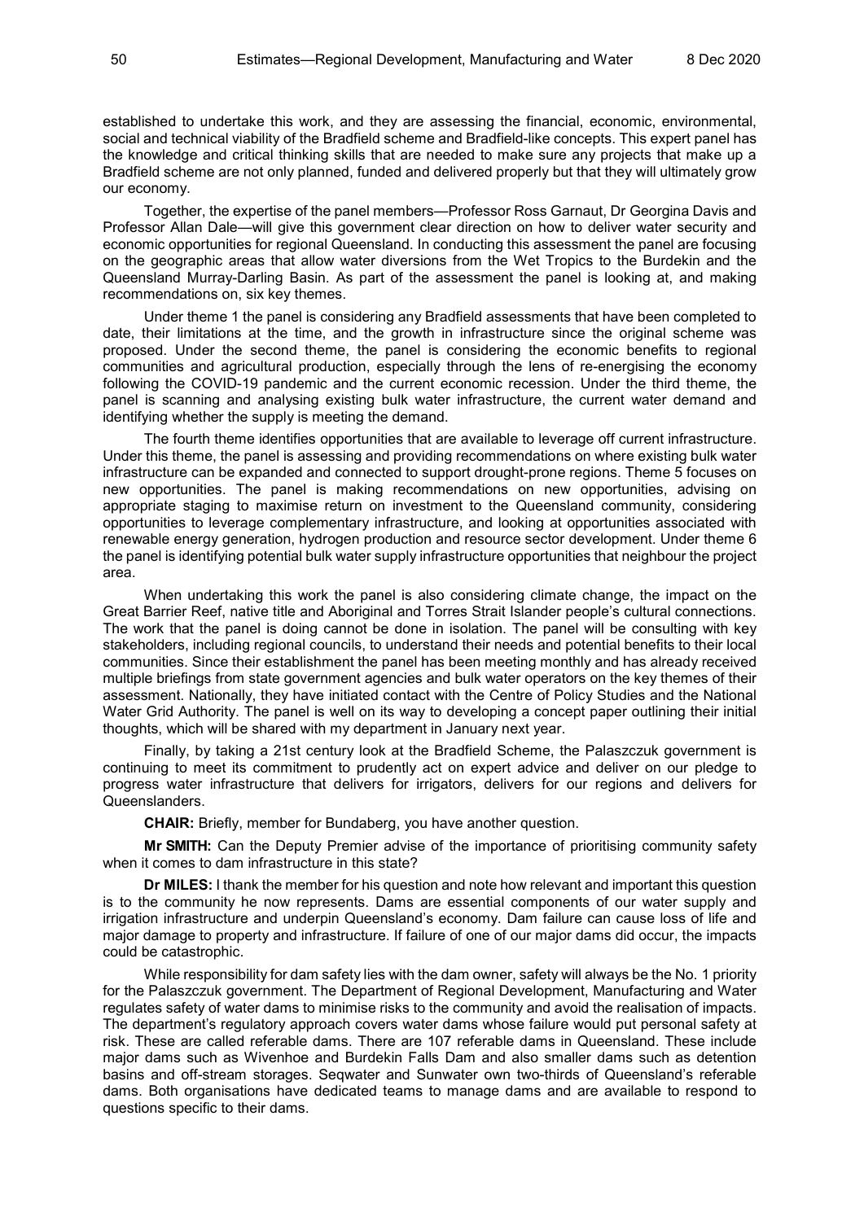established to undertake this work, and they are assessing the financial, economic, environmental, social and technical viability of the Bradfield scheme and Bradfield-like concepts. This expert panel has the knowledge and critical thinking skills that are needed to make sure any projects that make up a Bradfield scheme are not only planned, funded and delivered properly but that they will ultimately grow our economy.

Together, the expertise of the panel members—Professor Ross Garnaut, Dr Georgina Davis and Professor Allan Dale—will give this government clear direction on how to deliver water security and economic opportunities for regional Queensland. In conducting this assessment the panel are focusing on the geographic areas that allow water diversions from the Wet Tropics to the Burdekin and the Queensland Murray-Darling Basin. As part of the assessment the panel is looking at, and making recommendations on, six key themes.

Under theme 1 the panel is considering any Bradfield assessments that have been completed to date, their limitations at the time, and the growth in infrastructure since the original scheme was proposed. Under the second theme, the panel is considering the economic benefits to regional communities and agricultural production, especially through the lens of re-energising the economy following the COVID-19 pandemic and the current economic recession. Under the third theme, the panel is scanning and analysing existing bulk water infrastructure, the current water demand and identifying whether the supply is meeting the demand.

The fourth theme identifies opportunities that are available to leverage off current infrastructure. Under this theme, the panel is assessing and providing recommendations on where existing bulk water infrastructure can be expanded and connected to support drought-prone regions. Theme 5 focuses on new opportunities. The panel is making recommendations on new opportunities, advising on appropriate staging to maximise return on investment to the Queensland community, considering opportunities to leverage complementary infrastructure, and looking at opportunities associated with renewable energy generation, hydrogen production and resource sector development. Under theme 6 the panel is identifying potential bulk water supply infrastructure opportunities that neighbour the project area.

When undertaking this work the panel is also considering climate change, the impact on the Great Barrier Reef, native title and Aboriginal and Torres Strait Islander people's cultural connections. The work that the panel is doing cannot be done in isolation. The panel will be consulting with key stakeholders, including regional councils, to understand their needs and potential benefits to their local communities. Since their establishment the panel has been meeting monthly and has already received multiple briefings from state government agencies and bulk water operators on the key themes of their assessment. Nationally, they have initiated contact with the Centre of Policy Studies and the National Water Grid Authority. The panel is well on its way to developing a concept paper outlining their initial thoughts, which will be shared with my department in January next year.

Finally, by taking a 21st century look at the Bradfield Scheme, the Palaszczuk government is continuing to meet its commitment to prudently act on expert advice and deliver on our pledge to progress water infrastructure that delivers for irrigators, delivers for our regions and delivers for Queenslanders.

**CHAIR:** Briefly, member for Bundaberg, you have another question.

**Mr SMITH:** Can the Deputy Premier advise of the importance of prioritising community safety when it comes to dam infrastructure in this state?

**Dr MILES:** I thank the member for his question and note how relevant and important this question is to the community he now represents. Dams are essential components of our water supply and irrigation infrastructure and underpin Queensland's economy. Dam failure can cause loss of life and major damage to property and infrastructure. If failure of one of our major dams did occur, the impacts could be catastrophic.

While responsibility for dam safety lies with the dam owner, safety will always be the No. 1 priority for the Palaszczuk government. The Department of Regional Development, Manufacturing and Water regulates safety of water dams to minimise risks to the community and avoid the realisation of impacts. The department's regulatory approach covers water dams whose failure would put personal safety at risk. These are called referable dams. There are 107 referable dams in Queensland. These include major dams such as Wivenhoe and Burdekin Falls Dam and also smaller dams such as detention basins and off-stream storages. Seqwater and Sunwater own two-thirds of Queensland's referable dams. Both organisations have dedicated teams to manage dams and are available to respond to questions specific to their dams.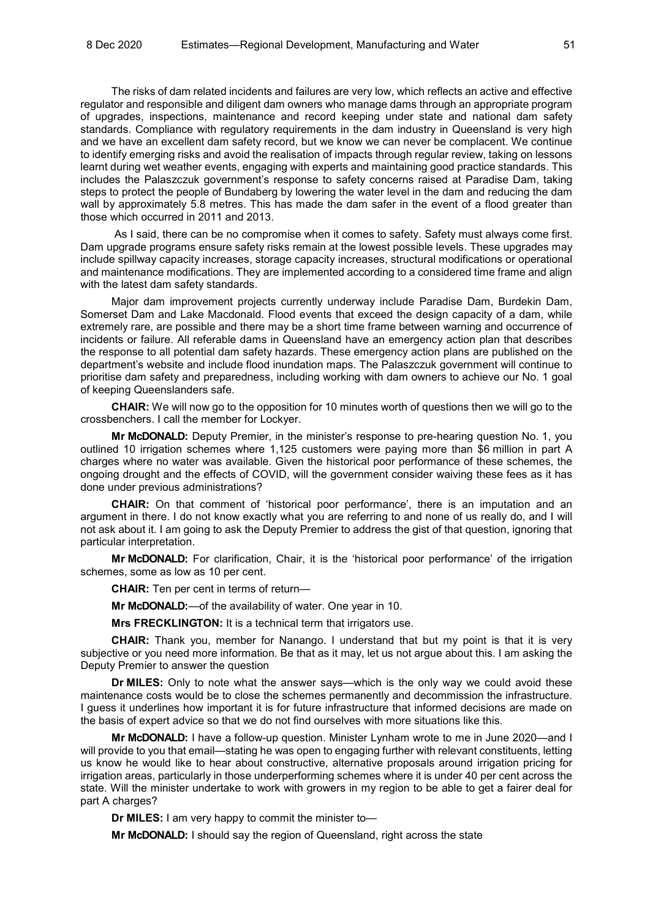The risks of dam related incidents and failures are very low, which reflects an active and effective regulator and responsible and diligent dam owners who manage dams through an appropriate program of upgrades, inspections, maintenance and record keeping under state and national dam safety standards. Compliance with regulatory requirements in the dam industry in Queensland is very high and we have an excellent dam safety record, but we know we can never be complacent. We continue to identify emerging risks and avoid the realisation of impacts through regular review, taking on lessons learnt during wet weather events, engaging with experts and maintaining good practice standards. This includes the Palaszczuk government's response to safety concerns raised at Paradise Dam, taking steps to protect the people of Bundaberg by lowering the water level in the dam and reducing the dam wall by approximately 5.8 metres. This has made the dam safer in the event of a flood greater than those which occurred in 2011 and 2013.

As I said, there can be no compromise when it comes to safety. Safety must always come first. Dam upgrade programs ensure safety risks remain at the lowest possible levels. These upgrades may include spillway capacity increases, storage capacity increases, structural modifications or operational and maintenance modifications. They are implemented according to a considered time frame and align with the latest dam safety standards.

Major dam improvement projects currently underway include Paradise Dam, Burdekin Dam, Somerset Dam and Lake Macdonald. Flood events that exceed the design capacity of a dam, while extremely rare, are possible and there may be a short time frame between warning and occurrence of incidents or failure. All referable dams in Queensland have an emergency action plan that describes the response to all potential dam safety hazards. These emergency action plans are published on the department's website and include flood inundation maps. The Palaszczuk government will continue to prioritise dam safety and preparedness, including working with dam owners to achieve our No. 1 goal of keeping Queenslanders safe.

**CHAIR:** We will now go to the opposition for 10 minutes worth of questions then we will go to the crossbenchers. I call the member for Lockyer.

**Mr McDONALD:** Deputy Premier, in the minister's response to pre-hearing question No. 1, you outlined 10 irrigation schemes where 1,125 customers were paying more than $6 million in part A charges where no water was available. Given the historical poor performance of these schemes, the ongoing drought and the effects of COVID, will the government consider waiving these fees as it has done under previous administrations?

**CHAIR:** On that comment of 'historical poor performance', there is an imputation and an argument in there. I do not know exactly what you are referring to and none of us really do, and I will not ask about it. I am going to ask the Deputy Premier to address the gist of that question, ignoring that particular interpretation.

**Mr McDONALD:** For clarification, Chair, it is the 'historical poor performance' of the irrigation schemes, some as low as 10 per cent.

**CHAIR:** Ten per cent in terms of return—

**Mr McDONALD:**—of the availability of water. One year in 10.

**Mrs FRECKLINGTON:** It is a technical term that irrigators use.

**CHAIR:** Thank you, member for Nanango. I understand that but my point is that it is very subjective or you need more information. Be that as it may, let us not argue about this. I am asking the Deputy Premier to answer the question

**Dr MILES:** Only to note what the answer says—which is the only way we could avoid these maintenance costs would be to close the schemes permanently and decommission the infrastructure. I guess it underlines how important it is for future infrastructure that informed decisions are made on the basis of expert advice so that we do not find ourselves with more situations like this.

**Mr McDONALD:** I have a follow-up question. Minister Lynham wrote to me in June 2020—and I will provide to you that email—stating he was open to engaging further with relevant constituents, letting us know he would like to hear about constructive, alternative proposals around irrigation pricing for irrigation areas, particularly in those underperforming schemes where it is under 40 per cent across the state. Will the minister undertake to work with growers in my region to be able to get a fairer deal for part A charges?

**Dr MILES:** I am very happy to commit the minister to—

**Mr McDONALD:** I should say the region of Queensland, right across the state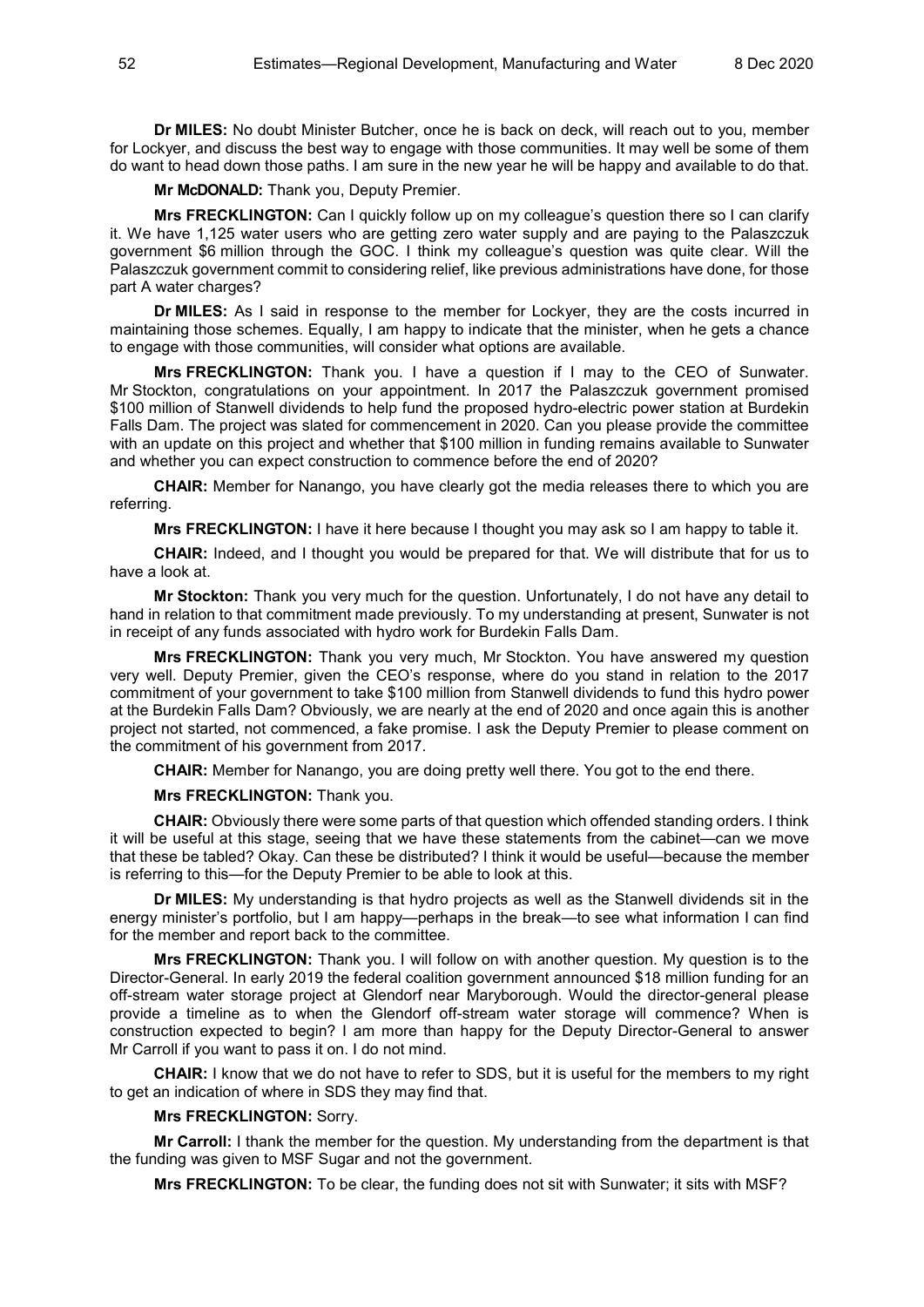**Dr MILES:** No doubt Minister Butcher, once he is back on deck, will reach out to you, member for Lockyer, and discuss the best way to engage with those communities. It may well be some of them do want to head down those paths. I am sure in the new year he will be happy and available to do that.

**Mr McDONALD:** Thank you, Deputy Premier.

**Mrs FRECKLINGTON:** Can I quickly follow up on my colleague's question there so I can clarify it. We have 1,125 water users who are getting zero water supply and are paying to the Palaszczuk government $6 million through the GOC. I think my colleague's question was quite clear. Will the Palaszczuk government commit to considering relief, like previous administrations have done, for those part A water charges?

**Dr MILES:** As I said in response to the member for Lockyer, they are the costs incurred in maintaining those schemes. Equally, I am happy to indicate that the minister, when he gets a chance to engage with those communities, will consider what options are available.

**Mrs FRECKLINGTON:** Thank you. I have a question if I may to the CEO of Sunwater. Mr Stockton, congratulations on your appointment. In 2017 the Palaszczuk government promised $100 million of Stanwell dividends to help fund the proposed hydro-electric power station at Burdekin Falls Dam. The project was slated for commencement in 2020. Can you please provide the committee with an update on this project and whether that $100 million in funding remains available to Sunwater and whether you can expect construction to commence before the end of 2020?

**CHAIR:** Member for Nanango, you have clearly got the media releases there to which you are referring.

**Mrs FRECKLINGTON:** I have it here because I thought you may ask so I am happy to table it.

**CHAIR:** Indeed, and I thought you would be prepared for that. We will distribute that for us to have a look at.

**Mr Stockton:** Thank you very much for the question. Unfortunately, I do not have any detail to hand in relation to that commitment made previously. To my understanding at present, Sunwater is not in receipt of any funds associated with hydro work for Burdekin Falls Dam.

**Mrs FRECKLINGTON:** Thank you very much, Mr Stockton. You have answered my question very well. Deputy Premier, given the CEO's response, where do you stand in relation to the 2017 commitment of your government to take $100 million from Stanwell dividends to fund this hydro power at the Burdekin Falls Dam? Obviously, we are nearly at the end of 2020 and once again this is another project not started, not commenced, a fake promise. I ask the Deputy Premier to please comment on the commitment of his government from 2017.

**CHAIR:** Member for Nanango, you are doing pretty well there. You got to the end there.

**Mrs FRECKLINGTON:** Thank you.

**CHAIR:** Obviously there were some parts of that question which offended standing orders. I think it will be useful at this stage, seeing that we have these statements from the cabinet—can we move that these be tabled? Okay. Can these be distributed? I think it would be useful—because the member is referring to this—for the Deputy Premier to be able to look at this.

**Dr MILES:** My understanding is that hydro projects as well as the Stanwell dividends sit in the energy minister's portfolio, but I am happy—perhaps in the break—to see what information I can find for the member and report back to the committee.

**Mrs FRECKLINGTON:** Thank you. I will follow on with another question. My question is to the Director-General. In early 2019 the federal coalition government announced $18 million funding for an off-stream water storage project at Glendorf near Maryborough. Would the director-general please provide a timeline as to when the Glendorf off-stream water storage will commence? When is construction expected to begin? I am more than happy for the Deputy Director-General to answer Mr Carroll if you want to pass it on. I do not mind.

**CHAIR:** I know that we do not have to refer to SDS, but it is useful for the members to my right to get an indication of where in SDS they may find that.

**Mrs FRECKLINGTON:** Sorry.

**Mr Carroll:** I thank the member for the question. My understanding from the department is that the funding was given to MSF Sugar and not the government.

**Mrs FRECKLINGTON:** To be clear, the funding does not sit with Sunwater; it sits with MSF?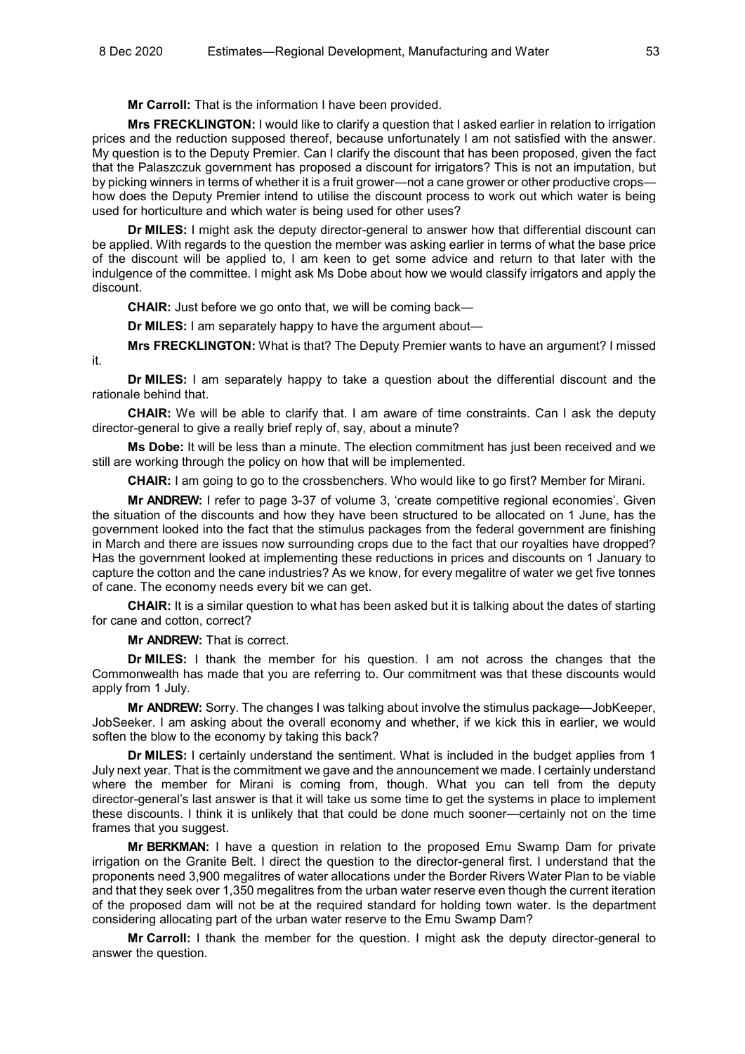**Mr Carroll:** That is the information I have been provided.

**Mrs FRECKLINGTON:** I would like to clarify a question that I asked earlier in relation to irrigation prices and the reduction supposed thereof, because unfortunately I am not satisfied with the answer. My question is to the Deputy Premier. Can I clarify the discount that has been proposed, given the fact that the Palaszczuk government has proposed a discount for irrigators? This is not an imputation, but by picking winners in terms of whether it is a fruit grower—not a cane grower or other productive crops—how does the Deputy Premier intend to utilise the discount process to work out which water is being used for horticulture and which water is being used for other uses?

**Dr MILES:** I might ask the deputy director-general to answer how that differential discount can be applied. With regards to the question the member was asking earlier in terms of what the base price of the discount will be applied to, I am keen to get some advice and return to that later with the indulgence of the committee. I might ask Ms Dobe about how we would classify irrigators and apply the discount.

**CHAIR:** Just before we go onto that, we will be coming back—

**Dr MILES:** I am separately happy to have the argument about—

**Mrs FRECKLINGTON:** What is that? The Deputy Premier wants to have an argument? I missed it.

**Dr MILES:** I am separately happy to take a question about the differential discount and the rationale behind that.

**CHAIR:** We will be able to clarify that. I am aware of time constraints. Can I ask the deputy director-general to give a really brief reply of, say, about a minute?

**Ms Dobe:** It will be less than a minute. The election commitment has just been received and we still are working through the policy on how that will be implemented.

**CHAIR:** I am going to go to the crossbenchers. Who would like to go first? Member for Mirani.

**Mr ANDREW:** I refer to page 3-37 of volume 3, 'create competitive regional economies'. Given the situation of the discounts and how they have been structured to be allocated on 1 June, has the government looked into the fact that the stimulus packages from the federal government are finishing in March and there are issues now surrounding crops due to the fact that our royalties have dropped? Has the government looked at implementing these reductions in prices and discounts on 1 January to capture the cotton and the cane industries? As we know, for every megalitre of water we get five tonnes of cane. The economy needs every bit we can get.

**CHAIR:** It is a similar question to what has been asked but it is talking about the dates of starting for cane and cotton, correct?

**Mr ANDREW:** That is correct.

**Dr MILES:** I thank the member for his question. I am not across the changes that the Commonwealth has made that you are referring to. Our commitment was that these discounts would apply from 1 July.

**Mr ANDREW:** Sorry. The changes I was talking about involve the stimulus package—JobKeeper, JobSeeker. I am asking about the overall economy and whether, if we kick this in earlier, we would soften the blow to the economy by taking this back?

**Dr MILES:** I certainly understand the sentiment. What is included in the budget applies from 1 July next year. That is the commitment we gave and the announcement we made. I certainly understand where the member for Mirani is coming from, though. What you can tell from the deputy director-general's last answer is that it will take us some time to get the systems in place to implement these discounts. I think it is unlikely that that could be done much sooner—certainly not on the time frames that you suggest.

**Mr BERKMAN:** I have a question in relation to the proposed Emu Swamp Dam for private irrigation on the Granite Belt. I direct the question to the director-general first. I understand that the proponents need 3,900 megalitres of water allocations under the Border Rivers Water Plan to be viable and that they seek over 1,350 megalitres from the urban water reserve even though the current iteration of the proposed dam will not be at the required standard for holding town water. Is the department considering allocating part of the urban water reserve to the Emu Swamp Dam?

**Mr Carroll:** I thank the member for the question. I might ask the deputy director-general to answer the question.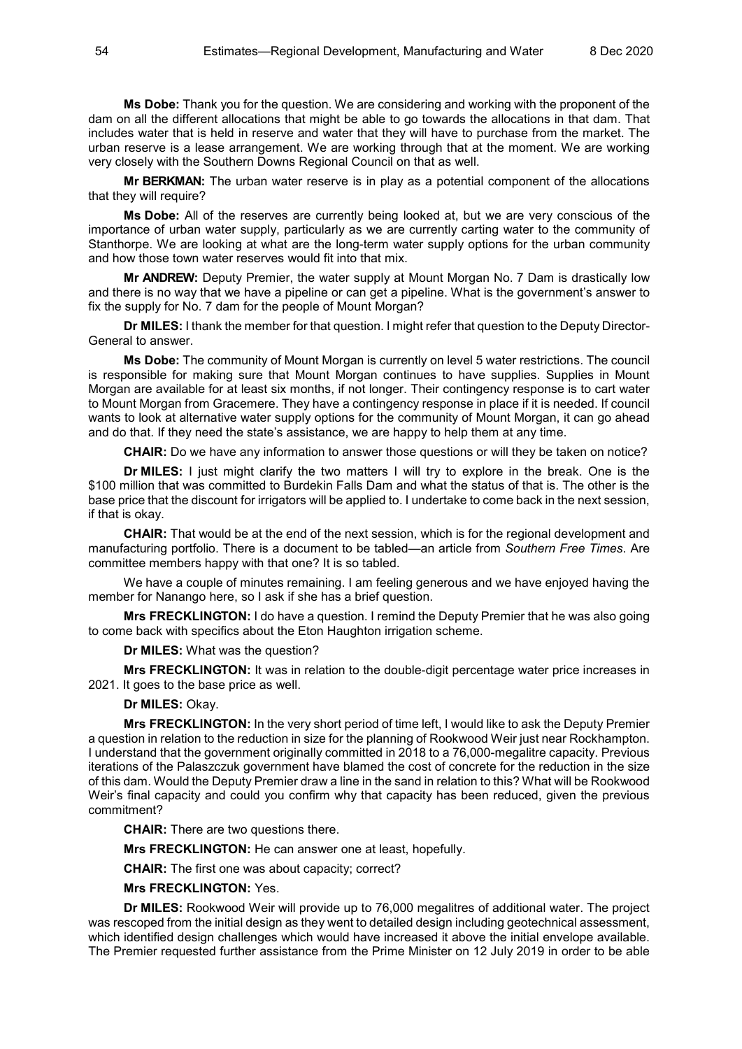**Ms Dobe:** Thank you for the question. We are considering and working with the proponent of the dam on all the different allocations that might be able to go towards the allocations in that dam. That includes water that is held in reserve and water that they will have to purchase from the market. The urban reserve is a lease arrangement. We are working through that at the moment. We are working very closely with the Southern Downs Regional Council on that as well.

**Mr BERKMAN:** The urban water reserve is in play as a potential component of the allocations that they will require?

**Ms Dobe:** All of the reserves are currently being looked at, but we are very conscious of the importance of urban water supply, particularly as we are currently carting water to the community of Stanthorpe. We are looking at what are the long-term water supply options for the urban community and how those town water reserves would fit into that mix.

**Mr ANDREW:** Deputy Premier, the water supply at Mount Morgan No. 7 Dam is drastically low and there is no way that we have a pipeline or can get a pipeline. What is the government's answer to fix the supply for No. 7 dam for the people of Mount Morgan?

**Dr MILES:** I thank the member for that question. I might refer that question to the Deputy Director-General to answer.

**Ms Dobe:** The community of Mount Morgan is currently on level 5 water restrictions. The council is responsible for making sure that Mount Morgan continues to have supplies. Supplies in Mount Morgan are available for at least six months, if not longer. Their contingency response is to cart water to Mount Morgan from Gracemere. They have a contingency response in place if it is needed. If council wants to look at alternative water supply options for the community of Mount Morgan, it can go ahead and do that. If they need the state's assistance, we are happy to help them at any time.

**CHAIR:** Do we have any information to answer those questions or will they be taken on notice?

**Dr MILES:** I just might clarify the two matters I will try to explore in the break. One is the $100 million that was committed to Burdekin Falls Dam and what the status of that is. The other is the base price that the discount for irrigators will be applied to. I undertake to come back in the next session, if that is okay.

**CHAIR:** That would be at the end of the next session, which is for the regional development and manufacturing portfolio. There is a document to be tabled—an article from *Southern Free Times*. Are committee members happy with that one? It is so tabled.

We have a couple of minutes remaining. I am feeling generous and we have enjoyed having the member for Nanango here, so I ask if she has a brief question.

**Mrs FRECKLINGTON:** I do have a question. I remind the Deputy Premier that he was also going to come back with specifics about the Eton Haughton irrigation scheme.

**Dr MILES:** What was the question?

**Mrs FRECKLINGTON:** It was in relation to the double-digit percentage water price increases in 2021. It goes to the base price as well.

**Dr MILES:** Okay.

**Mrs FRECKLINGTON:** In the very short period of time left, I would like to ask the Deputy Premier a question in relation to the reduction in size for the planning of Rookwood Weir just near Rockhampton. I understand that the government originally committed in 2018 to a 76,000-megalitre capacity. Previous iterations of the Palaszczuk government have blamed the cost of concrete for the reduction in the size of this dam. Would the Deputy Premier draw a line in the sand in relation to this? What will be Rookwood Weir's final capacity and could you confirm why that capacity has been reduced, given the previous commitment?

**CHAIR:** There are two questions there.

**Mrs FRECKLINGTON:** He can answer one at least, hopefully.

**CHAIR:** The first one was about capacity; correct?

**Mrs FRECKLINGTON:** Yes.

**Dr MILES:** Rookwood Weir will provide up to 76,000 megalitres of additional water. The project was rescoped from the initial design as they went to detailed design including geotechnical assessment, which identified design challenges which would have increased it above the initial envelope available. The Premier requested further assistance from the Prime Minister on 12 July 2019 in order to be able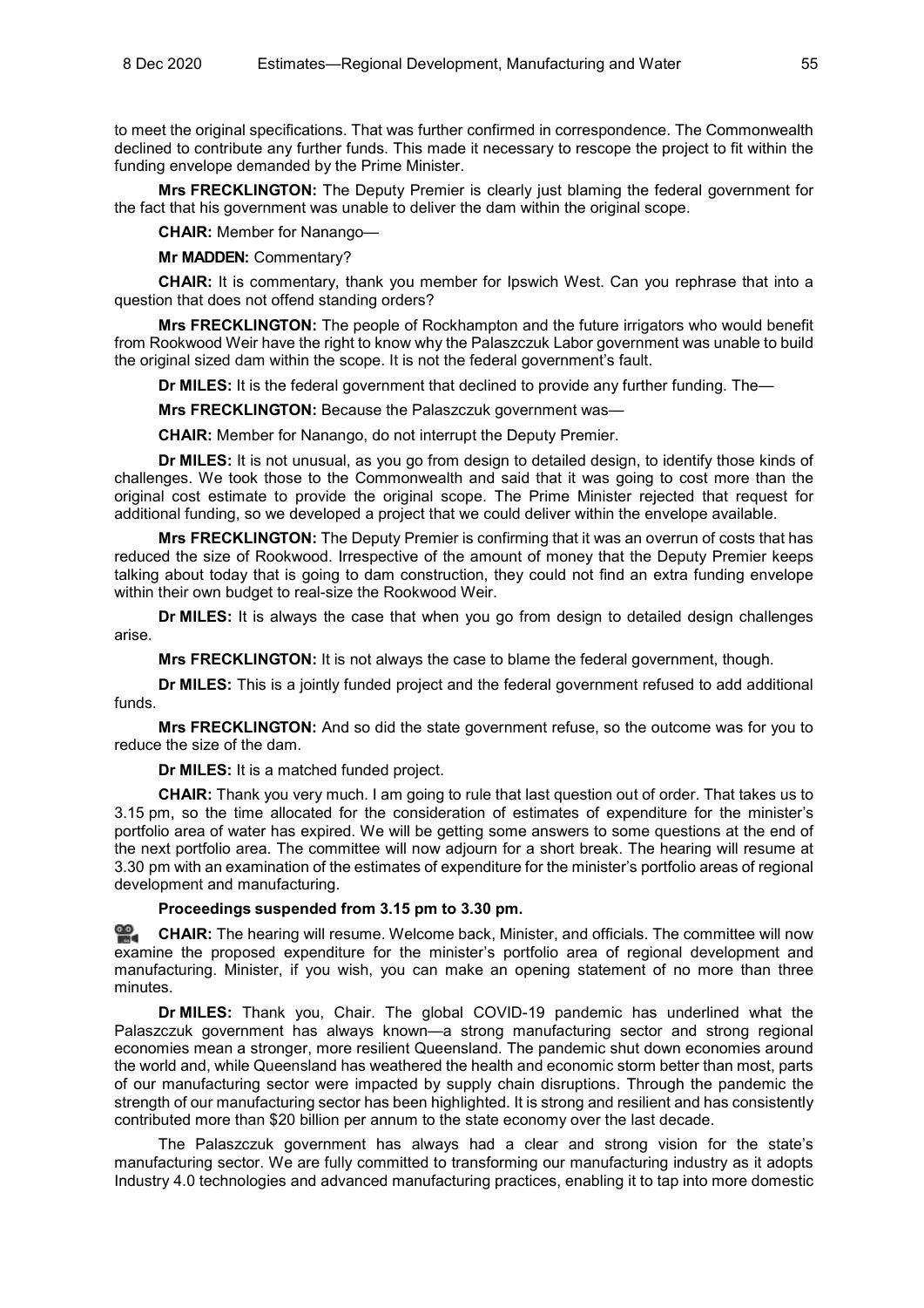to meet the original specifications. That was further confirmed in correspondence. The Commonwealth declined to contribute any further funds. This made it necessary to rescope the project to fit within the funding envelope demanded by the Prime Minister.

**Mrs FRECKLINGTON:** The Deputy Premier is clearly just blaming the federal government for the fact that his government was unable to deliver the dam within the original scope.

**CHAIR:** Member for Nanango—

**Mr MADDEN:** Commentary?

**CHAIR:** It is commentary, thank you member for Ipswich West. Can you rephrase that into a question that does not offend standing orders?

**Mrs FRECKLINGTON:** The people of Rockhampton and the future irrigators who would benefit from Rookwood Weir have the right to know why the Palaszczuk Labor government was unable to build the original sized dam within the scope. It is not the federal government's fault.

**Dr MILES:** It is the federal government that declined to provide any further funding. The—

**Mrs FRECKLINGTON:** Because the Palaszczuk government was—

**CHAIR:** Member for Nanango, do not interrupt the Deputy Premier.

**Dr MILES:** It is not unusual, as you go from design to detailed design, to identify those kinds of challenges. We took those to the Commonwealth and said that it was going to cost more than the original cost estimate to provide the original scope. The Prime Minister rejected that request for additional funding, so we developed a project that we could deliver within the envelope available.

**Mrs FRECKLINGTON:** The Deputy Premier is confirming that it was an overrun of costs that has reduced the size of Rookwood. Irrespective of the amount of money that the Deputy Premier keeps talking about today that is going to dam construction, they could not find an extra funding envelope within their own budget to real-size the Rookwood Weir.

**Dr MILES:** It is always the case that when you go from design to detailed design challenges arise.

**Mrs FRECKLINGTON:** It is not always the case to blame the federal government, though.

**Dr MILES:** This is a jointly funded project and the federal government refused to add additional funds.

**Mrs FRECKLINGTON:** And so did the state government refuse, so the outcome was for you to reduce the size of the dam.

**Dr MILES:** It is a matched funded project.

**CHAIR:** Thank you very much. I am going to rule that last question out of order. That takes us to 3.15 pm, so the time allocated for the consideration of estimates of expenditure for the minister's portfolio area of water has expired. We will be getting some answers to some questions at the end of the next portfolio area. The committee will now adjourn for a short break. The hearing will resume at 3.30 pm with an examination of the estimates of expenditure for the minister's portfolio areas of regional development and manufacturing.

**Proceedings suspended from 3.15 pm to 3.30 pm.**

**CHAIR:** The hearing will resume. Welcome back, Minister, and officials. The committee will now examine the proposed expenditure for the minister's portfolio area of regional development and manufacturing. Minister, if you wish, you can make an opening statement of no more than three minutes.

**Dr MILES:** Thank you, Chair. The global COVID-19 pandemic has underlined what the Palaszczuk government has always known—a strong manufacturing sector and strong regional economies mean a stronger, more resilient Queensland. The pandemic shut down economies around the world and, while Queensland has weathered the health and economic storm better than most, parts of our manufacturing sector were impacted by supply chain disruptions. Through the pandemic the strength of our manufacturing sector has been highlighted. It is strong and resilient and has consistently contributed more than $20 billion per annum to the state economy over the last decade.

The Palaszczuk government has always had a clear and strong vision for the state's manufacturing sector. We are fully committed to transforming our manufacturing industry as it adopts Industry 4.0 technologies and advanced manufacturing practices, enabling it to tap into more domestic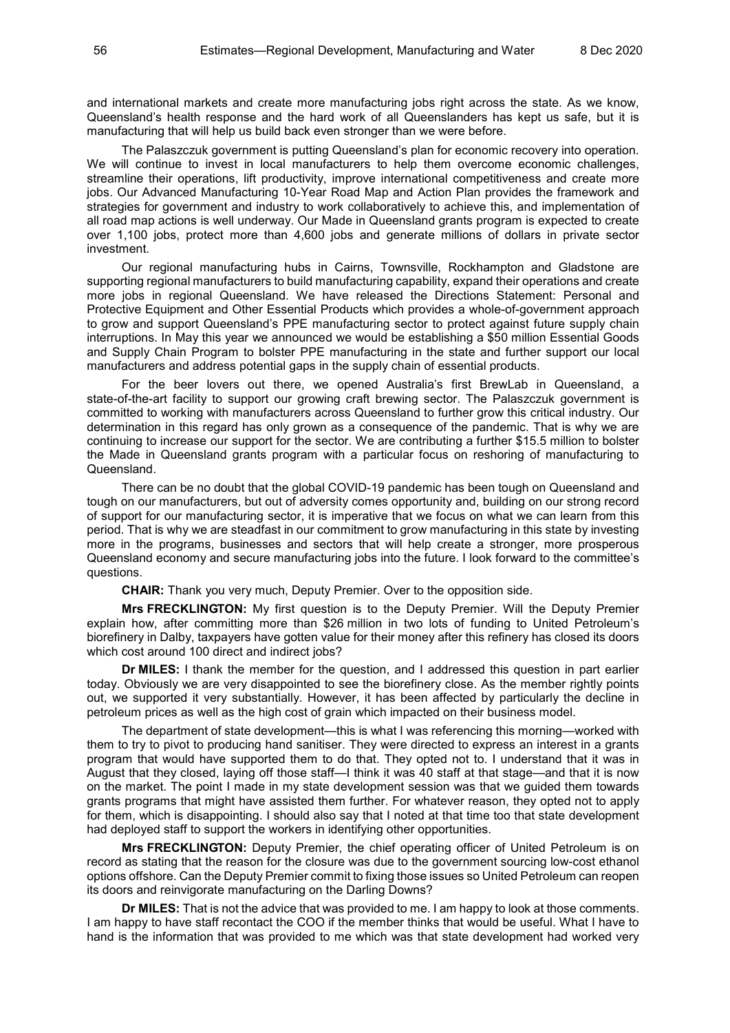and international markets and create more manufacturing jobs right across the state. As we know, Queensland's health response and the hard work of all Queenslanders has kept us safe, but it is manufacturing that will help us build back even stronger than we were before.

The Palaszczuk government is putting Queensland's plan for economic recovery into operation. We will continue to invest in local manufacturers to help them overcome economic challenges, streamline their operations, lift productivity, improve international competitiveness and create more jobs. Our Advanced Manufacturing 10-Year Road Map and Action Plan provides the framework and strategies for government and industry to work collaboratively to achieve this, and implementation of all road map actions is well underway. Our Made in Queensland grants program is expected to create over 1,100 jobs, protect more than 4,600 jobs and generate millions of dollars in private sector investment.

Our regional manufacturing hubs in Cairns, Townsville, Rockhampton and Gladstone are supporting regional manufacturers to build manufacturing capability, expand their operations and create more jobs in regional Queensland. We have released the Directions Statement: Personal and Protective Equipment and Other Essential Products which provides a whole-of-government approach to grow and support Queensland's PPE manufacturing sector to protect against future supply chain interruptions. In May this year we announced we would be establishing a $50 million Essential Goods and Supply Chain Program to bolster PPE manufacturing in the state and further support our local manufacturers and address potential gaps in the supply chain of essential products.

For the beer lovers out there, we opened Australia's first BrewLab in Queensland, a state-of-the-art facility to support our growing craft brewing sector. The Palaszczuk government is committed to working with manufacturers across Queensland to further grow this critical industry. Our determination in this regard has only grown as a consequence of the pandemic. That is why we are continuing to increase our support for the sector. We are contributing a further $15.5 million to bolster the Made in Queensland grants program with a particular focus on reshoring of manufacturing to Queensland.

There can be no doubt that the global COVID-19 pandemic has been tough on Queensland and tough on our manufacturers, but out of adversity comes opportunity and, building on our strong record of support for our manufacturing sector, it is imperative that we focus on what we can learn from this period. That is why we are steadfast in our commitment to grow manufacturing in this state by investing more in the programs, businesses and sectors that will help create a stronger, more prosperous Queensland economy and secure manufacturing jobs into the future. I look forward to the committee's questions.

**CHAIR:** Thank you very much, Deputy Premier. Over to the opposition side.

**Mrs FRECKLINGTON:** My first question is to the Deputy Premier. Will the Deputy Premier explain how, after committing more than $26 million in two lots of funding to United Petroleum's biorefinery in Dalby, taxpayers have gotten value for their money after this refinery has closed its doors which cost around 100 direct and indirect jobs?

**Dr MILES:** I thank the member for the question, and I addressed this question in part earlier today. Obviously we are very disappointed to see the biorefinery close. As the member rightly points out, we supported it very substantially. However, it has been affected by particularly the decline in petroleum prices as well as the high cost of grain which impacted on their business model.

The department of state development—this is what I was referencing this morning—worked with them to try to pivot to producing hand sanitiser. They were directed to express an interest in a grants program that would have supported them to do that. They opted not to. I understand that it was in August that they closed, laying off those staff—I think it was 40 staff at that stage—and that it is now on the market. The point I made in my state development session was that we guided them towards grants programs that might have assisted them further. For whatever reason, they opted not to apply for them, which is disappointing. I should also say that I noted at that time too that state development had deployed staff to support the workers in identifying other opportunities.

**Mrs FRECKLINGTON:** Deputy Premier, the chief operating officer of United Petroleum is on record as stating that the reason for the closure was due to the government sourcing low-cost ethanol options offshore. Can the Deputy Premier commit to fixing those issues so United Petroleum can reopen its doors and reinvigorate manufacturing on the Darling Downs?

**Dr MILES:** That is not the advice that was provided to me. I am happy to look at those comments. I am happy to have staff recontact the COO if the member thinks that would be useful. What I have to hand is the information that was provided to me which was that state development had worked very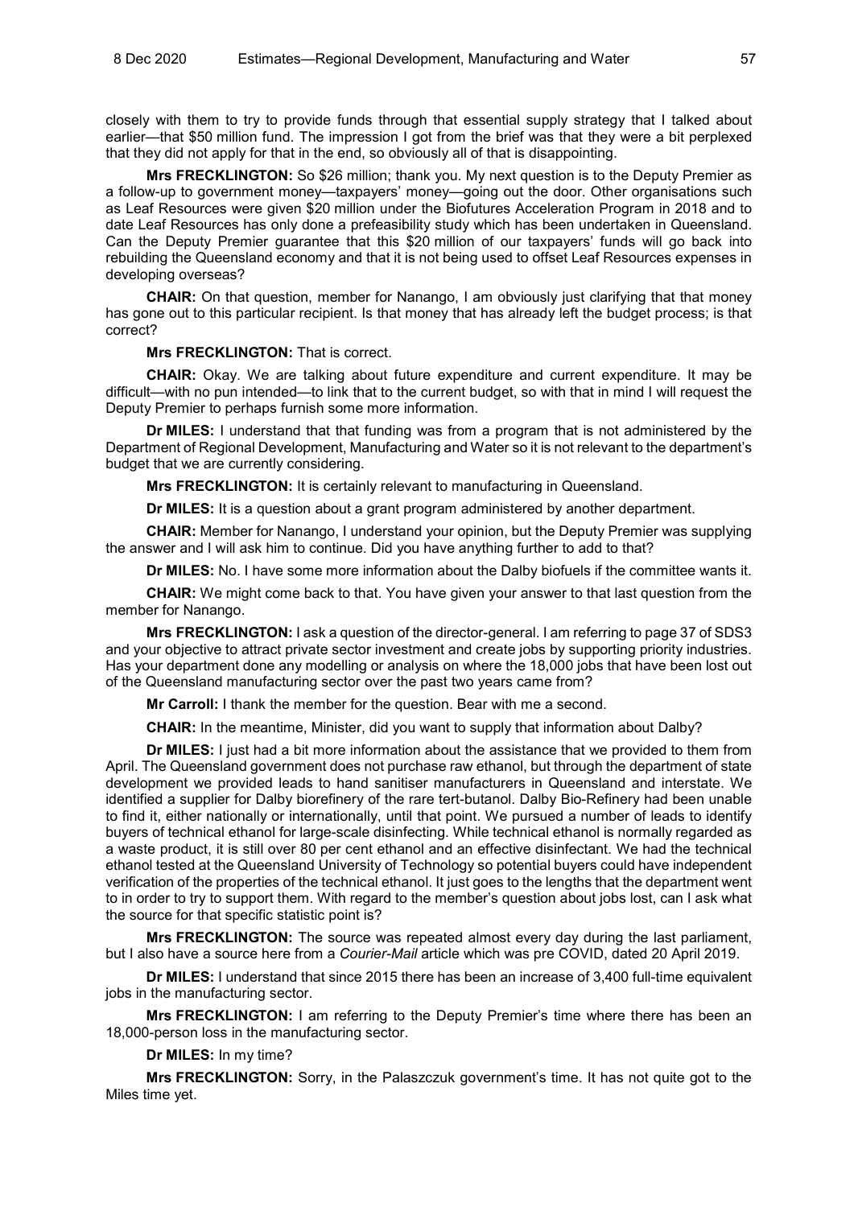closely with them to try to provide funds through that essential supply strategy that I talked about earlier—that $50 million fund. The impression I got from the brief was that they were a bit perplexed that they did not apply for that in the end, so obviously all of that is disappointing.

**Mrs FRECKLINGTON:** So $26 million; thank you. My next question is to the Deputy Premier as a follow-up to government money—taxpayers' money—going out the door. Other organisations such as Leaf Resources were given $20 million under the Biofutures Acceleration Program in 2018 and to date Leaf Resources has only done a prefeasibility study which has been undertaken in Queensland. Can the Deputy Premier guarantee that this $20 million of our taxpayers' funds will go back into rebuilding the Queensland economy and that it is not being used to offset Leaf Resources expenses in developing overseas?

**CHAIR:** On that question, member for Nanango, I am obviously just clarifying that that money has gone out to this particular recipient. Is that money that has already left the budget process; is that correct?

**Mrs FRECKLINGTON:** That is correct.

**CHAIR:** Okay. We are talking about future expenditure and current expenditure. It may be difficult—with no pun intended—to link that to the current budget, so with that in mind I will request the Deputy Premier to perhaps furnish some more information.

**Dr MILES:** I understand that that funding was from a program that is not administered by the Department of Regional Development, Manufacturing and Water so it is not relevant to the department's budget that we are currently considering.

**Mrs FRECKLINGTON:** It is certainly relevant to manufacturing in Queensland.

**Dr MILES:** It is a question about a grant program administered by another department.

**CHAIR:** Member for Nanango, I understand your opinion, but the Deputy Premier was supplying the answer and I will ask him to continue. Did you have anything further to add to that?

**Dr MILES:** No. I have some more information about the Dalby biofuels if the committee wants it.

**CHAIR:** We might come back to that. You have given your answer to that last question from the member for Nanango.

**Mrs FRECKLINGTON:** I ask a question of the director-general. I am referring to page 37 of SDS3 and your objective to attract private sector investment and create jobs by supporting priority industries. Has your department done any modelling or analysis on where the 18,000 jobs that have been lost out of the Queensland manufacturing sector over the past two years came from?

**Mr Carroll:** I thank the member for the question. Bear with me a second.

**CHAIR:** In the meantime, Minister, did you want to supply that information about Dalby?

**Dr MILES:** I just had a bit more information about the assistance that we provided to them from April. The Queensland government does not purchase raw ethanol, but through the department of state development we provided leads to hand sanitiser manufacturers in Queensland and interstate. We identified a supplier for Dalby biorefinery of the rare tert-butanol. Dalby Bio-Refinery had been unable to find it, either nationally or internationally, until that point. We pursued a number of leads to identify buyers of technical ethanol for large-scale disinfecting. While technical ethanol is normally regarded as a waste product, it is still over 80 per cent ethanol and an effective disinfectant. We had the technical ethanol tested at the Queensland University of Technology so potential buyers could have independent verification of the properties of the technical ethanol. It just goes to the lengths that the department went to in order to try to support them. With regard to the member's question about jobs lost, can I ask what the source for that specific statistic point is?

**Mrs FRECKLINGTON:** The source was repeated almost every day during the last parliament, but I also have a source here from a *Courier-Mail* article which was pre COVID, dated 20 April 2019.

**Dr MILES:** I understand that since 2015 there has been an increase of 3,400 full-time equivalent jobs in the manufacturing sector.

**Mrs FRECKLINGTON:** I am referring to the Deputy Premier's time where there has been an 18,000-person loss in the manufacturing sector.

**Dr MILES:** In my time?

**Mrs FRECKLINGTON:** Sorry, in the Palaszczuk government's time. It has not quite got to the Miles time yet.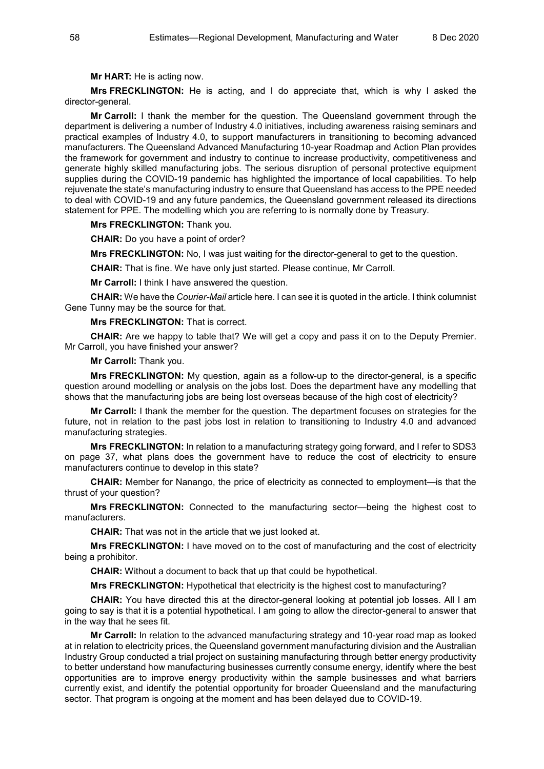**Mr HART:** He is acting now.

**Mrs FRECKLINGTON:** He is acting, and I do appreciate that, which is why I asked the director-general.

**Mr Carroll:** I thank the member for the question. The Queensland government through the department is delivering a number of Industry 4.0 initiatives, including awareness raising seminars and practical examples of Industry 4.0, to support manufacturers in transitioning to becoming advanced manufacturers. The Queensland Advanced Manufacturing 10-year Roadmap and Action Plan provides the framework for government and industry to continue to increase productivity, competitiveness and generate highly skilled manufacturing jobs. The serious disruption of personal protective equipment supplies during the COVID-19 pandemic has highlighted the importance of local capabilities. To help rejuvenate the state's manufacturing industry to ensure that Queensland has access to the PPE needed to deal with COVID-19 and any future pandemics, the Queensland government released its directions statement for PPE. The modelling which you are referring to is normally done by Treasury.

**Mrs FRECKLINGTON:** Thank you.

**CHAIR:** Do you have a point of order?

**Mrs FRECKLINGTON:** No, I was just waiting for the director-general to get to the question.

**CHAIR:** That is fine. We have only just started. Please continue, Mr Carroll.

**Mr Carroll:** I think I have answered the question.

**CHAIR:** We have the *Courier-Mail* article here. I can see it is quoted in the article. I think columnist Gene Tunny may be the source for that.

**Mrs FRECKLINGTON:** That is correct.

**CHAIR:** Are we happy to table that? We will get a copy and pass it on to the Deputy Premier. Mr Carroll, you have finished your answer?

**Mr Carroll:** Thank you.

**Mrs FRECKLINGTON:** My question, again as a follow-up to the director-general, is a specific question around modelling or analysis on the jobs lost. Does the department have any modelling that shows that the manufacturing jobs are being lost overseas because of the high cost of electricity?

**Mr Carroll:** I thank the member for the question. The department focuses on strategies for the future, not in relation to the past jobs lost in relation to transitioning to Industry 4.0 and advanced manufacturing strategies.

**Mrs FRECKLINGTON:** In relation to a manufacturing strategy going forward, and I refer to SDS3 on page 37, what plans does the government have to reduce the cost of electricity to ensure manufacturers continue to develop in this state?

**CHAIR:** Member for Nanango, the price of electricity as connected to employment—is that the thrust of your question?

**Mrs FRECKLINGTON:** Connected to the manufacturing sector—being the highest cost to manufacturers.

**CHAIR:** That was not in the article that we just looked at.

**Mrs FRECKLINGTON:** I have moved on to the cost of manufacturing and the cost of electricity being a prohibitor.

**CHAIR:** Without a document to back that up that could be hypothetical.

**Mrs FRECKLINGTON:** Hypothetical that electricity is the highest cost to manufacturing?

**CHAIR:** You have directed this at the director-general looking at potential job losses. All I am going to say is that it is a potential hypothetical. I am going to allow the director-general to answer that in the way that he sees fit.

**Mr Carroll:** In relation to the advanced manufacturing strategy and 10-year road map as looked at in relation to electricity prices, the Queensland government manufacturing division and the Australian Industry Group conducted a trial project on sustaining manufacturing through better energy productivity to better understand how manufacturing businesses currently consume energy, identify where the best opportunities are to improve energy productivity within the sample businesses and what barriers currently exist, and identify the potential opportunity for broader Queensland and the manufacturing sector. That program is ongoing at the moment and has been delayed due to COVID-19.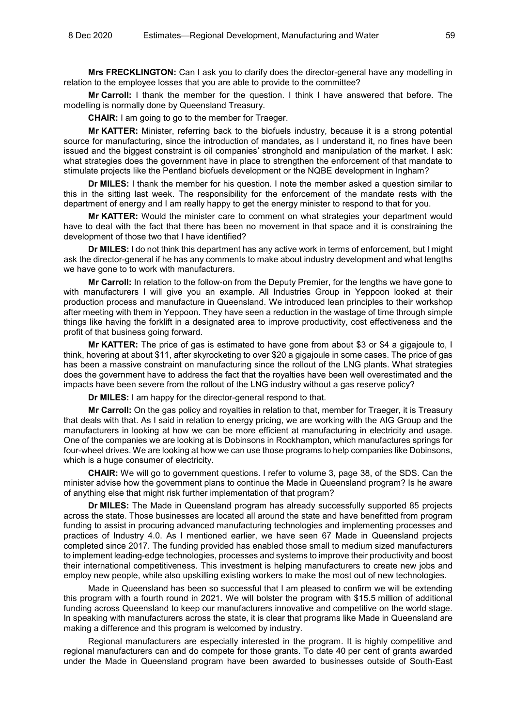**Mrs FRECKLINGTON:** Can I ask you to clarify does the director-general have any modelling in relation to the employee losses that you are able to provide to the committee?

**Mr Carroll:** I thank the member for the question. I think I have answered that before. The modelling is normally done by Queensland Treasury.

**CHAIR:** I am going to go to the member for Traeger.

**Mr KATTER:** Minister, referring back to the biofuels industry, because it is a strong potential source for manufacturing, since the introduction of mandates, as I understand it, no fines have been issued and the biggest constraint is oil companies' stronghold and manipulation of the market. I ask: what strategies does the government have in place to strengthen the enforcement of that mandate to stimulate projects like the Pentland biofuels development or the NQBE development in Ingham?

**Dr MILES:** I thank the member for his question. I note the member asked a question similar to this in the sitting last week. The responsibility for the enforcement of the mandate rests with the department of energy and I am really happy to get the energy minister to respond to that for you.

**Mr KATTER:** Would the minister care to comment on what strategies your department would have to deal with the fact that there has been no movement in that space and it is constraining the development of those two that I have identified?

**Dr MILES:** I do not think this department has any active work in terms of enforcement, but I might ask the director-general if he has any comments to make about industry development and what lengths we have gone to to work with manufacturers.

**Mr Carroll:** In relation to the follow-on from the Deputy Premier, for the lengths we have gone to with manufacturers I will give you an example. All Industries Group in Yeppoon looked at their production process and manufacture in Queensland. We introduced lean principles to their workshop after meeting with them in Yeppoon. They have seen a reduction in the wastage of time through simple things like having the forklift in a designated area to improve productivity, cost effectiveness and the profit of that business going forward.

**Mr KATTER:** The price of gas is estimated to have gone from about $3 or $4 a gigajoule to, I think, hovering at about $11, after skyrocketing to over $20 a gigajoule in some cases. The price of gas has been a massive constraint on manufacturing since the rollout of the LNG plants. What strategies does the government have to address the fact that the royalties have been well overestimated and the impacts have been severe from the rollout of the LNG industry without a gas reserve policy?

**Dr MILES:** I am happy for the director-general respond to that.

**Mr Carroll:** On the gas policy and royalties in relation to that, member for Traeger, it is Treasury that deals with that. As I said in relation to energy pricing, we are working with the AIG Group and the manufacturers in looking at how we can be more efficient at manufacturing in electricity and usage. One of the companies we are looking at is Dobinsons in Rockhampton, which manufactures springs for four-wheel drives. We are looking at how we can use those programs to help companies like Dobinsons, which is a huge consumer of electricity.

**CHAIR:** We will go to government questions. I refer to volume 3, page 38, of the SDS. Can the minister advise how the government plans to continue the Made in Queensland program? Is he aware of anything else that might risk further implementation of that program?

**Dr MILES:** The Made in Queensland program has already successfully supported 85 projects across the state. Those businesses are located all around the state and have benefitted from program funding to assist in procuring advanced manufacturing technologies and implementing processes and practices of Industry 4.0. As I mentioned earlier, we have seen 67 Made in Queensland projects completed since 2017. The funding provided has enabled those small to medium sized manufacturers to implement leading-edge technologies, processes and systems to improve their productivity and boost their international competitiveness. This investment is helping manufacturers to create new jobs and employ new people, while also upskilling existing workers to make the most out of new technologies.

Made in Queensland has been so successful that I am pleased to confirm we will be extending this program with a fourth round in 2021. We will bolster the program with $15.5 million of additional funding across Queensland to keep our manufacturers innovative and competitive on the world stage. In speaking with manufacturers across the state, it is clear that programs like Made in Queensland are making a difference and this program is welcomed by industry.

Regional manufacturers are especially interested in the program. It is highly competitive and regional manufacturers can and do compete for those grants. To date 40 per cent of grants awarded under the Made in Queensland program have been awarded to businesses outside of South-East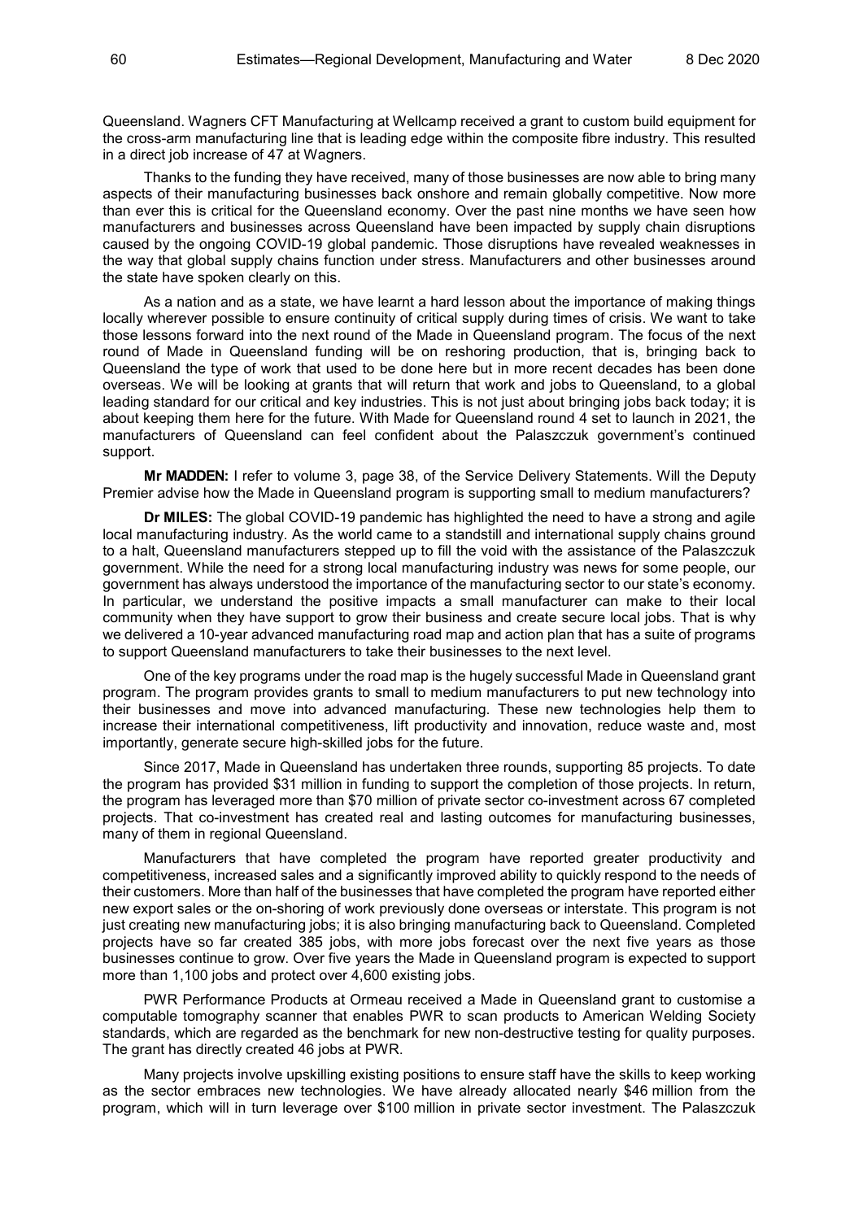Queensland. Wagners CFT Manufacturing at Wellcamp received a grant to custom build equipment for the cross-arm manufacturing line that is leading edge within the composite fibre industry. This resulted in a direct job increase of 47 at Wagners.

Thanks to the funding they have received, many of those businesses are now able to bring many aspects of their manufacturing businesses back onshore and remain globally competitive. Now more than ever this is critical for the Queensland economy. Over the past nine months we have seen how manufacturers and businesses across Queensland have been impacted by supply chain disruptions caused by the ongoing COVID-19 global pandemic. Those disruptions have revealed weaknesses in the way that global supply chains function under stress. Manufacturers and other businesses around the state have spoken clearly on this.

As a nation and as a state, we have learnt a hard lesson about the importance of making things locally wherever possible to ensure continuity of critical supply during times of crisis. We want to take those lessons forward into the next round of the Made in Queensland program. The focus of the next round of Made in Queensland funding will be on reshoring production, that is, bringing back to Queensland the type of work that used to be done here but in more recent decades has been done overseas. We will be looking at grants that will return that work and jobs to Queensland, to a global leading standard for our critical and key industries. This is not just about bringing jobs back today; it is about keeping them here for the future. With Made for Queensland round 4 set to launch in 2021, the manufacturers of Queensland can feel confident about the Palaszczuk government's continued support.

**Mr MADDEN:** I refer to volume 3, page 38, of the Service Delivery Statements. Will the Deputy Premier advise how the Made in Queensland program is supporting small to medium manufacturers?

**Dr MILES:** The global COVID-19 pandemic has highlighted the need to have a strong and agile local manufacturing industry. As the world came to a standstill and international supply chains ground to a halt, Queensland manufacturers stepped up to fill the void with the assistance of the Palaszczuk government. While the need for a strong local manufacturing industry was news for some people, our government has always understood the importance of the manufacturing sector to our state's economy. In particular, we understand the positive impacts a small manufacturer can make to their local community when they have support to grow their business and create secure local jobs. That is why we delivered a 10-year advanced manufacturing road map and action plan that has a suite of programs to support Queensland manufacturers to take their businesses to the next level.

One of the key programs under the road map is the hugely successful Made in Queensland grant program. The program provides grants to small to medium manufacturers to put new technology into their businesses and move into advanced manufacturing. These new technologies help them to increase their international competitiveness, lift productivity and innovation, reduce waste and, most importantly, generate secure high-skilled jobs for the future.

Since 2017, Made in Queensland has undertaken three rounds, supporting 85 projects. To date the program has provided $31 million in funding to support the completion of those projects. In return, the program has leveraged more than $70 million of private sector co-investment across 67 completed projects. That co-investment has created real and lasting outcomes for manufacturing businesses, many of them in regional Queensland.

Manufacturers that have completed the program have reported greater productivity and competitiveness, increased sales and a significantly improved ability to quickly respond to the needs of their customers. More than half of the businesses that have completed the program have reported either new export sales or the on-shoring of work previously done overseas or interstate. This program is not just creating new manufacturing jobs; it is also bringing manufacturing back to Queensland. Completed projects have so far created 385 jobs, with more jobs forecast over the next five years as those businesses continue to grow. Over five years the Made in Queensland program is expected to support more than 1,100 jobs and protect over 4,600 existing jobs.

PWR Performance Products at Ormeau received a Made in Queensland grant to customise a computable tomography scanner that enables PWR to scan products to American Welding Society standards, which are regarded as the benchmark for new non-destructive testing for quality purposes. The grant has directly created 46 jobs at PWR.

Many projects involve upskilling existing positions to ensure staff have the skills to keep working as the sector embraces new technologies. We have already allocated nearly $46 million from the program, which will in turn leverage over $100 million in private sector investment. The Palaszczuk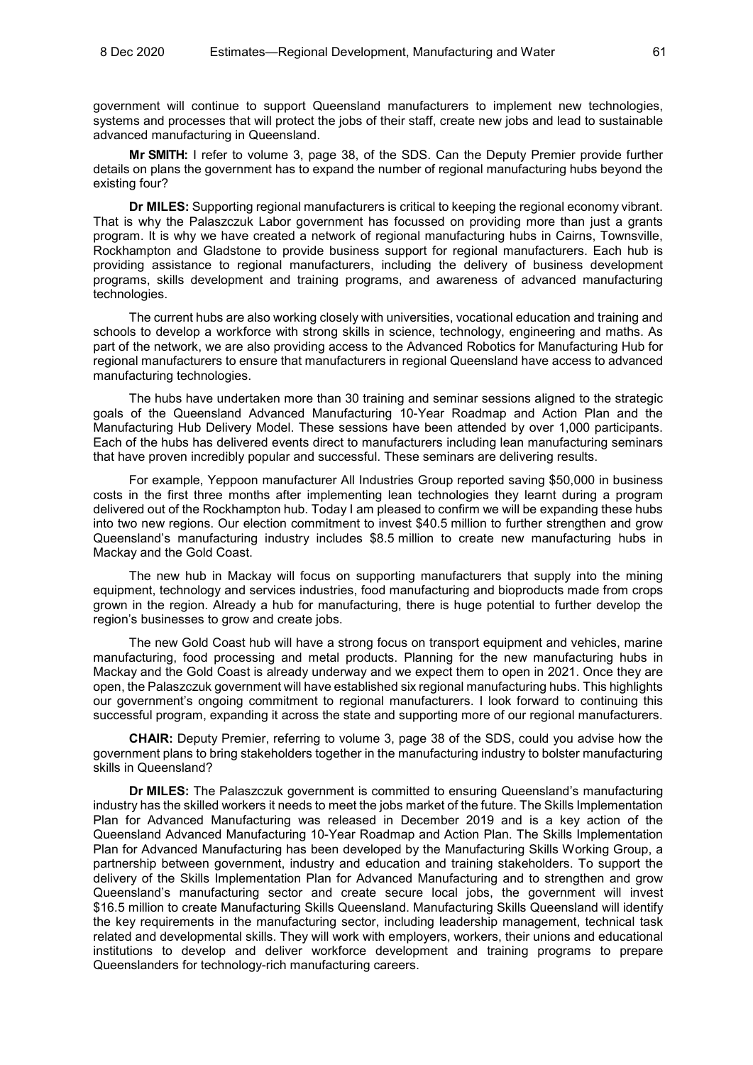government will continue to support Queensland manufacturers to implement new technologies, systems and processes that will protect the jobs of their staff, create new jobs and lead to sustainable advanced manufacturing in Queensland.

**Mr SMITH:** I refer to volume 3, page 38, of the SDS. Can the Deputy Premier provide further details on plans the government has to expand the number of regional manufacturing hubs beyond the existing four?

**Dr MILES:** Supporting regional manufacturers is critical to keeping the regional economy vibrant. That is why the Palaszczuk Labor government has focussed on providing more than just a grants program. It is why we have created a network of regional manufacturing hubs in Cairns, Townsville, Rockhampton and Gladstone to provide business support for regional manufacturers. Each hub is providing assistance to regional manufacturers, including the delivery of business development programs, skills development and training programs, and awareness of advanced manufacturing technologies.

The current hubs are also working closely with universities, vocational education and training and schools to develop a workforce with strong skills in science, technology, engineering and maths. As part of the network, we are also providing access to the Advanced Robotics for Manufacturing Hub for regional manufacturers to ensure that manufacturers in regional Queensland have access to advanced manufacturing technologies.

The hubs have undertaken more than 30 training and seminar sessions aligned to the strategic goals of the Queensland Advanced Manufacturing 10-Year Roadmap and Action Plan and the Manufacturing Hub Delivery Model. These sessions have been attended by over 1,000 participants. Each of the hubs has delivered events direct to manufacturers including lean manufacturing seminars that have proven incredibly popular and successful. These seminars are delivering results.

For example, Yeppoon manufacturer All Industries Group reported saving $50,000 in business costs in the first three months after implementing lean technologies they learnt during a program delivered out of the Rockhampton hub. Today I am pleased to confirm we will be expanding these hubs into two new regions. Our election commitment to invest $40.5 million to further strengthen and grow Queensland's manufacturing industry includes $8.5 million to create new manufacturing hubs in Mackay and the Gold Coast.

The new hub in Mackay will focus on supporting manufacturers that supply into the mining equipment, technology and services industries, food manufacturing and bioproducts made from crops grown in the region. Already a hub for manufacturing, there is huge potential to further develop the region's businesses to grow and create jobs.

The new Gold Coast hub will have a strong focus on transport equipment and vehicles, marine manufacturing, food processing and metal products. Planning for the new manufacturing hubs in Mackay and the Gold Coast is already underway and we expect them to open in 2021. Once they are open, the Palaszczuk government will have established six regional manufacturing hubs. This highlights our government's ongoing commitment to regional manufacturers. I look forward to continuing this successful program, expanding it across the state and supporting more of our regional manufacturers.

**CHAIR:** Deputy Premier, referring to volume 3, page 38 of the SDS, could you advise how the government plans to bring stakeholders together in the manufacturing industry to bolster manufacturing skills in Queensland?

**Dr MILES:** The Palaszczuk government is committed to ensuring Queensland's manufacturing industry has the skilled workers it needs to meet the jobs market of the future. The Skills Implementation Plan for Advanced Manufacturing was released in December 2019 and is a key action of the Queensland Advanced Manufacturing 10-Year Roadmap and Action Plan. The Skills Implementation Plan for Advanced Manufacturing has been developed by the Manufacturing Skills Working Group, a partnership between government, industry and education and training stakeholders. To support the delivery of the Skills Implementation Plan for Advanced Manufacturing and to strengthen and grow Queensland's manufacturing sector and create secure local jobs, the government will invest $16.5 million to create Manufacturing Skills Queensland. Manufacturing Skills Queensland will identify the key requirements in the manufacturing sector, including leadership management, technical task related and developmental skills. They will work with employers, workers, their unions and educational institutions to develop and deliver workforce development and training programs to prepare Queenslanders for technology-rich manufacturing careers.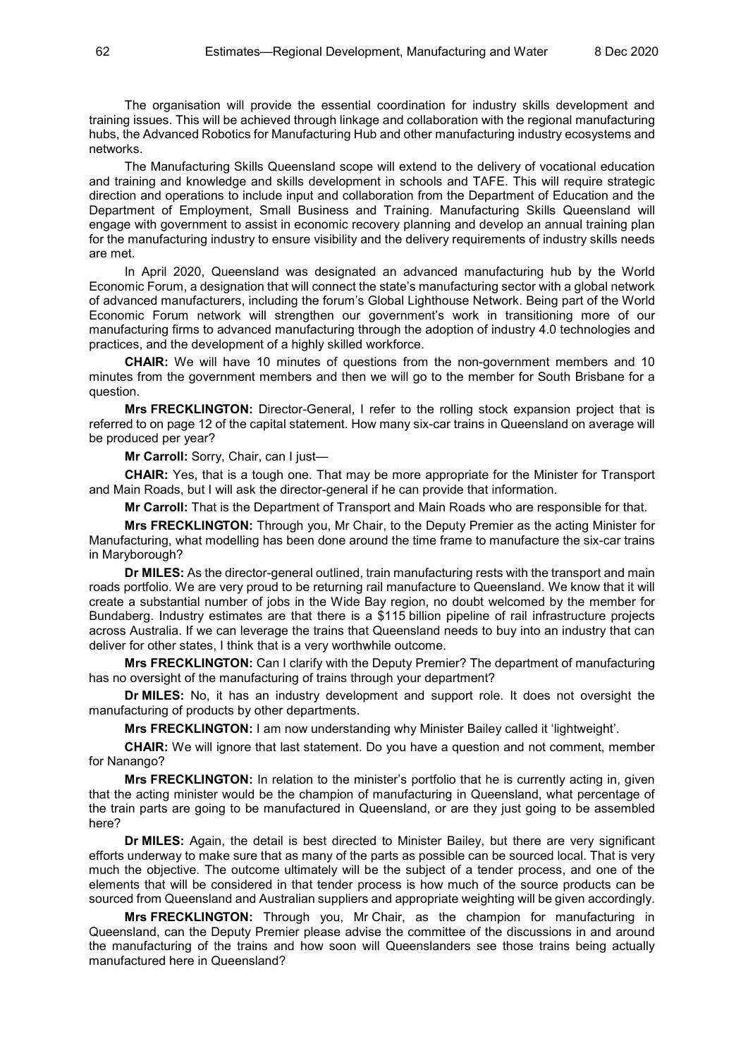The organisation will provide the essential coordination for industry skills development and training issues. This will be achieved through linkage and collaboration with the regional manufacturing hubs, the Advanced Robotics for Manufacturing Hub and other manufacturing industry ecosystems and networks.

The Manufacturing Skills Queensland scope will extend to the delivery of vocational education and training and knowledge and skills development in schools and TAFE. This will require strategic direction and operations to include input and collaboration from the Department of Education and the Department of Employment, Small Business and Training. Manufacturing Skills Queensland will engage with government to assist in economic recovery planning and develop an annual training plan for the manufacturing industry to ensure visibility and the delivery requirements of industry skills needs are met.

In April 2020, Queensland was designated an advanced manufacturing hub by the World Economic Forum, a designation that will connect the state's manufacturing sector with a global network of advanced manufacturers, including the forum's Global Lighthouse Network. Being part of the World Economic Forum network will strengthen our government's work in transitioning more of our manufacturing firms to advanced manufacturing through the adoption of industry 4.0 technologies and practices, and the development of a highly skilled workforce.

**CHAIR:** We will have 10 minutes of questions from the non-government members and 10 minutes from the government members and then we will go to the member for South Brisbane for a question.

**Mrs FRECKLINGTON:** Director-General, I refer to the rolling stock expansion project that is referred to on page 12 of the capital statement. How many six-car trains in Queensland on average will be produced per year?

**Mr Carroll:** Sorry, Chair, can I just—

**CHAIR:** Yes, that is a tough one. That may be more appropriate for the Minister for Transport and Main Roads, but I will ask the director-general if he can provide that information.

**Mr Carroll:** That is the Department of Transport and Main Roads who are responsible for that.

**Mrs FRECKLINGTON:** Through you, Mr Chair, to the Deputy Premier as the acting Minister for Manufacturing, what modelling has been done around the time frame to manufacture the six-car trains in Maryborough?

**Dr MILES:** As the director-general outlined, train manufacturing rests with the transport and main roads portfolio. We are very proud to be returning rail manufacture to Queensland. We know that it will create a substantial number of jobs in the Wide Bay region, no doubt welcomed by the member for Bundaberg. Industry estimates are that there is a $115 billion pipeline of rail infrastructure projects across Australia. If we can leverage the trains that Queensland needs to buy into an industry that can deliver for other states, I think that is a very worthwhile outcome.

**Mrs FRECKLINGTON:** Can I clarify with the Deputy Premier? The department of manufacturing has no oversight of the manufacturing of trains through your department?

**Dr MILES:** No, it has an industry development and support role. It does not oversight the manufacturing of products by other departments.

**Mrs FRECKLINGTON:** I am now understanding why Minister Bailey called it 'lightweight'.

**CHAIR:** We will ignore that last statement. Do you have a question and not comment, member for Nanango?

**Mrs FRECKLINGTON:** In relation to the minister's portfolio that he is currently acting in, given that the acting minister would be the champion of manufacturing in Queensland, what percentage of the train parts are going to be manufactured in Queensland, or are they just going to be assembled here?

**Dr MILES:** Again, the detail is best directed to Minister Bailey, but there are very significant efforts underway to make sure that as many of the parts as possible can be sourced local. That is very much the objective. The outcome ultimately will be the subject of a tender process, and one of the elements that will be considered in that tender process is how much of the source products can be sourced from Queensland and Australian suppliers and appropriate weighting will be given accordingly.

**Mrs FRECKLINGTON:** Through you, Mr Chair, as the champion for manufacturing in Queensland, can the Deputy Premier please advise the committee of the discussions in and around the manufacturing of the trains and how soon will Queenslanders see those trains being actually manufactured here in Queensland?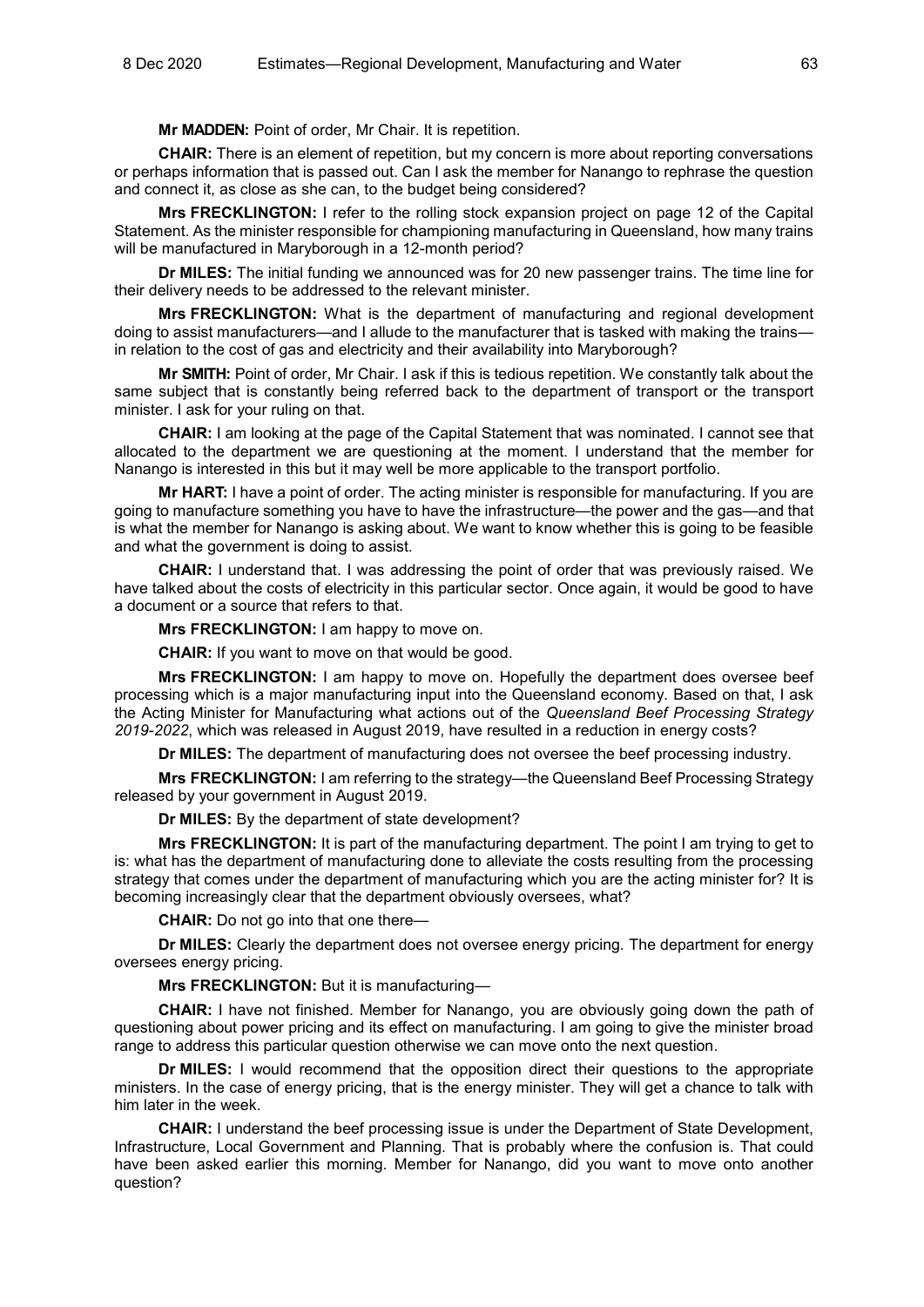**Mr MADDEN:** Point of order, Mr Chair. It is repetition.

**CHAIR:** There is an element of repetition, but my concern is more about reporting conversations or perhaps information that is passed out. Can I ask the member for Nanango to rephrase the question and connect it, as close as she can, to the budget being considered?

**Mrs FRECKLINGTON:** I refer to the rolling stock expansion project on page 12 of the Capital Statement. As the minister responsible for championing manufacturing in Queensland, how many trains will be manufactured in Maryborough in a 12-month period?

**Dr MILES:** The initial funding we announced was for 20 new passenger trains. The time line for their delivery needs to be addressed to the relevant minister.

**Mrs FRECKLINGTON:** What is the department of manufacturing and regional development doing to assist manufacturers—and I allude to the manufacturer that is tasked with making the trains—in relation to the cost of gas and electricity and their availability into Maryborough?

**Mr SMITH:** Point of order, Mr Chair. I ask if this is tedious repetition. We constantly talk about the same subject that is constantly being referred back to the department of transport or the transport minister. I ask for your ruling on that.

**CHAIR:** I am looking at the page of the Capital Statement that was nominated. I cannot see that allocated to the department we are questioning at the moment. I understand that the member for Nanango is interested in this but it may well be more applicable to the transport portfolio.

**Mr HART:** I have a point of order. The acting minister is responsible for manufacturing. If you are going to manufacture something you have to have the infrastructure—the power and the gas—and that is what the member for Nanango is asking about. We want to know whether this is going to be feasible and what the government is doing to assist.

**CHAIR:** I understand that. I was addressing the point of order that was previously raised. We have talked about the costs of electricity in this particular sector. Once again, it would be good to have a document or a source that refers to that.

**Mrs FRECKLINGTON:** I am happy to move on.

**CHAIR:** If you want to move on that would be good.

**Mrs FRECKLINGTON:** I am happy to move on. Hopefully the department does oversee beef processing which is a major manufacturing input into the Queensland economy. Based on that, I ask the Acting Minister for Manufacturing what actions out of the *Queensland Beef Processing Strategy 2019-2022*, which was released in August 2019, have resulted in a reduction in energy costs?

**Dr MILES:** The department of manufacturing does not oversee the beef processing industry.

**Mrs FRECKLINGTON:** I am referring to the strategy—the Queensland Beef Processing Strategy released by your government in August 2019.

**Dr MILES:** By the department of state development?

**Mrs FRECKLINGTON:** It is part of the manufacturing department. The point I am trying to get to is: what has the department of manufacturing done to alleviate the costs resulting from the processing strategy that comes under the department of manufacturing which you are the acting minister for? It is becoming increasingly clear that the department obviously oversees, what?

**CHAIR:** Do not go into that one there—

**Dr MILES:** Clearly the department does not oversee energy pricing. The department for energy oversees energy pricing.

**Mrs FRECKLINGTON:** But it is manufacturing—

**CHAIR:** I have not finished. Member for Nanango, you are obviously going down the path of questioning about power pricing and its effect on manufacturing. I am going to give the minister broad range to address this particular question otherwise we can move onto the next question.

**Dr MILES:** I would recommend that the opposition direct their questions to the appropriate ministers. In the case of energy pricing, that is the energy minister. They will get a chance to talk with him later in the week.

**CHAIR:** I understand the beef processing issue is under the Department of State Development, Infrastructure, Local Government and Planning. That is probably where the confusion is. That could have been asked earlier this morning. Member for Nanango, did you want to move onto another question?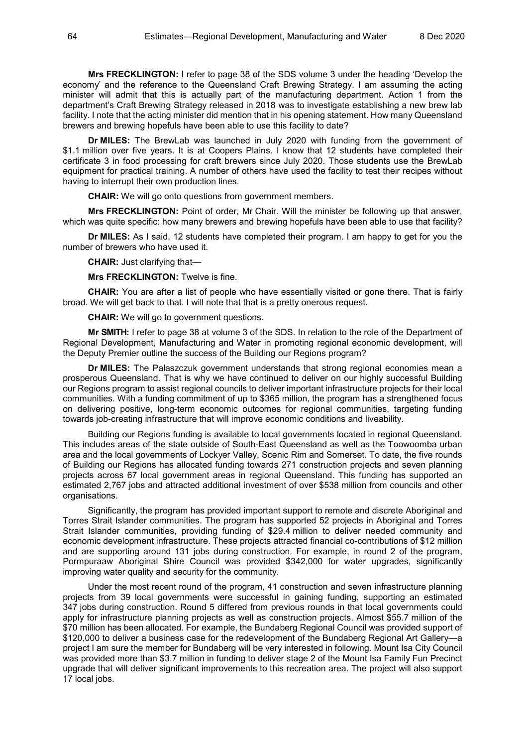**Mrs FRECKLINGTON:** I refer to page 38 of the SDS volume 3 under the heading 'Develop the economy' and the reference to the Queensland Craft Brewing Strategy. I am assuming the acting minister will admit that this is actually part of the manufacturing department. Action 1 from the department's Craft Brewing Strategy released in 2018 was to investigate establishing a new brew lab facility. I note that the acting minister did mention that in his opening statement. How many Queensland brewers and brewing hopefuls have been able to use this facility to date?

**Dr MILES:** The BrewLab was launched in July 2020 with funding from the government of $1.1 million over five years. It is at Coopers Plains. I know that 12 students have completed their certificate 3 in food processing for craft brewers since July 2020. Those students use the BrewLab equipment for practical training. A number of others have used the facility to test their recipes without having to interrupt their own production lines.

**CHAIR:** We will go onto questions from government members.

**Mrs FRECKLINGTON:** Point of order, Mr Chair. Will the minister be following up that answer, which was quite specific: how many brewers and brewing hopefuls have been able to use that facility?

**Dr MILES:** As I said, 12 students have completed their program. I am happy to get for you the number of brewers who have used it.

**CHAIR:** Just clarifying that—

**Mrs FRECKLINGTON:** Twelve is fine.

**CHAIR:** You are after a list of people who have essentially visited or gone there. That is fairly broad. We will get back to that. I will note that that is a pretty onerous request.

**CHAIR:** We will go to government questions.

**Mr SMITH:** I refer to page 38 at volume 3 of the SDS. In relation to the role of the Department of Regional Development, Manufacturing and Water in promoting regional economic development, will the Deputy Premier outline the success of the Building our Regions program?

**Dr MILES:** The Palaszczuk government understands that strong regional economies mean a prosperous Queensland. That is why we have continued to deliver on our highly successful Building our Regions program to assist regional councils to deliver important infrastructure projects for their local communities. With a funding commitment of up to $365 million, the program has a strengthened focus on delivering positive, long-term economic outcomes for regional communities, targeting funding towards job-creating infrastructure that will improve economic conditions and liveability.

Building our Regions funding is available to local governments located in regional Queensland. This includes areas of the state outside of South-East Queensland as well as the Toowoomba urban area and the local governments of Lockyer Valley, Scenic Rim and Somerset. To date, the five rounds of Building our Regions has allocated funding towards 271 construction projects and seven planning projects across 67 local government areas in regional Queensland. This funding has supported an estimated 2,767 jobs and attracted additional investment of over $538 million from councils and other organisations.

Significantly, the program has provided important support to remote and discrete Aboriginal and Torres Strait Islander communities. The program has supported 52 projects in Aboriginal and Torres Strait Islander communities, providing funding of $29.4 million to deliver needed community and economic development infrastructure. These projects attracted financial co-contributions of $12 million and are supporting around 131 jobs during construction. For example, in round 2 of the program, Pormpuraaw Aboriginal Shire Council was provided $342,000 for water upgrades, significantly improving water quality and security for the community.

Under the most recent round of the program, 41 construction and seven infrastructure planning projects from 39 local governments were successful in gaining funding, supporting an estimated 347 jobs during construction. Round 5 differed from previous rounds in that local governments could apply for infrastructure planning projects as well as construction projects. Almost $55.7 million of the $70 million has been allocated. For example, the Bundaberg Regional Council was provided support of $120,000 to deliver a business case for the redevelopment of the Bundaberg Regional Art Gallery—a project I am sure the member for Bundaberg will be very interested in following. Mount Isa City Council was provided more than $3.7 million in funding to deliver stage 2 of the Mount Isa Family Fun Precinct upgrade that will deliver significant improvements to this recreation area. The project will also support 17 local jobs.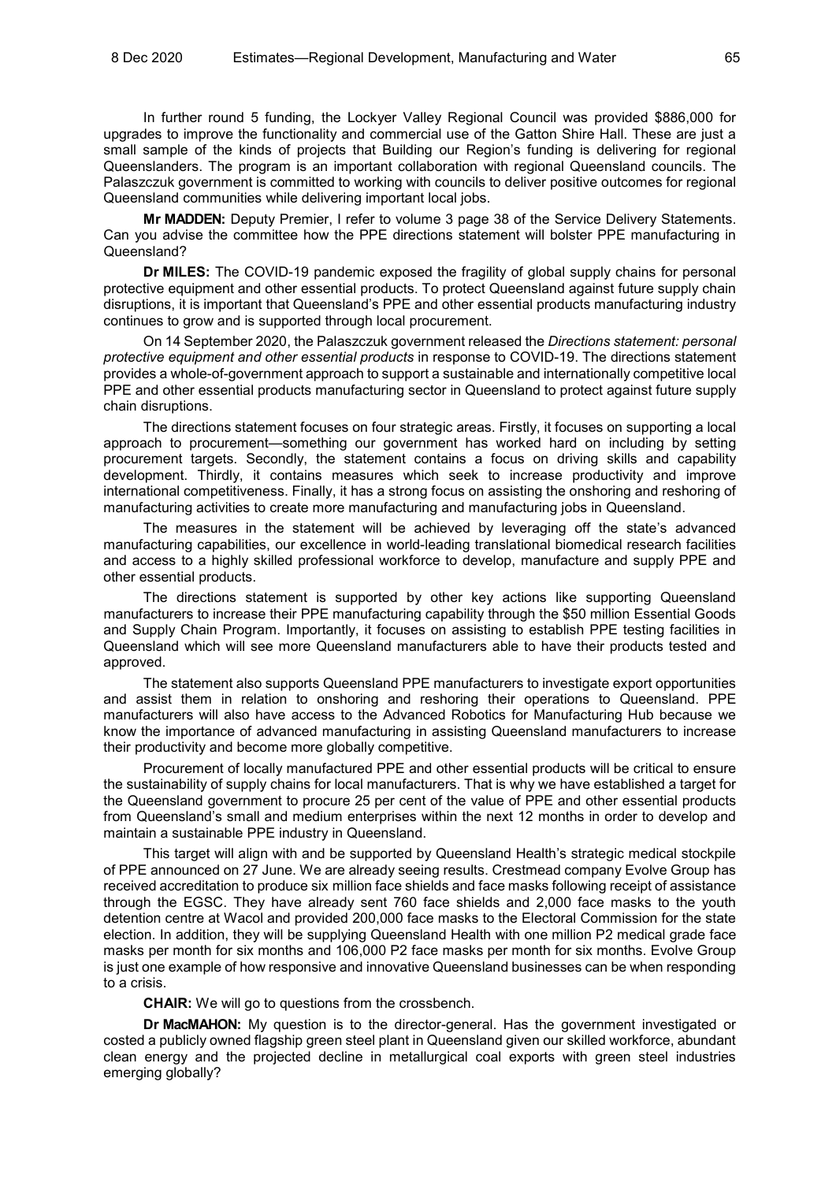In further round 5 funding, the Lockyer Valley Regional Council was provided $886,000 for upgrades to improve the functionality and commercial use of the Gatton Shire Hall. These are just a small sample of the kinds of projects that Building our Region's funding is delivering for regional Queenslanders. The program is an important collaboration with regional Queensland councils. The Palaszczuk government is committed to working with councils to deliver positive outcomes for regional Queensland communities while delivering important local jobs.

**Mr MADDEN:** Deputy Premier, I refer to volume 3 page 38 of the Service Delivery Statements. Can you advise the committee how the PPE directions statement will bolster PPE manufacturing in Queensland?

**Dr MILES:** The COVID-19 pandemic exposed the fragility of global supply chains for personal protective equipment and other essential products. To protect Queensland against future supply chain disruptions, it is important that Queensland's PPE and other essential products manufacturing industry continues to grow and is supported through local procurement.

On 14 September 2020, the Palaszczuk government released the *Directions statement: personal protective equipment and other essential products* in response to COVID-19. The directions statement provides a whole-of-government approach to support a sustainable and internationally competitive local PPE and other essential products manufacturing sector in Queensland to protect against future supply chain disruptions.

The directions statement focuses on four strategic areas. Firstly, it focuses on supporting a local approach to procurement—something our government has worked hard on including by setting procurement targets. Secondly, the statement contains a focus on driving skills and capability development. Thirdly, it contains measures which seek to increase productivity and improve international competitiveness. Finally, it has a strong focus on assisting the onshoring and reshoring of manufacturing activities to create more manufacturing and manufacturing jobs in Queensland.

The measures in the statement will be achieved by leveraging off the state's advanced manufacturing capabilities, our excellence in world-leading translational biomedical research facilities and access to a highly skilled professional workforce to develop, manufacture and supply PPE and other essential products.

The directions statement is supported by other key actions like supporting Queensland manufacturers to increase their PPE manufacturing capability through the $50 million Essential Goods and Supply Chain Program. Importantly, it focuses on assisting to establish PPE testing facilities in Queensland which will see more Queensland manufacturers able to have their products tested and approved.

The statement also supports Queensland PPE manufacturers to investigate export opportunities and assist them in relation to onshoring and reshoring their operations to Queensland. PPE manufacturers will also have access to the Advanced Robotics for Manufacturing Hub because we know the importance of advanced manufacturing in assisting Queensland manufacturers to increase their productivity and become more globally competitive.

Procurement of locally manufactured PPE and other essential products will be critical to ensure the sustainability of supply chains for local manufacturers. That is why we have established a target for the Queensland government to procure 25 per cent of the value of PPE and other essential products from Queensland's small and medium enterprises within the next 12 months in order to develop and maintain a sustainable PPE industry in Queensland.

This target will align with and be supported by Queensland Health's strategic medical stockpile of PPE announced on 27 June. We are already seeing results. Crestmead company Evolve Group has received accreditation to produce six million face shields and face masks following receipt of assistance through the EGSC. They have already sent 760 face shields and 2,000 face masks to the youth detention centre at Wacol and provided 200,000 face masks to the Electoral Commission for the state election. In addition, they will be supplying Queensland Health with one million P2 medical grade face masks per month for six months and 106,000 P2 face masks per month for six months. Evolve Group is just one example of how responsive and innovative Queensland businesses can be when responding to a crisis.

**CHAIR:** We will go to questions from the crossbench.

**Dr MacMAHON:** My question is to the director-general. Has the government investigated or costed a publicly owned flagship green steel plant in Queensland given our skilled workforce, abundant clean energy and the projected decline in metallurgical coal exports with green steel industries emerging globally?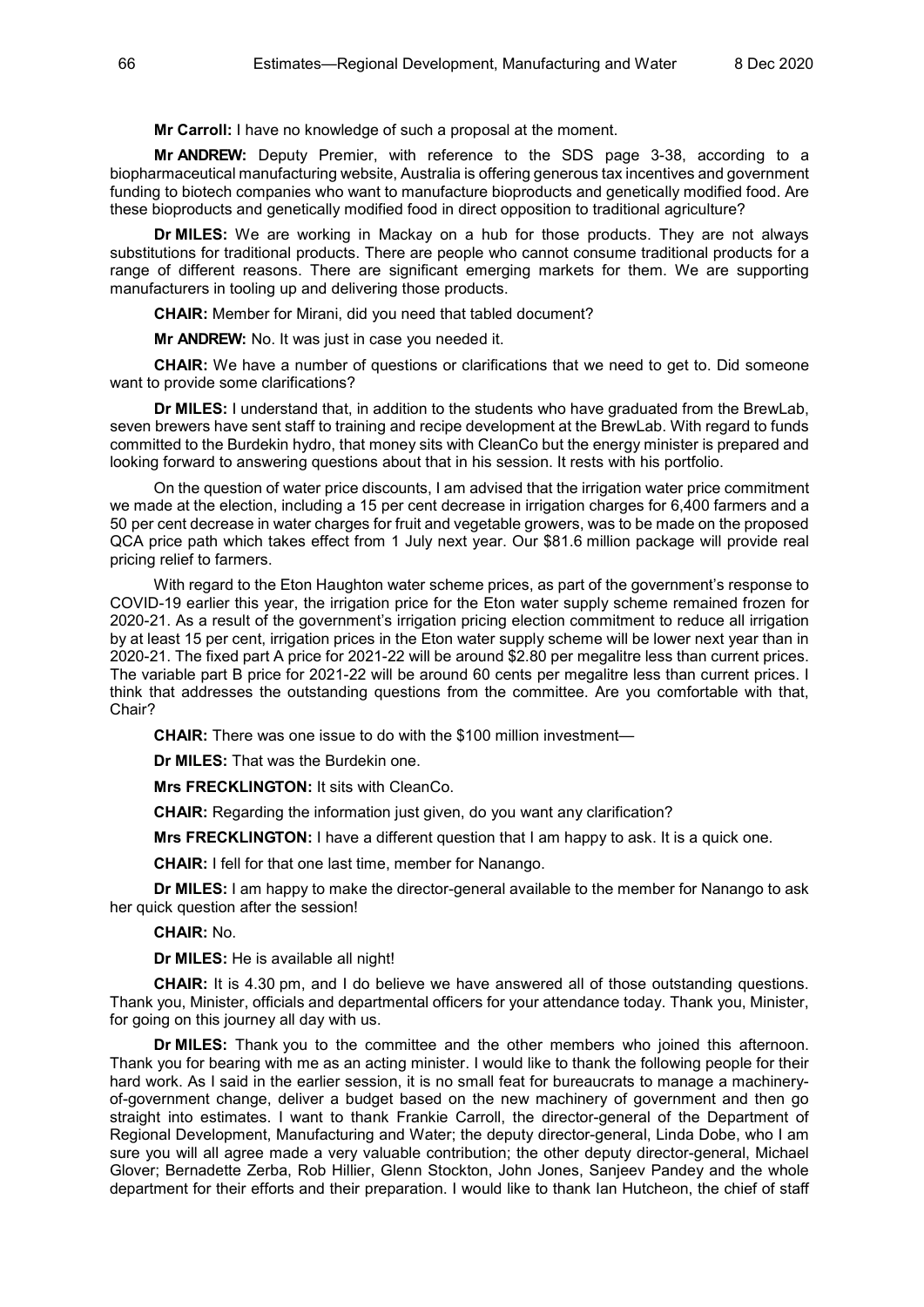**Mr Carroll:** I have no knowledge of such a proposal at the moment.

**Mr ANDREW:** Deputy Premier, with reference to the SDS page 3-38, according to a biopharmaceutical manufacturing website, Australia is offering generous tax incentives and government funding to biotech companies who want to manufacture bioproducts and genetically modified food. Are these bioproducts and genetically modified food in direct opposition to traditional agriculture?

**Dr MILES:** We are working in Mackay on a hub for those products. They are not always substitutions for traditional products. There are people who cannot consume traditional products for a range of different reasons. There are significant emerging markets for them. We are supporting manufacturers in tooling up and delivering those products.

**CHAIR:** Member for Mirani, did you need that tabled document?

**Mr ANDREW:** No. It was just in case you needed it.

**CHAIR:** We have a number of questions or clarifications that we need to get to. Did someone want to provide some clarifications?

**Dr MILES:** I understand that, in addition to the students who have graduated from the BrewLab, seven brewers have sent staff to training and recipe development at the BrewLab. With regard to funds committed to the Burdekin hydro, that money sits with CleanCo but the energy minister is prepared and looking forward to answering questions about that in his session. It rests with his portfolio.

On the question of water price discounts, I am advised that the irrigation water price commitment we made at the election, including a 15 per cent decrease in irrigation charges for 6,400 farmers and a 50 per cent decrease in water charges for fruit and vegetable growers, was to be made on the proposed QCA price path which takes effect from 1 July next year. Our $81.6 million package will provide real pricing relief to farmers.

With regard to the Eton Haughton water scheme prices, as part of the government's response to COVID-19 earlier this year, the irrigation price for the Eton water supply scheme remained frozen for 2020-21. As a result of the government's irrigation pricing election commitment to reduce all irrigation by at least 15 per cent, irrigation prices in the Eton water supply scheme will be lower next year than in 2020-21. The fixed part A price for 2021-22 will be around $2.80 per megalitre less than current prices. The variable part B price for 2021-22 will be around 60 cents per megalitre less than current prices. I think that addresses the outstanding questions from the committee. Are you comfortable with that, Chair?

**CHAIR:** There was one issue to do with the $100 million investment—

**Dr MILES:** That was the Burdekin one.

**Mrs FRECKLINGTON:** It sits with CleanCo.

**CHAIR:** Regarding the information just given, do you want any clarification?

**Mrs FRECKLINGTON:** I have a different question that I am happy to ask. It is a quick one.

**CHAIR:** I fell for that one last time, member for Nanango.

**Dr MILES:** I am happy to make the director-general available to the member for Nanango to ask her quick question after the session!

**CHAIR:** No.

**Dr MILES:** He is available all night!

**CHAIR:** It is 4.30 pm, and I do believe we have answered all of those outstanding questions. Thank you, Minister, officials and departmental officers for your attendance today. Thank you, Minister, for going on this journey all day with us.

**Dr MILES:** Thank you to the committee and the other members who joined this afternoon. Thank you for bearing with me as an acting minister. I would like to thank the following people for their hard work. As I said in the earlier session, it is no small feat for bureaucrats to manage a machinery-of-government change, deliver a budget based on the new machinery of government and then go straight into estimates. I want to thank Frankie Carroll, the director-general of the Department of Regional Development, Manufacturing and Water; the deputy director-general, Linda Dobe, who I am sure you will all agree made a very valuable contribution; the other deputy director-general, Michael Glover; Bernadette Zerba, Rob Hillier, Glenn Stockton, John Jones, Sanjeev Pandey and the whole department for their efforts and their preparation. I would like to thank Ian Hutcheon, the chief of staff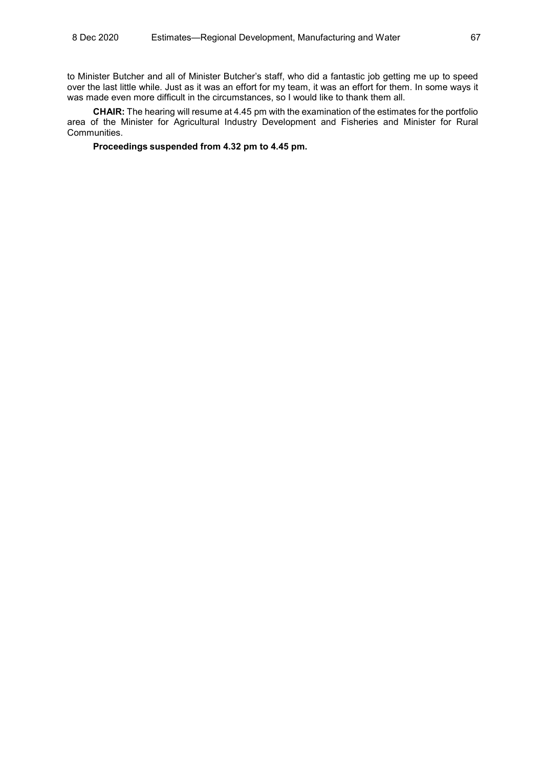to Minister Butcher and all of Minister Butcher's staff, who did a fantastic job getting me up to speed over the last little while. Just as it was an effort for my team, it was an effort for them. In some ways it was made even more difficult in the circumstances, so I would like to thank them all.

**CHAIR:** The hearing will resume at 4.45 pm with the examination of the estimates for the portfolio area of the Minister for Agricultural Industry Development and Fisheries and Minister for Rural Communities.

**Proceedings suspended from 4.32 pm to 4.45 pm.**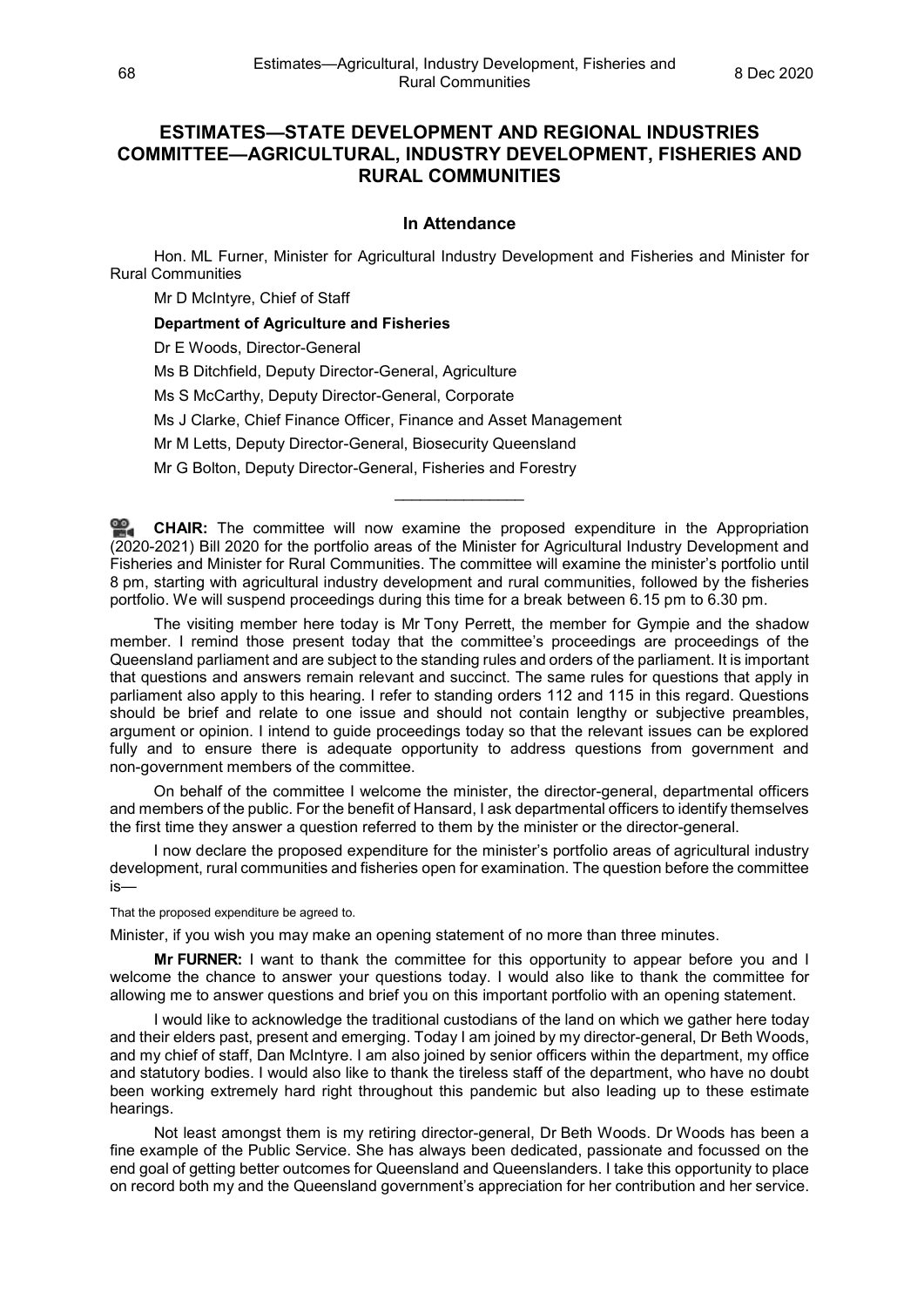## ESTIMATES—STATE DEVELOPMENT AND REGIONAL INDUSTRIES COMMITTEE—AGRICULTURAL, INDUSTRY DEVELOPMENT, FISHERIES AND RURAL COMMUNITIES

### In Attendance

Hon. ML Furner, Minister for Agricultural Industry Development and Fisheries and Minister for Rural Communities

Mr D McIntyre, Chief of Staff

**Department of Agriculture and Fisheries**

Dr E Woods, Director-General

Ms B Ditchfield, Deputy Director-General, Agriculture

Ms S McCarthy, Deputy Director-General, Corporate

Ms J Clarke, Chief Finance Officer, Finance and Asset Management

Mr M Letts, Deputy Director-General, Biosecurity Queensland

Mr G Bolton, Deputy Director-General, Fisheries and Forestry

---

**CHAIR:** The committee will now examine the proposed expenditure in the Appropriation (2020-2021) Bill 2020 for the portfolio areas of the Minister for Agricultural Industry Development and Fisheries and Minister for Rural Communities. The committee will examine the minister's portfolio until 8 pm, starting with agricultural industry development and rural communities, followed by the fisheries portfolio. We will suspend proceedings during this time for a break between 6.15 pm to 6.30 pm.

The visiting member here today is Mr Tony Perrett, the member for Gympie and the shadow member. I remind those present today that the committee's proceedings are proceedings of the Queensland parliament and are subject to the standing rules and orders of the parliament. It is important that questions and answers remain relevant and succinct. The same rules for questions that apply in parliament also apply to this hearing. I refer to standing orders 112 and 115 in this regard. Questions should be brief and relate to one issue and should not contain lengthy or subjective preambles, argument or opinion. I intend to guide proceedings today so that the relevant issues can be explored fully and to ensure there is adequate opportunity to address questions from government and non-government members of the committee.

On behalf of the committee I welcome the minister, the director-general, departmental officers and members of the public. For the benefit of Hansard, I ask departmental officers to identify themselves the first time they answer a question referred to them by the minister or the director-general.

I now declare the proposed expenditure for the minister's portfolio areas of agricultural industry development, rural communities and fisheries open for examination. The question before the committee is—

That the proposed expenditure be agreed to.

Minister, if you wish you may make an opening statement of no more than three minutes.

**Mr FURNER:** I want to thank the committee for this opportunity to appear before you and I welcome the chance to answer your questions today. I would also like to thank the committee for allowing me to answer questions and brief you on this important portfolio with an opening statement.

I would like to acknowledge the traditional custodians of the land on which we gather here today and their elders past, present and emerging. Today I am joined by my director-general, Dr Beth Woods, and my chief of staff, Dan McIntyre. I am also joined by senior officers within the department, my office and statutory bodies. I would also like to thank the tireless staff of the department, who have no doubt been working extremely hard right throughout this pandemic but also leading up to these estimate hearings.

Not least amongst them is my retiring director-general, Dr Beth Woods. Dr Woods has been a fine example of the Public Service. She has always been dedicated, passionate and focussed on the end goal of getting better outcomes for Queensland and Queenslanders. I take this opportunity to place on record both my and the Queensland government's appreciation for her contribution and her service.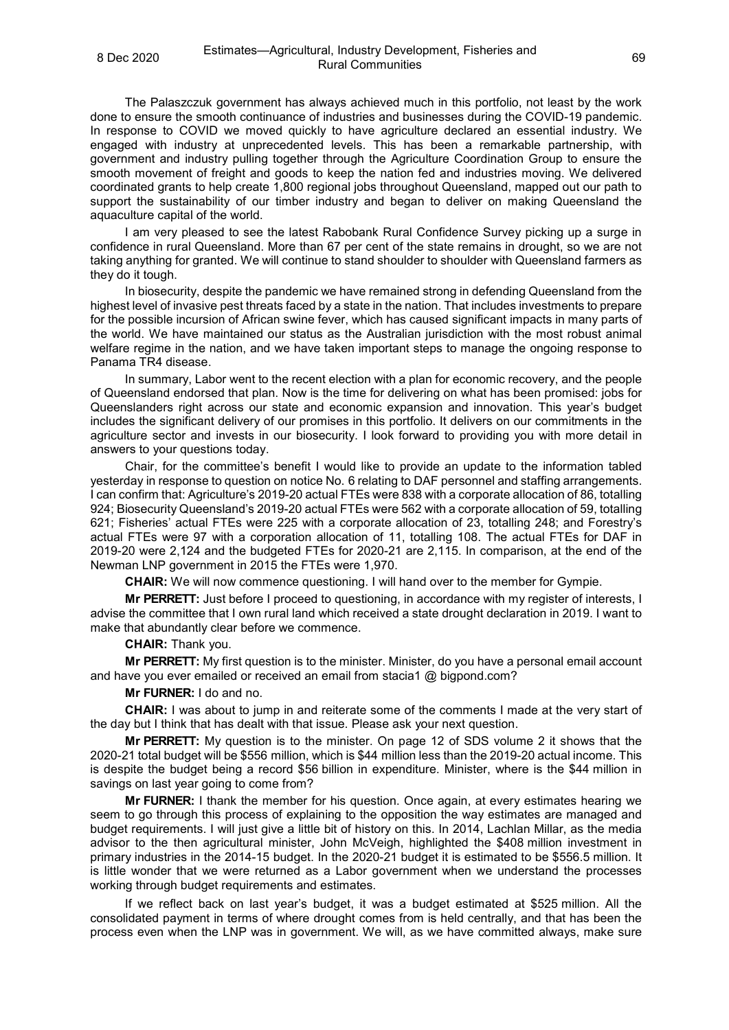The Palaszczuk government has always achieved much in this portfolio, not least by the work done to ensure the smooth continuance of industries and businesses during the COVID-19 pandemic. In response to COVID we moved quickly to have agriculture declared an essential industry. We engaged with industry at unprecedented levels. This has been a remarkable partnership, with government and industry pulling together through the Agriculture Coordination Group to ensure the smooth movement of freight and goods to keep the nation fed and industries moving. We delivered coordinated grants to help create 1,800 regional jobs throughout Queensland, mapped out our path to support the sustainability of our timber industry and began to deliver on making Queensland the aquaculture capital of the world.

I am very pleased to see the latest Rabobank Rural Confidence Survey picking up a surge in confidence in rural Queensland. More than 67 per cent of the state remains in drought, so we are not taking anything for granted. We will continue to stand shoulder to shoulder with Queensland farmers as they do it tough.

In biosecurity, despite the pandemic we have remained strong in defending Queensland from the highest level of invasive pest threats faced by a state in the nation. That includes investments to prepare for the possible incursion of African swine fever, which has caused significant impacts in many parts of the world. We have maintained our status as the Australian jurisdiction with the most robust animal welfare regime in the nation, and we have taken important steps to manage the ongoing response to Panama TR4 disease.

In summary, Labor went to the recent election with a plan for economic recovery, and the people of Queensland endorsed that plan. Now is the time for delivering on what has been promised: jobs for Queenslanders right across our state and economic expansion and innovation. This year's budget includes the significant delivery of our promises in this portfolio. It delivers on our commitments in the agriculture sector and invests in our biosecurity. I look forward to providing you with more detail in answers to your questions today.

Chair, for the committee's benefit I would like to provide an update to the information tabled yesterday in response to question on notice No. 6 relating to DAF personnel and staffing arrangements. I can confirm that: Agriculture's 2019-20 actual FTEs were 838 with a corporate allocation of 86, totalling 924; Biosecurity Queensland's 2019-20 actual FTEs were 562 with a corporate allocation of 59, totalling 621; Fisheries' actual FTEs were 225 with a corporate allocation of 23, totalling 248; and Forestry's actual FTEs were 97 with a corporation allocation of 11, totalling 108. The actual FTEs for DAF in 2019-20 were 2,124 and the budgeted FTEs for 2020-21 are 2,115. In comparison, at the end of the Newman LNP government in 2015 the FTEs were 1,970.

**CHAIR:** We will now commence questioning. I will hand over to the member for Gympie.

**Mr PERRETT:** Just before I proceed to questioning, in accordance with my register of interests, I advise the committee that I own rural land which received a state drought declaration in 2019. I want to make that abundantly clear before we commence.

**CHAIR:** Thank you.

**Mr PERRETT:** My first question is to the minister. Minister, do you have a personal email account and have you ever emailed or received an email from stacia1 @ bigpond.com?

**Mr FURNER:** I do and no.

**CHAIR:** I was about to jump in and reiterate some of the comments I made at the very start of the day but I think that has dealt with that issue. Please ask your next question.

**Mr PERRETT:** My question is to the minister. On page 12 of SDS volume 2 it shows that the 2020-21 total budget will be $556 million, which is $44 million less than the 2019-20 actual income. This is despite the budget being a record $56 billion in expenditure. Minister, where is the $44 million in savings on last year going to come from?

**Mr FURNER:** I thank the member for his question. Once again, at every estimates hearing we seem to go through this process of explaining to the opposition the way estimates are managed and budget requirements. I will just give a little bit of history on this. In 2014, Lachlan Millar, as the media advisor to the then agricultural minister, John McVeigh, highlighted the $408 million investment in primary industries in the 2014-15 budget. In the 2020-21 budget it is estimated to be $556.5 million. It is little wonder that we were returned as a Labor government when we understand the processes working through budget requirements and estimates.

If we reflect back on last year's budget, it was a budget estimated at $525 million. All the consolidated payment in terms of where drought comes from is held centrally, and that has been the process even when the LNP was in government. We will, as we have committed always, make sure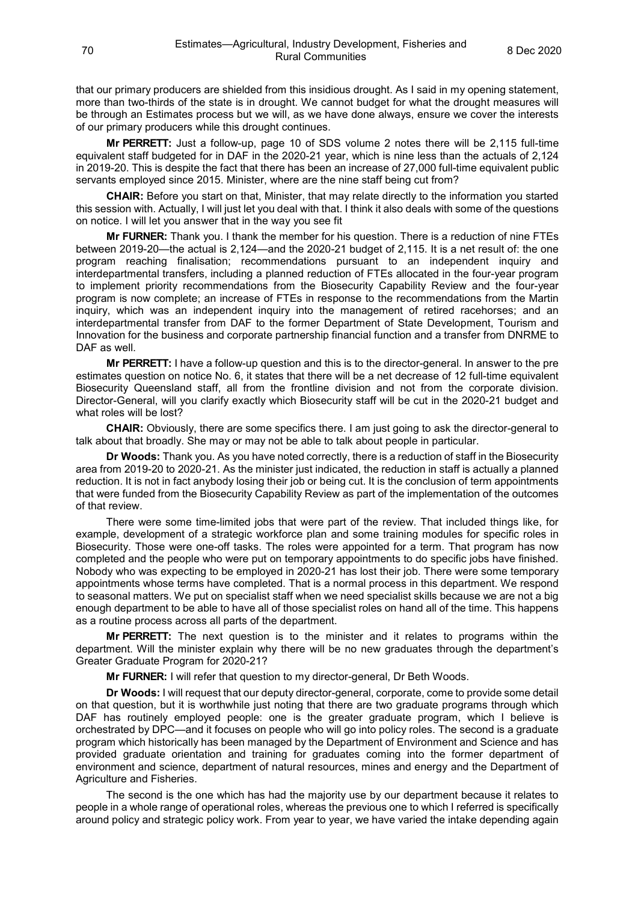that our primary producers are shielded from this insidious drought. As I said in my opening statement, more than two-thirds of the state is in drought. We cannot budget for what the drought measures will be through an Estimates process but we will, as we have done always, ensure we cover the interests of our primary producers while this drought continues.

**Mr PERRETT:** Just a follow-up, page 10 of SDS volume 2 notes there will be 2,115 full-time equivalent staff budgeted for in DAF in the 2020-21 year, which is nine less than the actuals of 2,124 in 2019-20. This is despite the fact that there has been an increase of 27,000 full-time equivalent public servants employed since 2015. Minister, where are the nine staff being cut from?

**CHAIR:** Before you start on that, Minister, that may relate directly to the information you started this session with. Actually, I will just let you deal with that. I think it also deals with some of the questions on notice. I will let you answer that in the way you see fit

**Mr FURNER:** Thank you. I thank the member for his question. There is a reduction of nine FTEs between 2019-20—the actual is 2,124—and the 2020-21 budget of 2,115. It is a net result of: the one program reaching finalisation; recommendations pursuant to an independent inquiry and interdepartmental transfers, including a planned reduction of FTEs allocated in the four-year program to implement priority recommendations from the Biosecurity Capability Review and the four-year program is now complete; an increase of FTEs in response to the recommendations from the Martin inquiry, which was an independent inquiry into the management of retired racehorses; and an interdepartmental transfer from DAF to the former Department of State Development, Tourism and Innovation for the business and corporate partnership financial function and a transfer from DNRME to DAF as well.

**Mr PERRETT:** I have a follow-up question and this is to the director-general. In answer to the pre estimates question on notice No. 6, it states that there will be a net decrease of 12 full-time equivalent Biosecurity Queensland staff, all from the frontline division and not from the corporate division. Director-General, will you clarify exactly which Biosecurity staff will be cut in the 2020-21 budget and what roles will be lost?

**CHAIR:** Obviously, there are some specifics there. I am just going to ask the director-general to talk about that broadly. She may or may not be able to talk about people in particular.

**Dr Woods:** Thank you. As you have noted correctly, there is a reduction of staff in the Biosecurity area from 2019-20 to 2020-21. As the minister just indicated, the reduction in staff is actually a planned reduction. It is not in fact anybody losing their job or being cut. It is the conclusion of term appointments that were funded from the Biosecurity Capability Review as part of the implementation of the outcomes of that review.

There were some time-limited jobs that were part of the review. That included things like, for example, development of a strategic workforce plan and some training modules for specific roles in Biosecurity. Those were one-off tasks. The roles were appointed for a term. That program has now completed and the people who were put on temporary appointments to do specific jobs have finished. Nobody who was expecting to be employed in 2020-21 has lost their job. There were some temporary appointments whose terms have completed. That is a normal process in this department. We respond to seasonal matters. We put on specialist staff when we need specialist skills because we are not a big enough department to be able to have all of those specialist roles on hand all of the time. This happens as a routine process across all parts of the department.

**Mr PERRETT:** The next question is to the minister and it relates to programs within the department. Will the minister explain why there will be no new graduates through the department's Greater Graduate Program for 2020-21?

**Mr FURNER:** I will refer that question to my director-general, Dr Beth Woods.

**Dr Woods:** I will request that our deputy director-general, corporate, come to provide some detail on that question, but it is worthwhile just noting that there are two graduate programs through which DAF has routinely employed people: one is the greater graduate program, which I believe is orchestrated by DPC—and it focuses on people who will go into policy roles. The second is a graduate program which historically has been managed by the Department of Environment and Science and has provided graduate orientation and training for graduates coming into the former department of environment and science, department of natural resources, mines and energy and the Department of Agriculture and Fisheries.

The second is the one which has had the majority use by our department because it relates to people in a whole range of operational roles, whereas the previous one to which I referred is specifically around policy and strategic policy work. From year to year, we have varied the intake depending again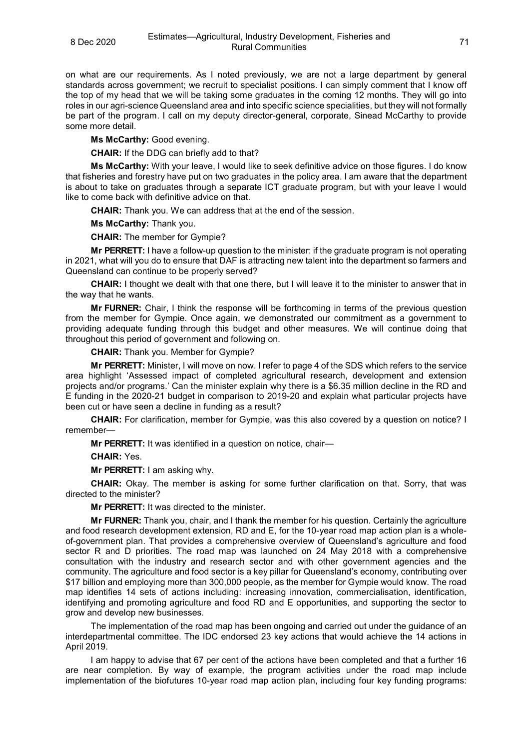on what are our requirements. As I noted previously, we are not a large department by general standards across government; we recruit to specialist positions. I can simply comment that I know off the top of my head that we will be taking some graduates in the coming 12 months. They will go into roles in our agri-science Queensland area and into specific science specialities, but they will not formally be part of the program. I call on my deputy director-general, corporate, Sinead McCarthy to provide some more detail.

**Ms McCarthy:** Good evening.

**CHAIR:** If the DDG can briefly add to that?

**Ms McCarthy:** With your leave, I would like to seek definitive advice on those figures. I do know that fisheries and forestry have put on two graduates in the policy area. I am aware that the department is about to take on graduates through a separate ICT graduate program, but with your leave I would like to come back with definitive advice on that.

**CHAIR:** Thank you. We can address that at the end of the session.

**Ms McCarthy:** Thank you.

**CHAIR:** The member for Gympie?

**Mr PERRETT:** I have a follow-up question to the minister: if the graduate program is not operating in 2021, what will you do to ensure that DAF is attracting new talent into the department so farmers and Queensland can continue to be properly served?

**CHAIR:** I thought we dealt with that one there, but I will leave it to the minister to answer that in the way that he wants.

**Mr FURNER:** Chair, I think the response will be forthcoming in terms of the previous question from the member for Gympie. Once again, we demonstrated our commitment as a government to providing adequate funding through this budget and other measures. We will continue doing that throughout this period of government and following on.

**CHAIR:** Thank you. Member for Gympie?

**Mr PERRETT:** Minister, I will move on now. I refer to page 4 of the SDS which refers to the service area highlight 'Assessed impact of completed agricultural research, development and extension projects and/or programs.' Can the minister explain why there is a $6.35 million decline in the RD and E funding in the 2020-21 budget in comparison to 2019-20 and explain what particular projects have been cut or have seen a decline in funding as a result?

**CHAIR:** For clarification, member for Gympie, was this also covered by a question on notice? I remember—

**Mr PERRETT:** It was identified in a question on notice, chair—

**CHAIR:** Yes.

**Mr PERRETT:** I am asking why.

**CHAIR:** Okay. The member is asking for some further clarification on that. Sorry, that was directed to the minister?

**Mr PERRETT:** It was directed to the minister.

**Mr FURNER:** Thank you, chair, and I thank the member for his question. Certainly the agriculture and food research development extension, RD and E, for the 10-year road map action plan is a whole-of-government plan. That provides a comprehensive overview of Queensland's agriculture and food sector R and D priorities. The road map was launched on 24 May 2018 with a comprehensive consultation with the industry and research sector and with other government agencies and the community. The agriculture and food sector is a key pillar for Queensland's economy, contributing over $17 billion and employing more than 300,000 people, as the member for Gympie would know. The road map identifies 14 sets of actions including: increasing innovation, commercialisation, identification, identifying and promoting agriculture and food RD and E opportunities, and supporting the sector to grow and develop new businesses.

The implementation of the road map has been ongoing and carried out under the guidance of an interdepartmental committee. The IDC endorsed 23 key actions that would achieve the 14 actions in April 2019.

I am happy to advise that 67 per cent of the actions have been completed and that a further 16 are near completion. By way of example, the program activities under the road map include implementation of the biofutures 10-year road map action plan, including four key funding programs: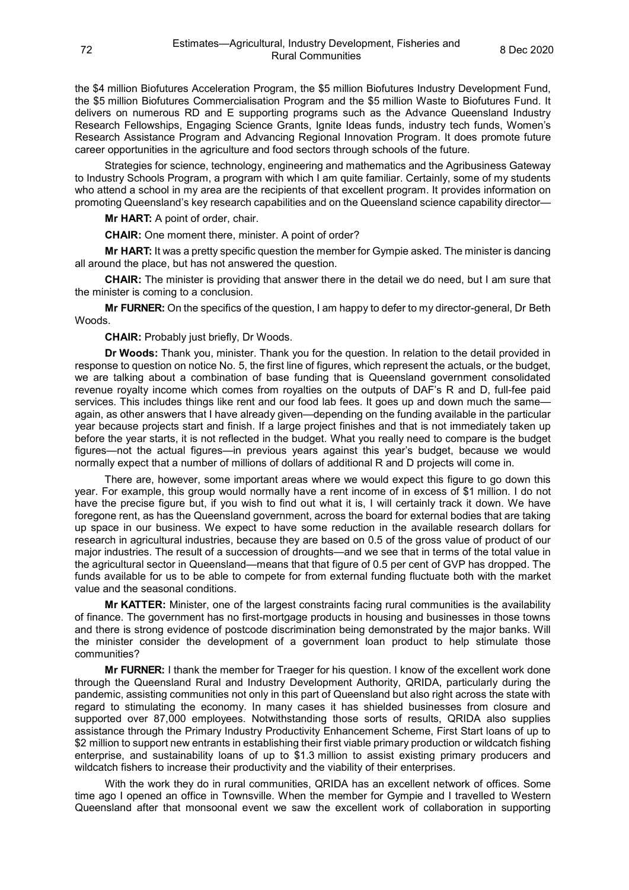the $4 million Biofutures Acceleration Program, the $5 million Biofutures Industry Development Fund, the $5 million Biofutures Commercialisation Program and the $5 million Waste to Biofutures Fund. It delivers on numerous RD and E supporting programs such as the Advance Queensland Industry Research Fellowships, Engaging Science Grants, Ignite Ideas funds, industry tech funds, Women's Research Assistance Program and Advancing Regional Innovation Program. It does promote future career opportunities in the agriculture and food sectors through schools of the future.

Strategies for science, technology, engineering and mathematics and the Agribusiness Gateway to Industry Schools Program, a program with which I am quite familiar. Certainly, some of my students who attend a school in my area are the recipients of that excellent program. It provides information on promoting Queensland's key research capabilities and on the Queensland science capability director—

**Mr HART:** A point of order, chair.

**CHAIR:** One moment there, minister. A point of order?

**Mr HART:** It was a pretty specific question the member for Gympie asked. The minister is dancing all around the place, but has not answered the question.

**CHAIR:** The minister is providing that answer there in the detail we do need, but I am sure that the minister is coming to a conclusion.

**Mr FURNER:** On the specifics of the question, I am happy to defer to my director-general, Dr Beth Woods.

**CHAIR:** Probably just briefly, Dr Woods.

**Dr Woods:** Thank you, minister. Thank you for the question. In relation to the detail provided in response to question on notice No. 5, the first line of figures, which represent the actuals, or the budget, we are talking about a combination of base funding that is Queensland government consolidated revenue royalty income which comes from royalties on the outputs of DAF's R and D, full-fee paid services. This includes things like rent and our food lab fees. It goes up and down much the same—again, as other answers that I have already given—depending on the funding available in the particular year because projects start and finish. If a large project finishes and that is not immediately taken up before the year starts, it is not reflected in the budget. What you really need to compare is the budget figures—not the actual figures—in previous years against this year's budget, because we would normally expect that a number of millions of dollars of additional R and D projects will come in.

There are, however, some important areas where we would expect this figure to go down this year. For example, this group would normally have a rent income of in excess of $1 million. I do not have the precise figure but, if you wish to find out what it is, I will certainly track it down. We have foregone rent, as has the Queensland government, across the board for external bodies that are taking up space in our business. We expect to have some reduction in the available research dollars for research in agricultural industries, because they are based on 0.5 of the gross value of product of our major industries. The result of a succession of droughts—and we see that in terms of the total value in the agricultural sector in Queensland—means that that figure of 0.5 per cent of GVP has dropped. The funds available for us to be able to compete for from external funding fluctuate both with the market value and the seasonal conditions.

**Mr KATTER:** Minister, one of the largest constraints facing rural communities is the availability of finance. The government has no first-mortgage products in housing and businesses in those towns and there is strong evidence of postcode discrimination being demonstrated by the major banks. Will the minister consider the development of a government loan product to help stimulate those communities?

**Mr FURNER:** I thank the member for Traeger for his question. I know of the excellent work done through the Queensland Rural and Industry Development Authority, QRIDA, particularly during the pandemic, assisting communities not only in this part of Queensland but also right across the state with regard to stimulating the economy. In many cases it has shielded businesses from closure and supported over 87,000 employees. Notwithstanding those sorts of results, QRIDA also supplies assistance through the Primary Industry Productivity Enhancement Scheme, First Start loans of up to $2 million to support new entrants in establishing their first viable primary production or wildcatch fishing enterprise, and sustainability loans of up to $1.3 million to assist existing primary producers and wildcatch fishers to increase their productivity and the viability of their enterprises.

With the work they do in rural communities, QRIDA has an excellent network of offices. Some time ago I opened an office in Townsville. When the member for Gympie and I travelled to Western Queensland after that monsoonal event we saw the excellent work of collaboration in supporting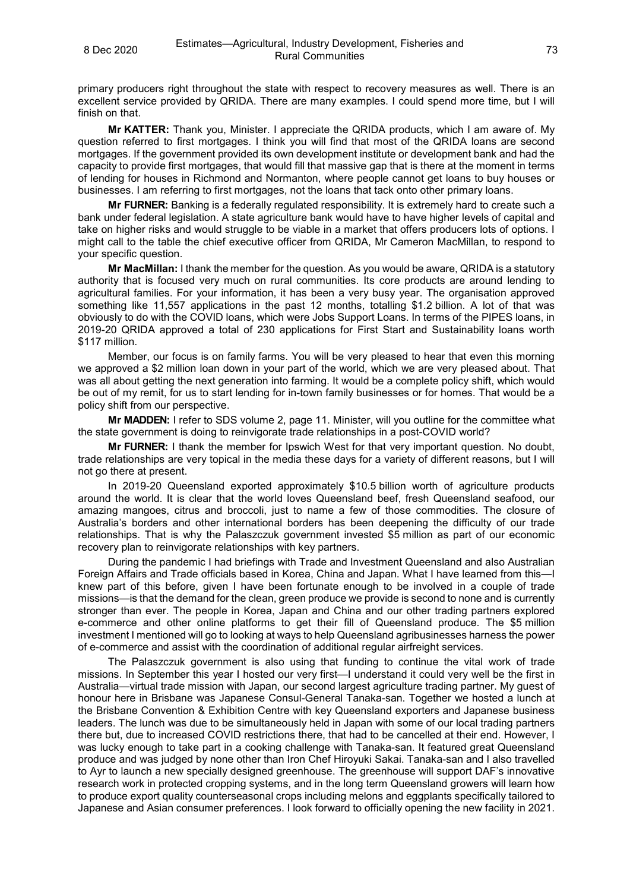primary producers right throughout the state with respect to recovery measures as well. There is an excellent service provided by QRIDA. There are many examples. I could spend more time, but I will finish on that.

**Mr KATTER:** Thank you, Minister. I appreciate the QRIDA products, which I am aware of. My question referred to first mortgages. I think you will find that most of the QRIDA loans are second mortgages. If the government provided its own development institute or development bank and had the capacity to provide first mortgages, that would fill that massive gap that is there at the moment in terms of lending for houses in Richmond and Normanton, where people cannot get loans to buy houses or businesses. I am referring to first mortgages, not the loans that tack onto other primary loans.

**Mr FURNER:** Banking is a federally regulated responsibility. It is extremely hard to create such a bank under federal legislation. A state agriculture bank would have to have higher levels of capital and take on higher risks and would struggle to be viable in a market that offers producers lots of options. I might call to the table the chief executive officer from QRIDA, Mr Cameron MacMillan, to respond to your specific question.

**Mr MacMillan:** I thank the member for the question. As you would be aware, QRIDA is a statutory authority that is focused very much on rural communities. Its core products are around lending to agricultural families. For your information, it has been a very busy year. The organisation approved something like 11,557 applications in the past 12 months, totalling $1.2 billion. A lot of that was obviously to do with the COVID loans, which were Jobs Support Loans. In terms of the PIPES loans, in 2019-20 QRIDA approved a total of 230 applications for First Start and Sustainability loans worth $117 million.

Member, our focus is on family farms. You will be very pleased to hear that even this morning we approved a $2 million loan down in your part of the world, which we are very pleased about. That was all about getting the next generation into farming. It would be a complete policy shift, which would be out of my remit, for us to start lending for in-town family businesses or for homes. That would be a policy shift from our perspective.

**Mr MADDEN:** I refer to SDS volume 2, page 11. Minister, will you outline for the committee what the state government is doing to reinvigorate trade relationships in a post-COVID world?

**Mr FURNER:** I thank the member for Ipswich West for that very important question. No doubt, trade relationships are very topical in the media these days for a variety of different reasons, but I will not go there at present.

In 2019-20 Queensland exported approximately $10.5 billion worth of agriculture products around the world. It is clear that the world loves Queensland beef, fresh Queensland seafood, our amazing mangoes, citrus and broccoli, just to name a few of those commodities. The closure of Australia's borders and other international borders has been deepening the difficulty of our trade relationships. That is why the Palaszczuk government invested $5 million as part of our economic recovery plan to reinvigorate relationships with key partners.

During the pandemic I had briefings with Trade and Investment Queensland and also Australian Foreign Affairs and Trade officials based in Korea, China and Japan. What I have learned from this—I knew part of this before, given I have been fortunate enough to be involved in a couple of trade missions—is that the demand for the clean, green produce we provide is second to none and is currently stronger than ever. The people in Korea, Japan and China and our other trading partners explored e-commerce and other online platforms to get their fill of Queensland produce. The $5 million investment I mentioned will go to looking at ways to help Queensland agribusinesses harness the power of e-commerce and assist with the coordination of additional regular airfreight services.

The Palaszczuk government is also using that funding to continue the vital work of trade missions. In September this year I hosted our very first—I understand it could very well be the first in Australia—virtual trade mission with Japan, our second largest agriculture trading partner. My guest of honour here in Brisbane was Japanese Consul-General Tanaka-san. Together we hosted a lunch at the Brisbane Convention & Exhibition Centre with key Queensland exporters and Japanese business leaders. The lunch was due to be simultaneously held in Japan with some of our local trading partners there but, due to increased COVID restrictions there, that had to be cancelled at their end. However, I was lucky enough to take part in a cooking challenge with Tanaka-san. It featured great Queensland produce and was judged by none other than Iron Chef Hiroyuki Sakai. Tanaka-san and I also travelled to Ayr to launch a new specially designed greenhouse. The greenhouse will support DAF's innovative research work in protected cropping systems, and in the long term Queensland growers will learn how to produce export quality counterseasonal crops including melons and eggplants specifically tailored to Japanese and Asian consumer preferences. I look forward to officially opening the new facility in 2021.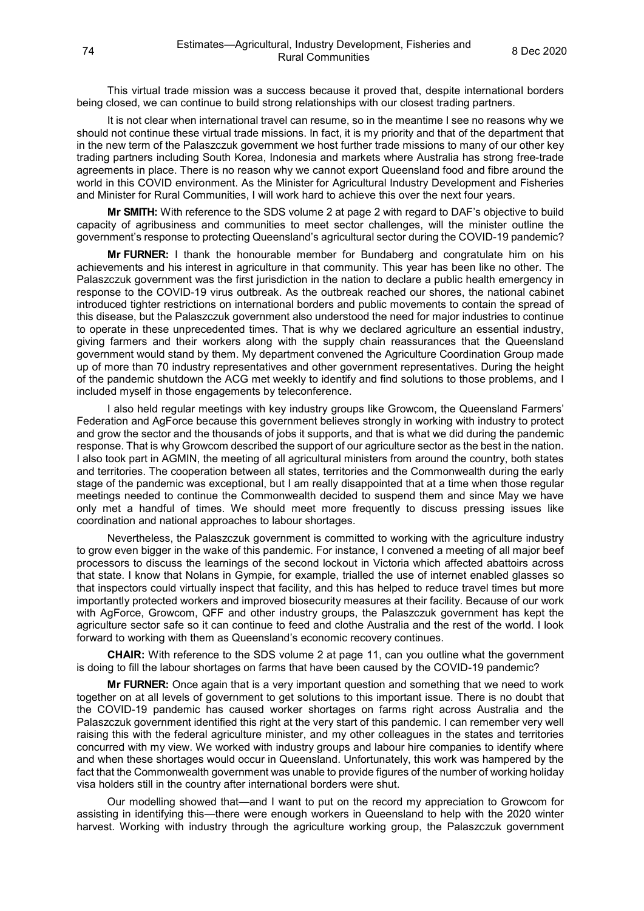This virtual trade mission was a success because it proved that, despite international borders being closed, we can continue to build strong relationships with our closest trading partners.

It is not clear when international travel can resume, so in the meantime I see no reasons why we should not continue these virtual trade missions. In fact, it is my priority and that of the department that in the new term of the Palaszczuk government we host further trade missions to many of our other key trading partners including South Korea, Indonesia and markets where Australia has strong free-trade agreements in place. There is no reason why we cannot export Queensland food and fibre around the world in this COVID environment. As the Minister for Agricultural Industry Development and Fisheries and Minister for Rural Communities, I will work hard to achieve this over the next four years.

**Mr SMITH:** With reference to the SDS volume 2 at page 2 with regard to DAF's objective to build capacity of agribusiness and communities to meet sector challenges, will the minister outline the government's response to protecting Queensland's agricultural sector during the COVID-19 pandemic?

**Mr FURNER:** I thank the honourable member for Bundaberg and congratulate him on his achievements and his interest in agriculture in that community. This year has been like no other. The Palaszczuk government was the first jurisdiction in the nation to declare a public health emergency in response to the COVID-19 virus outbreak. As the outbreak reached our shores, the national cabinet introduced tighter restrictions on international borders and public movements to contain the spread of this disease, but the Palaszczuk government also understood the need for major industries to continue to operate in these unprecedented times. That is why we declared agriculture an essential industry, giving farmers and their workers along with the supply chain reassurances that the Queensland government would stand by them. My department convened the Agriculture Coordination Group made up of more than 70 industry representatives and other government representatives. During the height of the pandemic shutdown the ACG met weekly to identify and find solutions to those problems, and I included myself in those engagements by teleconference.

I also held regular meetings with key industry groups like Growcom, the Queensland Farmers' Federation and AgForce because this government believes strongly in working with industry to protect and grow the sector and the thousands of jobs it supports, and that is what we did during the pandemic response. That is why Growcom described the support of our agriculture sector as the best in the nation. I also took part in AGMIN, the meeting of all agricultural ministers from around the country, both states and territories. The cooperation between all states, territories and the Commonwealth during the early stage of the pandemic was exceptional, but I am really disappointed that at a time when those regular meetings needed to continue the Commonwealth decided to suspend them and since May we have only met a handful of times. We should meet more frequently to discuss pressing issues like coordination and national approaches to labour shortages.

Nevertheless, the Palaszczuk government is committed to working with the agriculture industry to grow even bigger in the wake of this pandemic. For instance, I convened a meeting of all major beef processors to discuss the learnings of the second lockout in Victoria which affected abattoirs across that state. I know that Nolans in Gympie, for example, trialled the use of internet enabled glasses so that inspectors could virtually inspect that facility, and this has helped to reduce travel times but more importantly protected workers and improved biosecurity measures at their facility. Because of our work with AgForce, Growcom, QFF and other industry groups, the Palaszczuk government has kept the agriculture sector safe so it can continue to feed and clothe Australia and the rest of the world. I look forward to working with them as Queensland's economic recovery continues.

**CHAIR:** With reference to the SDS volume 2 at page 11, can you outline what the government is doing to fill the labour shortages on farms that have been caused by the COVID-19 pandemic?

**Mr FURNER:** Once again that is a very important question and something that we need to work together on at all levels of government to get solutions to this important issue. There is no doubt that the COVID-19 pandemic has caused worker shortages on farms right across Australia and the Palaszczuk government identified this right at the very start of this pandemic. I can remember very well raising this with the federal agriculture minister, and my other colleagues in the states and territories concurred with my view. We worked with industry groups and labour hire companies to identify where and when these shortages would occur in Queensland. Unfortunately, this work was hampered by the fact that the Commonwealth government was unable to provide figures of the number of working holiday visa holders still in the country after international borders were shut.

Our modelling showed that—and I want to put on the record my appreciation to Growcom for assisting in identifying this—there were enough workers in Queensland to help with the 2020 winter harvest. Working with industry through the agriculture working group, the Palaszczuk government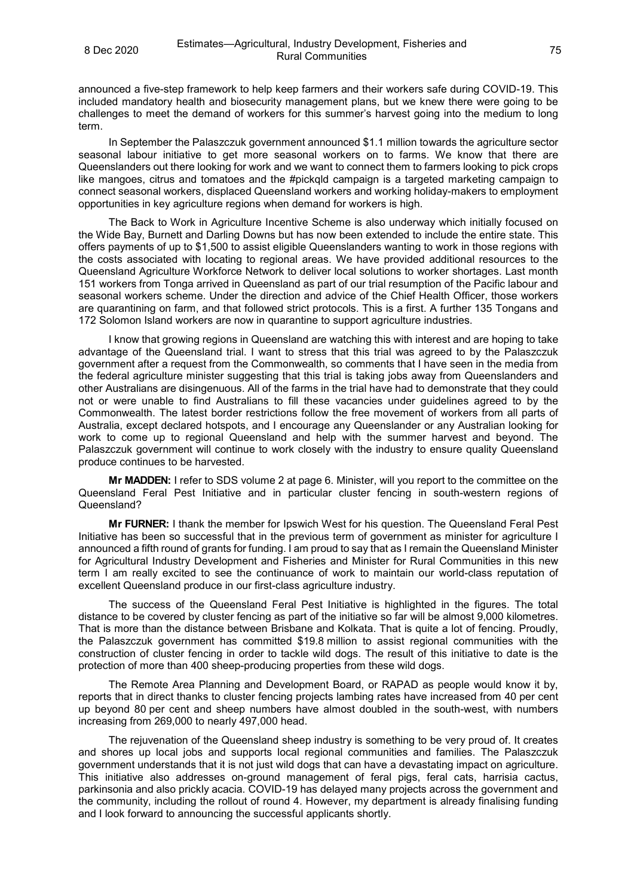announced a five-step framework to help keep farmers and their workers safe during COVID-19. This included mandatory health and biosecurity management plans, but we knew there were going to be challenges to meet the demand of workers for this summer's harvest going into the medium to long term.

In September the Palaszczuk government announced $1.1 million towards the agriculture sector seasonal labour initiative to get more seasonal workers on to farms. We know that there are Queenslanders out there looking for work and we want to connect them to farmers looking to pick crops like mangoes, citrus and tomatoes and the #pickqld campaign is a targeted marketing campaign to connect seasonal workers, displaced Queensland workers and working holiday-makers to employment opportunities in key agriculture regions when demand for workers is high.

The Back to Work in Agriculture Incentive Scheme is also underway which initially focused on the Wide Bay, Burnett and Darling Downs but has now been extended to include the entire state. This offers payments of up to $1,500 to assist eligible Queenslanders wanting to work in those regions with the costs associated with locating to regional areas. We have provided additional resources to the Queensland Agriculture Workforce Network to deliver local solutions to worker shortages. Last month 151 workers from Tonga arrived in Queensland as part of our trial resumption of the Pacific labour and seasonal workers scheme. Under the direction and advice of the Chief Health Officer, those workers are quarantining on farm, and that followed strict protocols. This is a first. A further 135 Tongans and 172 Solomon Island workers are now in quarantine to support agriculture industries.

I know that growing regions in Queensland are watching this with interest and are hoping to take advantage of the Queensland trial. I want to stress that this trial was agreed to by the Palaszczuk government after a request from the Commonwealth, so comments that I have seen in the media from the federal agriculture minister suggesting that this trial is taking jobs away from Queenslanders and other Australians are disingenuous. All of the farms in the trial have had to demonstrate that they could not or were unable to find Australians to fill these vacancies under guidelines agreed to by the Commonwealth. The latest border restrictions follow the free movement of workers from all parts of Australia, except declared hotspots, and I encourage any Queenslander or any Australian looking for work to come up to regional Queensland and help with the summer harvest and beyond. The Palaszczuk government will continue to work closely with the industry to ensure quality Queensland produce continues to be harvested.

**Mr MADDEN:** I refer to SDS volume 2 at page 6. Minister, will you report to the committee on the Queensland Feral Pest Initiative and in particular cluster fencing in south-western regions of Queensland?

**Mr FURNER:** I thank the member for Ipswich West for his question. The Queensland Feral Pest Initiative has been so successful that in the previous term of government as minister for agriculture I announced a fifth round of grants for funding. I am proud to say that as I remain the Queensland Minister for Agricultural Industry Development and Fisheries and Minister for Rural Communities in this new term I am really excited to see the continuance of work to maintain our world-class reputation of excellent Queensland produce in our first-class agriculture industry.

The success of the Queensland Feral Pest Initiative is highlighted in the figures. The total distance to be covered by cluster fencing as part of the initiative so far will be almost 9,000 kilometres. That is more than the distance between Brisbane and Kolkata. That is quite a lot of fencing. Proudly, the Palaszczuk government has committed $19.8 million to assist regional communities with the construction of cluster fencing in order to tackle wild dogs. The result of this initiative to date is the protection of more than 400 sheep-producing properties from these wild dogs.

The Remote Area Planning and Development Board, or RAPAD as people would know it by, reports that in direct thanks to cluster fencing projects lambing rates have increased from 40 per cent up beyond 80 per cent and sheep numbers have almost doubled in the south-west, with numbers increasing from 269,000 to nearly 497,000 head.

The rejuvenation of the Queensland sheep industry is something to be very proud of. It creates and shores up local jobs and supports local regional communities and families. The Palaszczuk government understands that it is not just wild dogs that can have a devastating impact on agriculture. This initiative also addresses on-ground management of feral pigs, feral cats, harrisia cactus, parkinsonia and also prickly acacia. COVID-19 has delayed many projects across the government and the community, including the rollout of round 4. However, my department is already finalising funding and I look forward to announcing the successful applicants shortly.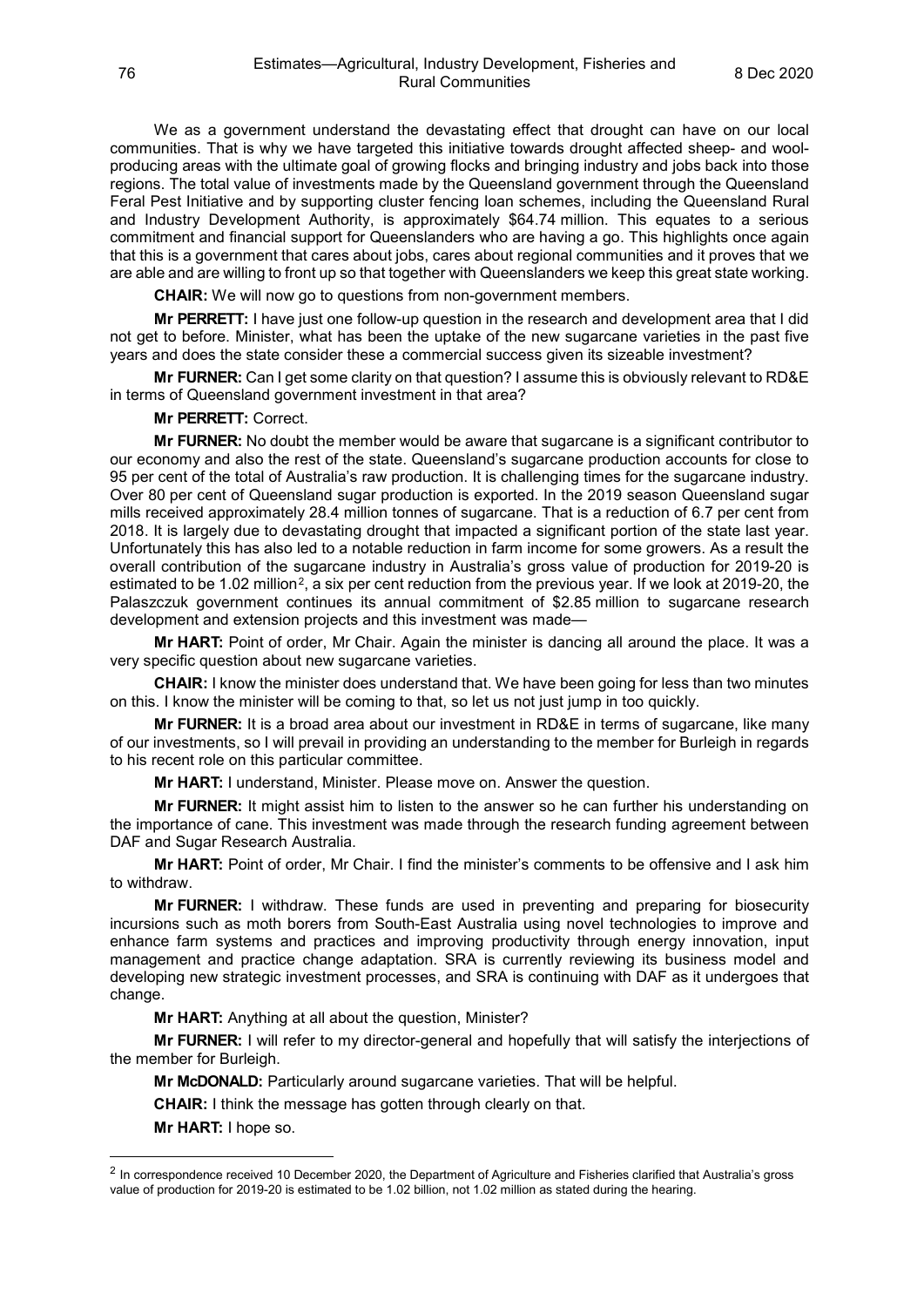We as a government understand the devastating effect that drought can have on our local communities. That is why we have targeted this initiative towards drought affected sheep- and wool-producing areas with the ultimate goal of growing flocks and bringing industry and jobs back into those regions. The total value of investments made by the Queensland government through the Queensland Feral Pest Initiative and by supporting cluster fencing loan schemes, including the Queensland Rural and Industry Development Authority, is approximately $64.74 million. This equates to a serious commitment and financial support for Queenslanders who are having a go. This highlights once again that this is a government that cares about jobs, cares about regional communities and it proves that we are able and are willing to front up so that together with Queenslanders we keep this great state working.

**CHAIR:** We will now go to questions from non-government members.

**Mr PERRETT:** I have just one follow-up question in the research and development area that I did not get to before. Minister, what has been the uptake of the new sugarcane varieties in the past five years and does the state consider these a commercial success given its sizeable investment?

**Mr FURNER:** Can I get some clarity on that question? I assume this is obviously relevant to RD&E in terms of Queensland government investment in that area?

**Mr PERRETT:** Correct.

**Mr FURNER:** No doubt the member would be aware that sugarcane is a significant contributor to our economy and also the rest of the state. Queensland's sugarcane production accounts for close to 95 per cent of the total of Australia's raw production. It is challenging times for the sugarcane industry. Over 80 per cent of Queensland sugar production is exported. In the 2019 season Queensland sugar mills received approximately 28.4 million tonnes of sugarcane. That is a reduction of 6.7 per cent from 2018. It is largely due to devastating drought that impacted a significant portion of the state last year. Unfortunately this has also led to a notable reduction in farm income for some growers. As a result the overall contribution of the sugarcane industry in Australia's gross value of production for 2019-20 is estimated to be 1.02 million[2], a six per cent reduction from the previous year. If we look at 2019-20, the Palaszczuk government continues its annual commitment of $2.85 million to sugarcane research development and extension projects and this investment was made—

**Mr HART:** Point of order, Mr Chair. Again the minister is dancing all around the place. It was a very specific question about new sugarcane varieties.

**CHAIR:** I know the minister does understand that. We have been going for less than two minutes on this. I know the minister will be coming to that, so let us not just jump in too quickly.

**Mr FURNER:** It is a broad area about our investment in RD&E in terms of sugarcane, like many of our investments, so I will prevail in providing an understanding to the member for Burleigh in regards to his recent role on this particular committee.

**Mr HART:** I understand, Minister. Please move on. Answer the question.

**Mr FURNER:** It might assist him to listen to the answer so he can further his understanding on the importance of cane. This investment was made through the research funding agreement between DAF and Sugar Research Australia.

**Mr HART:** Point of order, Mr Chair. I find the minister's comments to be offensive and I ask him to withdraw.

**Mr FURNER:** I withdraw. These funds are used in preventing and preparing for biosecurity incursions such as moth borers from South-East Australia using novel technologies to improve and enhance farm systems and practices and improving productivity through energy innovation, input management and practice change adaptation. SRA is currently reviewing its business model and developing new strategic investment processes, and SRA is continuing with DAF as it undergoes that change.

**Mr HART:** Anything at all about the question, Minister?

**Mr FURNER:** I will refer to my director-general and hopefully that will satisfy the interjections of the member for Burleigh.

**Mr McDONALD:** Particularly around sugarcane varieties. That will be helpful.

**CHAIR:** I think the message has gotten through clearly on that.

**Mr HART:** I hope so.

---

[2] In correspondence received 10 December 2020, the Department of Agriculture and Fisheries clarified that Australia's gross value of production for 2019-20 is estimated to be 1.02 billion, not 1.02 million as stated during the hearing.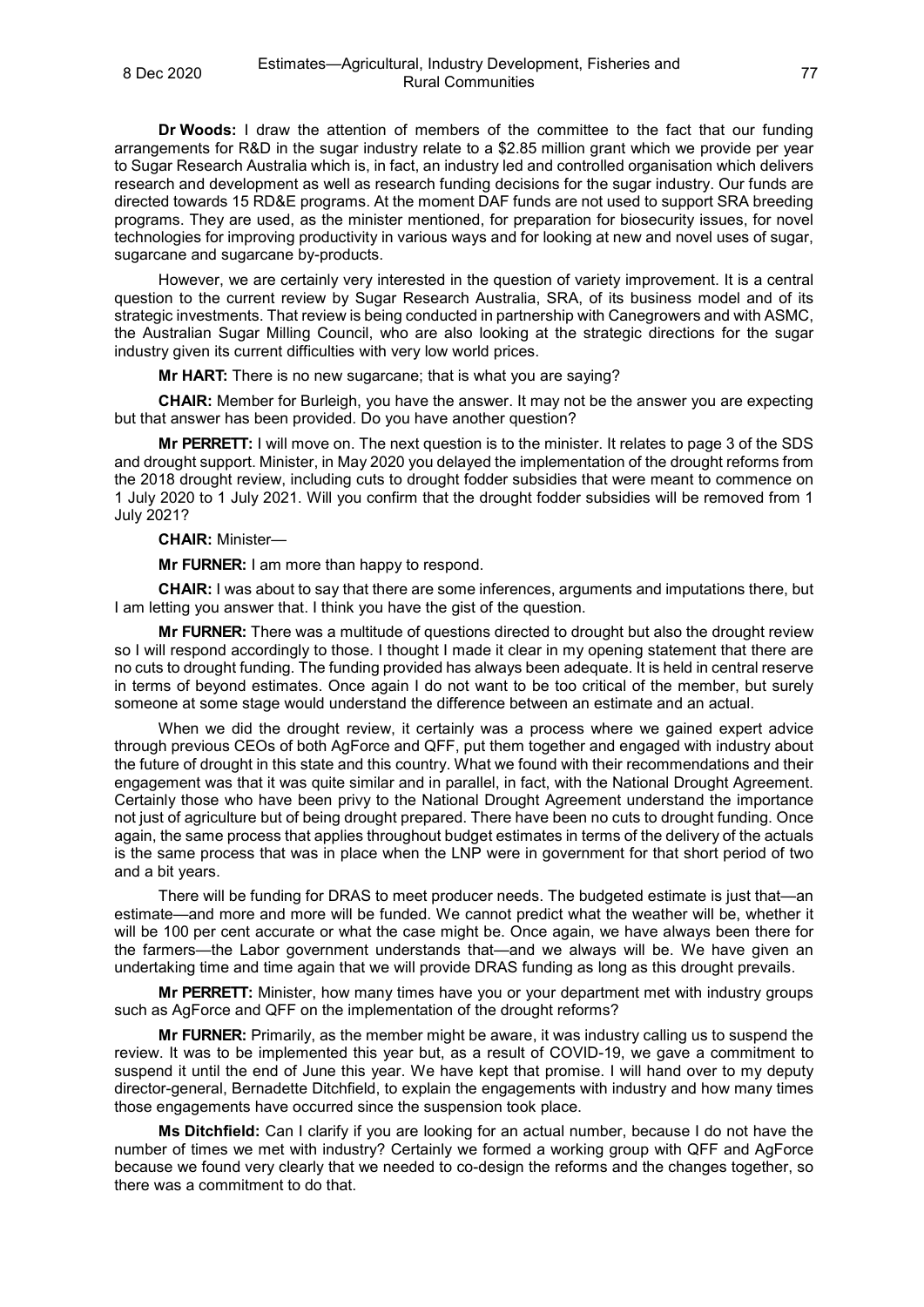**Dr Woods:** I draw the attention of members of the committee to the fact that our funding arrangements for R&D in the sugar industry relate to a $2.85 million grant which we provide per year to Sugar Research Australia which is, in fact, an industry led and controlled organisation which delivers research and development as well as research funding decisions for the sugar industry. Our funds are directed towards 15 RD&E programs. At the moment DAF funds are not used to support SRA breeding programs. They are used, as the minister mentioned, for preparation for biosecurity issues, for novel technologies for improving productivity in various ways and for looking at new and novel uses of sugar, sugarcane and sugarcane by-products.

However, we are certainly very interested in the question of variety improvement. It is a central question to the current review by Sugar Research Australia, SRA, of its business model and of its strategic investments. That review is being conducted in partnership with Canegrowers and with ASMC, the Australian Sugar Milling Council, who are also looking at the strategic directions for the sugar industry given its current difficulties with very low world prices.

**Mr HART:** There is no new sugarcane; that is what you are saying?

**CHAIR:** Member for Burleigh, you have the answer. It may not be the answer you are expecting but that answer has been provided. Do you have another question?

**Mr PERRETT:** I will move on. The next question is to the minister. It relates to page 3 of the SDS and drought support. Minister, in May 2020 you delayed the implementation of the drought reforms from the 2018 drought review, including cuts to drought fodder subsidies that were meant to commence on 1 July 2020 to 1 July 2021. Will you confirm that the drought fodder subsidies will be removed from 1 July 2021?

**CHAIR:** Minister—

**Mr FURNER:** I am more than happy to respond.

**CHAIR:** I was about to say that there are some inferences, arguments and imputations there, but I am letting you answer that. I think you have the gist of the question.

**Mr FURNER:** There was a multitude of questions directed to drought but also the drought review so I will respond accordingly to those. I thought I made it clear in my opening statement that there are no cuts to drought funding. The funding provided has always been adequate. It is held in central reserve in terms of beyond estimates. Once again I do not want to be too critical of the member, but surely someone at some stage would understand the difference between an estimate and an actual.

When we did the drought review, it certainly was a process where we gained expert advice through previous CEOs of both AgForce and QFF, put them together and engaged with industry about the future of drought in this state and this country. What we found with their recommendations and their engagement was that it was quite similar and in parallel, in fact, with the National Drought Agreement. Certainly those who have been privy to the National Drought Agreement understand the importance not just of agriculture but of being drought prepared. There have been no cuts to drought funding. Once again, the same process that applies throughout budget estimates in terms of the delivery of the actuals is the same process that was in place when the LNP were in government for that short period of two and a bit years.

There will be funding for DRAS to meet producer needs. The budgeted estimate is just that—an estimate—and more and more will be funded. We cannot predict what the weather will be, whether it will be 100 per cent accurate or what the case might be. Once again, we have always been there for the farmers—the Labor government understands that—and we always will be. We have given an undertaking time and time again that we will provide DRAS funding as long as this drought prevails.

**Mr PERRETT:** Minister, how many times have you or your department met with industry groups such as AgForce and QFF on the implementation of the drought reforms?

**Mr FURNER:** Primarily, as the member might be aware, it was industry calling us to suspend the review. It was to be implemented this year but, as a result of COVID-19, we gave a commitment to suspend it until the end of June this year. We have kept that promise. I will hand over to my deputy director-general, Bernadette Ditchfield, to explain the engagements with industry and how many times those engagements have occurred since the suspension took place.

**Ms Ditchfield:** Can I clarify if you are looking for an actual number, because I do not have the number of times we met with industry? Certainly we formed a working group with QFF and AgForce because we found very clearly that we needed to co-design the reforms and the changes together, so there was a commitment to do that.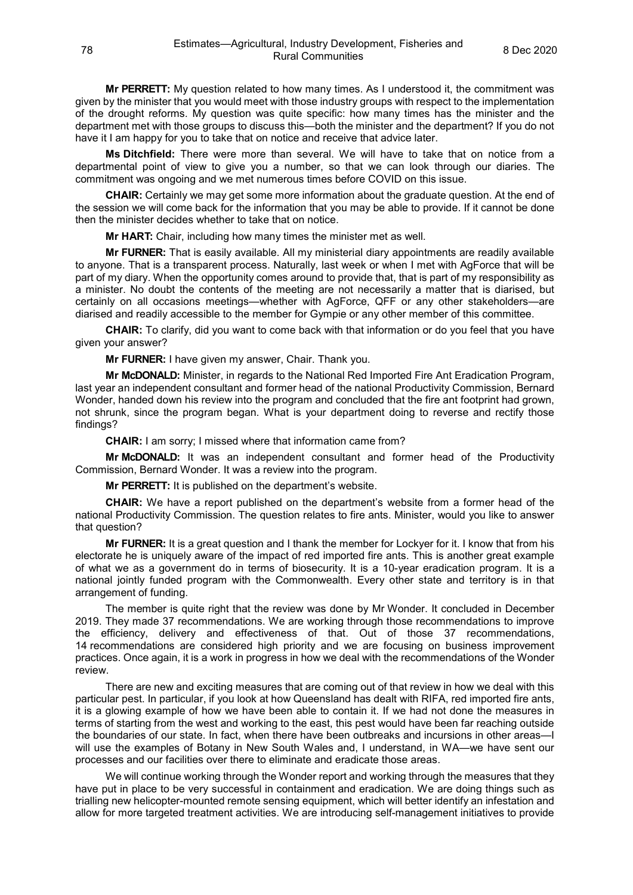**Mr PERRETT:** My question related to how many times. As I understood it, the commitment was given by the minister that you would meet with those industry groups with respect to the implementation of the drought reforms. My question was quite specific: how many times has the minister and the department met with those groups to discuss this—both the minister and the department? If you do not have it I am happy for you to take that on notice and receive that advice later.

**Ms Ditchfield:** There were more than several. We will have to take that on notice from a departmental point of view to give you a number, so that we can look through our diaries. The commitment was ongoing and we met numerous times before COVID on this issue.

**CHAIR:** Certainly we may get some more information about the graduate question. At the end of the session we will come back for the information that you may be able to provide. If it cannot be done then the minister decides whether to take that on notice.

**Mr HART:** Chair, including how many times the minister met as well.

**Mr FURNER:** That is easily available. All my ministerial diary appointments are readily available to anyone. That is a transparent process. Naturally, last week or when I met with AgForce that will be part of my diary. When the opportunity comes around to provide that, that is part of my responsibility as a minister. No doubt the contents of the meeting are not necessarily a matter that is diarised, but certainly on all occasions meetings—whether with AgForce, QFF or any other stakeholders—are diarised and readily accessible to the member for Gympie or any other member of this committee.

**CHAIR:** To clarify, did you want to come back with that information or do you feel that you have given your answer?

**Mr FURNER:** I have given my answer, Chair. Thank you.

**Mr McDONALD:** Minister, in regards to the National Red Imported Fire Ant Eradication Program, last year an independent consultant and former head of the national Productivity Commission, Bernard Wonder, handed down his review into the program and concluded that the fire ant footprint had grown, not shrunk, since the program began. What is your department doing to reverse and rectify those findings?

**CHAIR:** I am sorry; I missed where that information came from?

**Mr McDONALD:** It was an independent consultant and former head of the Productivity Commission, Bernard Wonder. It was a review into the program.

**Mr PERRETT:** It is published on the department's website.

**CHAIR:** We have a report published on the department's website from a former head of the national Productivity Commission. The question relates to fire ants. Minister, would you like to answer that question?

**Mr FURNER:** It is a great question and I thank the member for Lockyer for it. I know that from his electorate he is uniquely aware of the impact of red imported fire ants. This is another great example of what we as a government do in terms of biosecurity. It is a 10-year eradication program. It is a national jointly funded program with the Commonwealth. Every other state and territory is in that arrangement of funding.

The member is quite right that the review was done by Mr Wonder. It concluded in December 2019. They made 37 recommendations. We are working through those recommendations to improve the efficiency, delivery and effectiveness of that. Out of those 37 recommendations, 14 recommendations are considered high priority and we are focusing on business improvement practices. Once again, it is a work in progress in how we deal with the recommendations of the Wonder review.

There are new and exciting measures that are coming out of that review in how we deal with this particular pest. In particular, if you look at how Queensland has dealt with RIFA, red imported fire ants, it is a glowing example of how we have been able to contain it. If we had not done the measures in terms of starting from the west and working to the east, this pest would have been far reaching outside the boundaries of our state. In fact, when there have been outbreaks and incursions in other areas—I will use the examples of Botany in New South Wales and, I understand, in WA—we have sent our processes and our facilities over there to eliminate and eradicate those areas.

We will continue working through the Wonder report and working through the measures that they have put in place to be very successful in containment and eradication. We are doing things such as trialling new helicopter-mounted remote sensing equipment, which will better identify an infestation and allow for more targeted treatment activities. We are introducing self-management initiatives to provide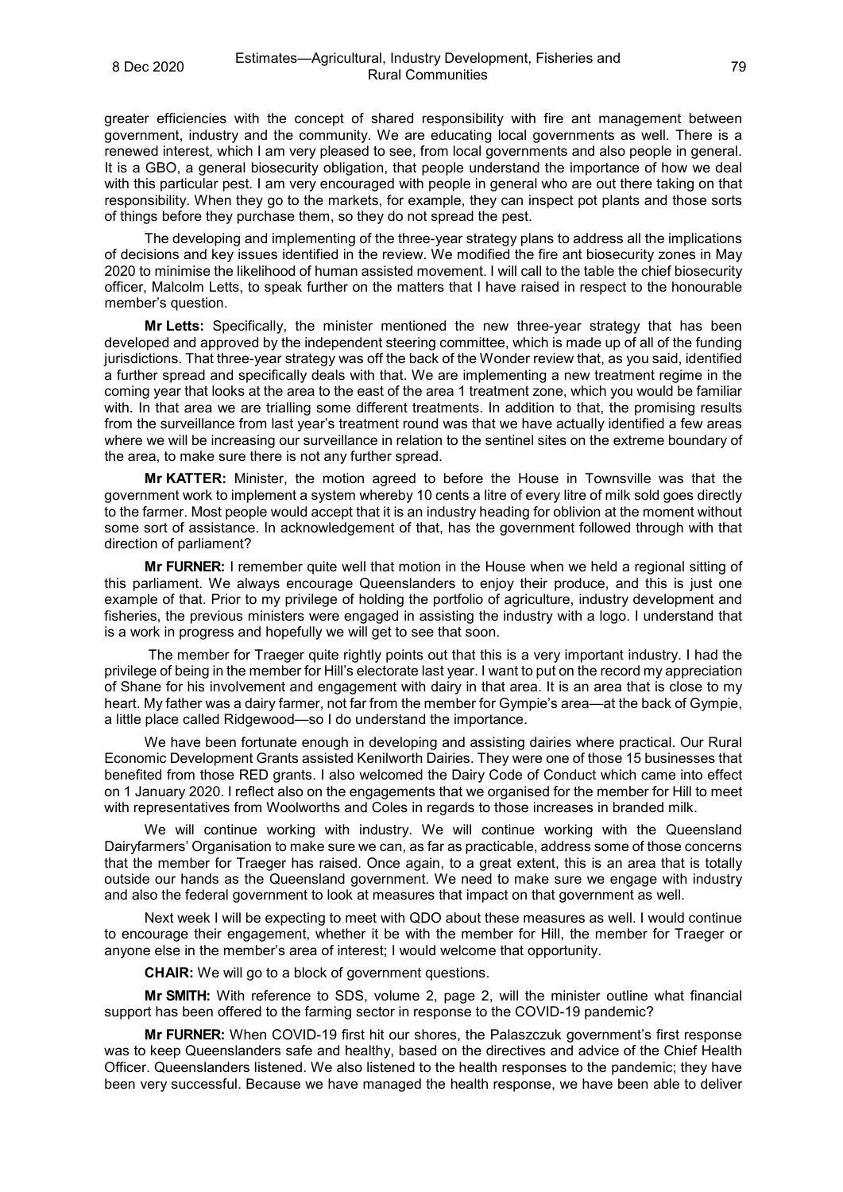greater efficiencies with the concept of shared responsibility with fire ant management between government, industry and the community. We are educating local governments as well. There is a renewed interest, which I am very pleased to see, from local governments and also people in general. It is a GBO, a general biosecurity obligation, that people understand the importance of how we deal with this particular pest. I am very encouraged with people in general who are out there taking on that responsibility. When they go to the markets, for example, they can inspect pot plants and those sorts of things before they purchase them, so they do not spread the pest.

The developing and implementing of the three-year strategy plans to address all the implications of decisions and key issues identified in the review. We modified the fire ant biosecurity zones in May 2020 to minimise the likelihood of human assisted movement. I will call to the table the chief biosecurity officer, Malcolm Letts, to speak further on the matters that I have raised in respect to the honourable member's question.

**Mr Letts:** Specifically, the minister mentioned the new three-year strategy that has been developed and approved by the independent steering committee, which is made up of all of the funding jurisdictions. That three-year strategy was off the back of the Wonder review that, as you said, identified a further spread and specifically deals with that. We are implementing a new treatment regime in the coming year that looks at the area to the east of the area 1 treatment zone, which you would be familiar with. In that area we are trialling some different treatments. In addition to that, the promising results from the surveillance from last year's treatment round was that we have actually identified a few areas where we will be increasing our surveillance in relation to the sentinel sites on the extreme boundary of the area, to make sure there is not any further spread.

**Mr KATTER:** Minister, the motion agreed to before the House in Townsville was that the government work to implement a system whereby 10 cents a litre of every litre of milk sold goes directly to the farmer. Most people would accept that it is an industry heading for oblivion at the moment without some sort of assistance. In acknowledgement of that, has the government followed through with that direction of parliament?

**Mr FURNER:** I remember quite well that motion in the House when we held a regional sitting of this parliament. We always encourage Queenslanders to enjoy their produce, and this is just one example of that. Prior to my privilege of holding the portfolio of agriculture, industry development and fisheries, the previous ministers were engaged in assisting the industry with a logo. I understand that is a work in progress and hopefully we will get to see that soon.

The member for Traeger quite rightly points out that this is a very important industry. I had the privilege of being in the member for Hill's electorate last year. I want to put on the record my appreciation of Shane for his involvement and engagement with dairy in that area. It is an area that is close to my heart. My father was a dairy farmer, not far from the member for Gympie's area—at the back of Gympie, a little place called Ridgewood—so I do understand the importance.

We have been fortunate enough in developing and assisting dairies where practical. Our Rural Economic Development Grants assisted Kenilworth Dairies. They were one of those 15 businesses that benefited from those RED grants. I also welcomed the Dairy Code of Conduct which came into effect on 1 January 2020. I reflect also on the engagements that we organised for the member for Hill to meet with representatives from Woolworths and Coles in regards to those increases in branded milk.

We will continue working with industry. We will continue working with the Queensland Dairyfarmers' Organisation to make sure we can, as far as practicable, address some of those concerns that the member for Traeger has raised. Once again, to a great extent, this is an area that is totally outside our hands as the Queensland government. We need to make sure we engage with industry and also the federal government to look at measures that impact on that government as well.

Next week I will be expecting to meet with QDO about these measures as well. I would continue to encourage their engagement, whether it be with the member for Hill, the member for Traeger or anyone else in the member's area of interest; I would welcome that opportunity.

**CHAIR:** We will go to a block of government questions.

**Mr SMITH:** With reference to SDS, volume 2, page 2, will the minister outline what financial support has been offered to the farming sector in response to the COVID-19 pandemic?

**Mr FURNER:** When COVID-19 first hit our shores, the Palaszczuk government's first response was to keep Queenslanders safe and healthy, based on the directives and advice of the Chief Health Officer. Queenslanders listened. We also listened to the health responses to the pandemic; they have been very successful. Because we have managed the health response, we have been able to deliver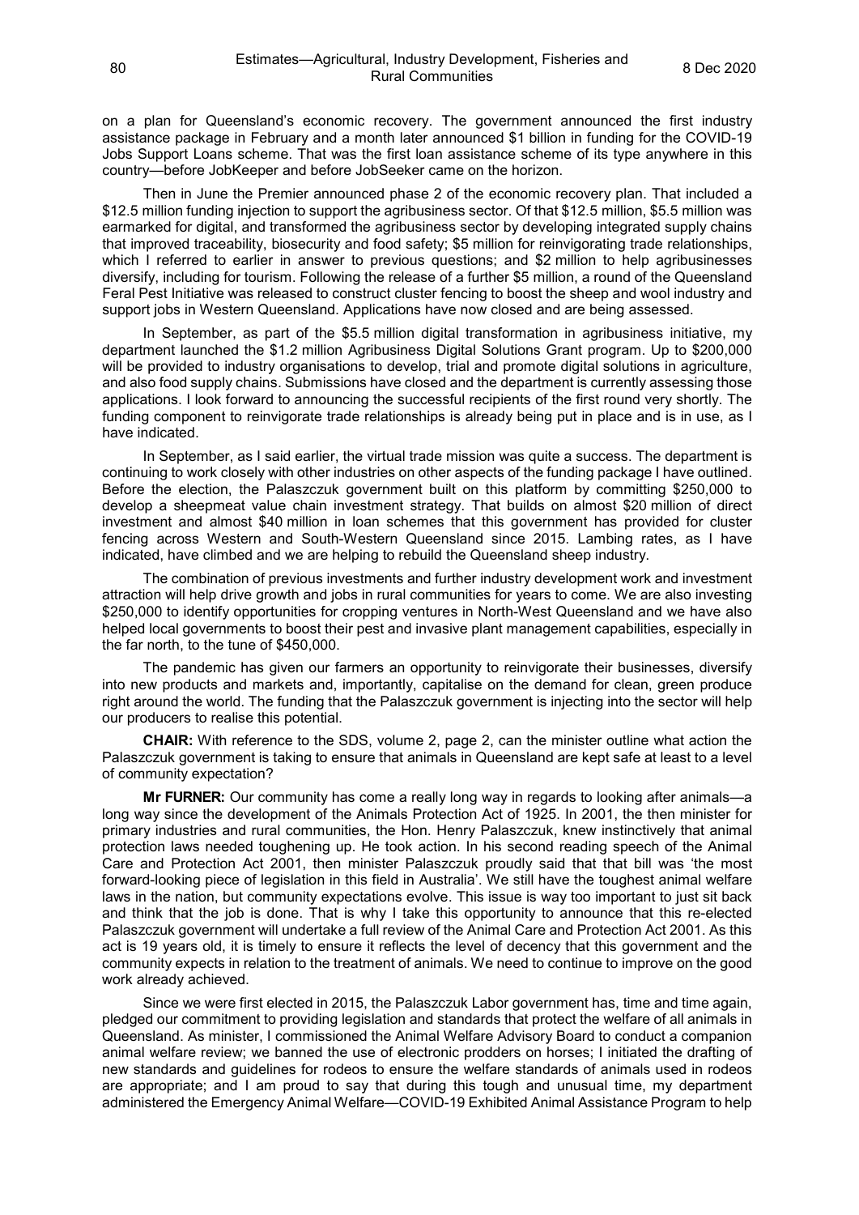on a plan for Queensland's economic recovery. The government announced the first industry assistance package in February and a month later announced $1 billion in funding for the COVID-19 Jobs Support Loans scheme. That was the first loan assistance scheme of its type anywhere in this country—before JobKeeper and before JobSeeker came on the horizon.

Then in June the Premier announced phase 2 of the economic recovery plan. That included a $12.5 million funding injection to support the agribusiness sector. Of that $12.5 million, $5.5 million was earmarked for digital, and transformed the agribusiness sector by developing integrated supply chains that improved traceability, biosecurity and food safety; $5 million for reinvigorating trade relationships, which I referred to earlier in answer to previous questions; and $2 million to help agribusinesses diversify, including for tourism. Following the release of a further $5 million, a round of the Queensland Feral Pest Initiative was released to construct cluster fencing to boost the sheep and wool industry and support jobs in Western Queensland. Applications have now closed and are being assessed.

In September, as part of the $5.5 million digital transformation in agribusiness initiative, my department launched the $1.2 million Agribusiness Digital Solutions Grant program. Up to $200,000 will be provided to industry organisations to develop, trial and promote digital solutions in agriculture, and also food supply chains. Submissions have closed and the department is currently assessing those applications. I look forward to announcing the successful recipients of the first round very shortly. The funding component to reinvigorate trade relationships is already being put in place and is in use, as I have indicated.

In September, as I said earlier, the virtual trade mission was quite a success. The department is continuing to work closely with other industries on other aspects of the funding package I have outlined. Before the election, the Palaszczuk government built on this platform by committing $250,000 to develop a sheepmeat value chain investment strategy. That builds on almost $20 million of direct investment and almost $40 million in loan schemes that this government has provided for cluster fencing across Western and South-Western Queensland since 2015. Lambing rates, as I have indicated, have climbed and we are helping to rebuild the Queensland sheep industry.

The combination of previous investments and further industry development work and investment attraction will help drive growth and jobs in rural communities for years to come. We are also investing $250,000 to identify opportunities for cropping ventures in North-West Queensland and we have also helped local governments to boost their pest and invasive plant management capabilities, especially in the far north, to the tune of $450,000.

The pandemic has given our farmers an opportunity to reinvigorate their businesses, diversify into new products and markets and, importantly, capitalise on the demand for clean, green produce right around the world. The funding that the Palaszczuk government is injecting into the sector will help our producers to realise this potential.

**CHAIR:** With reference to the SDS, volume 2, page 2, can the minister outline what action the Palaszczuk government is taking to ensure that animals in Queensland are kept safe at least to a level of community expectation?

**Mr FURNER:** Our community has come a really long way in regards to looking after animals—a long way since the development of the Animals Protection Act of 1925. In 2001, the then minister for primary industries and rural communities, the Hon. Henry Palaszczuk, knew instinctively that animal protection laws needed toughening up. He took action. In his second reading speech of the Animal Care and Protection Act 2001, then minister Palaszczuk proudly said that that bill was 'the most forward-looking piece of legislation in this field in Australia'. We still have the toughest animal welfare laws in the nation, but community expectations evolve. This issue is way too important to just sit back and think that the job is done. That is why I take this opportunity to announce that this re-elected Palaszczuk government will undertake a full review of the Animal Care and Protection Act 2001. As this act is 19 years old, it is timely to ensure it reflects the level of decency that this government and the community expects in relation to the treatment of animals. We need to continue to improve on the good work already achieved.

Since we were first elected in 2015, the Palaszczuk Labor government has, time and time again, pledged our commitment to providing legislation and standards that protect the welfare of all animals in Queensland. As minister, I commissioned the Animal Welfare Advisory Board to conduct a companion animal welfare review; we banned the use of electronic prodders on horses; I initiated the drafting of new standards and guidelines for rodeos to ensure the welfare standards of animals used in rodeos are appropriate; and I am proud to say that during this tough and unusual time, my department administered the Emergency Animal Welfare—COVID-19 Exhibited Animal Assistance Program to help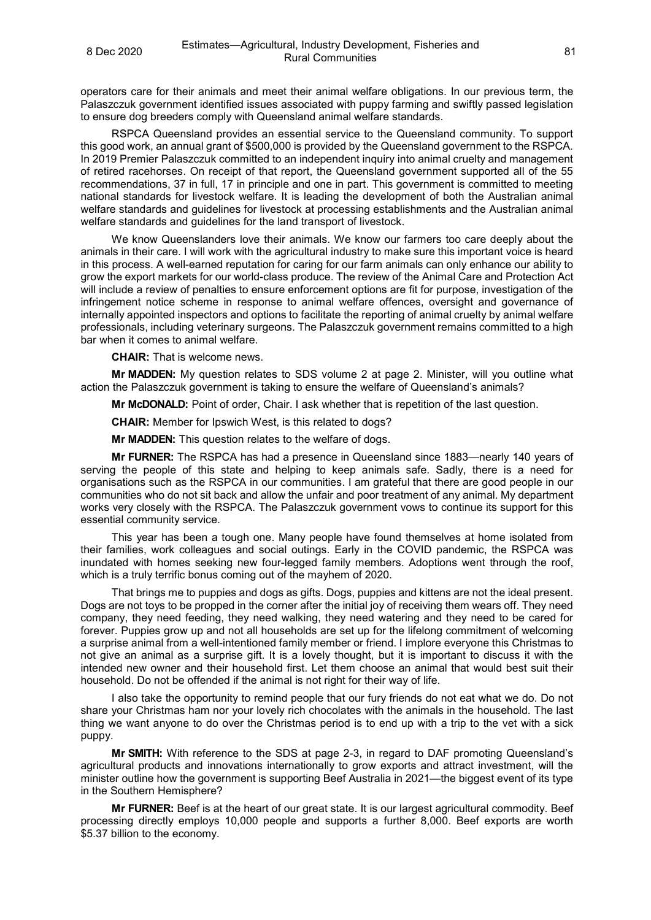operators care for their animals and meet their animal welfare obligations. In our previous term, the Palaszczuk government identified issues associated with puppy farming and swiftly passed legislation to ensure dog breeders comply with Queensland animal welfare standards.

RSPCA Queensland provides an essential service to the Queensland community. To support this good work, an annual grant of $500,000 is provided by the Queensland government to the RSPCA. In 2019 Premier Palaszczuk committed to an independent inquiry into animal cruelty and management of retired racehorses. On receipt of that report, the Queensland government supported all of the 55 recommendations, 37 in full, 17 in principle and one in part. This government is committed to meeting national standards for livestock welfare. It is leading the development of both the Australian animal welfare standards and guidelines for livestock at processing establishments and the Australian animal welfare standards and guidelines for the land transport of livestock.

We know Queenslanders love their animals. We know our farmers too care deeply about the animals in their care. I will work with the agricultural industry to make sure this important voice is heard in this process. A well-earned reputation for caring for our farm animals can only enhance our ability to grow the export markets for our world-class produce. The review of the Animal Care and Protection Act will include a review of penalties to ensure enforcement options are fit for purpose, investigation of the infringement notice scheme in response to animal welfare offences, oversight and governance of internally appointed inspectors and options to facilitate the reporting of animal cruelty by animal welfare professionals, including veterinary surgeons. The Palaszczuk government remains committed to a high bar when it comes to animal welfare.

**CHAIR:** That is welcome news.

**Mr MADDEN:** My question relates to SDS volume 2 at page 2. Minister, will you outline what action the Palaszczuk government is taking to ensure the welfare of Queensland's animals?

**Mr McDONALD:** Point of order, Chair. I ask whether that is repetition of the last question.

**CHAIR:** Member for Ipswich West, is this related to dogs?

**Mr MADDEN:** This question relates to the welfare of dogs.

**Mr FURNER:** The RSPCA has had a presence in Queensland since 1883—nearly 140 years of serving the people of this state and helping to keep animals safe. Sadly, there is a need for organisations such as the RSPCA in our communities. I am grateful that there are good people in our communities who do not sit back and allow the unfair and poor treatment of any animal. My department works very closely with the RSPCA. The Palaszczuk government vows to continue its support for this essential community service.

This year has been a tough one. Many people have found themselves at home isolated from their families, work colleagues and social outings. Early in the COVID pandemic, the RSPCA was inundated with homes seeking new four-legged family members. Adoptions went through the roof, which is a truly terrific bonus coming out of the mayhem of 2020.

That brings me to puppies and dogs as gifts. Dogs, puppies and kittens are not the ideal present. Dogs are not toys to be propped in the corner after the initial joy of receiving them wears off. They need company, they need feeding, they need walking, they need watering and they need to be cared for forever. Puppies grow up and not all households are set up for the lifelong commitment of welcoming a surprise animal from a well-intentioned family member or friend. I implore everyone this Christmas to not give an animal as a surprise gift. It is a lovely thought, but it is important to discuss it with the intended new owner and their household first. Let them choose an animal that would best suit their household. Do not be offended if the animal is not right for their way of life.

I also take the opportunity to remind people that our fury friends do not eat what we do. Do not share your Christmas ham nor your lovely rich chocolates with the animals in the household. The last thing we want anyone to do over the Christmas period is to end up with a trip to the vet with a sick puppy.

**Mr SMITH:** With reference to the SDS at page 2-3, in regard to DAF promoting Queensland's agricultural products and innovations internationally to grow exports and attract investment, will the minister outline how the government is supporting Beef Australia in 2021—the biggest event of its type in the Southern Hemisphere?

**Mr FURNER:** Beef is at the heart of our great state. It is our largest agricultural commodity. Beef processing directly employs 10,000 people and supports a further 8,000. Beef exports are worth $5.37 billion to the economy.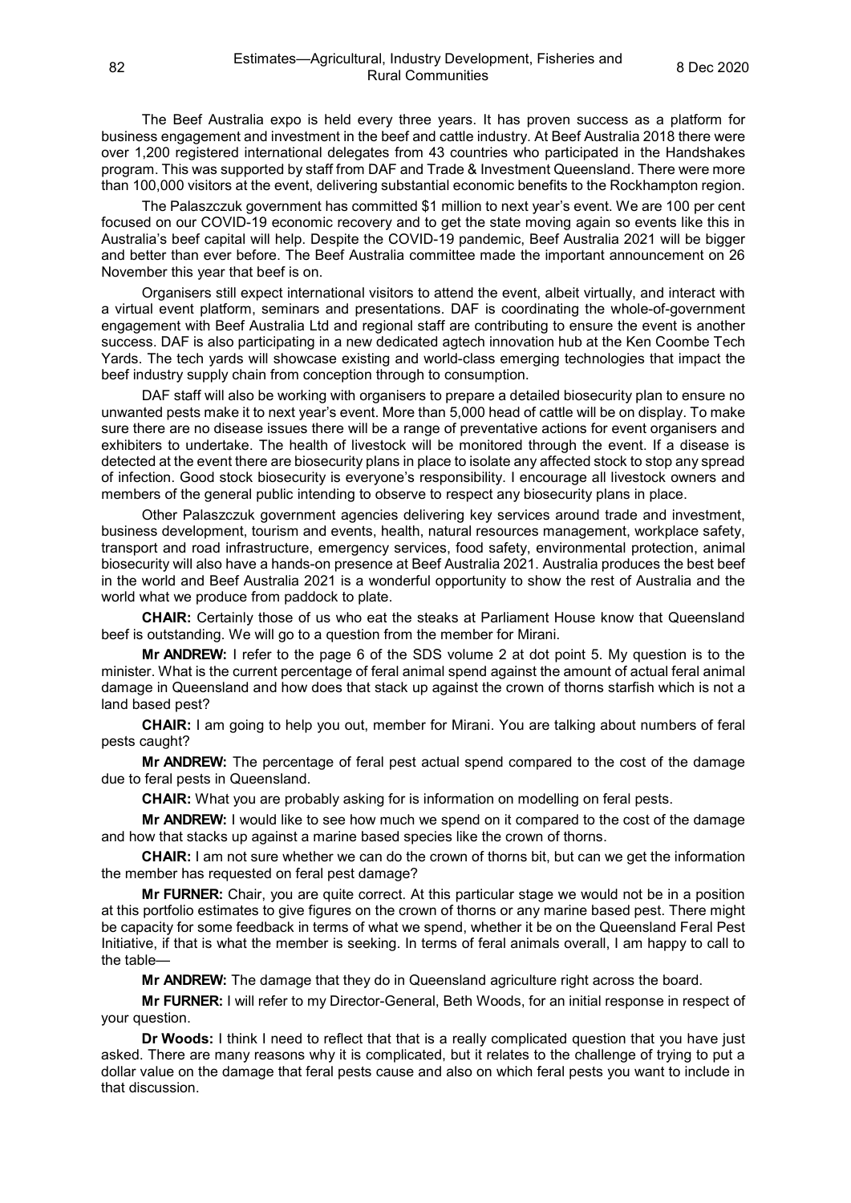The Beef Australia expo is held every three years. It has proven success as a platform for business engagement and investment in the beef and cattle industry. At Beef Australia 2018 there were over 1,200 registered international delegates from 43 countries who participated in the Handshakes program. This was supported by staff from DAF and Trade & Investment Queensland. There were more than 100,000 visitors at the event, delivering substantial economic benefits to the Rockhampton region.

The Palaszczuk government has committed $1 million to next year's event. We are 100 per cent focused on our COVID-19 economic recovery and to get the state moving again so events like this in Australia's beef capital will help. Despite the COVID-19 pandemic, Beef Australia 2021 will be bigger and better than ever before. The Beef Australia committee made the important announcement on 26 November this year that beef is on.

Organisers still expect international visitors to attend the event, albeit virtually, and interact with a virtual event platform, seminars and presentations. DAF is coordinating the whole-of-government engagement with Beef Australia Ltd and regional staff are contributing to ensure the event is another success. DAF is also participating in a new dedicated agtech innovation hub at the Ken Coombe Tech Yards. The tech yards will showcase existing and world-class emerging technologies that impact the beef industry supply chain from conception through to consumption.

DAF staff will also be working with organisers to prepare a detailed biosecurity plan to ensure no unwanted pests make it to next year's event. More than 5,000 head of cattle will be on display. To make sure there are no disease issues there will be a range of preventative actions for event organisers and exhibiters to undertake. The health of livestock will be monitored through the event. If a disease is detected at the event there are biosecurity plans in place to isolate any affected stock to stop any spread of infection. Good stock biosecurity is everyone's responsibility. I encourage all livestock owners and members of the general public intending to observe to respect any biosecurity plans in place.

Other Palaszczuk government agencies delivering key services around trade and investment, business development, tourism and events, health, natural resources management, workplace safety, transport and road infrastructure, emergency services, food safety, environmental protection, animal biosecurity will also have a hands-on presence at Beef Australia 2021. Australia produces the best beef in the world and Beef Australia 2021 is a wonderful opportunity to show the rest of Australia and the world what we produce from paddock to plate.

**CHAIR:** Certainly those of us who eat the steaks at Parliament House know that Queensland beef is outstanding. We will go to a question from the member for Mirani.

**Mr ANDREW:** I refer to the page 6 of the SDS volume 2 at dot point 5. My question is to the minister. What is the current percentage of feral animal spend against the amount of actual feral animal damage in Queensland and how does that stack up against the crown of thorns starfish which is not a land based pest?

**CHAIR:** I am going to help you out, member for Mirani. You are talking about numbers of feral pests caught?

**Mr ANDREW:** The percentage of feral pest actual spend compared to the cost of the damage due to feral pests in Queensland.

**CHAIR:** What you are probably asking for is information on modelling on feral pests.

**Mr ANDREW:** I would like to see how much we spend on it compared to the cost of the damage and how that stacks up against a marine based species like the crown of thorns.

**CHAIR:** I am not sure whether we can do the crown of thorns bit, but can we get the information the member has requested on feral pest damage?

**Mr FURNER:** Chair, you are quite correct. At this particular stage we would not be in a position at this portfolio estimates to give figures on the crown of thorns or any marine based pest. There might be capacity for some feedback in terms of what we spend, whether it be on the Queensland Feral Pest Initiative, if that is what the member is seeking. In terms of feral animals overall, I am happy to call to the table—

**Mr ANDREW:** The damage that they do in Queensland agriculture right across the board.

**Mr FURNER:** I will refer to my Director-General, Beth Woods, for an initial response in respect of your question.

**Dr Woods:** I think I need to reflect that that is a really complicated question that you have just asked. There are many reasons why it is complicated, but it relates to the challenge of trying to put a dollar value on the damage that feral pests cause and also on which feral pests you want to include in that discussion.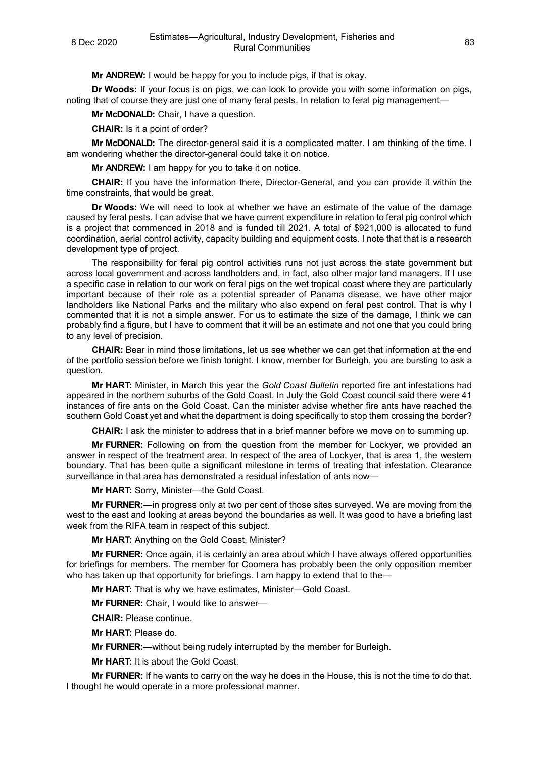**Mr ANDREW:** I would be happy for you to include pigs, if that is okay.

**Dr Woods:** If your focus is on pigs, we can look to provide you with some information on pigs, noting that of course they are just one of many feral pests. In relation to feral pig management—

**Mr McDONALD:** Chair, I have a question.

**CHAIR:** Is it a point of order?

**Mr McDONALD:** The director-general said it is a complicated matter. I am thinking of the time. I am wondering whether the director-general could take it on notice.

**Mr ANDREW:** I am happy for you to take it on notice.

**CHAIR:** If you have the information there, Director-General, and you can provide it within the time constraints, that would be great.

**Dr Woods:** We will need to look at whether we have an estimate of the value of the damage caused by feral pests. I can advise that we have current expenditure in relation to feral pig control which is a project that commenced in 2018 and is funded till 2021. A total of $921,000 is allocated to fund coordination, aerial control activity, capacity building and equipment costs. I note that that is a research development type of project.

The responsibility for feral pig control activities runs not just across the state government but across local government and across landholders and, in fact, also other major land managers. If I use a specific case in relation to our work on feral pigs on the wet tropical coast where they are particularly important because of their role as a potential spreader of Panama disease, we have other major landholders like National Parks and the military who also expend on feral pest control. That is why I commented that it is not a simple answer. For us to estimate the size of the damage, I think we can probably find a figure, but I have to comment that it will be an estimate and not one that you could bring to any level of precision.

**CHAIR:** Bear in mind those limitations, let us see whether we can get that information at the end of the portfolio session before we finish tonight. I know, member for Burleigh, you are bursting to ask a question.

**Mr HART:** Minister, in March this year the *Gold Coast Bulletin* reported fire ant infestations had appeared in the northern suburbs of the Gold Coast. In July the Gold Coast council said there were 41 instances of fire ants on the Gold Coast. Can the minister advise whether fire ants have reached the southern Gold Coast yet and what the department is doing specifically to stop them crossing the border?

**CHAIR:** I ask the minister to address that in a brief manner before we move on to summing up.

**Mr FURNER:** Following on from the question from the member for Lockyer, we provided an answer in respect of the treatment area. In respect of the area of Lockyer, that is area 1, the western boundary. That has been quite a significant milestone in terms of treating that infestation. Clearance surveillance in that area has demonstrated a residual infestation of ants now—

**Mr HART:** Sorry, Minister—the Gold Coast.

**Mr FURNER:**—in progress only at two per cent of those sites surveyed. We are moving from the west to the east and looking at areas beyond the boundaries as well. It was good to have a briefing last week from the RIFA team in respect of this subject.

**Mr HART:** Anything on the Gold Coast, Minister?

**Mr FURNER:** Once again, it is certainly an area about which I have always offered opportunities for briefings for members. The member for Coomera has probably been the only opposition member who has taken up that opportunity for briefings. I am happy to extend that to the—

**Mr HART:** That is why we have estimates, Minister—Gold Coast.

**Mr FURNER:** Chair, I would like to answer—

**CHAIR:** Please continue.

**Mr HART:** Please do.

**Mr FURNER:**—without being rudely interrupted by the member for Burleigh.

**Mr HART:** It is about the Gold Coast.

**Mr FURNER:** If he wants to carry on the way he does in the House, this is not the time to do that. I thought he would operate in a more professional manner.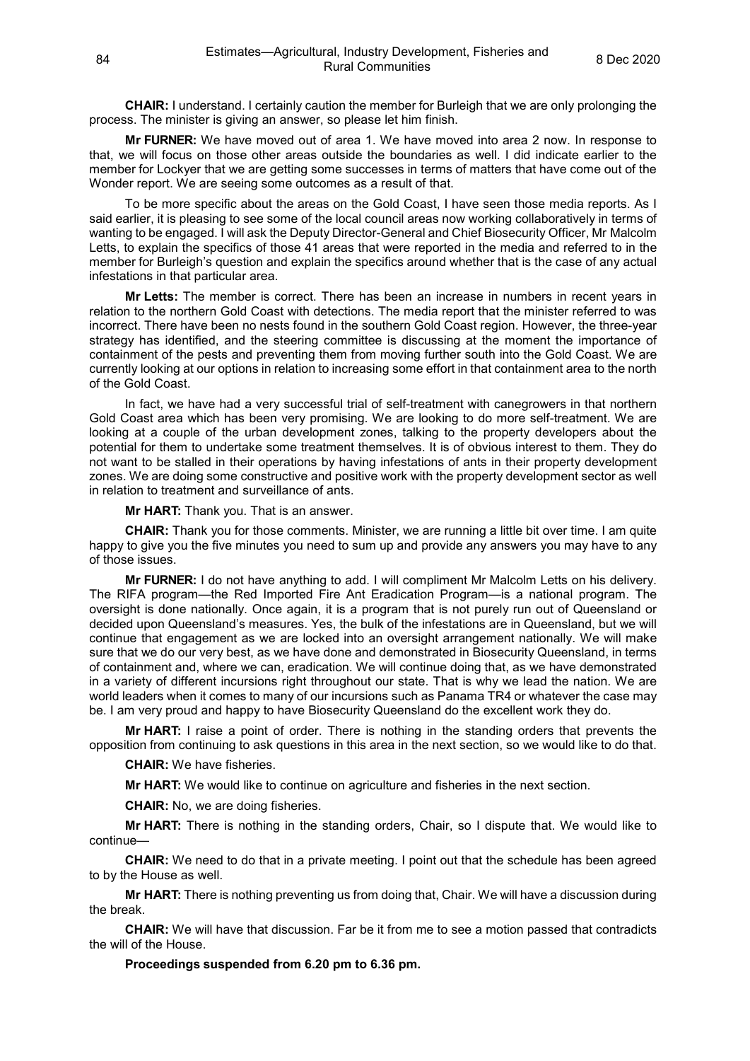**CHAIR:** I understand. I certainly caution the member for Burleigh that we are only prolonging the process. The minister is giving an answer, so please let him finish.

**Mr FURNER:** We have moved out of area 1. We have moved into area 2 now. In response to that, we will focus on those other areas outside the boundaries as well. I did indicate earlier to the member for Lockyer that we are getting some successes in terms of matters that have come out of the Wonder report. We are seeing some outcomes as a result of that.

To be more specific about the areas on the Gold Coast, I have seen those media reports. As I said earlier, it is pleasing to see some of the local council areas now working collaboratively in terms of wanting to be engaged. I will ask the Deputy Director-General and Chief Biosecurity Officer, Mr Malcolm Letts, to explain the specifics of those 41 areas that were reported in the media and referred to in the member for Burleigh's question and explain the specifics around whether that is the case of any actual infestations in that particular area.

**Mr Letts:** The member is correct. There has been an increase in numbers in recent years in relation to the northern Gold Coast with detections. The media report that the minister referred to was incorrect. There have been no nests found in the southern Gold Coast region. However, the three-year strategy has identified, and the steering committee is discussing at the moment the importance of containment of the pests and preventing them from moving further south into the Gold Coast. We are currently looking at our options in relation to increasing some effort in that containment area to the north of the Gold Coast.

In fact, we have had a very successful trial of self-treatment with canegrowers in that northern Gold Coast area which has been very promising. We are looking to do more self-treatment. We are looking at a couple of the urban development zones, talking to the property developers about the potential for them to undertake some treatment themselves. It is of obvious interest to them. They do not want to be stalled in their operations by having infestations of ants in their property development zones. We are doing some constructive and positive work with the property development sector as well in relation to treatment and surveillance of ants.

**Mr HART:** Thank you. That is an answer.

**CHAIR:** Thank you for those comments. Minister, we are running a little bit over time. I am quite happy to give you the five minutes you need to sum up and provide any answers you may have to any of those issues.

**Mr FURNER:** I do not have anything to add. I will compliment Mr Malcolm Letts on his delivery. The RIFA program—the Red Imported Fire Ant Eradication Program—is a national program. The oversight is done nationally. Once again, it is a program that is not purely run out of Queensland or decided upon Queensland's measures. Yes, the bulk of the infestations are in Queensland, but we will continue that engagement as we are locked into an oversight arrangement nationally. We will make sure that we do our very best, as we have done and demonstrated in Biosecurity Queensland, in terms of containment and, where we can, eradication. We will continue doing that, as we have demonstrated in a variety of different incursions right throughout our state. That is why we lead the nation. We are world leaders when it comes to many of our incursions such as Panama TR4 or whatever the case may be. I am very proud and happy to have Biosecurity Queensland do the excellent work they do.

**Mr HART:** I raise a point of order. There is nothing in the standing orders that prevents the opposition from continuing to ask questions in this area in the next section, so we would like to do that.

**CHAIR:** We have fisheries.

**Mr HART:** We would like to continue on agriculture and fisheries in the next section.

**CHAIR:** No, we are doing fisheries.

**Mr HART:** There is nothing in the standing orders, Chair, so I dispute that. We would like to continue—

**CHAIR:** We need to do that in a private meeting. I point out that the schedule has been agreed to by the House as well.

**Mr HART:** There is nothing preventing us from doing that, Chair. We will have a discussion during the break.

**CHAIR:** We will have that discussion. Far be it from me to see a motion passed that contradicts the will of the House.

**Proceedings suspended from 6.20 pm to 6.36 pm.**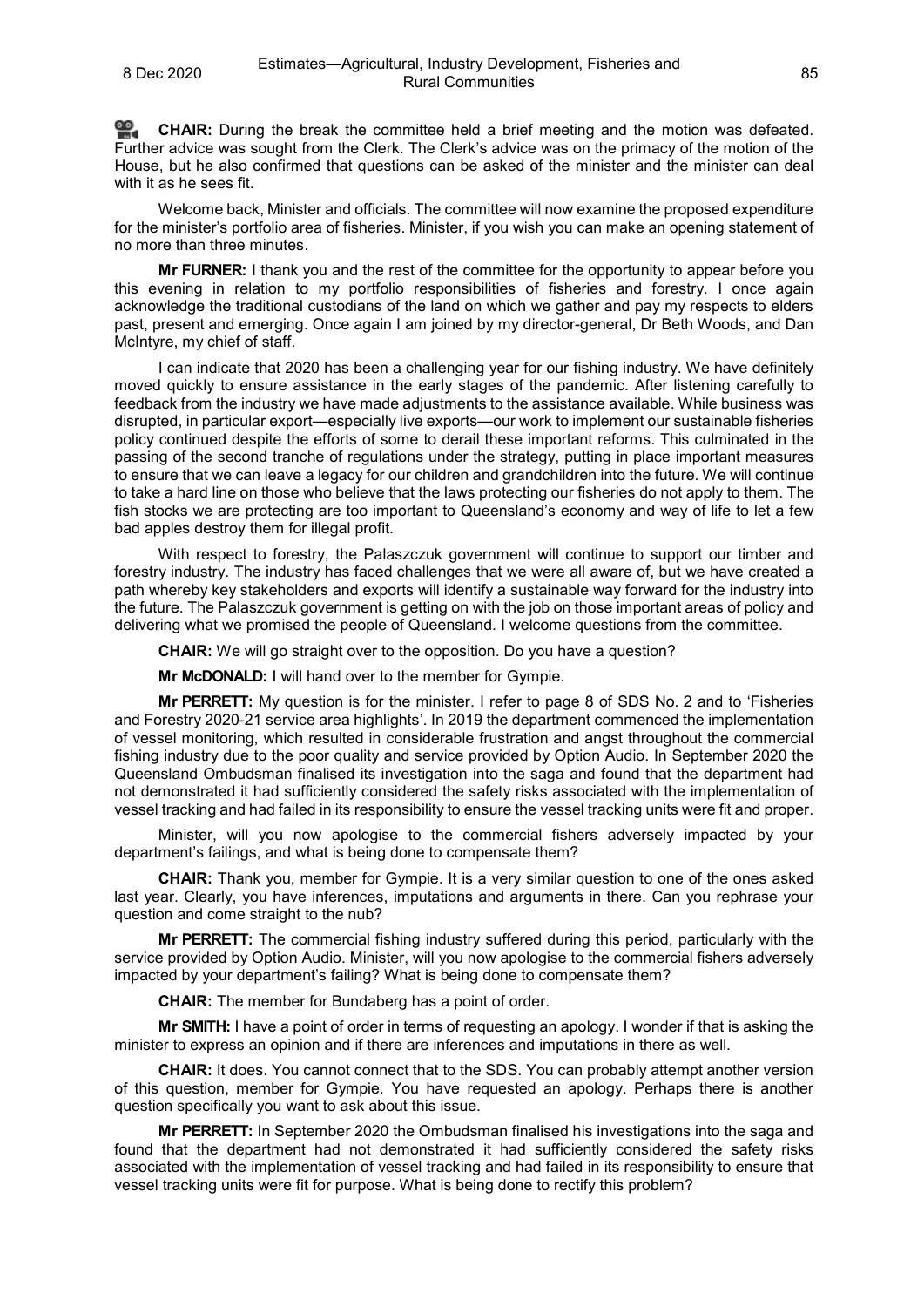**CHAIR:** During the break the committee held a brief meeting and the motion was defeated. Further advice was sought from the Clerk. The Clerk's advice was on the primacy of the motion of the House, but he also confirmed that questions can be asked of the minister and the minister can deal with it as he sees fit.

Welcome back, Minister and officials. The committee will now examine the proposed expenditure for the minister's portfolio area of fisheries. Minister, if you wish you can make an opening statement of no more than three minutes.

**Mr FURNER:** I thank you and the rest of the committee for the opportunity to appear before you this evening in relation to my portfolio responsibilities of fisheries and forestry. I once again acknowledge the traditional custodians of the land on which we gather and pay my respects to elders past, present and emerging. Once again I am joined by my director-general, Dr Beth Woods, and Dan McIntyre, my chief of staff.

I can indicate that 2020 has been a challenging year for our fishing industry. We have definitely moved quickly to ensure assistance in the early stages of the pandemic. After listening carefully to feedback from the industry we have made adjustments to the assistance available. While business was disrupted, in particular export—especially live exports—our work to implement our sustainable fisheries policy continued despite the efforts of some to derail these important reforms. This culminated in the passing of the second tranche of regulations under the strategy, putting in place important measures to ensure that we can leave a legacy for our children and grandchildren into the future. We will continue to take a hard line on those who believe that the laws protecting our fisheries do not apply to them. The fish stocks we are protecting are too important to Queensland's economy and way of life to let a few bad apples destroy them for illegal profit.

With respect to forestry, the Palaszczuk government will continue to support our timber and forestry industry. The industry has faced challenges that we were all aware of, but we have created a path whereby key stakeholders and exports will identify a sustainable way forward for the industry into the future. The Palaszczuk government is getting on with the job on those important areas of policy and delivering what we promised the people of Queensland. I welcome questions from the committee.

**CHAIR:** We will go straight over to the opposition. Do you have a question?

**Mr McDONALD:** I will hand over to the member for Gympie.

**Mr PERRETT:** My question is for the minister. I refer to page 8 of SDS No. 2 and to 'Fisheries and Forestry 2020-21 service area highlights'. In 2019 the department commenced the implementation of vessel monitoring, which resulted in considerable frustration and angst throughout the commercial fishing industry due to the poor quality and service provided by Option Audio. In September 2020 the Queensland Ombudsman finalised its investigation into the saga and found that the department had not demonstrated it had sufficiently considered the safety risks associated with the implementation of vessel tracking and had failed in its responsibility to ensure the vessel tracking units were fit and proper.

Minister, will you now apologise to the commercial fishers adversely impacted by your department's failings, and what is being done to compensate them?

**CHAIR:** Thank you, member for Gympie. It is a very similar question to one of the ones asked last year. Clearly, you have inferences, imputations and arguments in there. Can you rephrase your question and come straight to the nub?

**Mr PERRETT:** The commercial fishing industry suffered during this period, particularly with the service provided by Option Audio. Minister, will you now apologise to the commercial fishers adversely impacted by your department's failing? What is being done to compensate them?

**CHAIR:** The member for Bundaberg has a point of order.

**Mr SMITH:** I have a point of order in terms of requesting an apology. I wonder if that is asking the minister to express an opinion and if there are inferences and imputations in there as well.

**CHAIR:** It does. You cannot connect that to the SDS. You can probably attempt another version of this question, member for Gympie. You have requested an apology. Perhaps there is another question specifically you want to ask about this issue.

**Mr PERRETT:** In September 2020 the Ombudsman finalised his investigations into the saga and found that the department had not demonstrated it had sufficiently considered the safety risks associated with the implementation of vessel tracking and had failed in its responsibility to ensure that vessel tracking units were fit for purpose. What is being done to rectify this problem?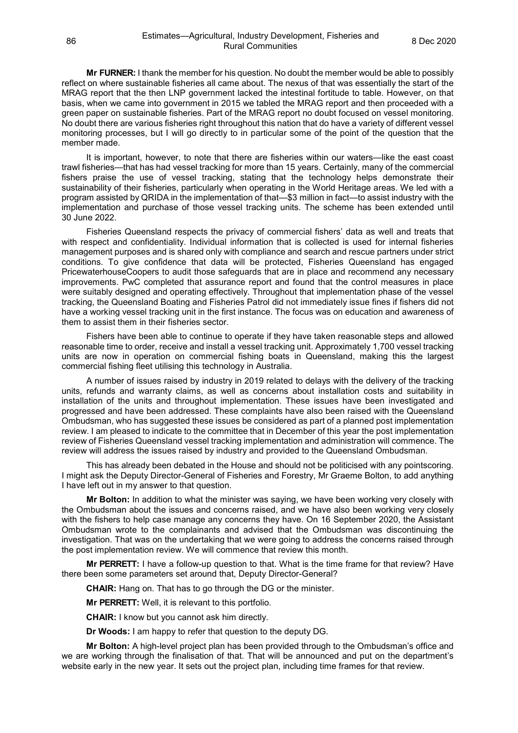**Mr FURNER:** I thank the member for his question. No doubt the member would be able to possibly reflect on where sustainable fisheries all came about. The nexus of that was essentially the start of the MRAG report that the then LNP government lacked the intestinal fortitude to table. However, on that basis, when we came into government in 2015 we tabled the MRAG report and then proceeded with a green paper on sustainable fisheries. Part of the MRAG report no doubt focused on vessel monitoring. No doubt there are various fisheries right throughout this nation that do have a variety of different vessel monitoring processes, but I will go directly to in particular some of the point of the question that the member made.

It is important, however, to note that there are fisheries within our waters—like the east coast trawl fisheries—that has had vessel tracking for more than 15 years. Certainly, many of the commercial fishers praise the use of vessel tracking, stating that the technology helps demonstrate their sustainability of their fisheries, particularly when operating in the World Heritage areas. We led with a program assisted by QRIDA in the implementation of that—$3 million in fact—to assist industry with the implementation and purchase of those vessel tracking units. The scheme has been extended until 30 June 2022.

Fisheries Queensland respects the privacy of commercial fishers' data as well and treats that with respect and confidentiality. Individual information that is collected is used for internal fisheries management purposes and is shared only with compliance and search and rescue partners under strict conditions. To give confidence that data will be protected, Fisheries Queensland has engaged PricewaterhouseCoopers to audit those safeguards that are in place and recommend any necessary improvements. PwC completed that assurance report and found that the control measures in place were suitably designed and operating effectively. Throughout that implementation phase of the vessel tracking, the Queensland Boating and Fisheries Patrol did not immediately issue fines if fishers did not have a working vessel tracking unit in the first instance. The focus was on education and awareness of them to assist them in their fisheries sector.

Fishers have been able to continue to operate if they have taken reasonable steps and allowed reasonable time to order, receive and install a vessel tracking unit. Approximately 1,700 vessel tracking units are now in operation on commercial fishing boats in Queensland, making this the largest commercial fishing fleet utilising this technology in Australia.

A number of issues raised by industry in 2019 related to delays with the delivery of the tracking units, refunds and warranty claims, as well as concerns about installation costs and suitability in installation of the units and throughout implementation. These issues have been investigated and progressed and have been addressed. These complaints have also been raised with the Queensland Ombudsman, who has suggested these issues be considered as part of a planned post implementation review. I am pleased to indicate to the committee that in December of this year the post implementation review of Fisheries Queensland vessel tracking implementation and administration will commence. The review will address the issues raised by industry and provided to the Queensland Ombudsman.

This has already been debated in the House and should not be politicised with any pointscoring. I might ask the Deputy Director-General of Fisheries and Forestry, Mr Graeme Bolton, to add anything I have left out in my answer to that question.

**Mr Bolton:** In addition to what the minister was saying, we have been working very closely with the Ombudsman about the issues and concerns raised, and we have also been working very closely with the fishers to help case manage any concerns they have. On 16 September 2020, the Assistant Ombudsman wrote to the complainants and advised that the Ombudsman was discontinuing the investigation. That was on the undertaking that we were going to address the concerns raised through the post implementation review. We will commence that review this month.

**Mr PERRETT:** I have a follow-up question to that. What is the time frame for that review? Have there been some parameters set around that, Deputy Director-General?

**CHAIR:** Hang on. That has to go through the DG or the minister.

**Mr PERRETT:** Well, it is relevant to this portfolio.

**CHAIR:** I know but you cannot ask him directly.

**Dr Woods:** I am happy to refer that question to the deputy DG.

**Mr Bolton:** A high-level project plan has been provided through to the Ombudsman's office and we are working through the finalisation of that. That will be announced and put on the department's website early in the new year. It sets out the project plan, including time frames for that review.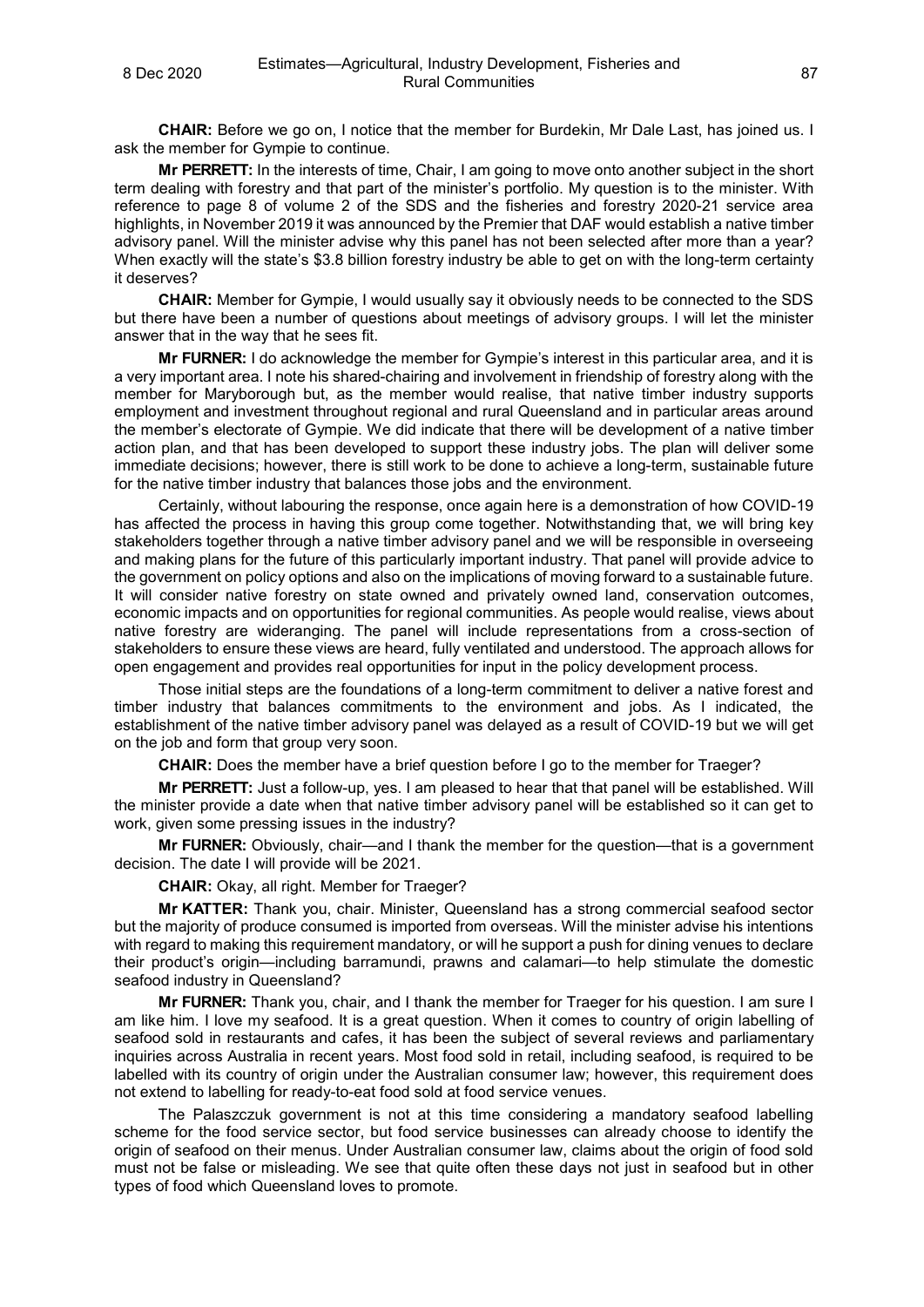**CHAIR:** Before we go on, I notice that the member for Burdekin, Mr Dale Last, has joined us. I ask the member for Gympie to continue.

**Mr PERRETT:** In the interests of time, Chair, I am going to move onto another subject in the short term dealing with forestry and that part of the minister's portfolio. My question is to the minister. With reference to page 8 of volume 2 of the SDS and the fisheries and forestry 2020-21 service area highlights, in November 2019 it was announced by the Premier that DAF would establish a native timber advisory panel. Will the minister advise why this panel has not been selected after more than a year? When exactly will the state's $3.8 billion forestry industry be able to get on with the long-term certainty it deserves?

**CHAIR:** Member for Gympie, I would usually say it obviously needs to be connected to the SDS but there have been a number of questions about meetings of advisory groups. I will let the minister answer that in the way that he sees fit.

**Mr FURNER:** I do acknowledge the member for Gympie's interest in this particular area, and it is a very important area. I note his shared-chairing and involvement in friendship of forestry along with the member for Maryborough but, as the member would realise, that native timber industry supports employment and investment throughout regional and rural Queensland and in particular areas around the member's electorate of Gympie. We did indicate that there will be development of a native timber action plan, and that has been developed to support these industry jobs. The plan will deliver some immediate decisions; however, there is still work to be done to achieve a long-term, sustainable future for the native timber industry that balances those jobs and the environment.

Certainly, without labouring the response, once again here is a demonstration of how COVID-19 has affected the process in having this group come together. Notwithstanding that, we will bring key stakeholders together through a native timber advisory panel and we will be responsible in overseeing and making plans for the future of this particularly important industry. That panel will provide advice to the government on policy options and also on the implications of moving forward to a sustainable future. It will consider native forestry on state owned and privately owned land, conservation outcomes, economic impacts and on opportunities for regional communities. As people would realise, views about native forestry are wideranging. The panel will include representations from a cross-section of stakeholders to ensure these views are heard, fully ventilated and understood. The approach allows for open engagement and provides real opportunities for input in the policy development process.

Those initial steps are the foundations of a long-term commitment to deliver a native forest and timber industry that balances commitments to the environment and jobs. As I indicated, the establishment of the native timber advisory panel was delayed as a result of COVID-19 but we will get on the job and form that group very soon.

**CHAIR:** Does the member have a brief question before I go to the member for Traeger?

**Mr PERRETT:** Just a follow-up, yes. I am pleased to hear that that panel will be established. Will the minister provide a date when that native timber advisory panel will be established so it can get to work, given some pressing issues in the industry?

**Mr FURNER:** Obviously, chair—and I thank the member for the question—that is a government decision. The date I will provide will be 2021.

**CHAIR:** Okay, all right. Member for Traeger?

**Mr KATTER:** Thank you, chair. Minister, Queensland has a strong commercial seafood sector but the majority of produce consumed is imported from overseas. Will the minister advise his intentions with regard to making this requirement mandatory, or will he support a push for dining venues to declare their product's origin—including barramundi, prawns and calamari—to help stimulate the domestic seafood industry in Queensland?

**Mr FURNER:** Thank you, chair, and I thank the member for Traeger for his question. I am sure I am like him. I love my seafood. It is a great question. When it comes to country of origin labelling of seafood sold in restaurants and cafes, it has been the subject of several reviews and parliamentary inquiries across Australia in recent years. Most food sold in retail, including seafood, is required to be labelled with its country of origin under the Australian consumer law; however, this requirement does not extend to labelling for ready-to-eat food sold at food service venues.

The Palaszczuk government is not at this time considering a mandatory seafood labelling scheme for the food service sector, but food service businesses can already choose to identify the origin of seafood on their menus. Under Australian consumer law, claims about the origin of food sold must not be false or misleading. We see that quite often these days not just in seafood but in other types of food which Queensland loves to promote.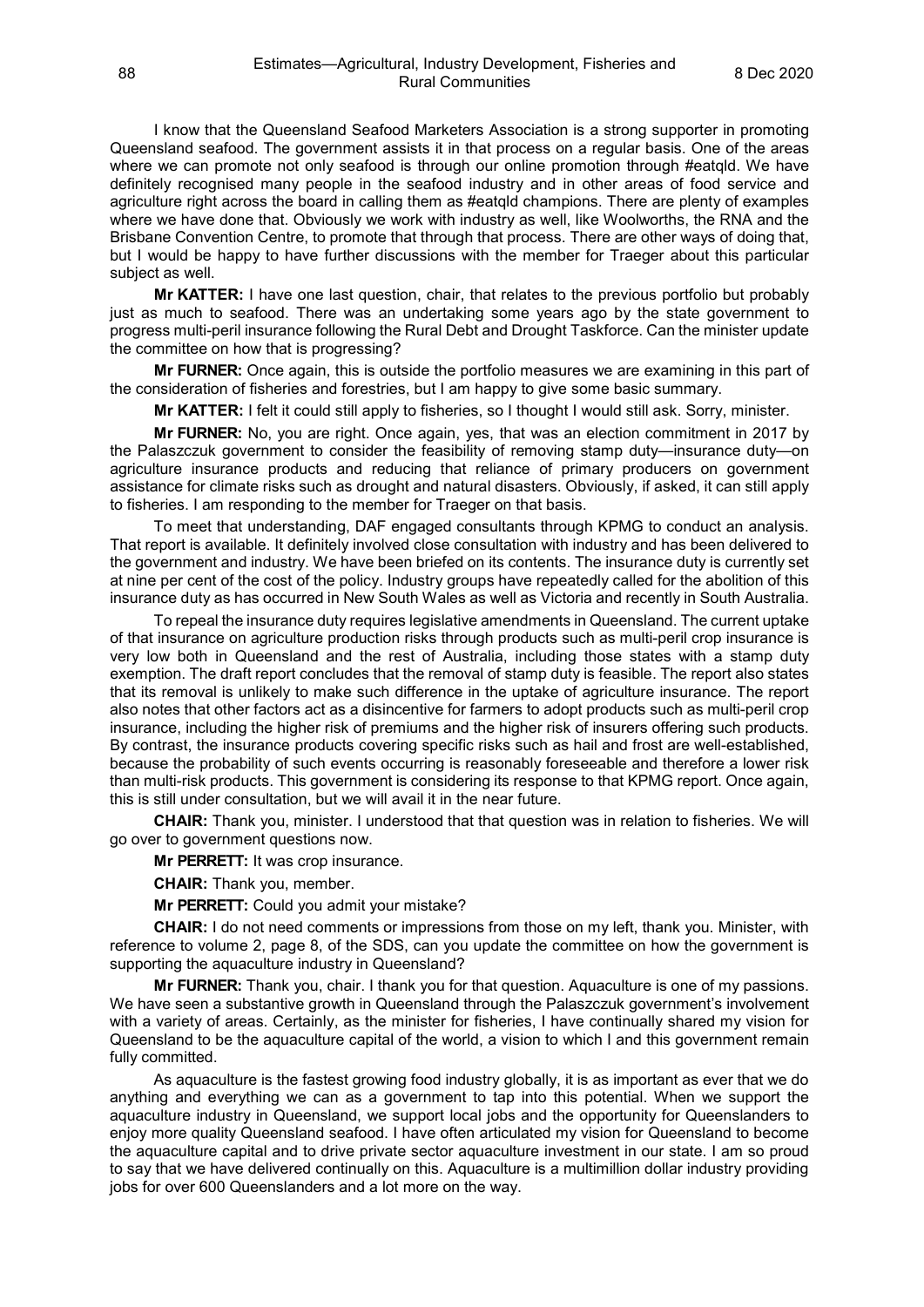I know that the Queensland Seafood Marketers Association is a strong supporter in promoting Queensland seafood. The government assists it in that process on a regular basis. One of the areas where we can promote not only seafood is through our online promotion through #eatqld. We have definitely recognised many people in the seafood industry and in other areas of food service and agriculture right across the board in calling them as #eatqld champions. There are plenty of examples where we have done that. Obviously we work with industry as well, like Woolworths, the RNA and the Brisbane Convention Centre, to promote that through that process. There are other ways of doing that, but I would be happy to have further discussions with the member for Traeger about this particular subject as well.

**Mr KATTER:** I have one last question, chair, that relates to the previous portfolio but probably just as much to seafood. There was an undertaking some years ago by the state government to progress multi-peril insurance following the Rural Debt and Drought Taskforce. Can the minister update the committee on how that is progressing?

**Mr FURNER:** Once again, this is outside the portfolio measures we are examining in this part of the consideration of fisheries and forestries, but I am happy to give some basic summary.

**Mr KATTER:** I felt it could still apply to fisheries, so I thought I would still ask. Sorry, minister.

**Mr FURNER:** No, you are right. Once again, yes, that was an election commitment in 2017 by the Palaszczuk government to consider the feasibility of removing stamp duty—insurance duty—on agriculture insurance products and reducing that reliance of primary producers on government assistance for climate risks such as drought and natural disasters. Obviously, if asked, it can still apply to fisheries. I am responding to the member for Traeger on that basis.

To meet that understanding, DAF engaged consultants through KPMG to conduct an analysis. That report is available. It definitely involved close consultation with industry and has been delivered to the government and industry. We have been briefed on its contents. The insurance duty is currently set at nine per cent of the cost of the policy. Industry groups have repeatedly called for the abolition of this insurance duty as has occurred in New South Wales as well as Victoria and recently in South Australia.

To repeal the insurance duty requires legislative amendments in Queensland. The current uptake of that insurance on agriculture production risks through products such as multi-peril crop insurance is very low both in Queensland and the rest of Australia, including those states with a stamp duty exemption. The draft report concludes that the removal of stamp duty is feasible. The report also states that its removal is unlikely to make such difference in the uptake of agriculture insurance. The report also notes that other factors act as a disincentive for farmers to adopt products such as multi-peril crop insurance, including the higher risk of premiums and the higher risk of insurers offering such products. By contrast, the insurance products covering specific risks such as hail and frost are well-established, because the probability of such events occurring is reasonably foreseeable and therefore a lower risk than multi-risk products. This government is considering its response to that KPMG report. Once again, this is still under consultation, but we will avail it in the near future.

**CHAIR:** Thank you, minister. I understood that that question was in relation to fisheries. We will go over to government questions now.

**Mr PERRETT:** It was crop insurance.

**CHAIR:** Thank you, member.

**Mr PERRETT:** Could you admit your mistake?

**CHAIR:** I do not need comments or impressions from those on my left, thank you. Minister, with reference to volume 2, page 8, of the SDS, can you update the committee on how the government is supporting the aquaculture industry in Queensland?

**Mr FURNER:** Thank you, chair. I thank you for that question. Aquaculture is one of my passions. We have seen a substantive growth in Queensland through the Palaszczuk government's involvement with a variety of areas. Certainly, as the minister for fisheries, I have continually shared my vision for Queensland to be the aquaculture capital of the world, a vision to which I and this government remain fully committed.

As aquaculture is the fastest growing food industry globally, it is as important as ever that we do anything and everything we can as a government to tap into this potential. When we support the aquaculture industry in Queensland, we support local jobs and the opportunity for Queenslanders to enjoy more quality Queensland seafood. I have often articulated my vision for Queensland to become the aquaculture capital and to drive private sector aquaculture investment in our state. I am so proud to say that we have delivered continually on this. Aquaculture is a multimillion dollar industry providing jobs for over 600 Queenslanders and a lot more on the way.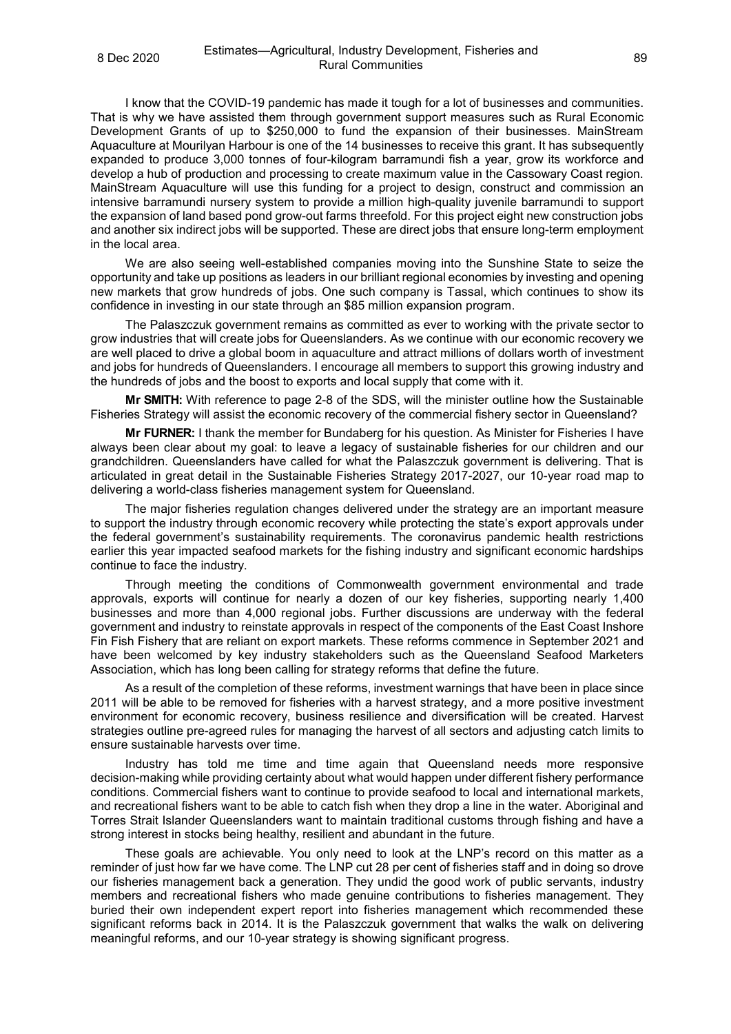I know that the COVID-19 pandemic has made it tough for a lot of businesses and communities. That is why we have assisted them through government support measures such as Rural Economic Development Grants of up to $250,000 to fund the expansion of their businesses. MainStream Aquaculture at Mourilyan Harbour is one of the 14 businesses to receive this grant. It has subsequently expanded to produce 3,000 tonnes of four-kilogram barramundi fish a year, grow its workforce and develop a hub of production and processing to create maximum value in the Cassowary Coast region. MainStream Aquaculture will use this funding for a project to design, construct and commission an intensive barramundi nursery system to provide a million high-quality juvenile barramundi to support the expansion of land based pond grow-out farms threefold. For this project eight new construction jobs and another six indirect jobs will be supported. These are direct jobs that ensure long-term employment in the local area.

We are also seeing well-established companies moving into the Sunshine State to seize the opportunity and take up positions as leaders in our brilliant regional economies by investing and opening new markets that grow hundreds of jobs. One such company is Tassal, which continues to show its confidence in investing in our state through an $85 million expansion program.

The Palaszczuk government remains as committed as ever to working with the private sector to grow industries that will create jobs for Queenslanders. As we continue with our economic recovery we are well placed to drive a global boom in aquaculture and attract millions of dollars worth of investment and jobs for hundreds of Queenslanders. I encourage all members to support this growing industry and the hundreds of jobs and the boost to exports and local supply that come with it.

**Mr SMITH:** With reference to page 2-8 of the SDS, will the minister outline how the Sustainable Fisheries Strategy will assist the economic recovery of the commercial fishery sector in Queensland?

**Mr FURNER:** I thank the member for Bundaberg for his question. As Minister for Fisheries I have always been clear about my goal: to leave a legacy of sustainable fisheries for our children and our grandchildren. Queenslanders have called for what the Palaszczuk government is delivering. That is articulated in great detail in the Sustainable Fisheries Strategy 2017-2027, our 10-year road map to delivering a world-class fisheries management system for Queensland.

The major fisheries regulation changes delivered under the strategy are an important measure to support the industry through economic recovery while protecting the state's export approvals under the federal government's sustainability requirements. The coronavirus pandemic health restrictions earlier this year impacted seafood markets for the fishing industry and significant economic hardships continue to face the industry.

Through meeting the conditions of Commonwealth government environmental and trade approvals, exports will continue for nearly a dozen of our key fisheries, supporting nearly 1,400 businesses and more than 4,000 regional jobs. Further discussions are underway with the federal government and industry to reinstate approvals in respect of the components of the East Coast Inshore Fin Fish Fishery that are reliant on export markets. These reforms commence in September 2021 and have been welcomed by key industry stakeholders such as the Queensland Seafood Marketers Association, which has long been calling for strategy reforms that define the future.

As a result of the completion of these reforms, investment warnings that have been in place since 2011 will be able to be removed for fisheries with a harvest strategy, and a more positive investment environment for economic recovery, business resilience and diversification will be created. Harvest strategies outline pre-agreed rules for managing the harvest of all sectors and adjusting catch limits to ensure sustainable harvests over time.

Industry has told me time and time again that Queensland needs more responsive decision-making while providing certainty about what would happen under different fishery performance conditions. Commercial fishers want to continue to provide seafood to local and international markets, and recreational fishers want to be able to catch fish when they drop a line in the water. Aboriginal and Torres Strait Islander Queenslanders want to maintain traditional customs through fishing and have a strong interest in stocks being healthy, resilient and abundant in the future.

These goals are achievable. You only need to look at the LNP's record on this matter as a reminder of just how far we have come. The LNP cut 28 per cent of fisheries staff and in doing so drove our fisheries management back a generation. They undid the good work of public servants, industry members and recreational fishers who made genuine contributions to fisheries management. They buried their own independent expert report into fisheries management which recommended these significant reforms back in 2014. It is the Palaszczuk government that walks the walk on delivering meaningful reforms, and our 10-year strategy is showing significant progress.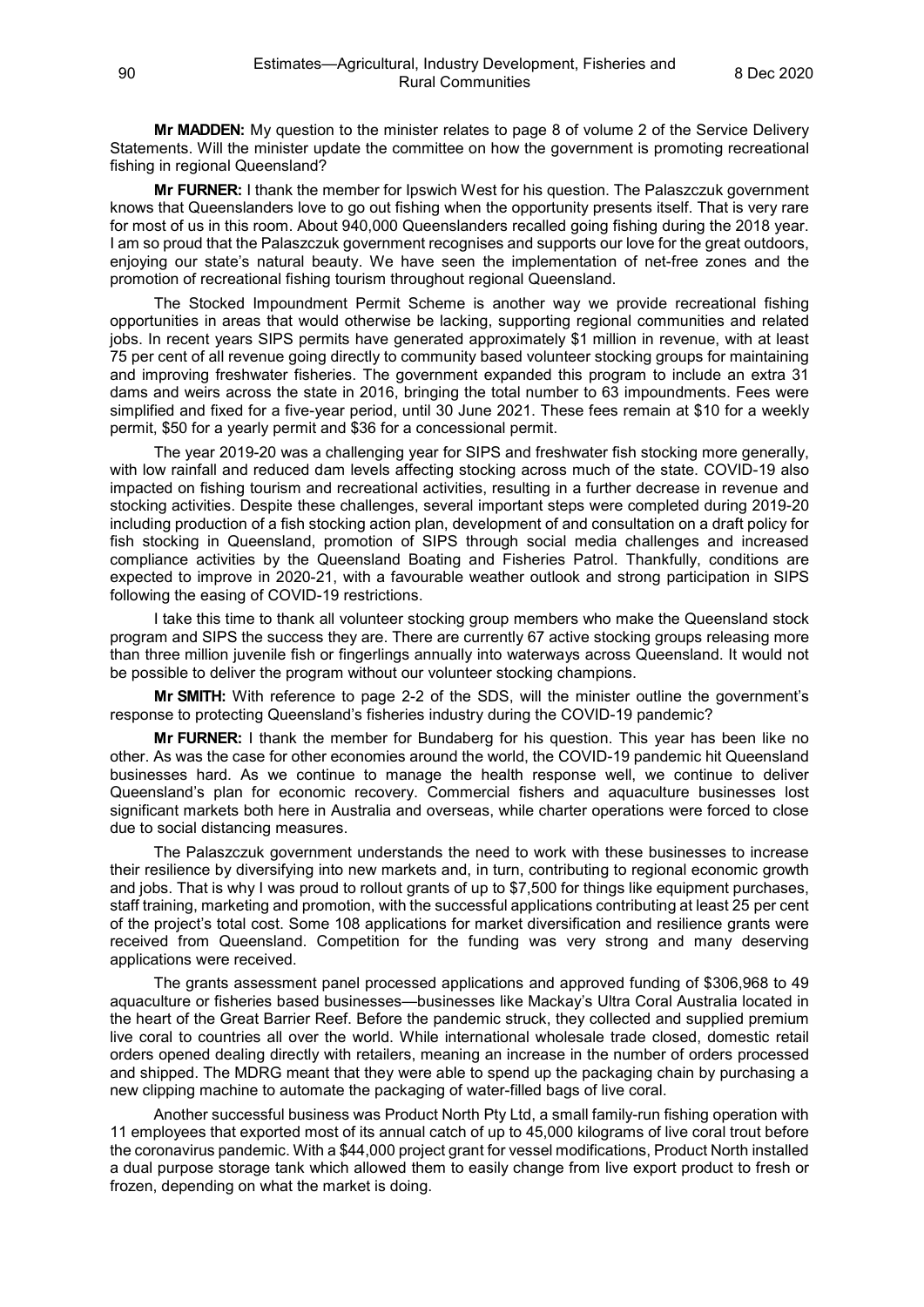**Mr MADDEN:** My question to the minister relates to page 8 of volume 2 of the Service Delivery Statements. Will the minister update the committee on how the government is promoting recreational fishing in regional Queensland?

**Mr FURNER:** I thank the member for Ipswich West for his question. The Palaszczuk government knows that Queenslanders love to go out fishing when the opportunity presents itself. That is very rare for most of us in this room. About 940,000 Queenslanders recalled going fishing during the 2018 year. I am so proud that the Palaszczuk government recognises and supports our love for the great outdoors, enjoying our state's natural beauty. We have seen the implementation of net-free zones and the promotion of recreational fishing tourism throughout regional Queensland.

The Stocked Impoundment Permit Scheme is another way we provide recreational fishing opportunities in areas that would otherwise be lacking, supporting regional communities and related jobs. In recent years SIPS permits have generated approximately $1 million in revenue, with at least 75 per cent of all revenue going directly to community based volunteer stocking groups for maintaining and improving freshwater fisheries. The government expanded this program to include an extra 31 dams and weirs across the state in 2016, bringing the total number to 63 impoundments. Fees were simplified and fixed for a five-year period, until 30 June 2021. These fees remain at $10 for a weekly permit, $50 for a yearly permit and $36 for a concessional permit.

The year 2019-20 was a challenging year for SIPS and freshwater fish stocking more generally, with low rainfall and reduced dam levels affecting stocking across much of the state. COVID-19 also impacted on fishing tourism and recreational activities, resulting in a further decrease in revenue and stocking activities. Despite these challenges, several important steps were completed during 2019-20 including production of a fish stocking action plan, development of and consultation on a draft policy for fish stocking in Queensland, promotion of SIPS through social media challenges and increased compliance activities by the Queensland Boating and Fisheries Patrol. Thankfully, conditions are expected to improve in 2020-21, with a favourable weather outlook and strong participation in SIPS following the easing of COVID-19 restrictions.

I take this time to thank all volunteer stocking group members who make the Queensland stock program and SIPS the success they are. There are currently 67 active stocking groups releasing more than three million juvenile fish or fingerlings annually into waterways across Queensland. It would not be possible to deliver the program without our volunteer stocking champions.

**Mr SMITH:** With reference to page 2-2 of the SDS, will the minister outline the government's response to protecting Queensland's fisheries industry during the COVID-19 pandemic?

**Mr FURNER:** I thank the member for Bundaberg for his question. This year has been like no other. As was the case for other economies around the world, the COVID-19 pandemic hit Queensland businesses hard. As we continue to manage the health response well, we continue to deliver Queensland's plan for economic recovery. Commercial fishers and aquaculture businesses lost significant markets both here in Australia and overseas, while charter operations were forced to close due to social distancing measures.

The Palaszczuk government understands the need to work with these businesses to increase their resilience by diversifying into new markets and, in turn, contributing to regional economic growth and jobs. That is why I was proud to rollout grants of up to $7,500 for things like equipment purchases, staff training, marketing and promotion, with the successful applications contributing at least 25 per cent of the project's total cost. Some 108 applications for market diversification and resilience grants were received from Queensland. Competition for the funding was very strong and many deserving applications were received.

The grants assessment panel processed applications and approved funding of $306,968 to 49 aquaculture or fisheries based businesses—businesses like Mackay's Ultra Coral Australia located in the heart of the Great Barrier Reef. Before the pandemic struck, they collected and supplied premium live coral to countries all over the world. While international wholesale trade closed, domestic retail orders opened dealing directly with retailers, meaning an increase in the number of orders processed and shipped. The MDRG meant that they were able to spend up the packaging chain by purchasing a new clipping machine to automate the packaging of water-filled bags of live coral.

Another successful business was Product North Pty Ltd, a small family-run fishing operation with 11 employees that exported most of its annual catch of up to 45,000 kilograms of live coral trout before the coronavirus pandemic. With a $44,000 project grant for vessel modifications, Product North installed a dual purpose storage tank which allowed them to easily change from live export product to fresh or frozen, depending on what the market is doing.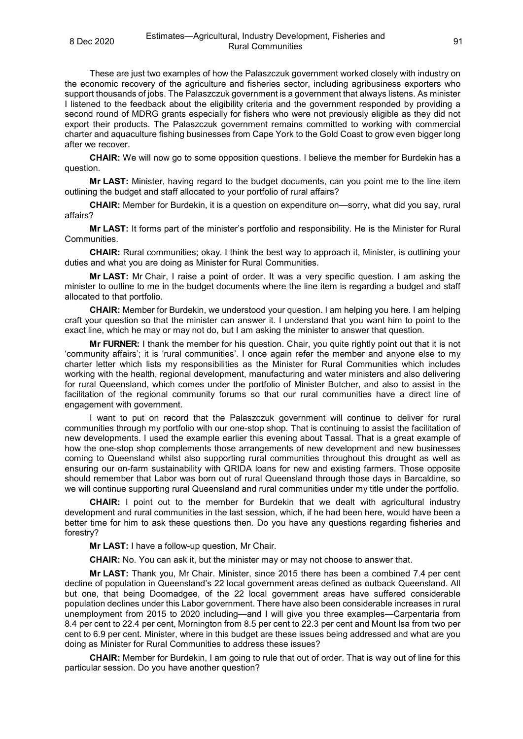These are just two examples of how the Palaszczuk government worked closely with industry on the economic recovery of the agriculture and fisheries sector, including agribusiness exporters who support thousands of jobs. The Palaszczuk government is a government that always listens. As minister I listened to the feedback about the eligibility criteria and the government responded by providing a second round of MDRG grants especially for fishers who were not previously eligible as they did not export their products. The Palaszczuk government remains committed to working with commercial charter and aquaculture fishing businesses from Cape York to the Gold Coast to grow even bigger long after we recover.

**CHAIR:** We will now go to some opposition questions. I believe the member for Burdekin has a question.

**Mr LAST:** Minister, having regard to the budget documents, can you point me to the line item outlining the budget and staff allocated to your portfolio of rural affairs?

**CHAIR:** Member for Burdekin, it is a question on expenditure on—sorry, what did you say, rural affairs?

**Mr LAST:** It forms part of the minister's portfolio and responsibility. He is the Minister for Rural Communities.

**CHAIR:** Rural communities; okay. I think the best way to approach it, Minister, is outlining your duties and what you are doing as Minister for Rural Communities.

**Mr LAST:** Mr Chair, I raise a point of order. It was a very specific question. I am asking the minister to outline to me in the budget documents where the line item is regarding a budget and staff allocated to that portfolio.

**CHAIR:** Member for Burdekin, we understood your question. I am helping you here. I am helping craft your question so that the minister can answer it. I understand that you want him to point to the exact line, which he may or may not do, but I am asking the minister to answer that question.

**Mr FURNER:** I thank the member for his question. Chair, you quite rightly point out that it is not 'community affairs'; it is 'rural communities'. I once again refer the member and anyone else to my charter letter which lists my responsibilities as the Minister for Rural Communities which includes working with the health, regional development, manufacturing and water ministers and also delivering for rural Queensland, which comes under the portfolio of Minister Butcher, and also to assist in the facilitation of the regional community forums so that our rural communities have a direct line of engagement with government.

I want to put on record that the Palaszczuk government will continue to deliver for rural communities through my portfolio with our one-stop shop. That is continuing to assist the facilitation of new developments. I used the example earlier this evening about Tassal. That is a great example of how the one-stop shop complements those arrangements of new development and new businesses coming to Queensland whilst also supporting rural communities throughout this drought as well as ensuring our on-farm sustainability with QRIDA loans for new and existing farmers. Those opposite should remember that Labor was born out of rural Queensland through those days in Barcaldine, so we will continue supporting rural Queensland and rural communities under my title under the portfolio.

**CHAIR:** I point out to the member for Burdekin that we dealt with agricultural industry development and rural communities in the last session, which, if he had been here, would have been a better time for him to ask these questions then. Do you have any questions regarding fisheries and forestry?

**Mr LAST:** I have a follow-up question, Mr Chair.

**CHAIR:** No. You can ask it, but the minister may or may not choose to answer that.

**Mr LAST:** Thank you, Mr Chair. Minister, since 2015 there has been a combined 7.4 per cent decline of population in Queensland's 22 local government areas defined as outback Queensland. All but one, that being Doomadgee, of the 22 local government areas have suffered considerable population declines under this Labor government. There have also been considerable increases in rural unemployment from 2015 to 2020 including—and I will give you three examples—Carpentaria from 8.4 per cent to 22.4 per cent, Mornington from 8.5 per cent to 22.3 per cent and Mount Isa from two per cent to 6.9 per cent. Minister, where in this budget are these issues being addressed and what are you doing as Minister for Rural Communities to address these issues?

**CHAIR:** Member for Burdekin, I am going to rule that out of order. That is way out of line for this particular session. Do you have another question?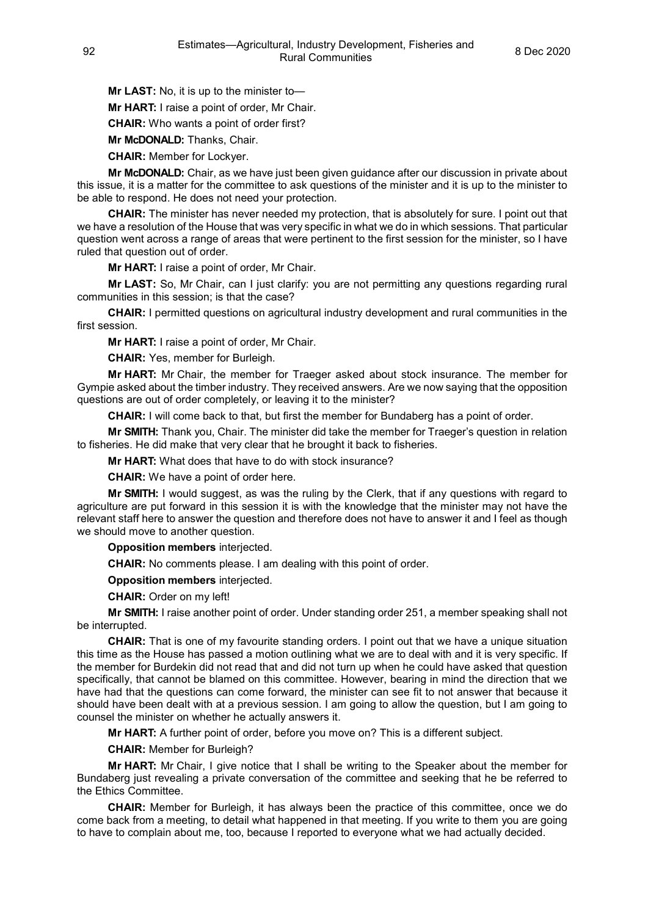**Mr LAST:** No, it is up to the minister to—

**Mr HART:** I raise a point of order, Mr Chair.

**CHAIR:** Who wants a point of order first?

**Mr McDONALD:** Thanks, Chair.

**CHAIR:** Member for Lockyer.

**Mr McDONALD:** Chair, as we have just been given guidance after our discussion in private about this issue, it is a matter for the committee to ask questions of the minister and it is up to the minister to be able to respond. He does not need your protection.

**CHAIR:** The minister has never needed my protection, that is absolutely for sure. I point out that we have a resolution of the House that was very specific in what we do in which sessions. That particular question went across a range of areas that were pertinent to the first session for the minister, so I have ruled that question out of order.

**Mr HART:** I raise a point of order, Mr Chair.

**Mr LAST:** So, Mr Chair, can I just clarify: you are not permitting any questions regarding rural communities in this session; is that the case?

**CHAIR:** I permitted questions on agricultural industry development and rural communities in the first session.

**Mr HART:** I raise a point of order, Mr Chair.

**CHAIR:** Yes, member for Burleigh.

**Mr HART:** Mr Chair, the member for Traeger asked about stock insurance. The member for Gympie asked about the timber industry. They received answers. Are we now saying that the opposition questions are out of order completely, or leaving it to the minister?

**CHAIR:** I will come back to that, but first the member for Bundaberg has a point of order.

**Mr SMITH:** Thank you, Chair. The minister did take the member for Traeger's question in relation to fisheries. He did make that very clear that he brought it back to fisheries.

**Mr HART:** What does that have to do with stock insurance?

**CHAIR:** We have a point of order here.

**Mr SMITH:** I would suggest, as was the ruling by the Clerk, that if any questions with regard to agriculture are put forward in this session it is with the knowledge that the minister may not have the relevant staff here to answer the question and therefore does not have to answer it and I feel as though we should move to another question.

**Opposition members** interjected.

**CHAIR:** No comments please. I am dealing with this point of order.

**Opposition members** interjected.

**CHAIR:** Order on my left!

**Mr SMITH:** I raise another point of order. Under standing order 251, a member speaking shall not be interrupted.

**CHAIR:** That is one of my favourite standing orders. I point out that we have a unique situation this time as the House has passed a motion outlining what we are to deal with and it is very specific. If the member for Burdekin did not read that and did not turn up when he could have asked that question specifically, that cannot be blamed on this committee. However, bearing in mind the direction that we have had that the questions can come forward, the minister can see fit to not answer that because it should have been dealt with at a previous session. I am going to allow the question, but I am going to counsel the minister on whether he actually answers it.

**Mr HART:** A further point of order, before you move on? This is a different subject.

**CHAIR:** Member for Burleigh?

**Mr HART:** Mr Chair, I give notice that I shall be writing to the Speaker about the member for Bundaberg just revealing a private conversation of the committee and seeking that he be referred to the Ethics Committee.

**CHAIR:** Member for Burleigh, it has always been the practice of this committee, once we do come back from a meeting, to detail what happened in that meeting. If you write to them you are going to have to complain about me, too, because I reported to everyone what we had actually decided.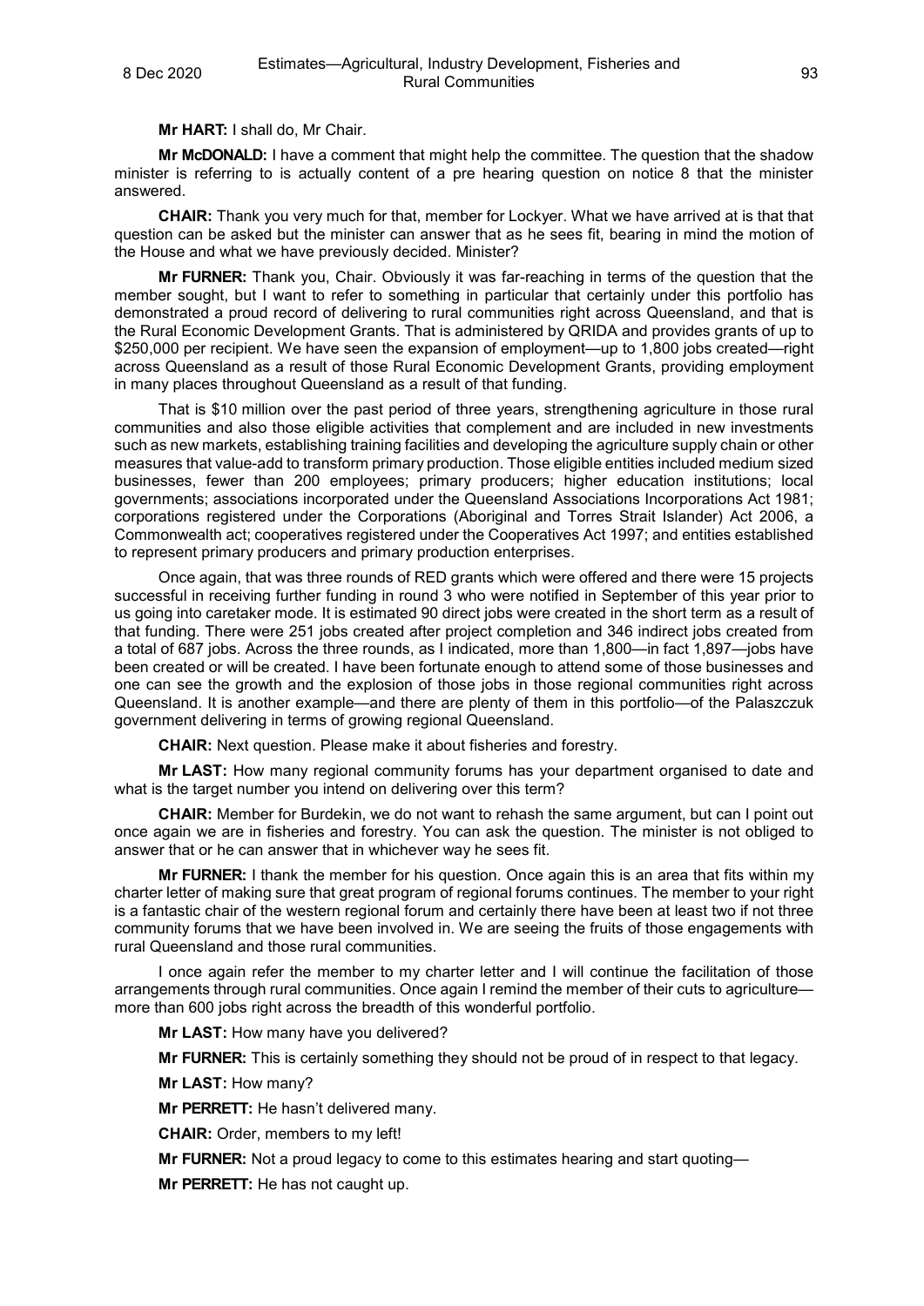**Mr HART:** I shall do, Mr Chair.

**Mr McDONALD:** I have a comment that might help the committee. The question that the shadow minister is referring to is actually content of a pre hearing question on notice 8 that the minister answered.

**CHAIR:** Thank you very much for that, member for Lockyer. What we have arrived at is that that question can be asked but the minister can answer that as he sees fit, bearing in mind the motion of the House and what we have previously decided. Minister?

**Mr FURNER:** Thank you, Chair. Obviously it was far-reaching in terms of the question that the member sought, but I want to refer to something in particular that certainly under this portfolio has demonstrated a proud record of delivering to rural communities right across Queensland, and that is the Rural Economic Development Grants. That is administered by QRIDA and provides grants of up to $250,000 per recipient. We have seen the expansion of employment—up to 1,800 jobs created—right across Queensland as a result of those Rural Economic Development Grants, providing employment in many places throughout Queensland as a result of that funding.

That is $10 million over the past period of three years, strengthening agriculture in those rural communities and also those eligible activities that complement and are included in new investments such as new markets, establishing training facilities and developing the agriculture supply chain or other measures that value-add to transform primary production. Those eligible entities included medium sized businesses, fewer than 200 employees; primary producers; higher education institutions; local governments; associations incorporated under the Queensland Associations Incorporations Act 1981; corporations registered under the Corporations (Aboriginal and Torres Strait Islander) Act 2006, a Commonwealth act; cooperatives registered under the Cooperatives Act 1997; and entities established to represent primary producers and primary production enterprises.

Once again, that was three rounds of RED grants which were offered and there were 15 projects successful in receiving further funding in round 3 who were notified in September of this year prior to us going into caretaker mode. It is estimated 90 direct jobs were created in the short term as a result of that funding. There were 251 jobs created after project completion and 346 indirect jobs created from a total of 687 jobs. Across the three rounds, as I indicated, more than 1,800—in fact 1,897—jobs have been created or will be created. I have been fortunate enough to attend some of those businesses and one can see the growth and the explosion of those jobs in those regional communities right across Queensland. It is another example—and there are plenty of them in this portfolio—of the Palaszczuk government delivering in terms of growing regional Queensland.

**CHAIR:** Next question. Please make it about fisheries and forestry.

**Mr LAST:** How many regional community forums has your department organised to date and what is the target number you intend on delivering over this term?

**CHAIR:** Member for Burdekin, we do not want to rehash the same argument, but can I point out once again we are in fisheries and forestry. You can ask the question. The minister is not obliged to answer that or he can answer that in whichever way he sees fit.

**Mr FURNER:** I thank the member for his question. Once again this is an area that fits within my charter letter of making sure that great program of regional forums continues. The member to your right is a fantastic chair of the western regional forum and certainly there have been at least two if not three community forums that we have been involved in. We are seeing the fruits of those engagements with rural Queensland and those rural communities.

I once again refer the member to my charter letter and I will continue the facilitation of those arrangements through rural communities. Once again I remind the member of their cuts to agriculture—more than 600 jobs right across the breadth of this wonderful portfolio.

**Mr LAST:** How many have you delivered?

**Mr FURNER:** This is certainly something they should not be proud of in respect to that legacy.

**Mr LAST:** How many?

**Mr PERRETT:** He hasn't delivered many.

**CHAIR:** Order, members to my left!

**Mr FURNER:** Not a proud legacy to come to this estimates hearing and start quoting—

**Mr PERRETT:** He has not caught up.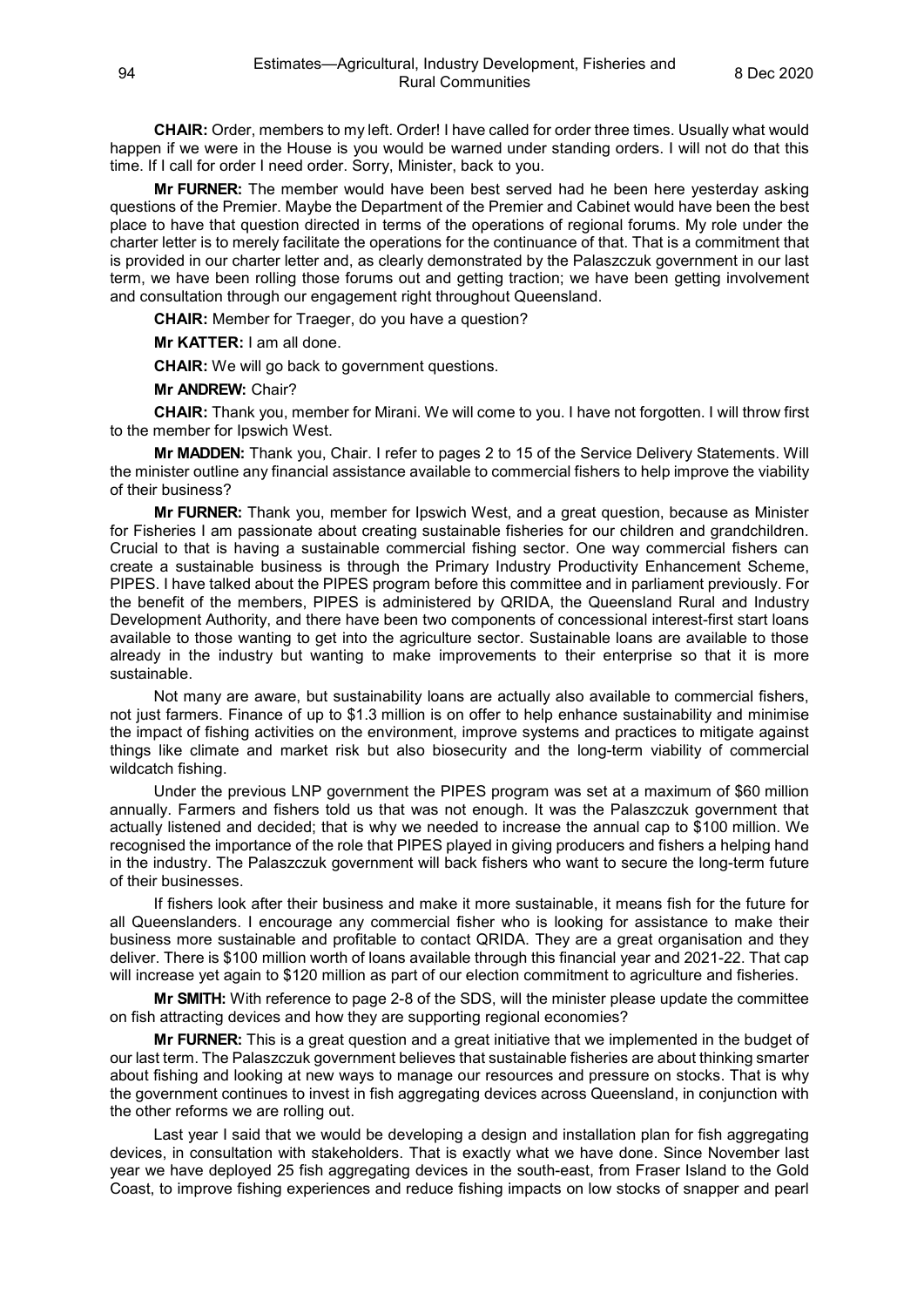**CHAIR:** Order, members to my left. Order! I have called for order three times. Usually what would happen if we were in the House is you would be warned under standing orders. I will not do that this time. If I call for order I need order. Sorry, Minister, back to you.

**Mr FURNER:** The member would have been best served had he been here yesterday asking questions of the Premier. Maybe the Department of the Premier and Cabinet would have been the best place to have that question directed in terms of the operations of regional forums. My role under the charter letter is to merely facilitate the operations for the continuance of that. That is a commitment that is provided in our charter letter and, as clearly demonstrated by the Palaszczuk government in our last term, we have been rolling those forums out and getting traction; we have been getting involvement and consultation through our engagement right throughout Queensland.

**CHAIR:** Member for Traeger, do you have a question?

**Mr KATTER:** I am all done.

**CHAIR:** We will go back to government questions.

**Mr ANDREW:** Chair?

**CHAIR:** Thank you, member for Mirani. We will come to you. I have not forgotten. I will throw first to the member for Ipswich West.

**Mr MADDEN:** Thank you, Chair. I refer to pages 2 to 15 of the Service Delivery Statements. Will the minister outline any financial assistance available to commercial fishers to help improve the viability of their business?

**Mr FURNER:** Thank you, member for Ipswich West, and a great question, because as Minister for Fisheries I am passionate about creating sustainable fisheries for our children and grandchildren. Crucial to that is having a sustainable commercial fishing sector. One way commercial fishers can create a sustainable business is through the Primary Industry Productivity Enhancement Scheme, PIPES. I have talked about the PIPES program before this committee and in parliament previously. For the benefit of the members, PIPES is administered by QRIDA, the Queensland Rural and Industry Development Authority, and there have been two components of concessional interest-first start loans available to those wanting to get into the agriculture sector. Sustainable loans are available to those already in the industry but wanting to make improvements to their enterprise so that it is more sustainable.

Not many are aware, but sustainability loans are actually also available to commercial fishers, not just farmers. Finance of up to $1.3 million is on offer to help enhance sustainability and minimise the impact of fishing activities on the environment, improve systems and practices to mitigate against things like climate and market risk but also biosecurity and the long-term viability of commercial wildcatch fishing.

Under the previous LNP government the PIPES program was set at a maximum of $60 million annually. Farmers and fishers told us that was not enough. It was the Palaszczuk government that actually listened and decided; that is why we needed to increase the annual cap to $100 million. We recognised the importance of the role that PIPES played in giving producers and fishers a helping hand in the industry. The Palaszczuk government will back fishers who want to secure the long-term future of their businesses.

If fishers look after their business and make it more sustainable, it means fish for the future for all Queenslanders. I encourage any commercial fisher who is looking for assistance to make their business more sustainable and profitable to contact QRIDA. They are a great organisation and they deliver. There is $100 million worth of loans available through this financial year and 2021-22. That cap will increase yet again to $120 million as part of our election commitment to agriculture and fisheries.

**Mr SMITH:** With reference to page 2-8 of the SDS, will the minister please update the committee on fish attracting devices and how they are supporting regional economies?

**Mr FURNER:** This is a great question and a great initiative that we implemented in the budget of our last term. The Palaszczuk government believes that sustainable fisheries are about thinking smarter about fishing and looking at new ways to manage our resources and pressure on stocks. That is why the government continues to invest in fish aggregating devices across Queensland, in conjunction with the other reforms we are rolling out.

Last year I said that we would be developing a design and installation plan for fish aggregating devices, in consultation with stakeholders. That is exactly what we have done. Since November last year we have deployed 25 fish aggregating devices in the south-east, from Fraser Island to the Gold Coast, to improve fishing experiences and reduce fishing impacts on low stocks of snapper and pearl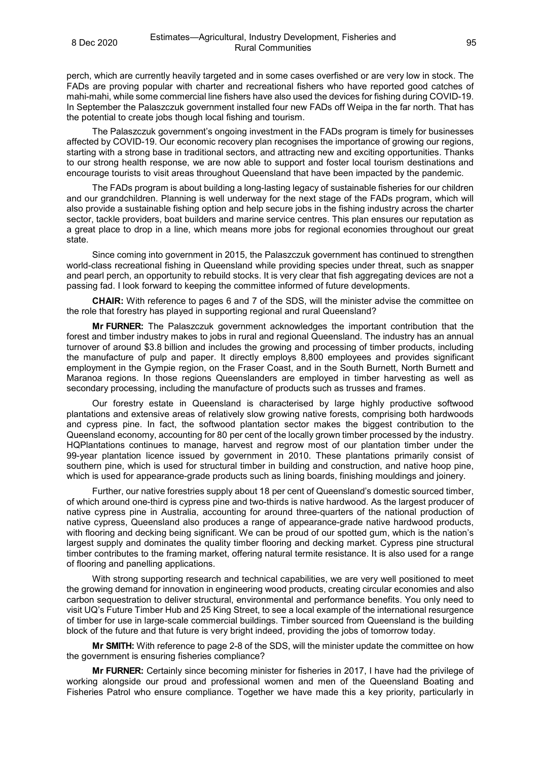perch, which are currently heavily targeted and in some cases overfished or are very low in stock. The FADs are proving popular with charter and recreational fishers who have reported good catches of mahi-mahi, while some commercial line fishers have also used the devices for fishing during COVID-19. In September the Palaszczuk government installed four new FADs off Weipa in the far north. That has the potential to create jobs though local fishing and tourism.

The Palaszczuk government's ongoing investment in the FADs program is timely for businesses affected by COVID-19. Our economic recovery plan recognises the importance of growing our regions, starting with a strong base in traditional sectors, and attracting new and exciting opportunities. Thanks to our strong health response, we are now able to support and foster local tourism destinations and encourage tourists to visit areas throughout Queensland that have been impacted by the pandemic.

The FADs program is about building a long-lasting legacy of sustainable fisheries for our children and our grandchildren. Planning is well underway for the next stage of the FADs program, which will also provide a sustainable fishing option and help secure jobs in the fishing industry across the charter sector, tackle providers, boat builders and marine service centres. This plan ensures our reputation as a great place to drop in a line, which means more jobs for regional economies throughout our great state.

Since coming into government in 2015, the Palaszczuk government has continued to strengthen world-class recreational fishing in Queensland while providing species under threat, such as snapper and pearl perch, an opportunity to rebuild stocks. It is very clear that fish aggregating devices are not a passing fad. I look forward to keeping the committee informed of future developments.

**CHAIR:** With reference to pages 6 and 7 of the SDS, will the minister advise the committee on the role that forestry has played in supporting regional and rural Queensland?

**Mr FURNER:** The Palaszczuk government acknowledges the important contribution that the forest and timber industry makes to jobs in rural and regional Queensland. The industry has an annual turnover of around $3.8 billion and includes the growing and processing of timber products, including the manufacture of pulp and paper. It directly employs 8,800 employees and provides significant employment in the Gympie region, on the Fraser Coast, and in the South Burnett, North Burnett and Maranoa regions. In those regions Queenslanders are employed in timber harvesting as well as secondary processing, including the manufacture of products such as trusses and frames.

Our forestry estate in Queensland is characterised by large highly productive softwood plantations and extensive areas of relatively slow growing native forests, comprising both hardwoods and cypress pine. In fact, the softwood plantation sector makes the biggest contribution to the Queensland economy, accounting for 80 per cent of the locally grown timber processed by the industry. HQPlantations continues to manage, harvest and regrow most of our plantation timber under the 99-year plantation licence issued by government in 2010. These plantations primarily consist of southern pine, which is used for structural timber in building and construction, and native hoop pine, which is used for appearance-grade products such as lining boards, finishing mouldings and joinery.

Further, our native forestries supply about 18 per cent of Queensland's domestic sourced timber, of which around one-third is cypress pine and two-thirds is native hardwood. As the largest producer of native cypress pine in Australia, accounting for around three-quarters of the national production of native cypress, Queensland also produces a range of appearance-grade native hardwood products, with flooring and decking being significant. We can be proud of our spotted gum, which is the nation's largest supply and dominates the quality timber flooring and decking market. Cypress pine structural timber contributes to the framing market, offering natural termite resistance. It is also used for a range of flooring and panelling applications.

With strong supporting research and technical capabilities, we are very well positioned to meet the growing demand for innovation in engineering wood products, creating circular economies and also carbon sequestration to deliver structural, environmental and performance benefits. You only need to visit UQ's Future Timber Hub and 25 King Street, to see a local example of the international resurgence of timber for use in large-scale commercial buildings. Timber sourced from Queensland is the building block of the future and that future is very bright indeed, providing the jobs of tomorrow today.

**Mr SMITH:** With reference to page 2-8 of the SDS, will the minister update the committee on how the government is ensuring fisheries compliance?

**Mr FURNER:** Certainly since becoming minister for fisheries in 2017, I have had the privilege of working alongside our proud and professional women and men of the Queensland Boating and Fisheries Patrol who ensure compliance. Together we have made this a key priority, particularly in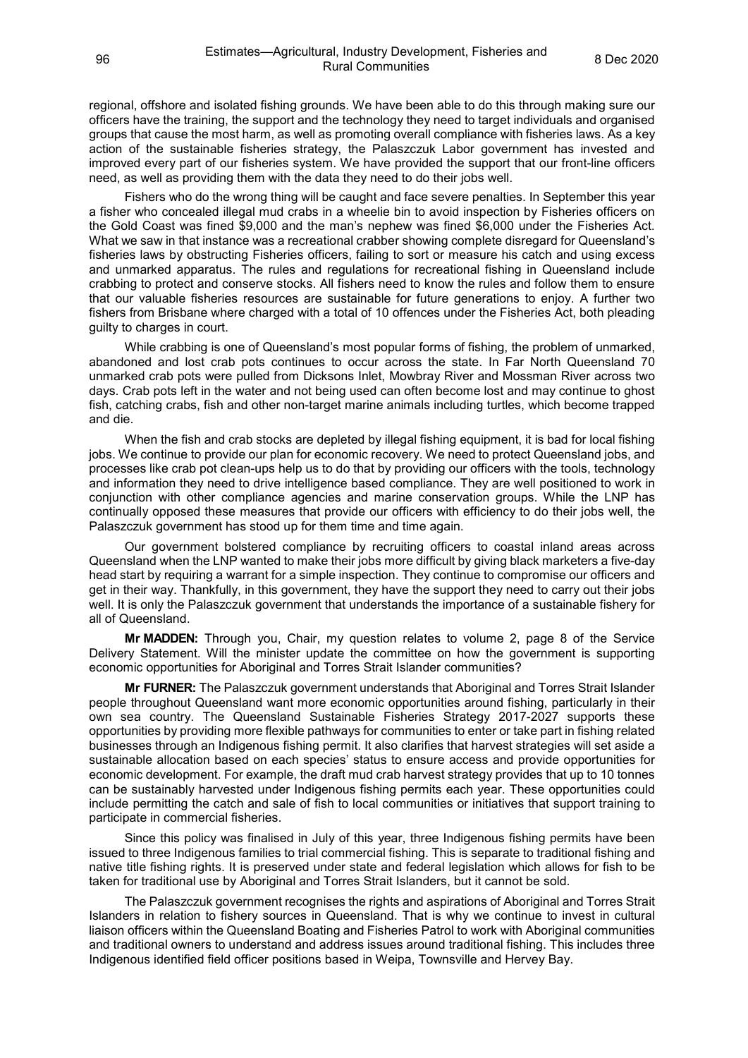regional, offshore and isolated fishing grounds. We have been able to do this through making sure our officers have the training, the support and the technology they need to target individuals and organised groups that cause the most harm, as well as promoting overall compliance with fisheries laws. As a key action of the sustainable fisheries strategy, the Palaszczuk Labor government has invested and improved every part of our fisheries system. We have provided the support that our front-line officers need, as well as providing them with the data they need to do their jobs well.

Fishers who do the wrong thing will be caught and face severe penalties. In September this year a fisher who concealed illegal mud crabs in a wheelie bin to avoid inspection by Fisheries officers on the Gold Coast was fined $9,000 and the man's nephew was fined $6,000 under the Fisheries Act. What we saw in that instance was a recreational crabber showing complete disregard for Queensland's fisheries laws by obstructing Fisheries officers, failing to sort or measure his catch and using excess and unmarked apparatus. The rules and regulations for recreational fishing in Queensland include crabbing to protect and conserve stocks. All fishers need to know the rules and follow them to ensure that our valuable fisheries resources are sustainable for future generations to enjoy. A further two fishers from Brisbane where charged with a total of 10 offences under the Fisheries Act, both pleading guilty to charges in court.

While crabbing is one of Queensland's most popular forms of fishing, the problem of unmarked, abandoned and lost crab pots continues to occur across the state. In Far North Queensland 70 unmarked crab pots were pulled from Dicksons Inlet, Mowbray River and Mossman River across two days. Crab pots left in the water and not being used can often become lost and may continue to ghost fish, catching crabs, fish and other non-target marine animals including turtles, which become trapped and die.

When the fish and crab stocks are depleted by illegal fishing equipment, it is bad for local fishing jobs. We continue to provide our plan for economic recovery. We need to protect Queensland jobs, and processes like crab pot clean-ups help us to do that by providing our officers with the tools, technology and information they need to drive intelligence based compliance. They are well positioned to work in conjunction with other compliance agencies and marine conservation groups. While the LNP has continually opposed these measures that provide our officers with efficiency to do their jobs well, the Palaszczuk government has stood up for them time and time again.

Our government bolstered compliance by recruiting officers to coastal inland areas across Queensland when the LNP wanted to make their jobs more difficult by giving black marketers a five-day head start by requiring a warrant for a simple inspection. They continue to compromise our officers and get in their way. Thankfully, in this government, they have the support they need to carry out their jobs well. It is only the Palaszczuk government that understands the importance of a sustainable fishery for all of Queensland.

**Mr MADDEN:** Through you, Chair, my question relates to volume 2, page 8 of the Service Delivery Statement. Will the minister update the committee on how the government is supporting economic opportunities for Aboriginal and Torres Strait Islander communities?

**Mr FURNER:** The Palaszczuk government understands that Aboriginal and Torres Strait Islander people throughout Queensland want more economic opportunities around fishing, particularly in their own sea country. The Queensland Sustainable Fisheries Strategy 2017-2027 supports these opportunities by providing more flexible pathways for communities to enter or take part in fishing related businesses through an Indigenous fishing permit. It also clarifies that harvest strategies will set aside a sustainable allocation based on each species' status to ensure access and provide opportunities for economic development. For example, the draft mud crab harvest strategy provides that up to 10 tonnes can be sustainably harvested under Indigenous fishing permits each year. These opportunities could include permitting the catch and sale of fish to local communities or initiatives that support training to participate in commercial fisheries.

Since this policy was finalised in July of this year, three Indigenous fishing permits have been issued to three Indigenous families to trial commercial fishing. This is separate to traditional fishing and native title fishing rights. It is preserved under state and federal legislation which allows for fish to be taken for traditional use by Aboriginal and Torres Strait Islanders, but it cannot be sold.

The Palaszczuk government recognises the rights and aspirations of Aboriginal and Torres Strait Islanders in relation to fishery sources in Queensland. That is why we continue to invest in cultural liaison officers within the Queensland Boating and Fisheries Patrol to work with Aboriginal communities and traditional owners to understand and address issues around traditional fishing. This includes three Indigenous identified field officer positions based in Weipa, Townsville and Hervey Bay.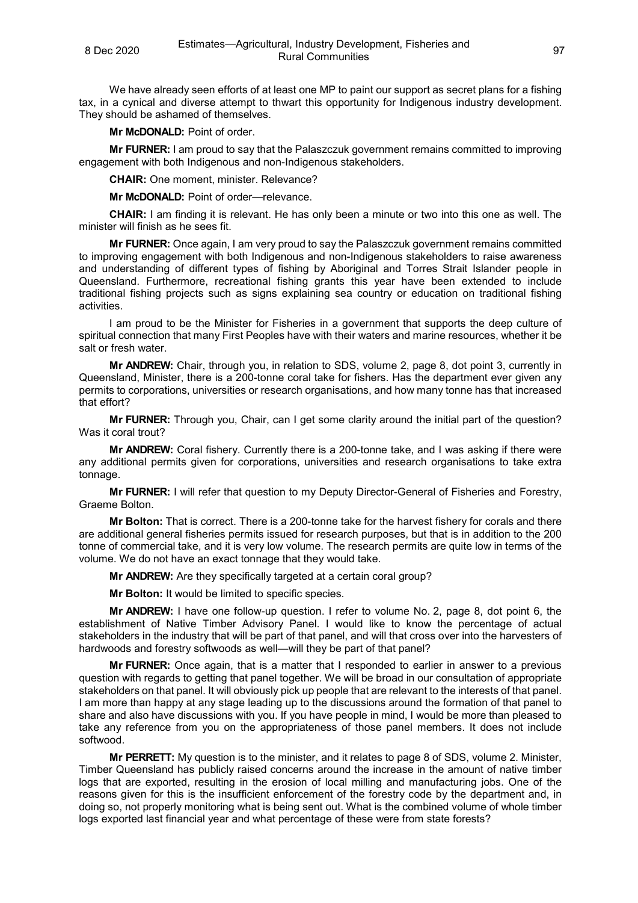We have already seen efforts of at least one MP to paint our support as secret plans for a fishing tax, in a cynical and diverse attempt to thwart this opportunity for Indigenous industry development. They should be ashamed of themselves.

**Mr McDONALD:** Point of order.

**Mr FURNER:** I am proud to say that the Palaszczuk government remains committed to improving engagement with both Indigenous and non-Indigenous stakeholders.

**CHAIR:** One moment, minister. Relevance?

**Mr McDONALD:** Point of order—relevance.

**CHAIR:** I am finding it is relevant. He has only been a minute or two into this one as well. The minister will finish as he sees fit.

**Mr FURNER:** Once again, I am very proud to say the Palaszczuk government remains committed to improving engagement with both Indigenous and non-Indigenous stakeholders to raise awareness and understanding of different types of fishing by Aboriginal and Torres Strait Islander people in Queensland. Furthermore, recreational fishing grants this year have been extended to include traditional fishing projects such as signs explaining sea country or education on traditional fishing activities.

I am proud to be the Minister for Fisheries in a government that supports the deep culture of spiritual connection that many First Peoples have with their waters and marine resources, whether it be salt or fresh water.

**Mr ANDREW:** Chair, through you, in relation to SDS, volume 2, page 8, dot point 3, currently in Queensland, Minister, there is a 200-tonne coral take for fishers. Has the department ever given any permits to corporations, universities or research organisations, and how many tonne has that increased that effort?

**Mr FURNER:** Through you, Chair, can I get some clarity around the initial part of the question? Was it coral trout?

**Mr ANDREW:** Coral fishery. Currently there is a 200-tonne take, and I was asking if there were any additional permits given for corporations, universities and research organisations to take extra tonnage.

**Mr FURNER:** I will refer that question to my Deputy Director-General of Fisheries and Forestry, Graeme Bolton.

**Mr Bolton:** That is correct. There is a 200-tonne take for the harvest fishery for corals and there are additional general fisheries permits issued for research purposes, but that is in addition to the 200 tonne of commercial take, and it is very low volume. The research permits are quite low in terms of the volume. We do not have an exact tonnage that they would take.

**Mr ANDREW:** Are they specifically targeted at a certain coral group?

**Mr Bolton:** It would be limited to specific species.

**Mr ANDREW:** I have one follow-up question. I refer to volume No. 2, page 8, dot point 6, the establishment of Native Timber Advisory Panel. I would like to know the percentage of actual stakeholders in the industry that will be part of that panel, and will that cross over into the harvesters of hardwoods and forestry softwoods as well—will they be part of that panel?

**Mr FURNER:** Once again, that is a matter that I responded to earlier in answer to a previous question with regards to getting that panel together. We will be broad in our consultation of appropriate stakeholders on that panel. It will obviously pick up people that are relevant to the interests of that panel. I am more than happy at any stage leading up to the discussions around the formation of that panel to share and also have discussions with you. If you have people in mind, I would be more than pleased to take any reference from you on the appropriateness of those panel members. It does not include softwood.

**Mr PERRETT:** My question is to the minister, and it relates to page 8 of SDS, volume 2. Minister, Timber Queensland has publicly raised concerns around the increase in the amount of native timber logs that are exported, resulting in the erosion of local milling and manufacturing jobs. One of the reasons given for this is the insufficient enforcement of the forestry code by the department and, in doing so, not properly monitoring what is being sent out. What is the combined volume of whole timber logs exported last financial year and what percentage of these were from state forests?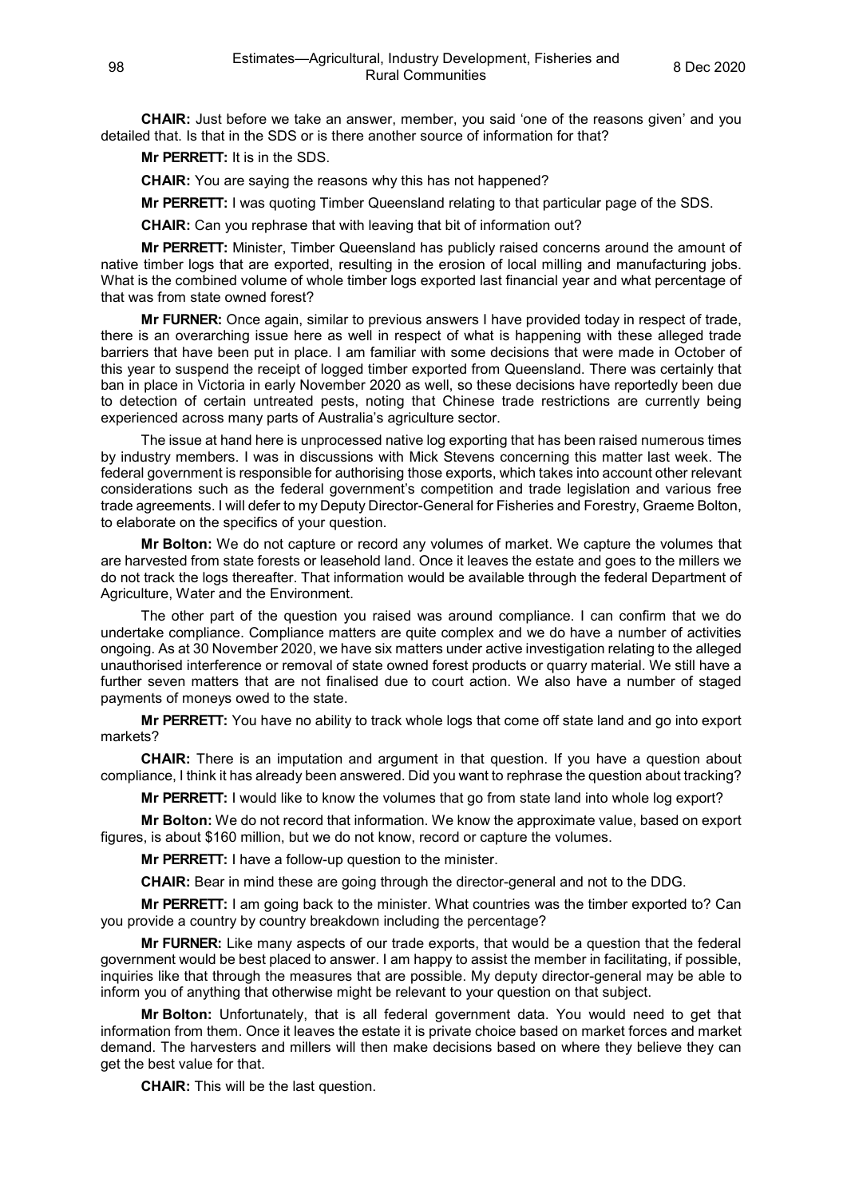**CHAIR:** Just before we take an answer, member, you said 'one of the reasons given' and you detailed that. Is that in the SDS or is there another source of information for that?

**Mr PERRETT:** It is in the SDS.

**CHAIR:** You are saying the reasons why this has not happened?

**Mr PERRETT:** I was quoting Timber Queensland relating to that particular page of the SDS.

**CHAIR:** Can you rephrase that with leaving that bit of information out?

**Mr PERRETT:** Minister, Timber Queensland has publicly raised concerns around the amount of native timber logs that are exported, resulting in the erosion of local milling and manufacturing jobs. What is the combined volume of whole timber logs exported last financial year and what percentage of that was from state owned forest?

**Mr FURNER:** Once again, similar to previous answers I have provided today in respect of trade, there is an overarching issue here as well in respect of what is happening with these alleged trade barriers that have been put in place. I am familiar with some decisions that were made in October of this year to suspend the receipt of logged timber exported from Queensland. There was certainly that ban in place in Victoria in early November 2020 as well, so these decisions have reportedly been due to detection of certain untreated pests, noting that Chinese trade restrictions are currently being experienced across many parts of Australia's agriculture sector.

The issue at hand here is unprocessed native log exporting that has been raised numerous times by industry members. I was in discussions with Mick Stevens concerning this matter last week. The federal government is responsible for authorising those exports, which takes into account other relevant considerations such as the federal government's competition and trade legislation and various free trade agreements. I will defer to my Deputy Director-General for Fisheries and Forestry, Graeme Bolton, to elaborate on the specifics of your question.

**Mr Bolton:** We do not capture or record any volumes of market. We capture the volumes that are harvested from state forests or leasehold land. Once it leaves the estate and goes to the millers we do not track the logs thereafter. That information would be available through the federal Department of Agriculture, Water and the Environment.

The other part of the question you raised was around compliance. I can confirm that we do undertake compliance. Compliance matters are quite complex and we do have a number of activities ongoing. As at 30 November 2020, we have six matters under active investigation relating to the alleged unauthorised interference or removal of state owned forest products or quarry material. We still have a further seven matters that are not finalised due to court action. We also have a number of staged payments of moneys owed to the state.

**Mr PERRETT:** You have no ability to track whole logs that come off state land and go into export markets?

**CHAIR:** There is an imputation and argument in that question. If you have a question about compliance, I think it has already been answered. Did you want to rephrase the question about tracking?

**Mr PERRETT:** I would like to know the volumes that go from state land into whole log export?

**Mr Bolton:** We do not record that information. We know the approximate value, based on export figures, is about $160 million, but we do not know, record or capture the volumes.

**Mr PERRETT:** I have a follow-up question to the minister.

**CHAIR:** Bear in mind these are going through the director-general and not to the DDG.

**Mr PERRETT:** I am going back to the minister. What countries was the timber exported to? Can you provide a country by country breakdown including the percentage?

**Mr FURNER:** Like many aspects of our trade exports, that would be a question that the federal government would be best placed to answer. I am happy to assist the member in facilitating, if possible, inquiries like that through the measures that are possible. My deputy director-general may be able to inform you of anything that otherwise might be relevant to your question on that subject.

**Mr Bolton:** Unfortunately, that is all federal government data. You would need to get that information from them. Once it leaves the estate it is private choice based on market forces and market demand. The harvesters and millers will then make decisions based on where they believe they can get the best value for that.

**CHAIR:** This will be the last question.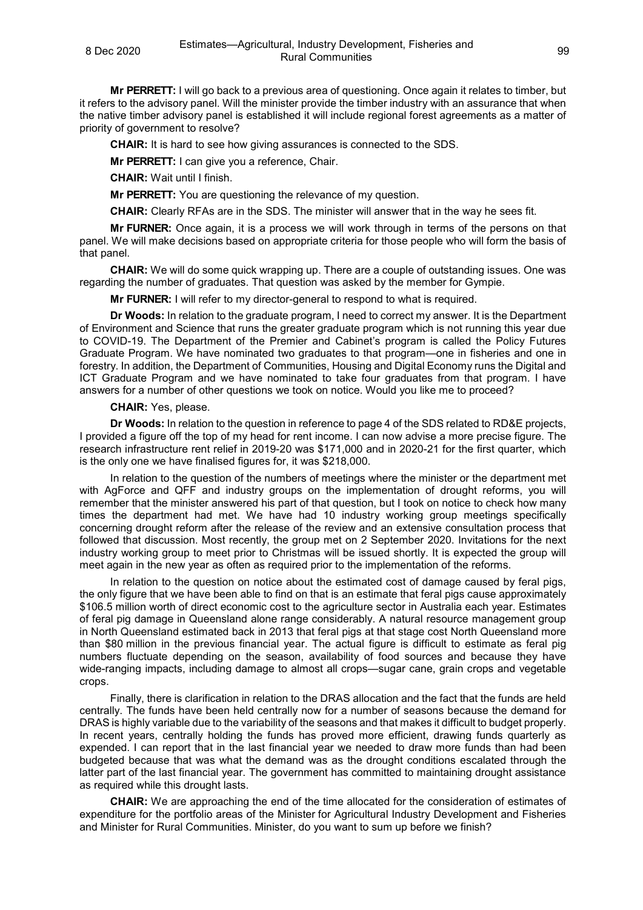**Mr PERRETT:** I will go back to a previous area of questioning. Once again it relates to timber, but it refers to the advisory panel. Will the minister provide the timber industry with an assurance that when the native timber advisory panel is established it will include regional forest agreements as a matter of priority of government to resolve?

**CHAIR:** It is hard to see how giving assurances is connected to the SDS.

**Mr PERRETT:** I can give you a reference, Chair.

**CHAIR:** Wait until I finish.

**Mr PERRETT:** You are questioning the relevance of my question.

**CHAIR:** Clearly RFAs are in the SDS. The minister will answer that in the way he sees fit.

**Mr FURNER:** Once again, it is a process we will work through in terms of the persons on that panel. We will make decisions based on appropriate criteria for those people who will form the basis of that panel.

**CHAIR:** We will do some quick wrapping up. There are a couple of outstanding issues. One was regarding the number of graduates. That question was asked by the member for Gympie.

**Mr FURNER:** I will refer to my director-general to respond to what is required.

**Dr Woods:** In relation to the graduate program, I need to correct my answer. It is the Department of Environment and Science that runs the greater graduate program which is not running this year due to COVID-19. The Department of the Premier and Cabinet's program is called the Policy Futures Graduate Program. We have nominated two graduates to that program—one in fisheries and one in forestry. In addition, the Department of Communities, Housing and Digital Economy runs the Digital and ICT Graduate Program and we have nominated to take four graduates from that program. I have answers for a number of other questions we took on notice. Would you like me to proceed?

**CHAIR:** Yes, please.

**Dr Woods:** In relation to the question in reference to page 4 of the SDS related to RD&E projects, I provided a figure off the top of my head for rent income. I can now advise a more precise figure. The research infrastructure rent relief in 2019-20 was $171,000 and in 2020-21 for the first quarter, which is the only one we have finalised figures for, it was $218,000.

In relation to the question of the numbers of meetings where the minister or the department met with AgForce and QFF and industry groups on the implementation of drought reforms, you will remember that the minister answered his part of that question, but I took on notice to check how many times the department had met. We have had 10 industry working group meetings specifically concerning drought reform after the release of the review and an extensive consultation process that followed that discussion. Most recently, the group met on 2 September 2020. Invitations for the next industry working group to meet prior to Christmas will be issued shortly. It is expected the group will meet again in the new year as often as required prior to the implementation of the reforms.

In relation to the question on notice about the estimated cost of damage caused by feral pigs, the only figure that we have been able to find on that is an estimate that feral pigs cause approximately $106.5 million worth of direct economic cost to the agriculture sector in Australia each year. Estimates of feral pig damage in Queensland alone range considerably. A natural resource management group in North Queensland estimated back in 2013 that feral pigs at that stage cost North Queensland more than $80 million in the previous financial year. The actual figure is difficult to estimate as feral pig numbers fluctuate depending on the season, availability of food sources and because they have wide-ranging impacts, including damage to almost all crops—sugar cane, grain crops and vegetable crops.

Finally, there is clarification in relation to the DRAS allocation and the fact that the funds are held centrally. The funds have been held centrally now for a number of seasons because the demand for DRAS is highly variable due to the variability of the seasons and that makes it difficult to budget properly. In recent years, centrally holding the funds has proved more efficient, drawing funds quarterly as expended. I can report that in the last financial year we needed to draw more funds than had been budgeted because that was what the demand was as the drought conditions escalated through the latter part of the last financial year. The government has committed to maintaining drought assistance as required while this drought lasts.

**CHAIR:** We are approaching the end of the time allocated for the consideration of estimates of expenditure for the portfolio areas of the Minister for Agricultural Industry Development and Fisheries and Minister for Rural Communities. Minister, do you want to sum up before we finish?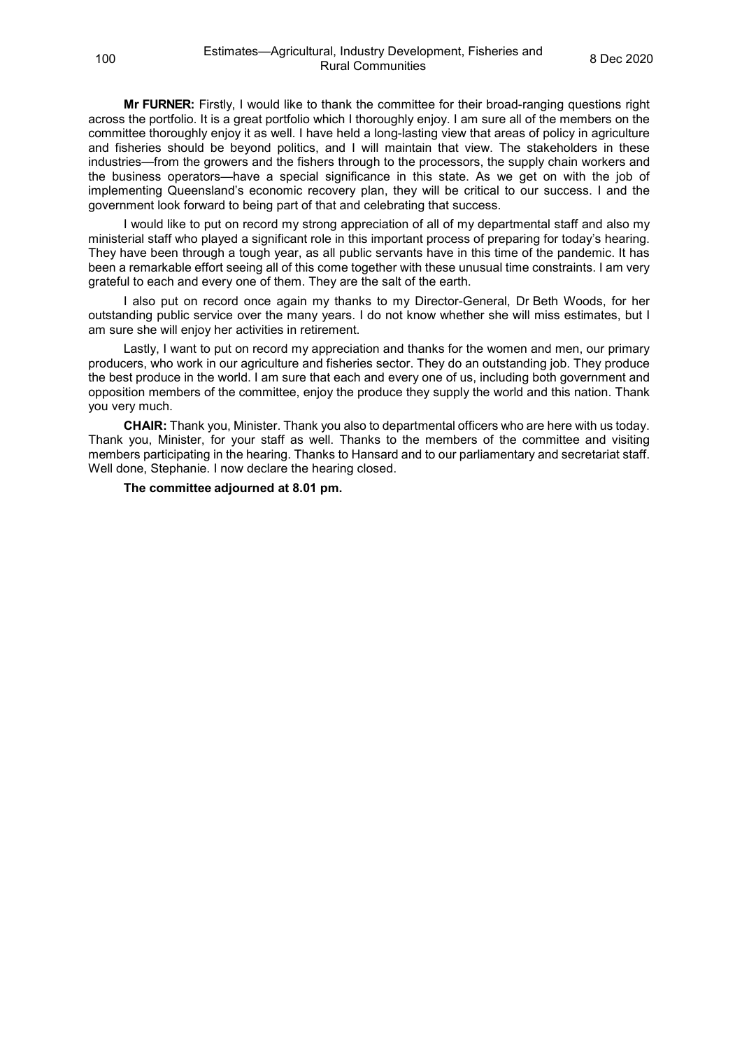**Mr FURNER:** Firstly, I would like to thank the committee for their broad-ranging questions right across the portfolio. It is a great portfolio which I thoroughly enjoy. I am sure all of the members on the committee thoroughly enjoy it as well. I have held a long-lasting view that areas of policy in agriculture and fisheries should be beyond politics, and I will maintain that view. The stakeholders in these industries—from the growers and the fishers through to the processors, the supply chain workers and the business operators—have a special significance in this state. As we get on with the job of implementing Queensland's economic recovery plan, they will be critical to our success. I and the government look forward to being part of that and celebrating that success.

I would like to put on record my strong appreciation of all of my departmental staff and also my ministerial staff who played a significant role in this important process of preparing for today's hearing. They have been through a tough year, as all public servants have in this time of the pandemic. It has been a remarkable effort seeing all of this come together with these unusual time constraints. I am very grateful to each and every one of them. They are the salt of the earth.

I also put on record once again my thanks to my Director-General, Dr Beth Woods, for her outstanding public service over the many years. I do not know whether she will miss estimates, but I am sure she will enjoy her activities in retirement.

Lastly, I want to put on record my appreciation and thanks for the women and men, our primary producers, who work in our agriculture and fisheries sector. They do an outstanding job. They produce the best produce in the world. I am sure that each and every one of us, including both government and opposition members of the committee, enjoy the produce they supply the world and this nation. Thank you very much.

**CHAIR:** Thank you, Minister. Thank you also to departmental officers who are here with us today. Thank you, Minister, for your staff as well. Thanks to the members of the committee and visiting members participating in the hearing. Thanks to Hansard and to our parliamentary and secretariat staff. Well done, Stephanie. I now declare the hearing closed.

**The committee adjourned at 8.01 pm.**